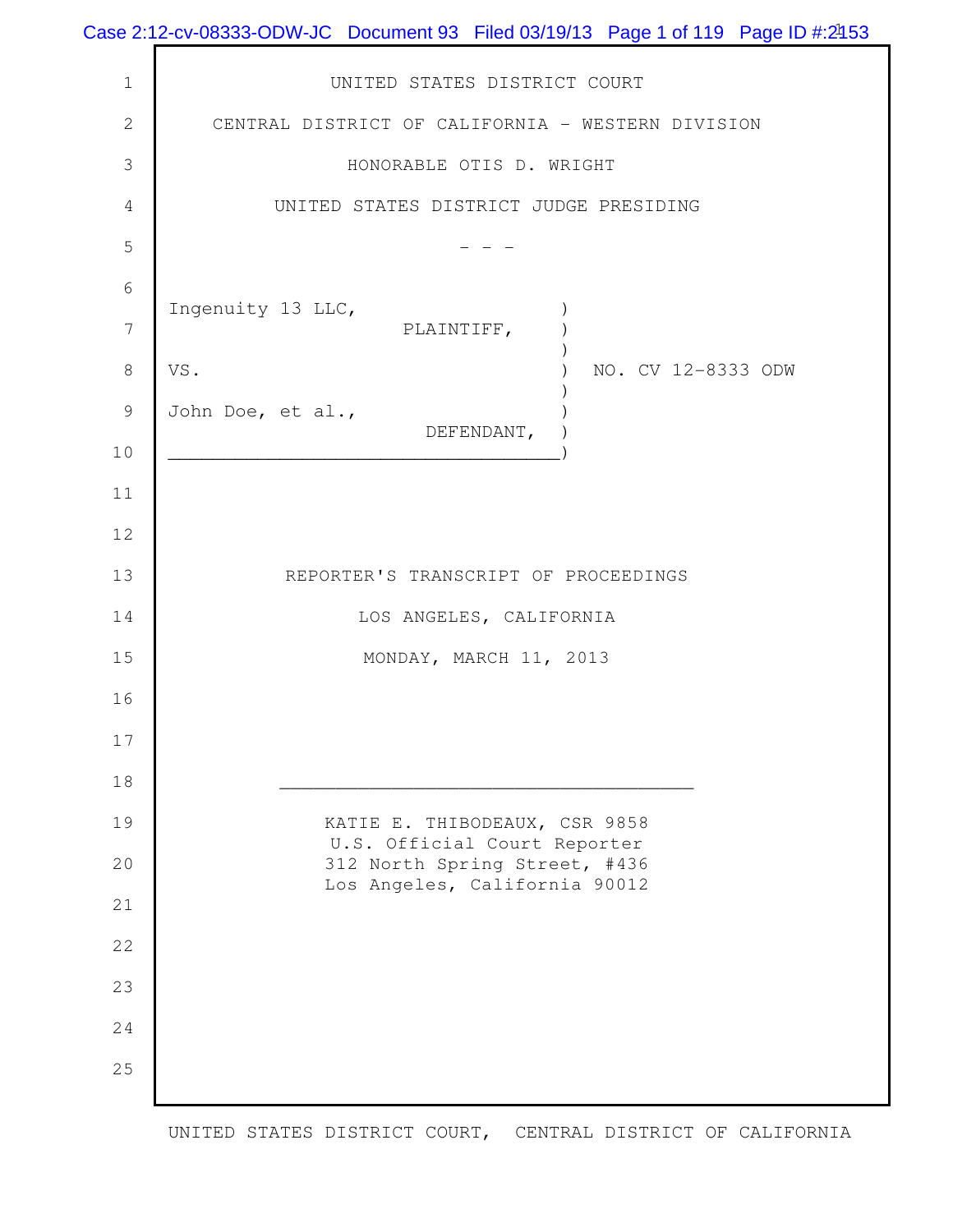UNITED STATES DISTRICT COURT

CENTRAL DISTRICT OF CALIFORNIA - WESTERN DIVISION

HONORABLE OTIS D. WRIGHT

UNITED STATES DISTRICT JUDGE PRESIDING

\- - -

| | | |
|---|---|---|
| Ingenuity 13 LLC, PLAINTIFF, | ) | |
| VS. | ) | NO. CV 12-8333 ODW |
| John Doe, et al., DEFENDANT, | ) | |

REPORTER'S TRANSCRIPT OF PROCEEDINGS

LOS ANGELES, CALIFORNIA

MONDAY, MARCH 11, 2013

KATIE E. THIBODEAUX, CSR 9858
U.S. Official Court Reporter
312 North Spring Street, #436
Los Angeles, California 90012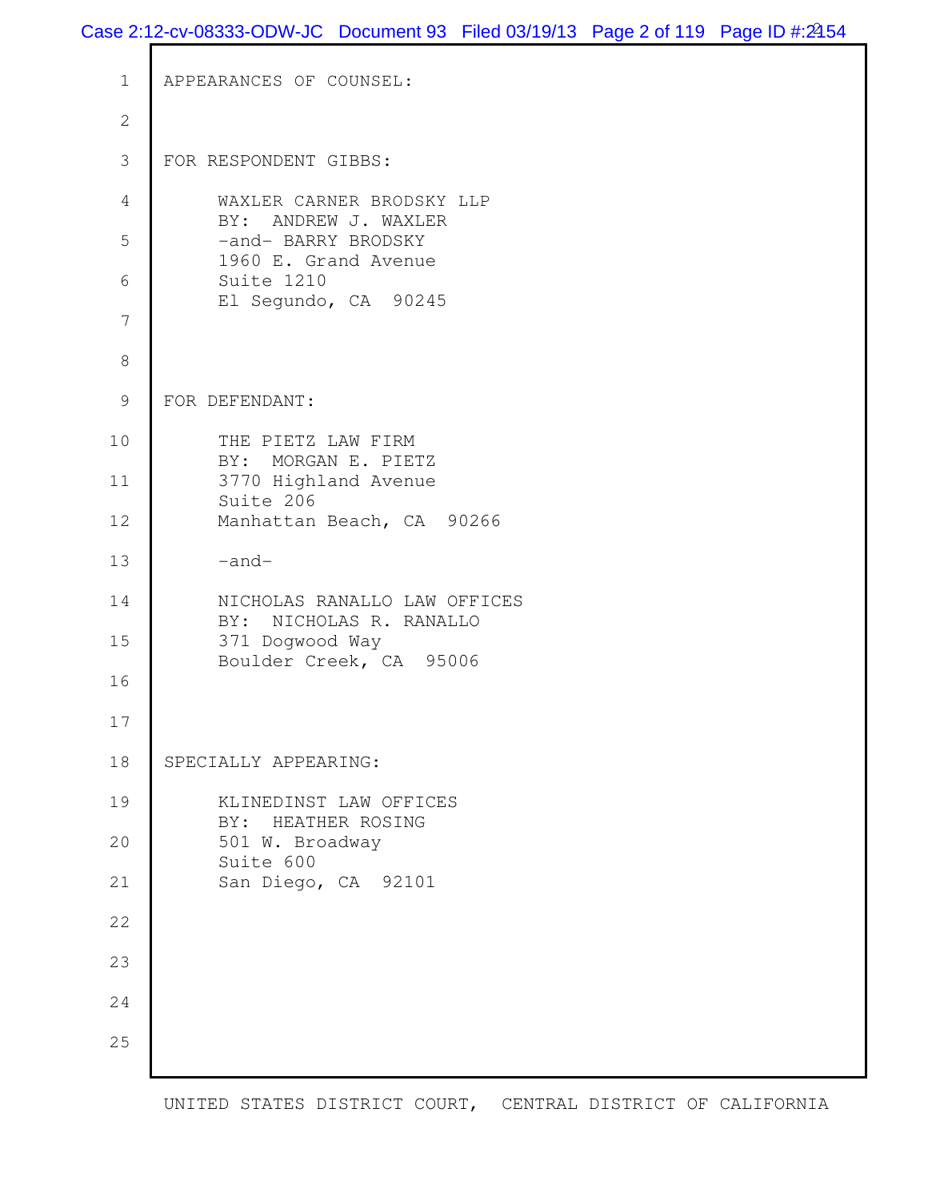APPEARANCES OF COUNSEL:

FOR RESPONDENT GIBBS:

WAXLER CARNER BRODSKY LLP
BY: ANDREW J. WAXLER
-and- BARRY BRODSKY
1960 E. Grand Avenue
Suite 1210
El Segundo, CA 90245

FOR DEFENDANT:

THE PIETZ LAW FIRM
BY: MORGAN E. PIETZ
3770 Highland Avenue
Suite 206
Manhattan Beach, CA 90266

-and-

NICHOLAS RANALLO LAW OFFICES
BY: NICHOLAS R. RANALLO
371 Dogwood Way
Boulder Creek, CA 95006

SPECIALLY APPEARING:

KLINEDINST LAW OFFICES
BY: HEATHER ROSING
501 W. Broadway
Suite 600
San Diego, CA 92101

UNITED STATES DISTRICT COURT, CENTRAL DISTRICT OF CALIFORNIA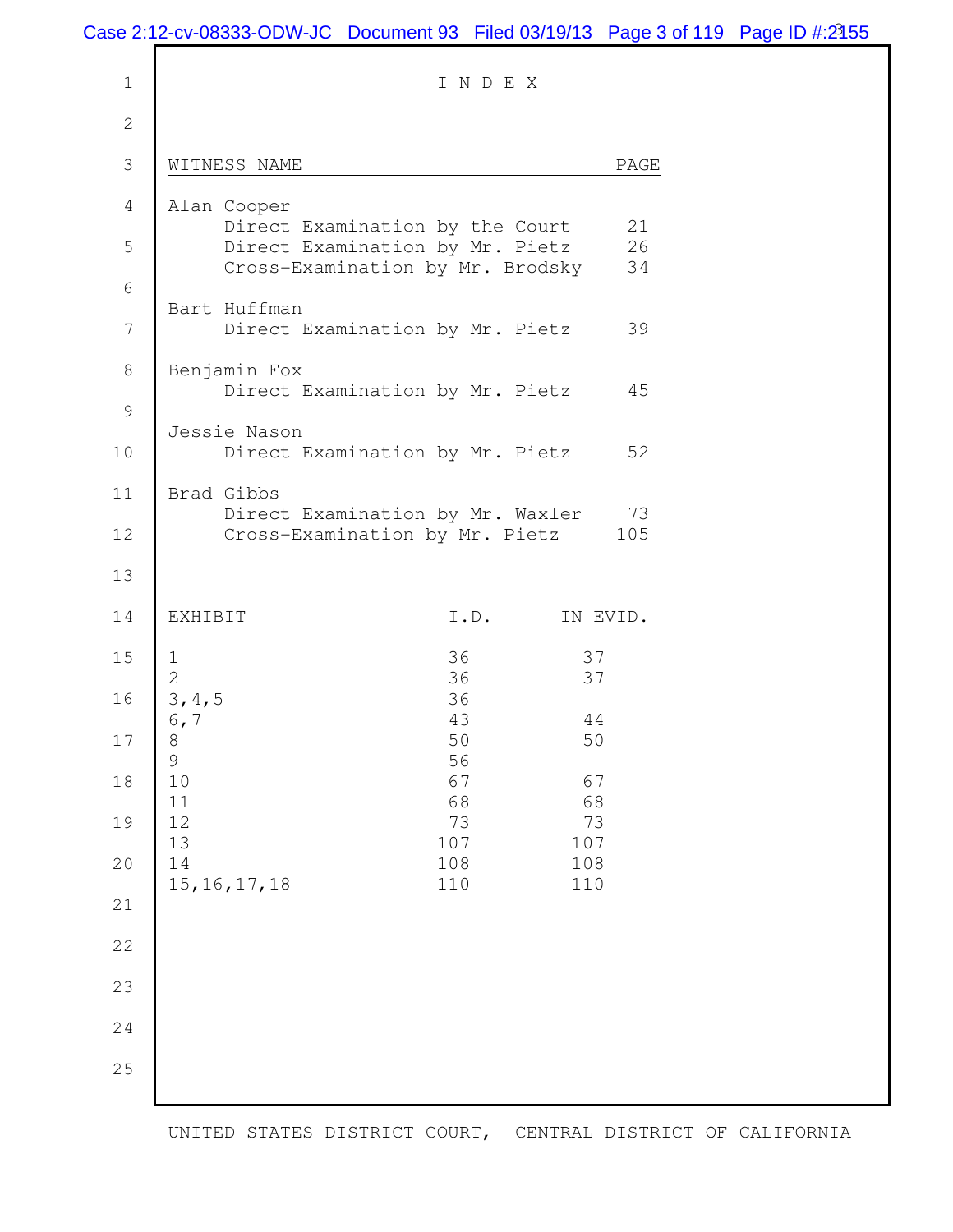# INDEX

| WITNESS NAME | PAGE |
|---|---|
| **Alan Cooper** | |
| Direct Examination by the Court | 21 |
| Direct Examination by Mr. Pietz | 26 |
| Cross-Examination by Mr. Brodsky | 34 |
| **Bart Huffman** | |
| Direct Examination by Mr. Pietz | 39 |
| **Benjamin Fox** | |
| Direct Examination by Mr. Pietz | 45 |
| **Jessie Nason** | |
| Direct Examination by Mr. Pietz | 52 |
| **Brad Gibbs** | |
| Direct Examination by Mr. Waxler | 73 |
| Cross-Examination by Mr. Pietz | 105 |

| EXHIBIT | I.D. | IN EVID. |
|---|---|---|
| 1 | 36 | 37 |
| 2 | 36 | 37 |
| 3,4,5 | 36 | |
| 6,7 | 43 | 44 |
| 8 | 50 | 50 |
| 9 | 56 | |
| 10 | 67 | 67 |
| 11 | 68 | 68 |
| 12 | 73 | 73 |
| 13 | 107 | 107 |
| 14 | 108 | 108 |
| 15,16,17,18 | 110 | 110 |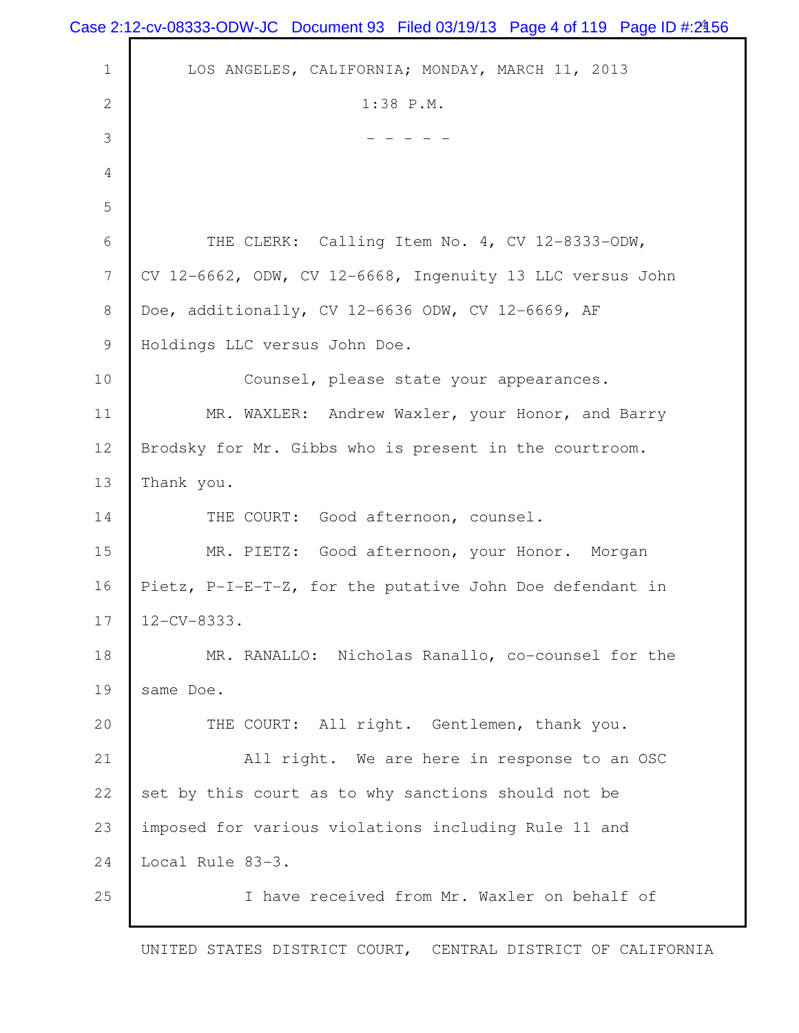LOS ANGELES, CALIFORNIA; MONDAY, MARCH 11, 2013

1:38 P.M.

\- - - - -

THE CLERK: Calling Item No. 4, CV 12-8333-ODW, CV 12-6662, ODW, CV 12-6668, Ingenuity 13 LLC versus John Doe, additionally, CV 12-6636 ODW, CV 12-6669, AF Holdings LLC versus John Doe.

Counsel, please state your appearances.

MR. WAXLER: Andrew Waxler, your Honor, and Barry Brodsky for Mr. Gibbs who is present in the courtroom. Thank you.

THE COURT: Good afternoon, counsel.

MR. PIETZ: Good afternoon, your Honor. Morgan Pietz, P-I-E-T-Z, for the putative John Doe defendant in 12-CV-8333.

MR. RANALLO: Nicholas Ranallo, co-counsel for the same Doe.

THE COURT: All right. Gentlemen, thank you.

All right. We are here in response to an OSC set by this court as to why sanctions should not be imposed for various violations including Rule 11 and Local Rule 83-3.

I have received from Mr. Waxler on behalf of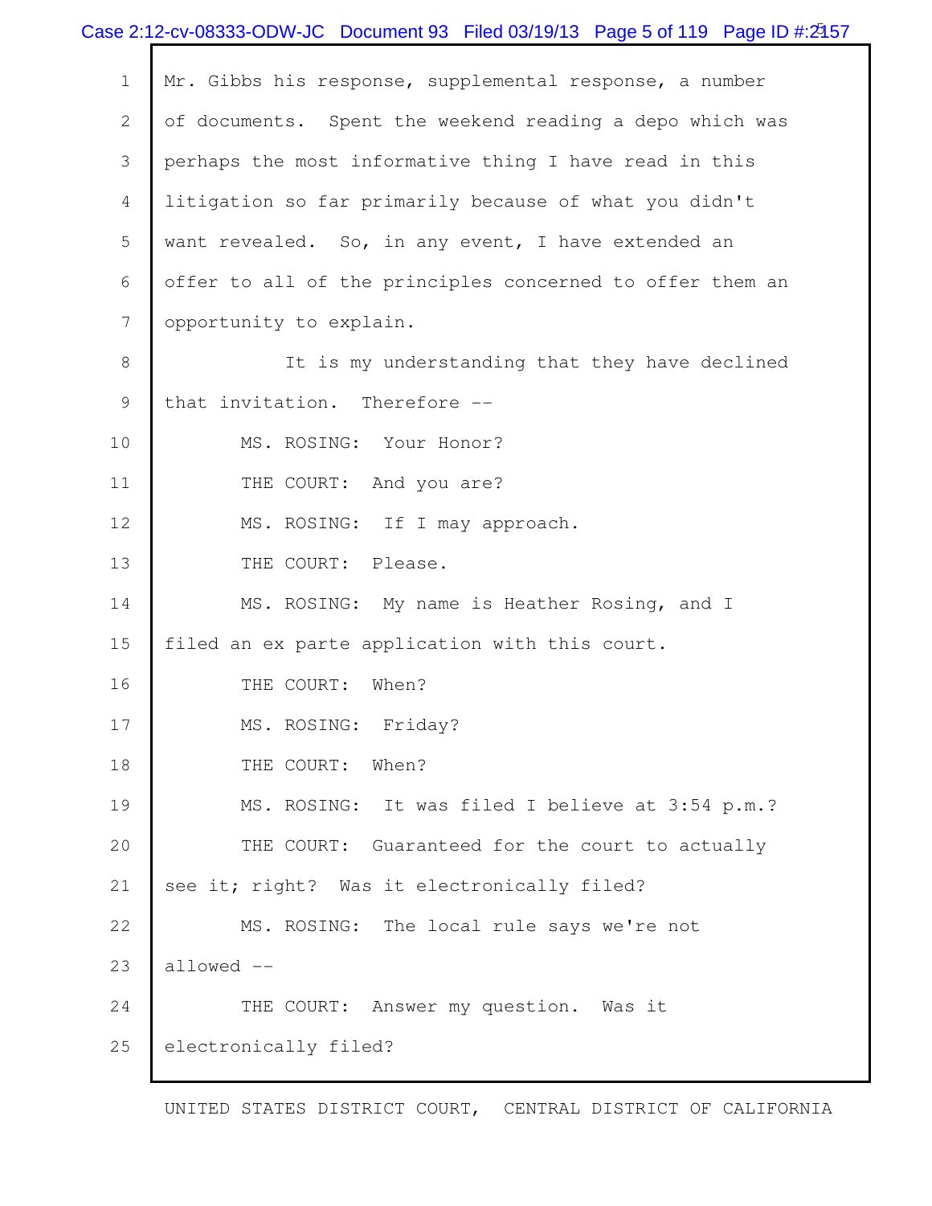Mr. Gibbs his response, supplemental response, a number of documents. Spent the weekend reading a depo which was perhaps the most informative thing I have read in this litigation so far primarily because of what you didn't want revealed. So, in any event, I have extended an offer to all of the principles concerned to offer them an opportunity to explain.

It is my understanding that they have declined that invitation. Therefore --

MS. ROSING: Your Honor?

THE COURT: And you are?

MS. ROSING: If I may approach.

THE COURT: Please.

MS. ROSING: My name is Heather Rosing, and I filed an ex parte application with this court.

THE COURT: When?

MS. ROSING: Friday?

THE COURT: When?

MS. ROSING: It was filed I believe at 3:54 p.m.?

THE COURT: Guaranteed for the court to actually see it; right? Was it electronically filed?

MS. ROSING: The local rule says we're not allowed --

THE COURT: Answer my question. Was it electronically filed?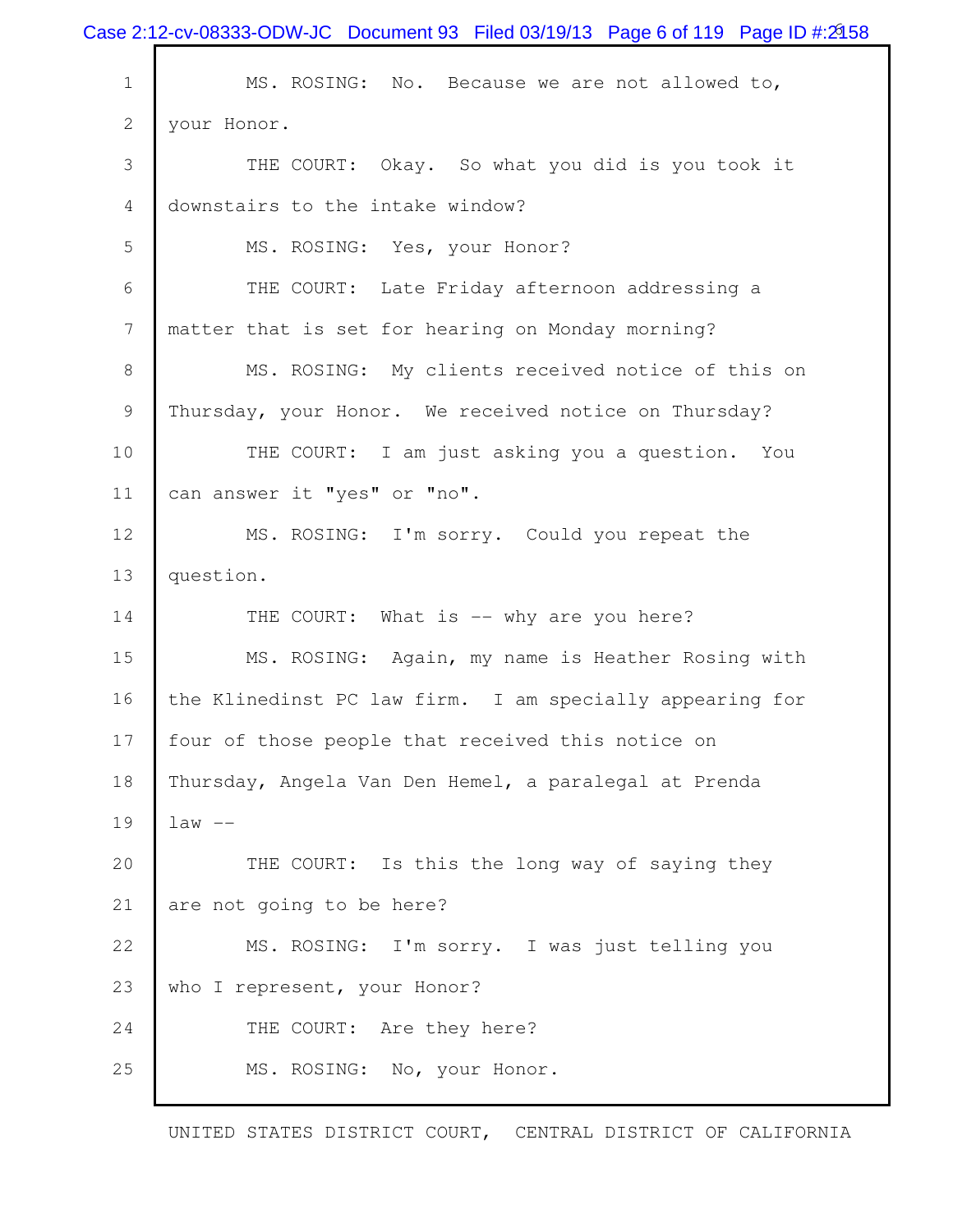MS. ROSING: No. Because we are not allowed to, your Honor.

THE COURT: Okay. So what you did is you took it downstairs to the intake window?

MS. ROSING: Yes, your Honor?

THE COURT: Late Friday afternoon addressing a matter that is set for hearing on Monday morning?

MS. ROSING: My clients received notice of this on Thursday, your Honor. We received notice on Thursday?

THE COURT: I am just asking you a question. You can answer it "yes" or "no".

MS. ROSING: I'm sorry. Could you repeat the question.

THE COURT: What is -- why are you here?

MS. ROSING: Again, my name is Heather Rosing with the Klinedinst PC law firm. I am specially appearing for four of those people that received this notice on Thursday, Angela Van Den Hemel, a paralegal at Prenda law --

THE COURT: Is this the long way of saying they are not going to be here?

MS. ROSING: I'm sorry. I was just telling you who I represent, your Honor?

THE COURT: Are they here?

MS. ROSING: No, your Honor.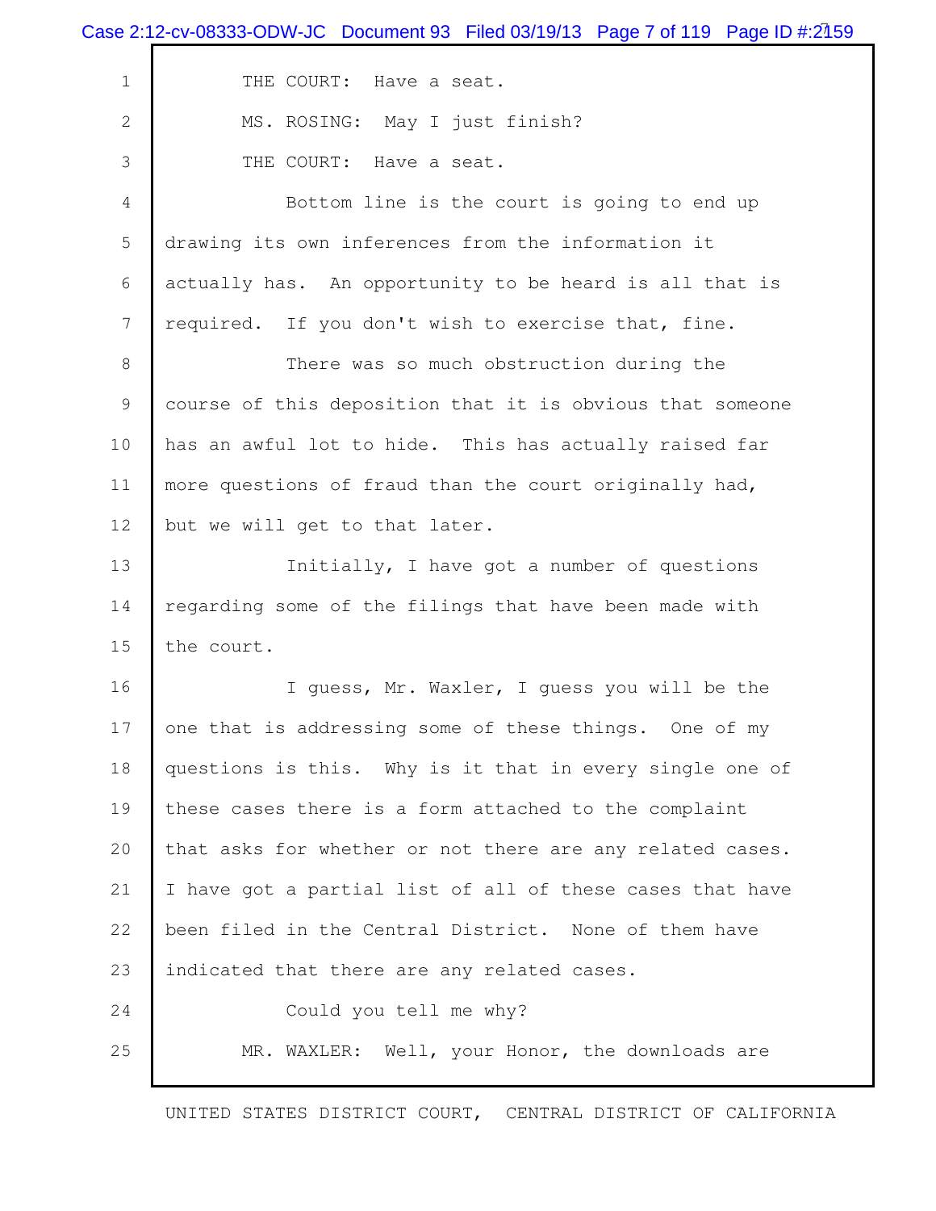THE COURT: Have a seat.

MS. ROSING: May I just finish?

THE COURT: Have a seat.

Bottom line is the court is going to end up drawing its own inferences from the information it actually has. An opportunity to be heard is all that is required. If you don't wish to exercise that, fine.

There was so much obstruction during the course of this deposition that it is obvious that someone has an awful lot to hide. This has actually raised far more questions of fraud than the court originally had, but we will get to that later.

Initially, I have got a number of questions regarding some of the filings that have been made with the court.

I guess, Mr. Waxler, I guess you will be the one that is addressing some of these things. One of my questions is this. Why is it that in every single one of these cases there is a form attached to the complaint that asks for whether or not there are any related cases. I have got a partial list of all of these cases that have been filed in the Central District. None of them have indicated that there are any related cases.

Could you tell me why?

MR. WAXLER: Well, your Honor, the downloads are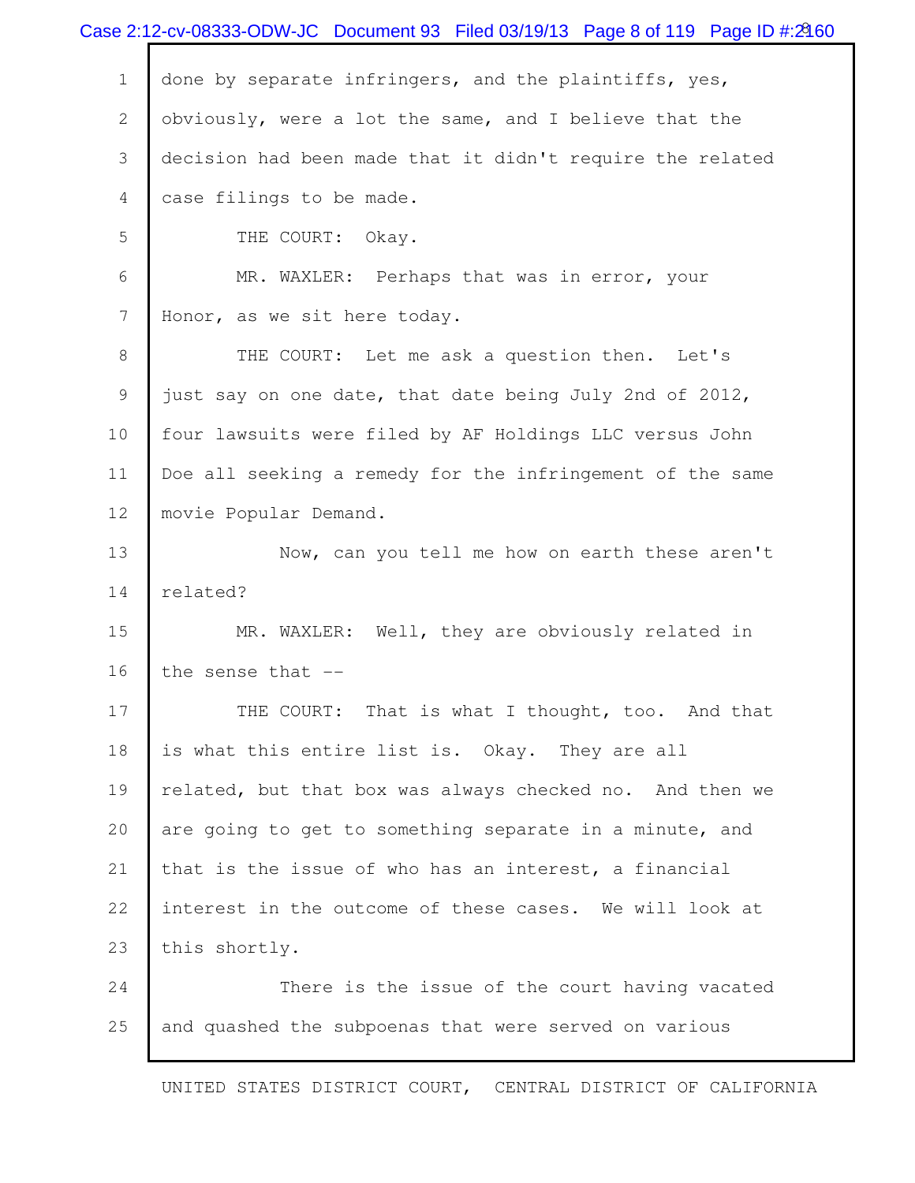done by separate infringers, and the plaintiffs, yes, obviously, were a lot the same, and I believe that the decision had been made that it didn't require the related case filings to be made.

THE COURT: Okay.

MR. WAXLER: Perhaps that was in error, your Honor, as we sit here today.

THE COURT: Let me ask a question then. Let's just say on one date, that date being July 2nd of 2012, four lawsuits were filed by AF Holdings LLC versus John Doe all seeking a remedy for the infringement of the same movie Popular Demand.

Now, can you tell me how on earth these aren't related?

MR. WAXLER: Well, they are obviously related in the sense that --

THE COURT: That is what I thought, too. And that is what this entire list is. Okay. They are all related, but that box was always checked no. And then we are going to get to something separate in a minute, and that is the issue of who has an interest, a financial interest in the outcome of these cases. We will look at this shortly.

There is the issue of the court having vacated and quashed the subpoenas that were served on various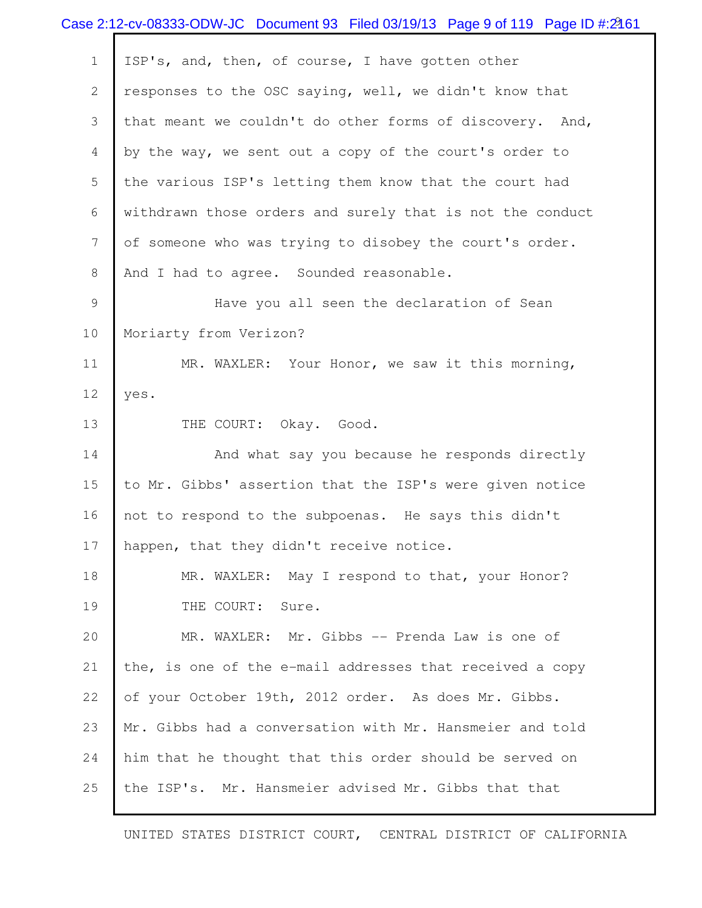ISP's, and, then, of course, I have gotten other responses to the OSC saying, well, we didn't know that that meant we couldn't do other forms of discovery. And, by the way, we sent out a copy of the court's order to the various ISP's letting them know that the court had withdrawn those orders and surely that is not the conduct of someone who was trying to disobey the court's order. And I had to agree. Sounded reasonable.

Have you all seen the declaration of Sean Moriarty from Verizon?

MR. WAXLER: Your Honor, we saw it this morning, yes.

THE COURT: Okay. Good.

And what say you because he responds directly to Mr. Gibbs' assertion that the ISP's were given notice not to respond to the subpoenas. He says this didn't happen, that they didn't receive notice.

MR. WAXLER: May I respond to that, your Honor?

THE COURT: Sure.

MR. WAXLER: Mr. Gibbs -- Prenda Law is one of the, is one of the e-mail addresses that received a copy of your October 19th, 2012 order. As does Mr. Gibbs. Mr. Gibbs had a conversation with Mr. Hansmeier and told him that he thought that this order should be served on the ISP's. Mr. Hansmeier advised Mr. Gibbs that that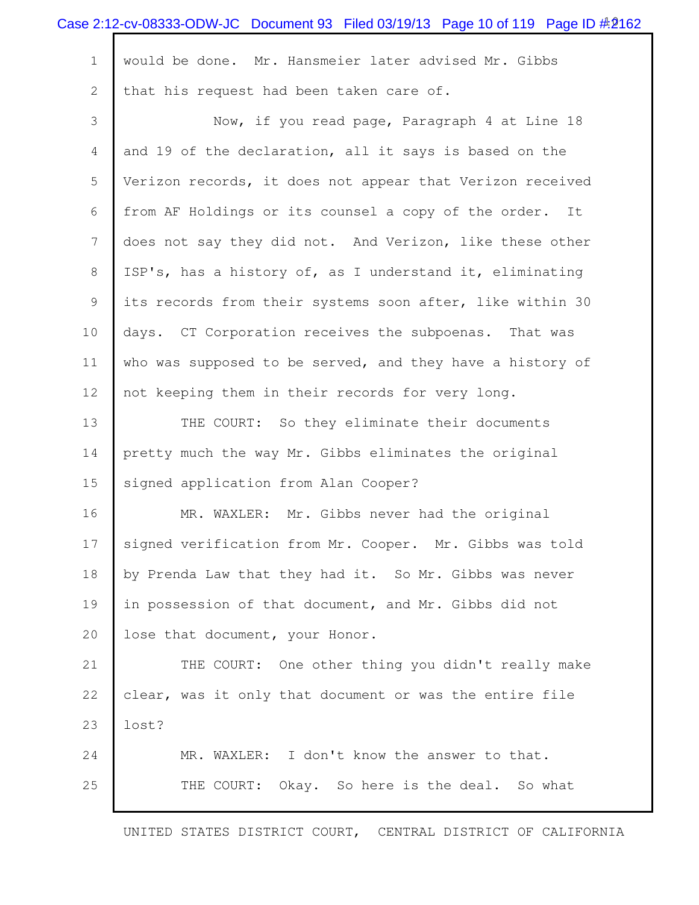would be done. Mr. Hansmeier later advised Mr. Gibbs that his request had been taken care of.

Now, if you read page, Paragraph 4 at Line 18 and 19 of the declaration, all it says is based on the Verizon records, it does not appear that Verizon received from AF Holdings or its counsel a copy of the order. It does not say they did not. And Verizon, like these other ISP's, has a history of, as I understand it, eliminating its records from their systems soon after, like within 30 days. CT Corporation receives the subpoenas. That was who was supposed to be served, and they have a history of not keeping them in their records for very long.

THE COURT: So they eliminate their documents pretty much the way Mr. Gibbs eliminates the original signed application from Alan Cooper?

MR. WAXLER: Mr. Gibbs never had the original signed verification from Mr. Cooper. Mr. Gibbs was told by Prenda Law that they had it. So Mr. Gibbs was never in possession of that document, and Mr. Gibbs did not lose that document, your Honor.

THE COURT: One other thing you didn't really make clear, was it only that document or was the entire file lost?

MR. WAXLER: I don't know the answer to that.

THE COURT: Okay. So here is the deal. So what

UNITED STATES DISTRICT COURT, CENTRAL DISTRICT OF CALIFORNIA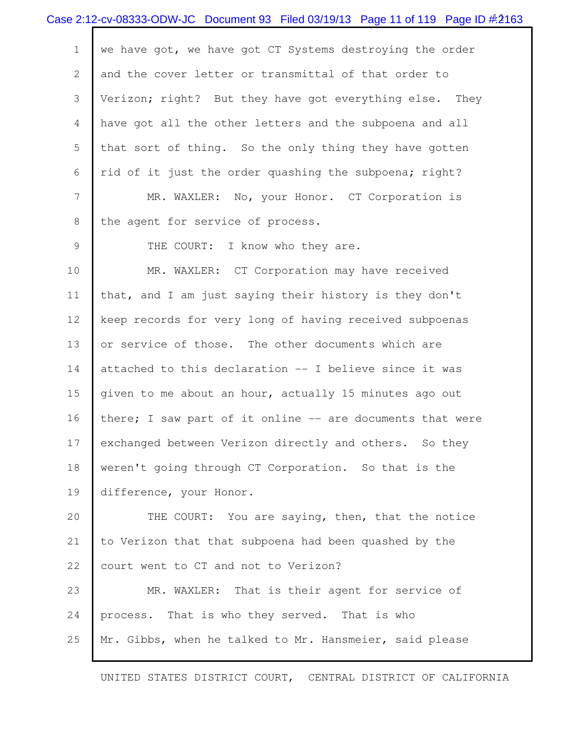we have got, we have got CT Systems destroying the order and the cover letter or transmittal of that order to Verizon; right? But they have got everything else. They have got all the other letters and the subpoena and all that sort of thing. So the only thing they have gotten rid of it just the order quashing the subpoena; right?

MR. WAXLER: No, your Honor. CT Corporation is the agent for service of process.

THE COURT: I know who they are.

MR. WAXLER: CT Corporation may have received that, and I am just saying their history is they don't keep records for very long of having received subpoenas or service of those. The other documents which are attached to this declaration -- I believe since it was given to me about an hour, actually 15 minutes ago out there; I saw part of it online -- are documents that were exchanged between Verizon directly and others. So they weren't going through CT Corporation. So that is the difference, your Honor.

THE COURT: You are saying, then, that the notice to Verizon that that subpoena had been quashed by the court went to CT and not to Verizon?

MR. WAXLER: That is their agent for service of process. That is who they served. That is who Mr. Gibbs, when he talked to Mr. Hansmeier, said please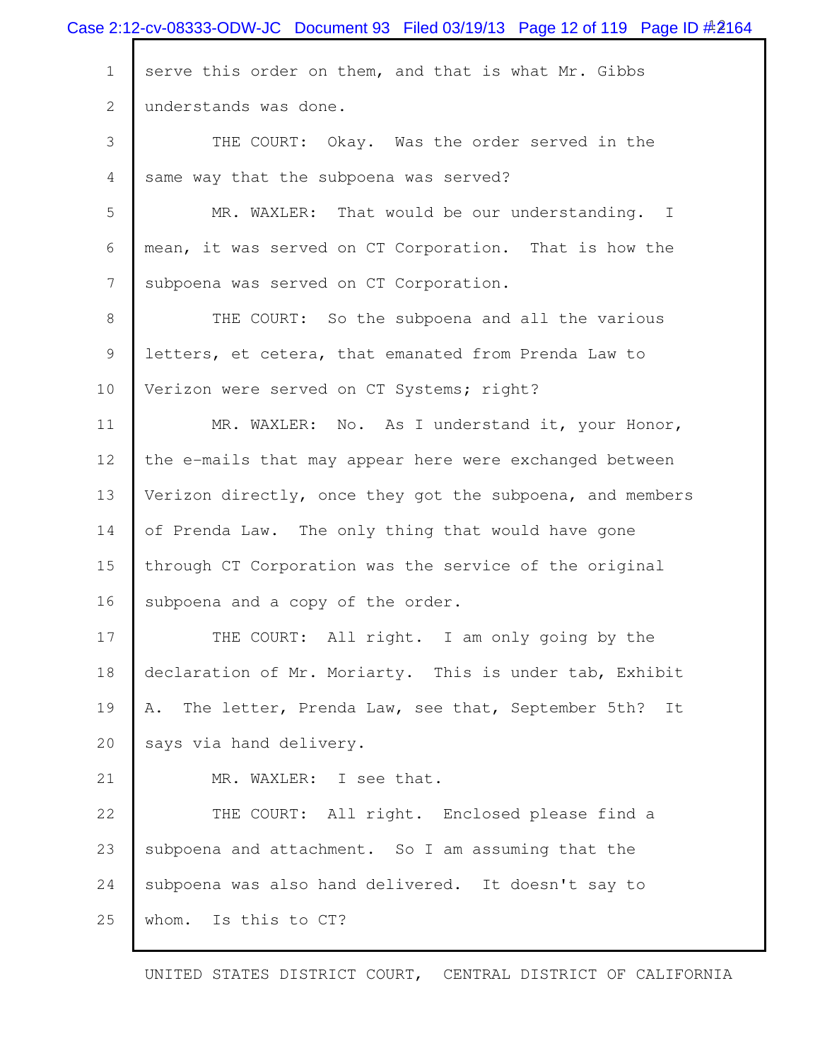serve this order on them, and that is what Mr. Gibbs understands was done.

THE COURT: Okay. Was the order served in the same way that the subpoena was served?

MR. WAXLER: That would be our understanding. I mean, it was served on CT Corporation. That is how the subpoena was served on CT Corporation.

THE COURT: So the subpoena and all the various letters, et cetera, that emanated from Prenda Law to Verizon were served on CT Systems; right?

MR. WAXLER: No. As I understand it, your Honor, the e-mails that may appear here were exchanged between Verizon directly, once they got the subpoena, and members of Prenda Law. The only thing that would have gone through CT Corporation was the service of the original subpoena and a copy of the order.

THE COURT: All right. I am only going by the declaration of Mr. Moriarty. This is under tab, Exhibit A. The letter, Prenda Law, see that, September 5th? It says via hand delivery.

MR. WAXLER: I see that.

THE COURT: All right. Enclosed please find a subpoena and attachment. So I am assuming that the subpoena was also hand delivered. It doesn't say to whom. Is this to CT?

UNITED STATES DISTRICT COURT, CENTRAL DISTRICT OF CALIFORNIA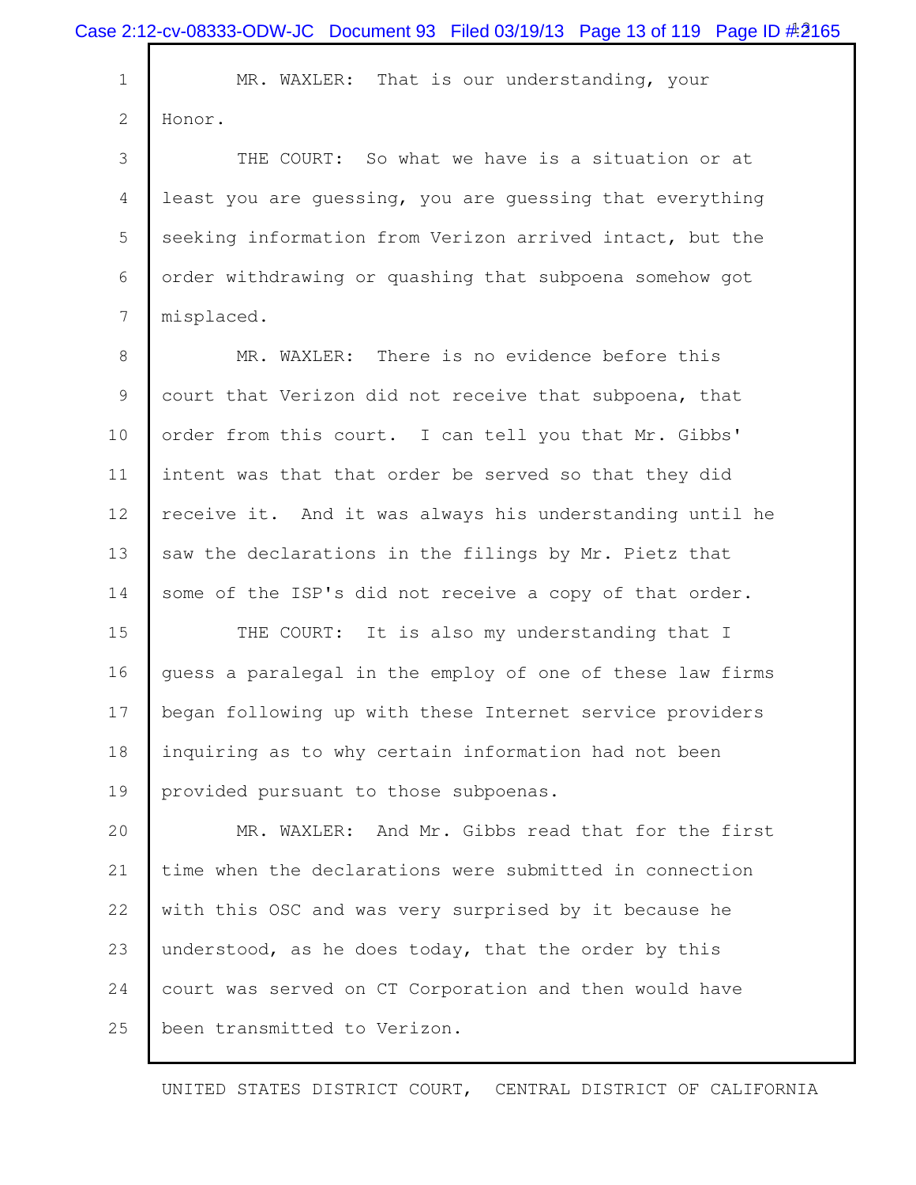MR. WAXLER: That is our understanding, your Honor.

THE COURT: So what we have is a situation or at least you are guessing, you are guessing that everything seeking information from Verizon arrived intact, but the order withdrawing or quashing that subpoena somehow got misplaced.

MR. WAXLER: There is no evidence before this court that Verizon did not receive that subpoena, that order from this court. I can tell you that Mr. Gibbs' intent was that that order be served so that they did receive it. And it was always his understanding until he saw the declarations in the filings by Mr. Pietz that some of the ISP's did not receive a copy of that order.

THE COURT: It is also my understanding that I guess a paralegal in the employ of one of these law firms began following up with these Internet service providers inquiring as to why certain information had not been provided pursuant to those subpoenas.

MR. WAXLER: And Mr. Gibbs read that for the first time when the declarations were submitted in connection with this OSC and was very surprised by it because he understood, as he does today, that the order by this court was served on CT Corporation and then would have been transmitted to Verizon.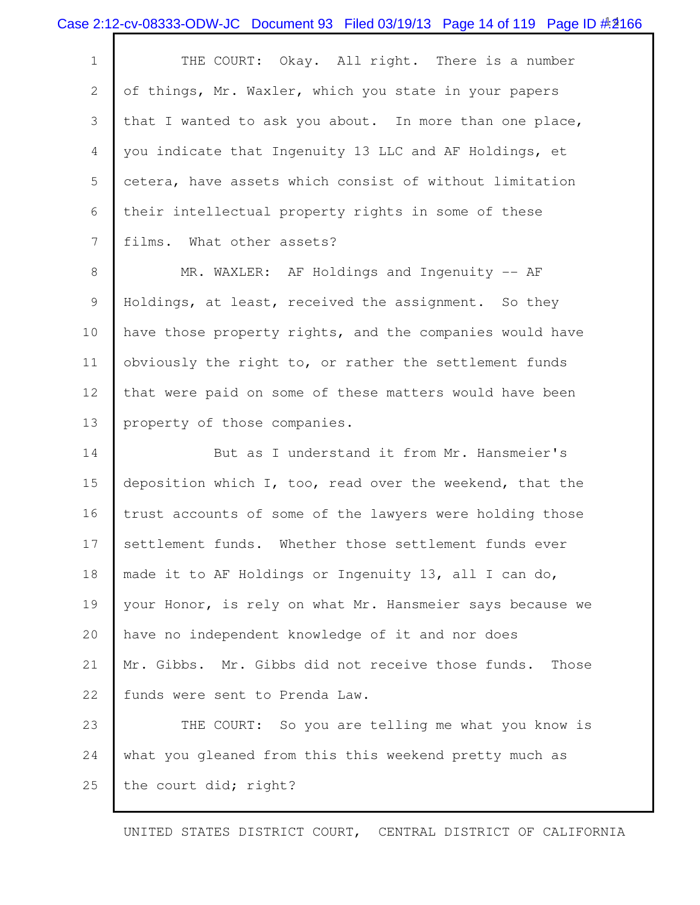THE COURT: Okay. All right. There is a number of things, Mr. Waxler, which you state in your papers that I wanted to ask you about. In more than one place, you indicate that Ingenuity 13 LLC and AF Holdings, et cetera, have assets which consist of without limitation their intellectual property rights in some of these films. What other assets?

MR. WAXLER: AF Holdings and Ingenuity -- AF Holdings, at least, received the assignment. So they have those property rights, and the companies would have obviously the right to, or rather the settlement funds that were paid on some of these matters would have been property of those companies.

But as I understand it from Mr. Hansmeier's deposition which I, too, read over the weekend, that the trust accounts of some of the lawyers were holding those settlement funds. Whether those settlement funds ever made it to AF Holdings or Ingenuity 13, all I can do, your Honor, is rely on what Mr. Hansmeier says because we have no independent knowledge of it and nor does Mr. Gibbs. Mr. Gibbs did not receive those funds. Those funds were sent to Prenda Law.

THE COURT: So you are telling me what you know is what you gleaned from this this weekend pretty much as the court did; right?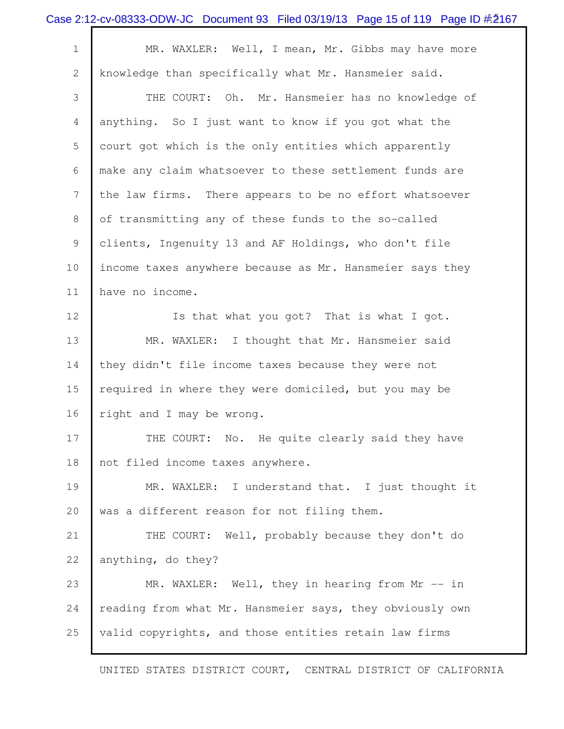MR. WAXLER: Well, I mean, Mr. Gibbs may have more knowledge than specifically what Mr. Hansmeier said.

THE COURT: Oh. Mr. Hansmeier has no knowledge of anything. So I just want to know if you got what the court got which is the only entities which apparently make any claim whatsoever to these settlement funds are the law firms. There appears to be no effort whatsoever of transmitting any of these funds to the so-called clients, Ingenuity 13 and AF Holdings, who don't file income taxes anywhere because as Mr. Hansmeier says they have no income.

Is that what you got? That is what I got.

MR. WAXLER: I thought that Mr. Hansmeier said they didn't file income taxes because they were not required in where they were domiciled, but you may be right and I may be wrong.

THE COURT: No. He quite clearly said they have not filed income taxes anywhere.

MR. WAXLER: I understand that. I just thought it was a different reason for not filing them.

THE COURT: Well, probably because they don't do anything, do they?

MR. WAXLER: Well, they in hearing from Mr -- in reading from what Mr. Hansmeier says, they obviously own valid copyrights, and those entities retain law firms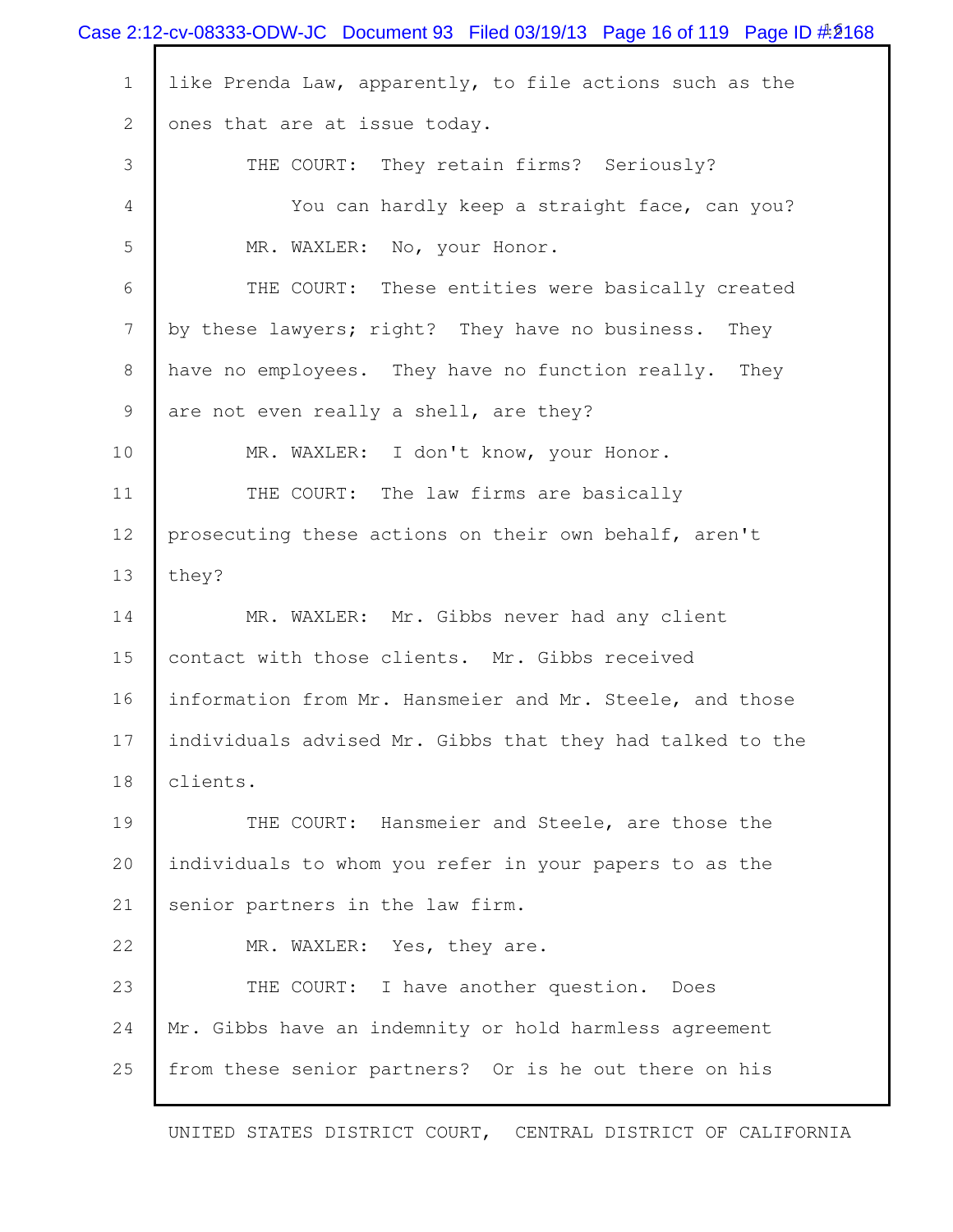like Prenda Law, apparently, to file actions such as the ones that are at issue today.

THE COURT: They retain firms? Seriously?

You can hardly keep a straight face, can you?

MR. WAXLER: No, your Honor.

THE COURT: These entities were basically created by these lawyers; right? They have no business. They have no employees. They have no function really. They are not even really a shell, are they?

MR. WAXLER: I don't know, your Honor.

THE COURT: The law firms are basically prosecuting these actions on their own behalf, aren't they?

MR. WAXLER: Mr. Gibbs never had any client contact with those clients. Mr. Gibbs received information from Mr. Hansmeier and Mr. Steele, and those individuals advised Mr. Gibbs that they had talked to the clients.

THE COURT: Hansmeier and Steele, are those the individuals to whom you refer in your papers to as the senior partners in the law firm.

MR. WAXLER: Yes, they are.

THE COURT: I have another question. Does Mr. Gibbs have an indemnity or hold harmless agreement from these senior partners? Or is he out there on his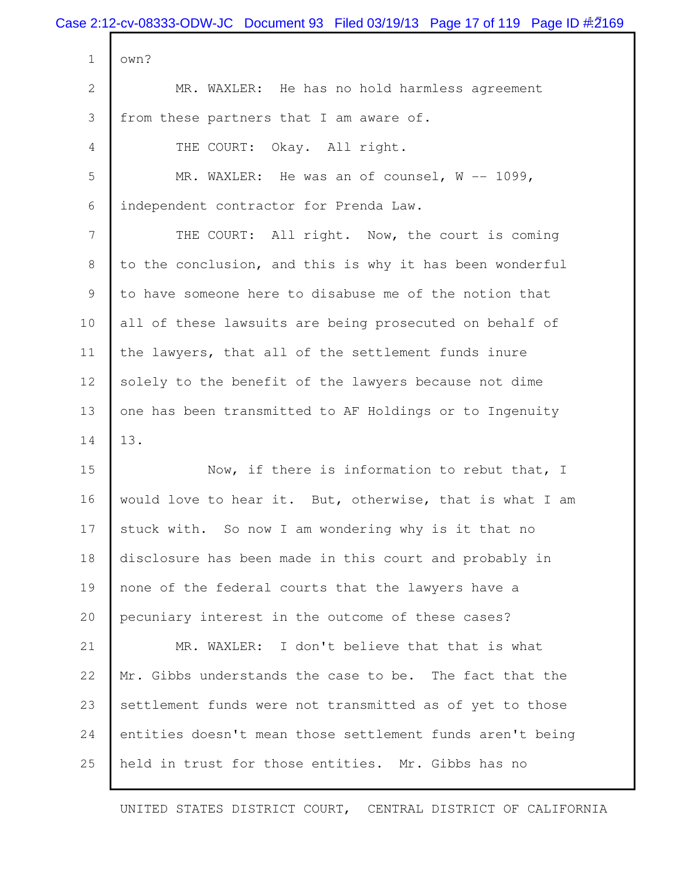own?

MR. WAXLER: He has no hold harmless agreement from these partners that I am aware of.

THE COURT: Okay. All right.

MR. WAXLER: He was an of counsel, W -- 1099, independent contractor for Prenda Law.

THE COURT: All right. Now, the court is coming to the conclusion, and this is why it has been wonderful to have someone here to disabuse me of the notion that all of these lawsuits are being prosecuted on behalf of the lawyers, that all of the settlement funds inure solely to the benefit of the lawyers because not dime one has been transmitted to AF Holdings or to Ingenuity 13.

Now, if there is information to rebut that, I would love to hear it. But, otherwise, that is what I am stuck with. So now I am wondering why is it that no disclosure has been made in this court and probably in none of the federal courts that the lawyers have a pecuniary interest in the outcome of these cases?

MR. WAXLER: I don't believe that that is what Mr. Gibbs understands the case to be. The fact that the settlement funds were not transmitted as of yet to those entities doesn't mean those settlement funds aren't being held in trust for those entities. Mr. Gibbs has no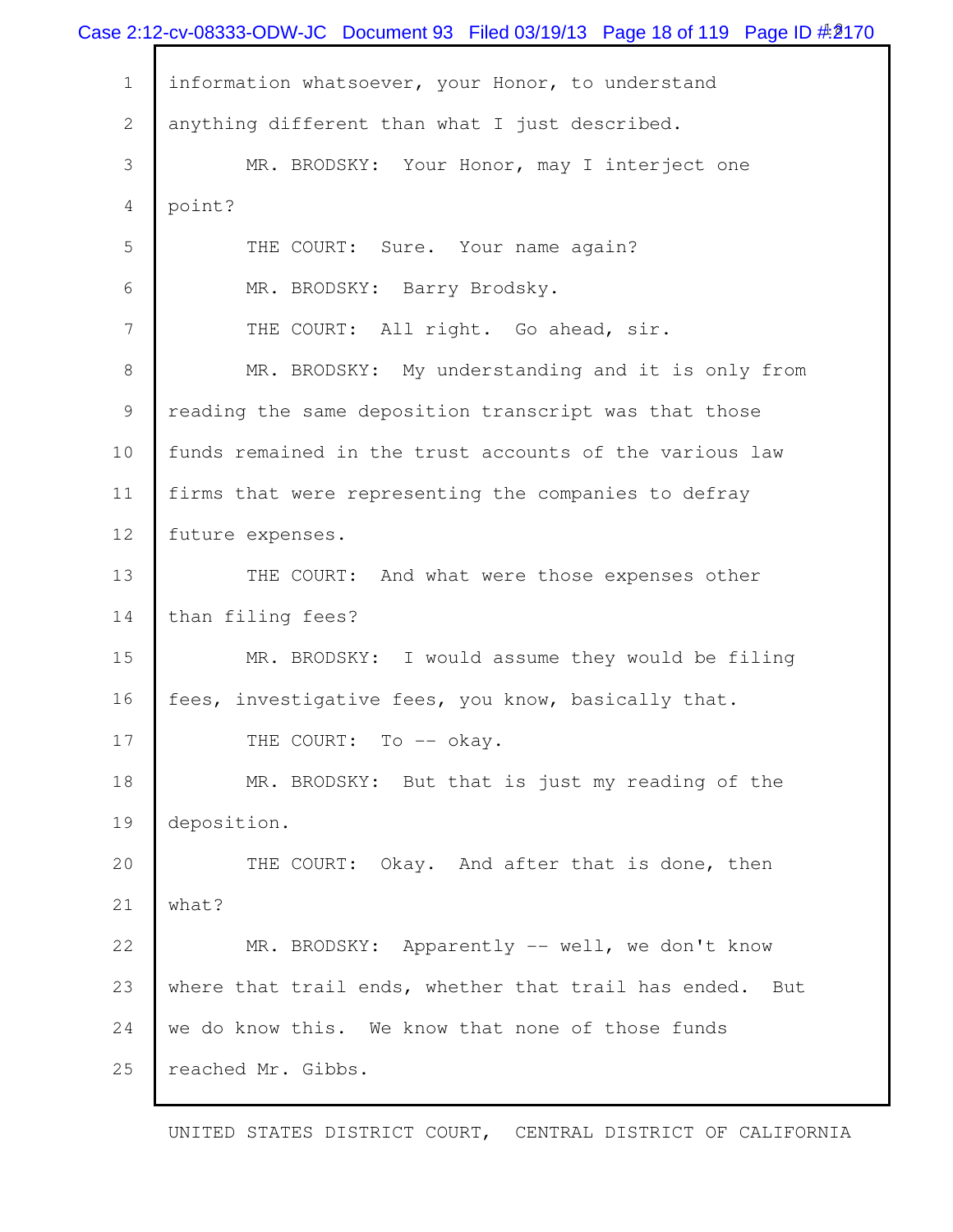information whatsoever, your Honor, to understand anything different than what I just described.

MR. BRODSKY: Your Honor, may I interject one point?

THE COURT: Sure. Your name again?

MR. BRODSKY: Barry Brodsky.

THE COURT: All right. Go ahead, sir.

MR. BRODSKY: My understanding and it is only from reading the same deposition transcript was that those funds remained in the trust accounts of the various law firms that were representing the companies to defray future expenses.

THE COURT: And what were those expenses other than filing fees?

MR. BRODSKY: I would assume they would be filing fees, investigative fees, you know, basically that.

THE COURT: To -- okay.

MR. BRODSKY: But that is just my reading of the deposition.

THE COURT: Okay. And after that is done, then what?

MR. BRODSKY: Apparently -- well, we don't know where that trail ends, whether that trail has ended. But we do know this. We know that none of those funds reached Mr. Gibbs.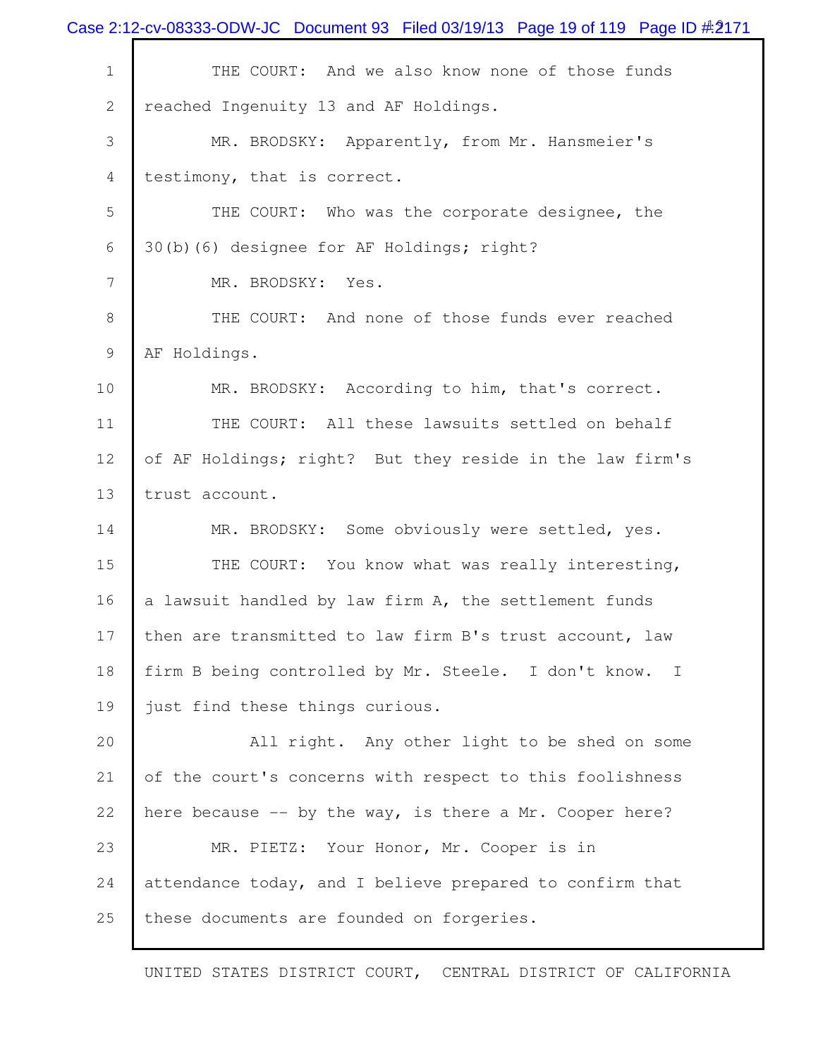THE COURT: And we also know none of those funds reached Ingenuity 13 and AF Holdings.

MR. BRODSKY: Apparently, from Mr. Hansmeier's testimony, that is correct.

THE COURT: Who was the corporate designee, the 30(b)(6) designee for AF Holdings; right?

MR. BRODSKY: Yes.

THE COURT: And none of those funds ever reached AF Holdings.

MR. BRODSKY: According to him, that's correct.

THE COURT: All these lawsuits settled on behalf of AF Holdings; right? But they reside in the law firm's trust account.

MR. BRODSKY: Some obviously were settled, yes.

THE COURT: You know what was really interesting, a lawsuit handled by law firm A, the settlement funds then are transmitted to law firm B's trust account, law firm B being controlled by Mr. Steele. I don't know. I just find these things curious.

All right. Any other light to be shed on some of the court's concerns with respect to this foolishness here because -- by the way, is there a Mr. Cooper here?

MR. PIETZ: Your Honor, Mr. Cooper is in attendance today, and I believe prepared to confirm that these documents are founded on forgeries.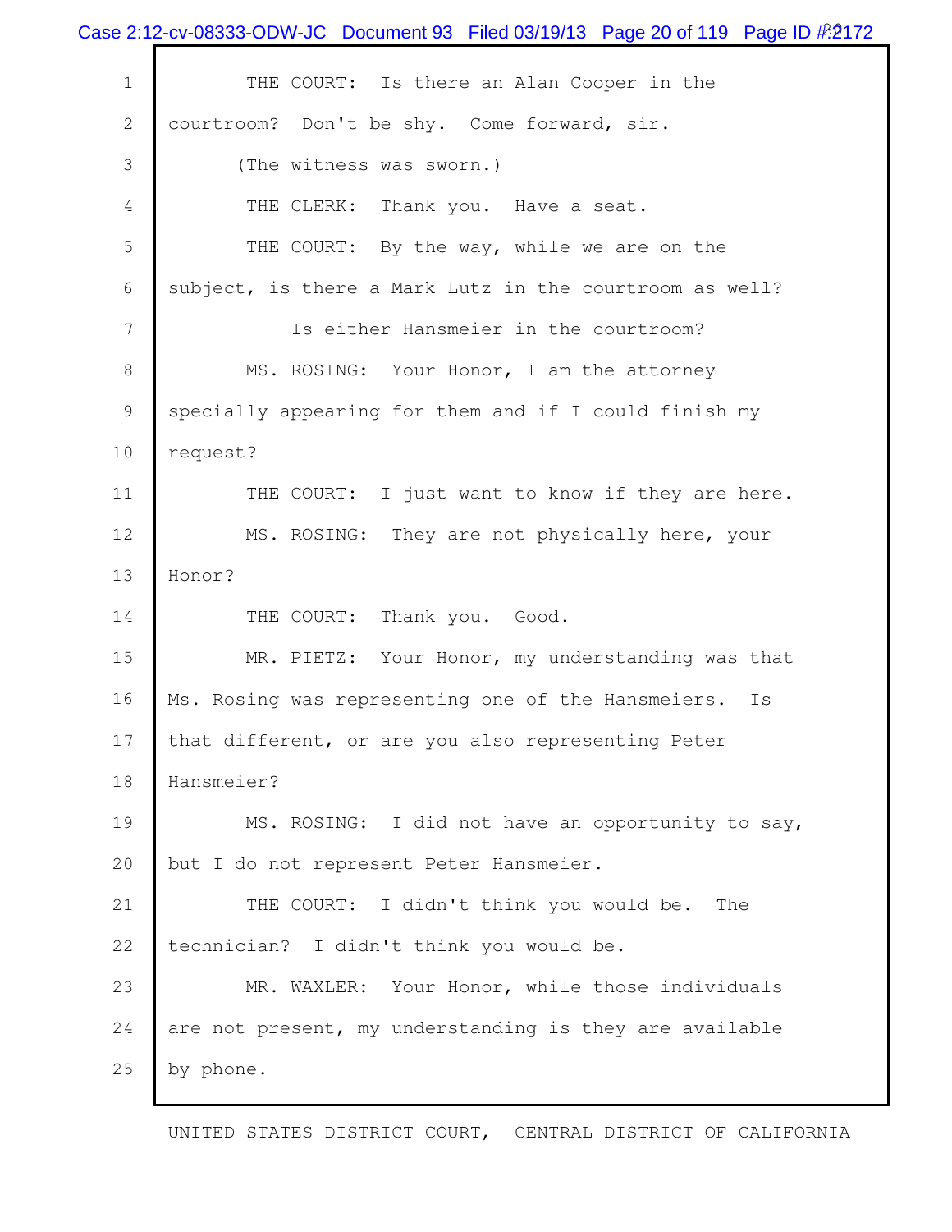THE COURT: Is there an Alan Cooper in the courtroom? Don't be shy. Come forward, sir.

(The witness was sworn.)

THE CLERK: Thank you. Have a seat.

THE COURT: By the way, while we are on the subject, is there a Mark Lutz in the courtroom as well?

Is either Hansmeier in the courtroom?

MS. ROSING: Your Honor, I am the attorney specially appearing for them and if I could finish my request?

THE COURT: I just want to know if they are here.

MS. ROSING: They are not physically here, your Honor?

THE COURT: Thank you. Good.

MR. PIETZ: Your Honor, my understanding was that Ms. Rosing was representing one of the Hansmeiers. Is that different, or are you also representing Peter Hansmeier?

MS. ROSING: I did not have an opportunity to say, but I do not represent Peter Hansmeier.

THE COURT: I didn't think you would be. The technician? I didn't think you would be.

MR. WAXLER: Your Honor, while those individuals are not present, my understanding is they are available by phone.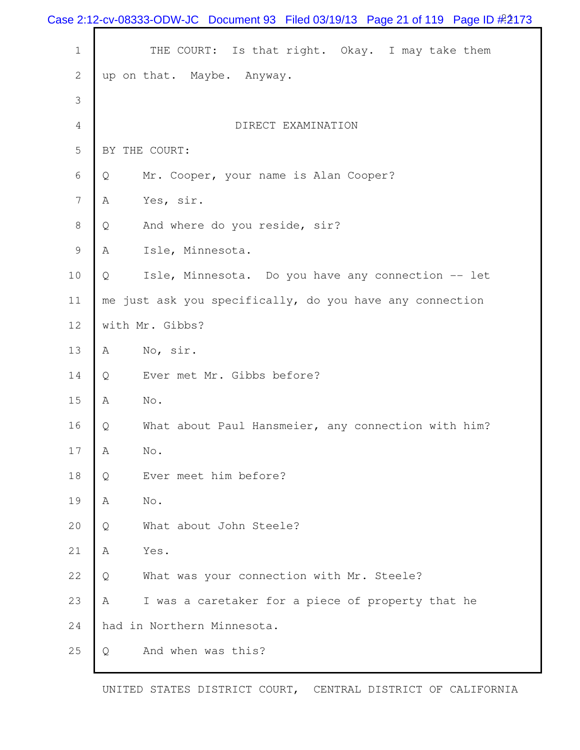THE COURT: Is that right. Okay. I may take them up on that. Maybe. Anyway.

DIRECT EXAMINATION

BY THE COURT:

Q Mr. Cooper, your name is Alan Cooper?

A Yes, sir.

Q And where do you reside, sir?

A Isle, Minnesota.

Q Isle, Minnesota. Do you have any connection -- let me just ask you specifically, do you have any connection with Mr. Gibbs?

A No, sir.

Q Ever met Mr. Gibbs before?

A No.

Q What about Paul Hansmeier, any connection with him?

A No.

Q Ever meet him before?

A No.

Q What about John Steele?

A Yes.

Q What was your connection with Mr. Steele?

A I was a caretaker for a piece of property that he had in Northern Minnesota.

Q And when was this?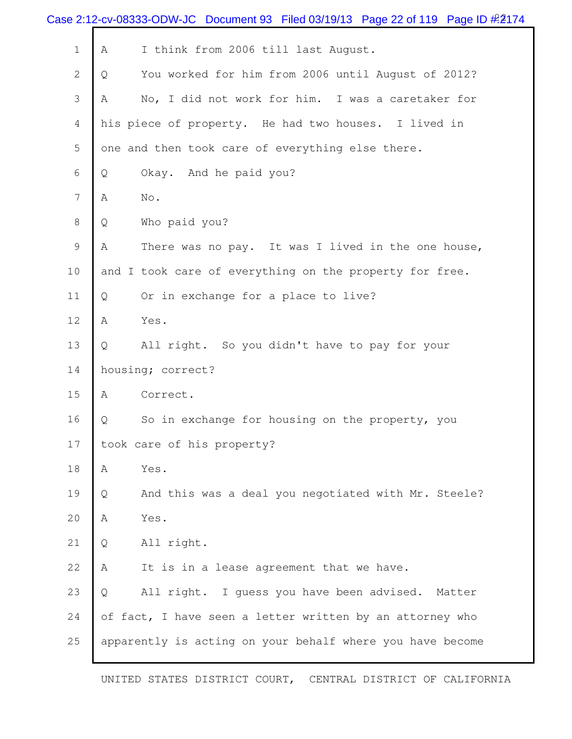1 A I think from 2006 till last August.

2 Q You worked for him from 2006 until August of 2012?

3 A No, I did not work for him. I was a caretaker for

4 his piece of property. He had two houses. I lived in

5 one and then took care of everything else there.

6 Q Okay. And he paid you?

7 A No.

8 Q Who paid you?

9 A There was no pay. It was I lived in the one house,

10 and I took care of everything on the property for free.

11 Q Or in exchange for a place to live?

12 A Yes.

13 Q All right. So you didn't have to pay for your

14 housing; correct?

15 A Correct.

16 Q So in exchange for housing on the property, you

17 took care of his property?

18 A Yes.

19 Q And this was a deal you negotiated with Mr. Steele?

20 A Yes.

21 Q All right.

22 A It is in a lease agreement that we have.

23 Q All right. I guess you have been advised. Matter

24 of fact, I have seen a letter written by an attorney who

25 apparently is acting on your behalf where you have become

UNITED STATES DISTRICT COURT, CENTRAL DISTRICT OF CALIFORNIA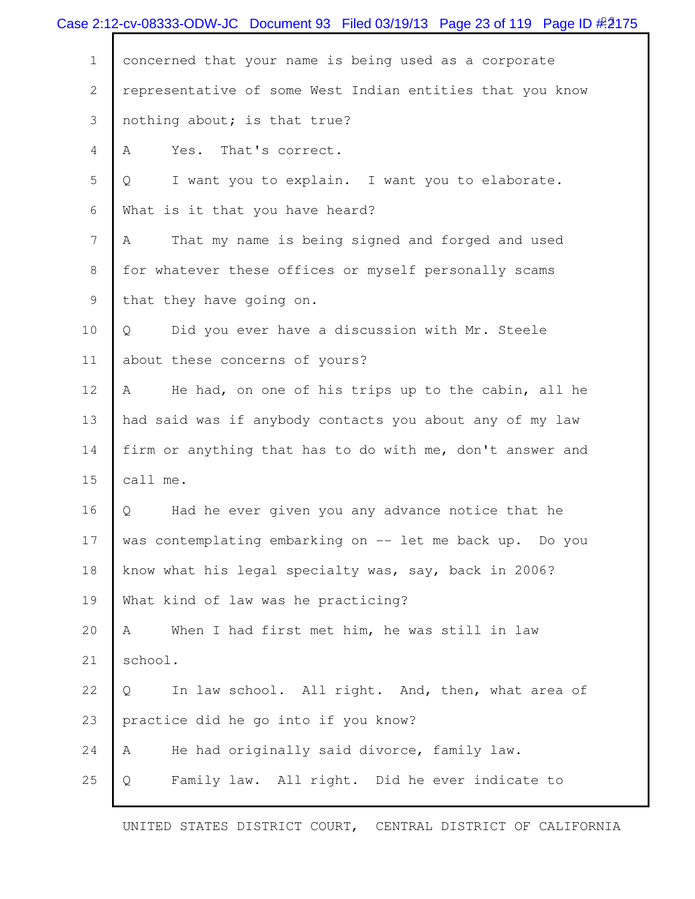1 concerned that your name is being used as a corporate

2 representative of some West Indian entities that you know

3 nothing about; is that true?

4 A Yes. That's correct.

5 Q I want you to explain. I want you to elaborate.

6 What is it that you have heard?

7 A That my name is being signed and forged and used

8 for whatever these offices or myself personally scams

9 that they have going on.

10 Q Did you ever have a discussion with Mr. Steele

11 about these concerns of yours?

12 A He had, on one of his trips up to the cabin, all he

13 had said was if anybody contacts you about any of my law

14 firm or anything that has to do with me, don't answer and

15 call me.

16 Q Had he ever given you any advance notice that he

17 was contemplating embarking on -- let me back up. Do you

18 know what his legal specialty was, say, back in 2006?

19 What kind of law was he practicing?

20 A When I had first met him, he was still in law

21 school.

22 Q In law school. All right. And, then, what area of

23 practice did he go into if you know?

24 A He had originally said divorce, family law.

25 Q Family law. All right. Did he ever indicate to

UNITED STATES DISTRICT COURT, CENTRAL DISTRICT OF CALIFORNIA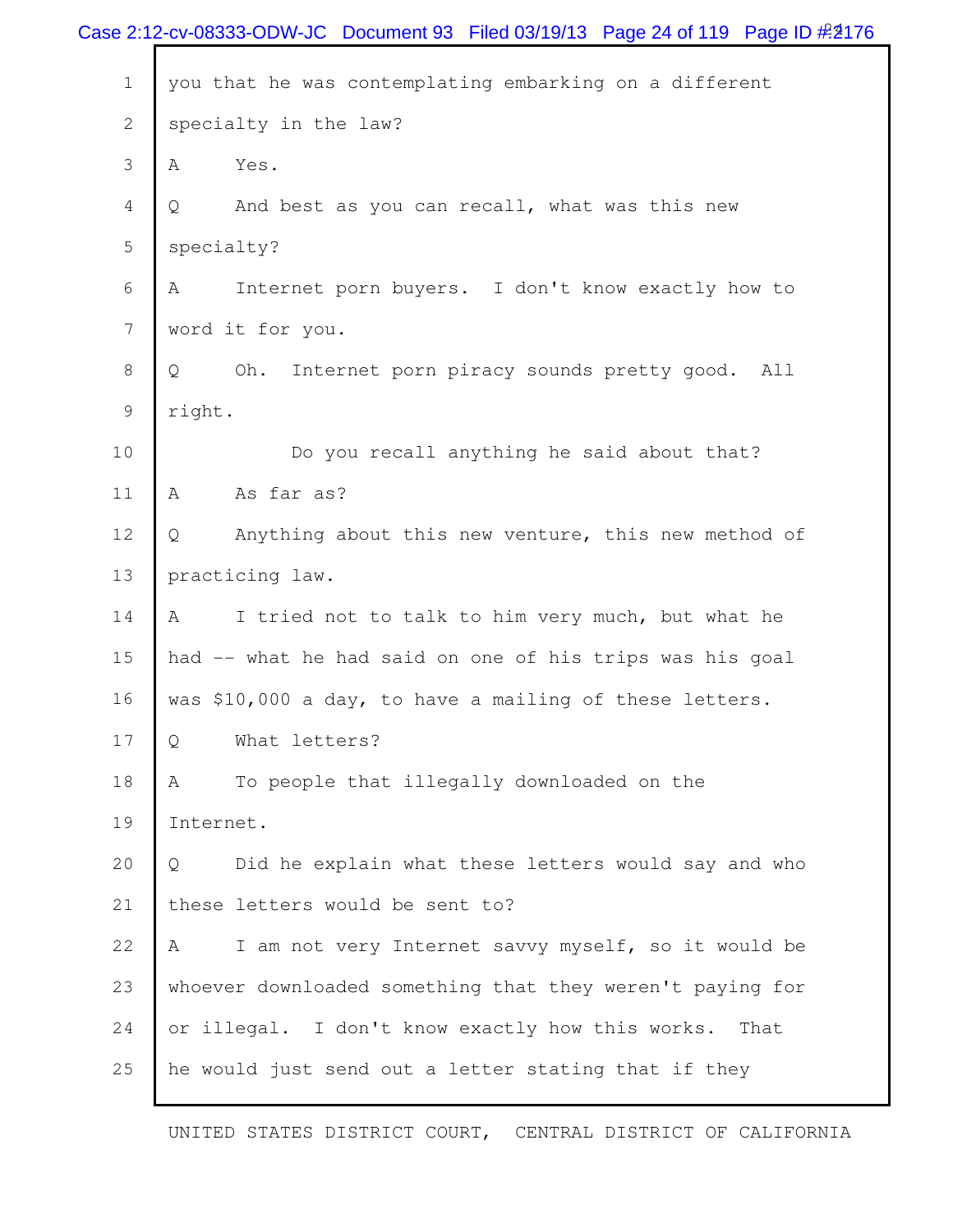1 you that he was contemplating embarking on a different

2 specialty in the law?

3 A Yes.

4 Q And best as you can recall, what was this new

5 specialty?

6 A Internet porn buyers. I don't know exactly how to

7 word it for you.

8 Q Oh. Internet porn piracy sounds pretty good. All

9 right.

10 Do you recall anything he said about that?

11 A As far as?

12 Q Anything about this new venture, this new method of

13 practicing law.

14 A I tried not to talk to him very much, but what he

15 had -- what he had said on one of his trips was his goal

16 was $10,000 a day, to have a mailing of these letters.

17 Q What letters?

18 A To people that illegally downloaded on the

19 Internet.

20 Q Did he explain what these letters would say and who

21 these letters would be sent to?

22 A I am not very Internet savvy myself, so it would be

23 whoever downloaded something that they weren't paying for

24 or illegal. I don't know exactly how this works. That

25 he would just send out a letter stating that if they

UNITED STATES DISTRICT COURT, CENTRAL DISTRICT OF CALIFORNIA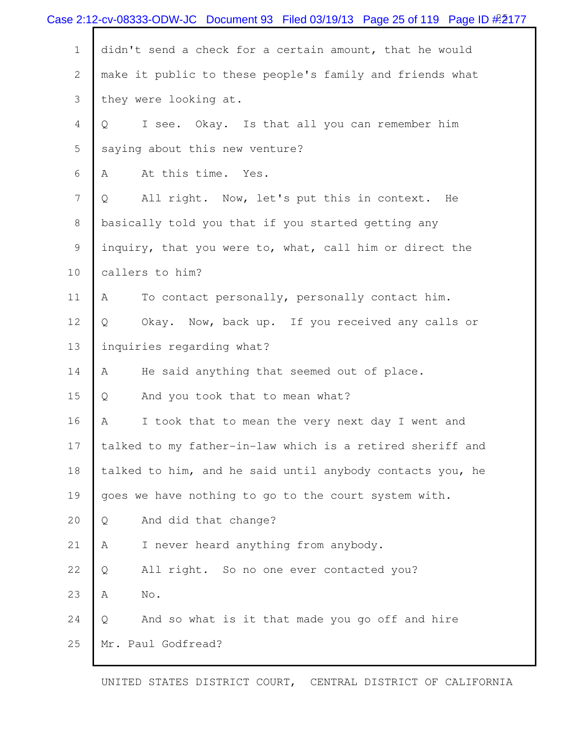1 didn't send a check for a certain amount, that he would

2 make it public to these people's family and friends what

3 they were looking at.

4 Q I see. Okay. Is that all you can remember him

5 saying about this new venture?

6 A At this time. Yes.

7 Q All right. Now, let's put this in context. He

8 basically told you that if you started getting any

9 inquiry, that you were to, what, call him or direct the

10 callers to him?

11 A To contact personally, personally contact him.

12 Q Okay. Now, back up. If you received any calls or

13 inquiries regarding what?

14 A He said anything that seemed out of place.

15 Q And you took that to mean what?

16 A I took that to mean the very next day I went and

17 talked to my father-in-law which is a retired sheriff and

18 talked to him, and he said until anybody contacts you, he

19 goes we have nothing to go to the court system with.

20 Q And did that change?

21 A I never heard anything from anybody.

22 Q All right. So no one ever contacted you?

23 A No.

24 Q And so what is it that made you go off and hire

25 Mr. Paul Godfread?

UNITED STATES DISTRICT COURT, CENTRAL DISTRICT OF CALIFORNIA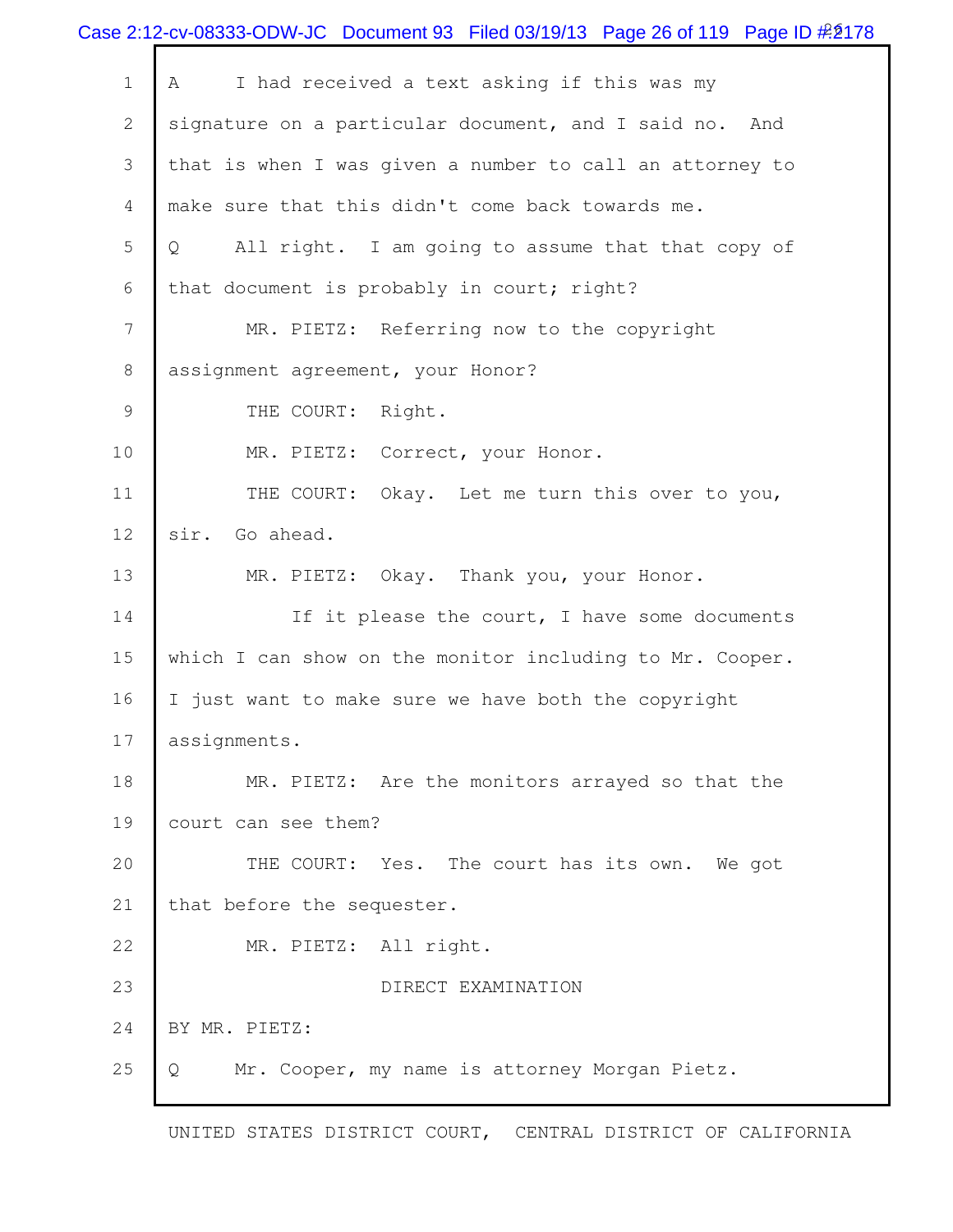A I had received a text asking if this was my signature on a particular document, and I said no. And that is when I was given a number to call an attorney to make sure that this didn't come back towards me.

Q All right. I am going to assume that that copy of that document is probably in court; right?

MR. PIETZ: Referring now to the copyright assignment agreement, your Honor?

THE COURT: Right.

MR. PIETZ: Correct, your Honor.

THE COURT: Okay. Let me turn this over to you, sir. Go ahead.

MR. PIETZ: Okay. Thank you, your Honor.

If it please the court, I have some documents which I can show on the monitor including to Mr. Cooper. I just want to make sure we have both the copyright assignments.

MR. PIETZ: Are the monitors arrayed so that the court can see them?

THE COURT: Yes. The court has its own. We got that before the sequester.

MR. PIETZ: All right.

DIRECT EXAMINATION

BY MR. PIETZ:

Q Mr. Cooper, my name is attorney Morgan Pietz.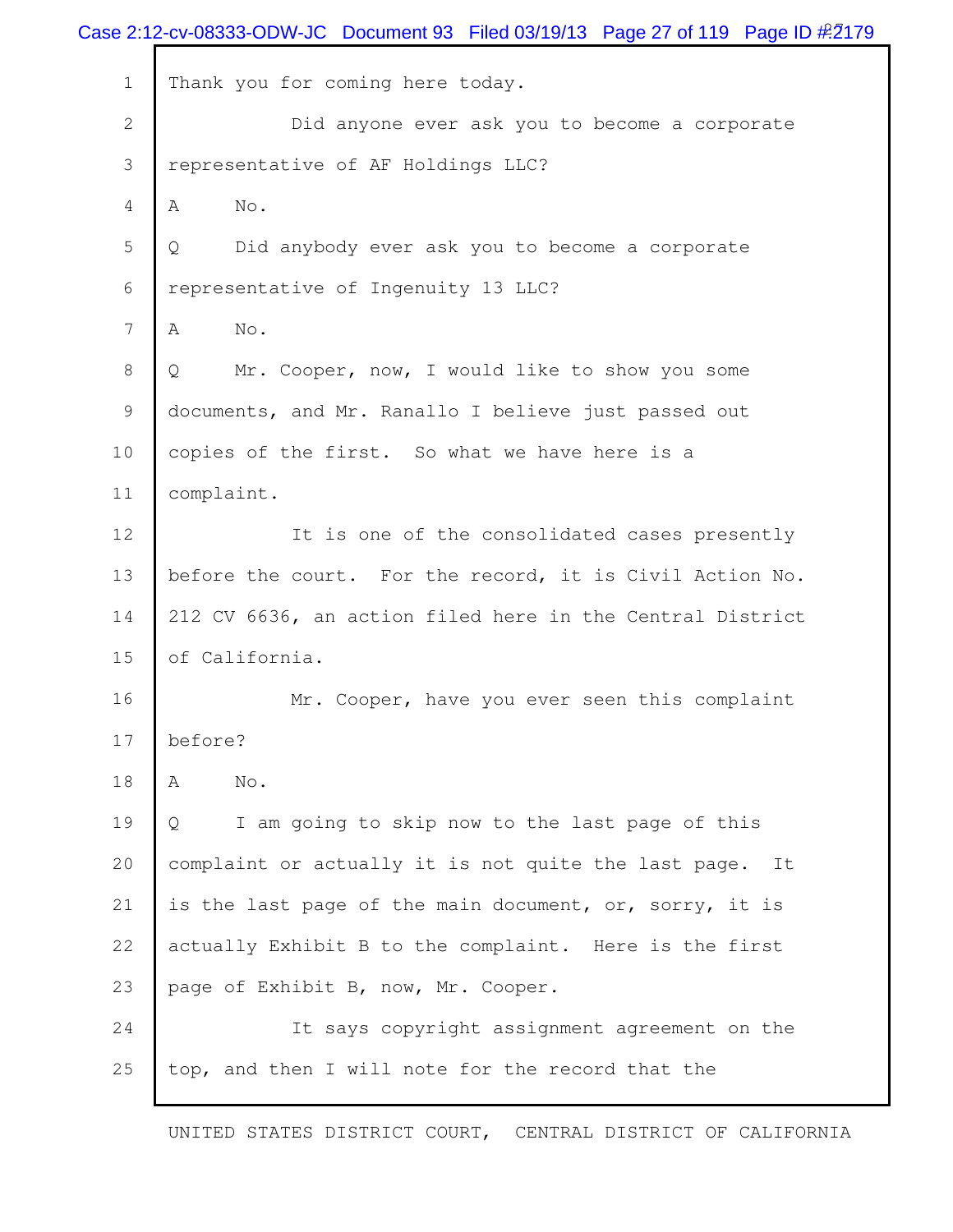Thank you for coming here today.

Did anyone ever ask you to become a corporate representative of AF Holdings LLC?

A No.

Q Did anybody ever ask you to become a corporate representative of Ingenuity 13 LLC?

A No.

Q Mr. Cooper, now, I would like to show you some documents, and Mr. Ranallo I believe just passed out copies of the first. So what we have here is a complaint.

It is one of the consolidated cases presently before the court. For the record, it is Civil Action No. 212 CV 6636, an action filed here in the Central District of California.

Mr. Cooper, have you ever seen this complaint before?

A No.

Q I am going to skip now to the last page of this complaint or actually it is not quite the last page. It is the last page of the main document, or, sorry, it is actually Exhibit B to the complaint. Here is the first page of Exhibit B, now, Mr. Cooper.

It says copyright assignment agreement on the top, and then I will note for the record that the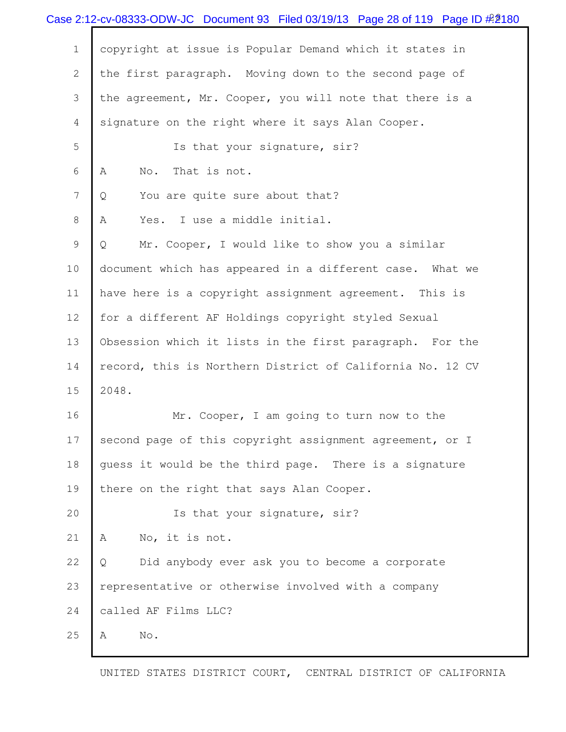copyright at issue is Popular Demand which it states in the first paragraph. Moving down to the second page of the agreement, Mr. Cooper, you will note that there is a signature on the right where it says Alan Cooper.

Is that your signature, sir?

A No. That is not.

Q You are quite sure about that?

A Yes. I use a middle initial.

Q Mr. Cooper, I would like to show you a similar document which has appeared in a different case. What we have here is a copyright assignment agreement. This is for a different AF Holdings copyright styled Sexual Obsession which it lists in the first paragraph. For the record, this is Northern District of California No. 12 CV 2048.

Mr. Cooper, I am going to turn now to the second page of this copyright assignment agreement, or I guess it would be the third page. There is a signature there on the right that says Alan Cooper.

Is that your signature, sir?

A No, it is not.

Q Did anybody ever ask you to become a corporate representative or otherwise involved with a company called AF Films LLC?

A No.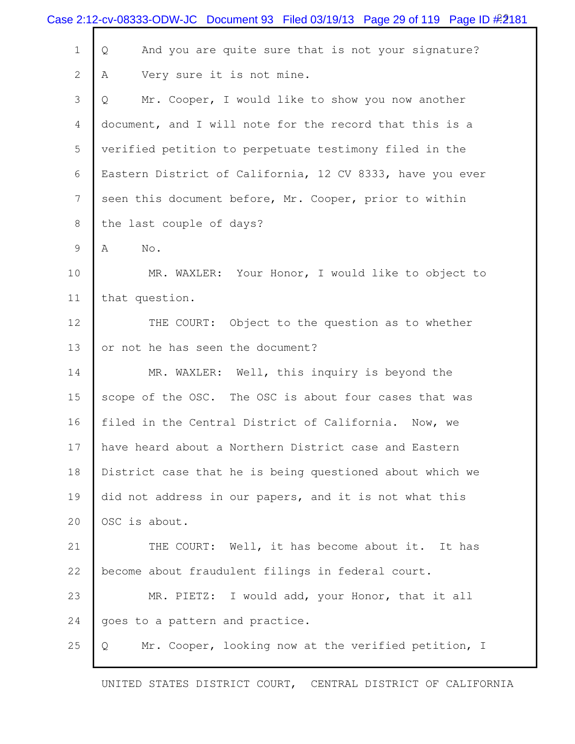Q And you are quite sure that is not your signature?

A Very sure it is not mine.

Q Mr. Cooper, I would like to show you now another document, and I will note for the record that this is a verified petition to perpetuate testimony filed in the Eastern District of California, 12 CV 8333, have you ever seen this document before, Mr. Cooper, prior to within the last couple of days?

A No.

MR. WAXLER: Your Honor, I would like to object to that question.

THE COURT: Object to the question as to whether or not he has seen the document?

MR. WAXLER: Well, this inquiry is beyond the scope of the OSC. The OSC is about four cases that was filed in the Central District of California. Now, we have heard about a Northern District case and Eastern District case that he is being questioned about which we did not address in our papers, and it is not what this OSC is about.

THE COURT: Well, it has become about it. It has become about fraudulent filings in federal court.

MR. PIETZ: I would add, your Honor, that it all goes to a pattern and practice.

Q Mr. Cooper, looking now at the verified petition, I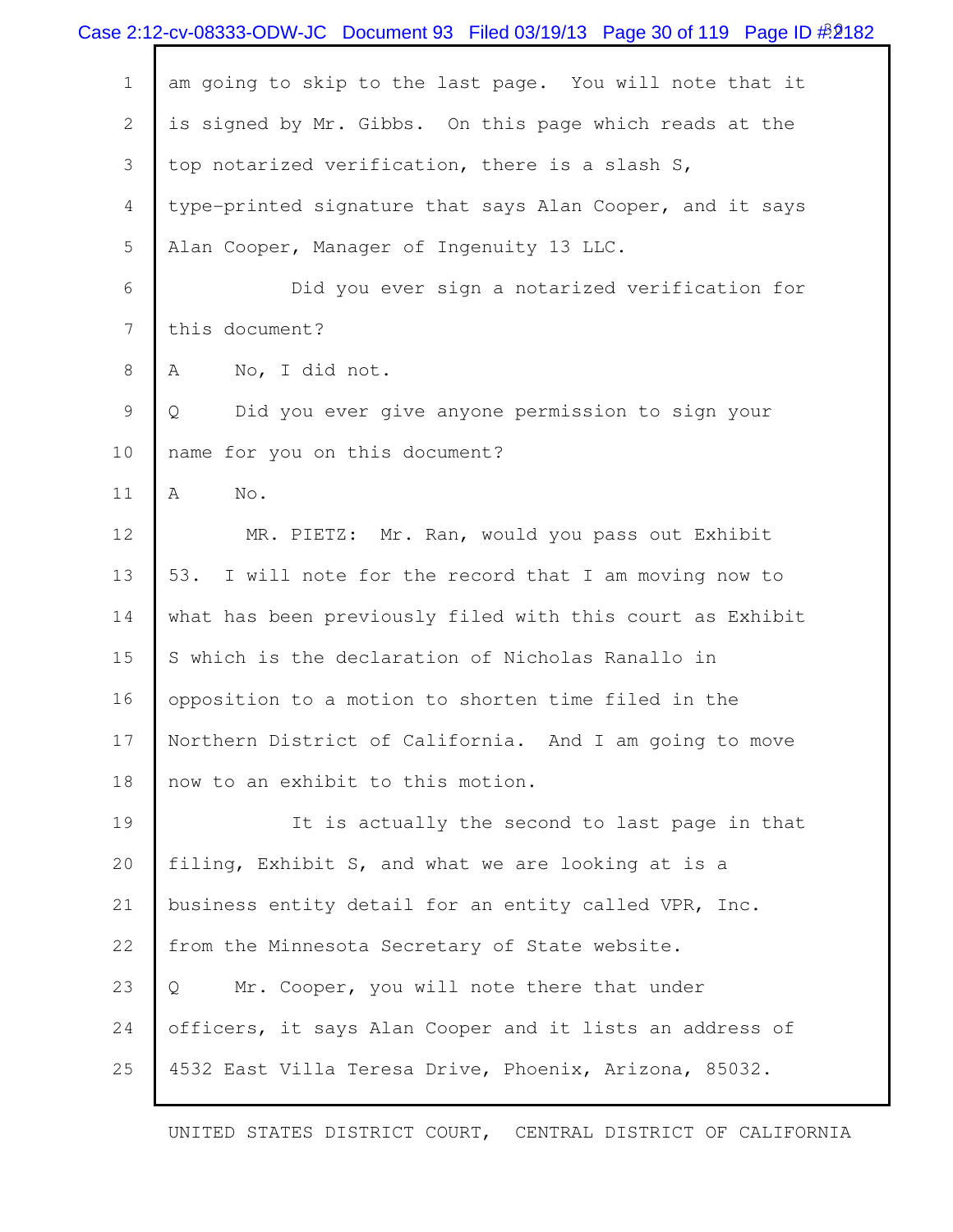am going to skip to the last page. You will note that it is signed by Mr. Gibbs. On this page which reads at the top notarized verification, there is a slash S, type-printed signature that says Alan Cooper, and it says Alan Cooper, Manager of Ingenuity 13 LLC.

Did you ever sign a notarized verification for this document?

A No, I did not.

Q Did you ever give anyone permission to sign your name for you on this document?

A No.

MR. PIETZ: Mr. Ran, would you pass out Exhibit 53. I will note for the record that I am moving now to what has been previously filed with this court as Exhibit S which is the declaration of Nicholas Ranallo in opposition to a motion to shorten time filed in the Northern District of California. And I am going to move now to an exhibit to this motion.

It is actually the second to last page in that filing, Exhibit S, and what we are looking at is a business entity detail for an entity called VPR, Inc. from the Minnesota Secretary of State website.

Q Mr. Cooper, you will note there that under officers, it says Alan Cooper and it lists an address of 4532 East Villa Teresa Drive, Phoenix, Arizona, 85032.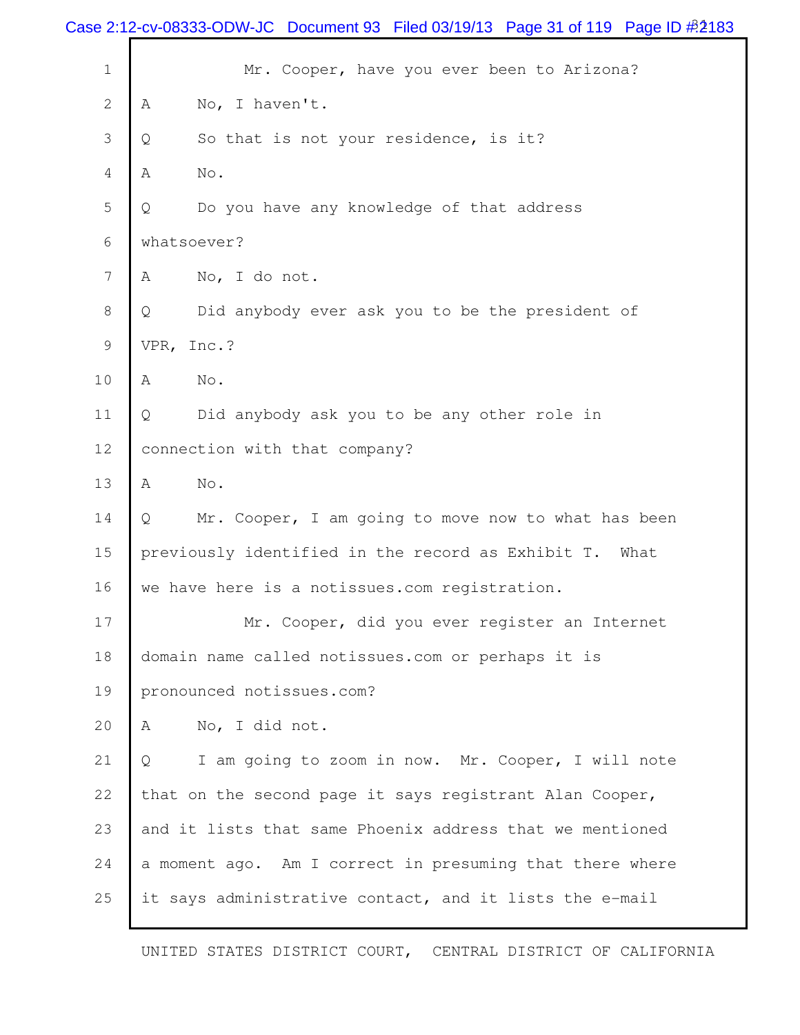Mr. Cooper, have you ever been to Arizona?

A No, I haven't.

Q So that is not your residence, is it?

A No.

Q Do you have any knowledge of that address whatsoever?

A No, I do not.

Q Did anybody ever ask you to be the president of VPR, Inc.?

A No.

Q Did anybody ask you to be any other role in connection with that company?

A No.

Q Mr. Cooper, I am going to move now to what has been previously identified in the record as Exhibit T. What we have here is a notissues.com registration.

Mr. Cooper, did you ever register an Internet domain name called notissues.com or perhaps it is pronounced notissues.com?

A No, I did not.

Q I am going to zoom in now. Mr. Cooper, I will note that on the second page it says registrant Alan Cooper, and it lists that same Phoenix address that we mentioned a moment ago. Am I correct in presuming that there where it says administrative contact, and it lists the e-mail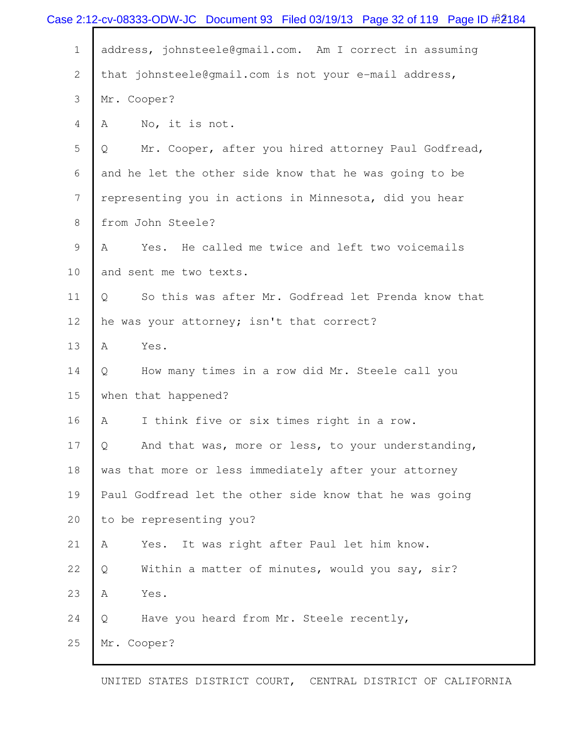1 address, johnsteele@gmail.com. Am I correct in assuming

2 that johnsteele@gmail.com is not your e-mail address,

3 Mr. Cooper?

4 A No, it is not.

5 Q Mr. Cooper, after you hired attorney Paul Godfread,

6 and he let the other side know that he was going to be

7 representing you in actions in Minnesota, did you hear

8 from John Steele?

9 A Yes. He called me twice and left two voicemails

10 and sent me two texts.

11 Q So this was after Mr. Godfread let Prenda know that

12 he was your attorney; isn't that correct?

13 A Yes.

14 Q How many times in a row did Mr. Steele call you

15 when that happened?

16 A I think five or six times right in a row.

17 Q And that was, more or less, to your understanding,

18 was that more or less immediately after your attorney

19 Paul Godfread let the other side know that he was going

20 to be representing you?

21 A Yes. It was right after Paul let him know.

22 Q Within a matter of minutes, would you say, sir?

23 A Yes.

24 Q Have you heard from Mr. Steele recently,

25 Mr. Cooper?

UNITED STATES DISTRICT COURT, CENTRAL DISTRICT OF CALIFORNIA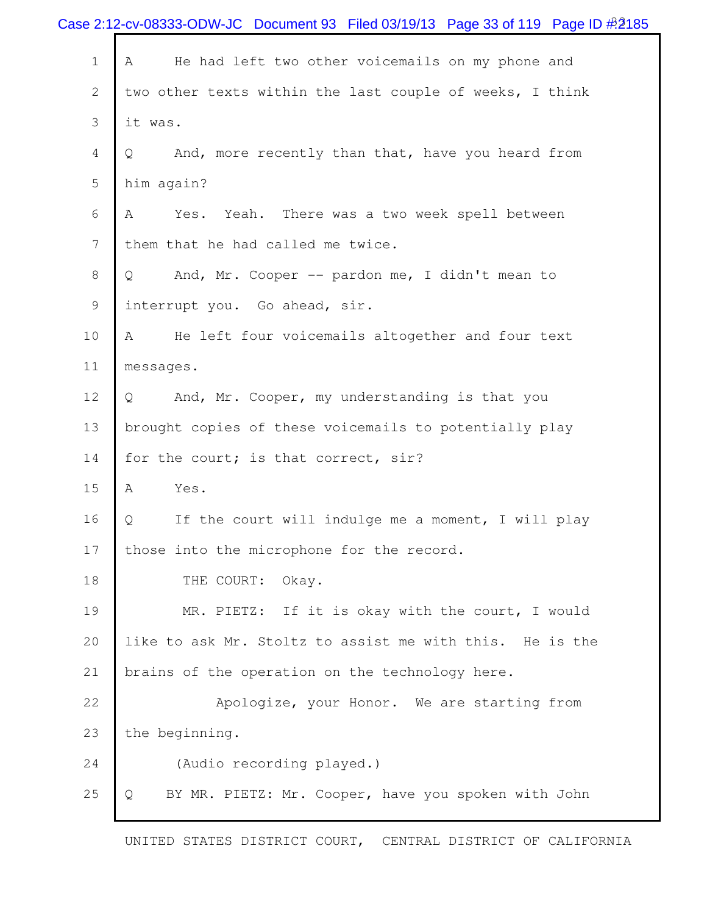A He had left two other voicemails on my phone and two other texts within the last couple of weeks, I think it was.

Q And, more recently than that, have you heard from him again?

A Yes. Yeah. There was a two week spell between them that he had called me twice.

Q And, Mr. Cooper -- pardon me, I didn't mean to interrupt you. Go ahead, sir.

A He left four voicemails altogether and four text messages.

Q And, Mr. Cooper, my understanding is that you brought copies of these voicemails to potentially play for the court; is that correct, sir?

A Yes.

Q If the court will indulge me a moment, I will play those into the microphone for the record.

THE COURT: Okay.

MR. PIETZ: If it is okay with the court, I would like to ask Mr. Stoltz to assist me with this. He is the brains of the operation on the technology here.

Apologize, your Honor. We are starting from the beginning.

(Audio recording played.)

Q BY MR. PIETZ: Mr. Cooper, have you spoken with John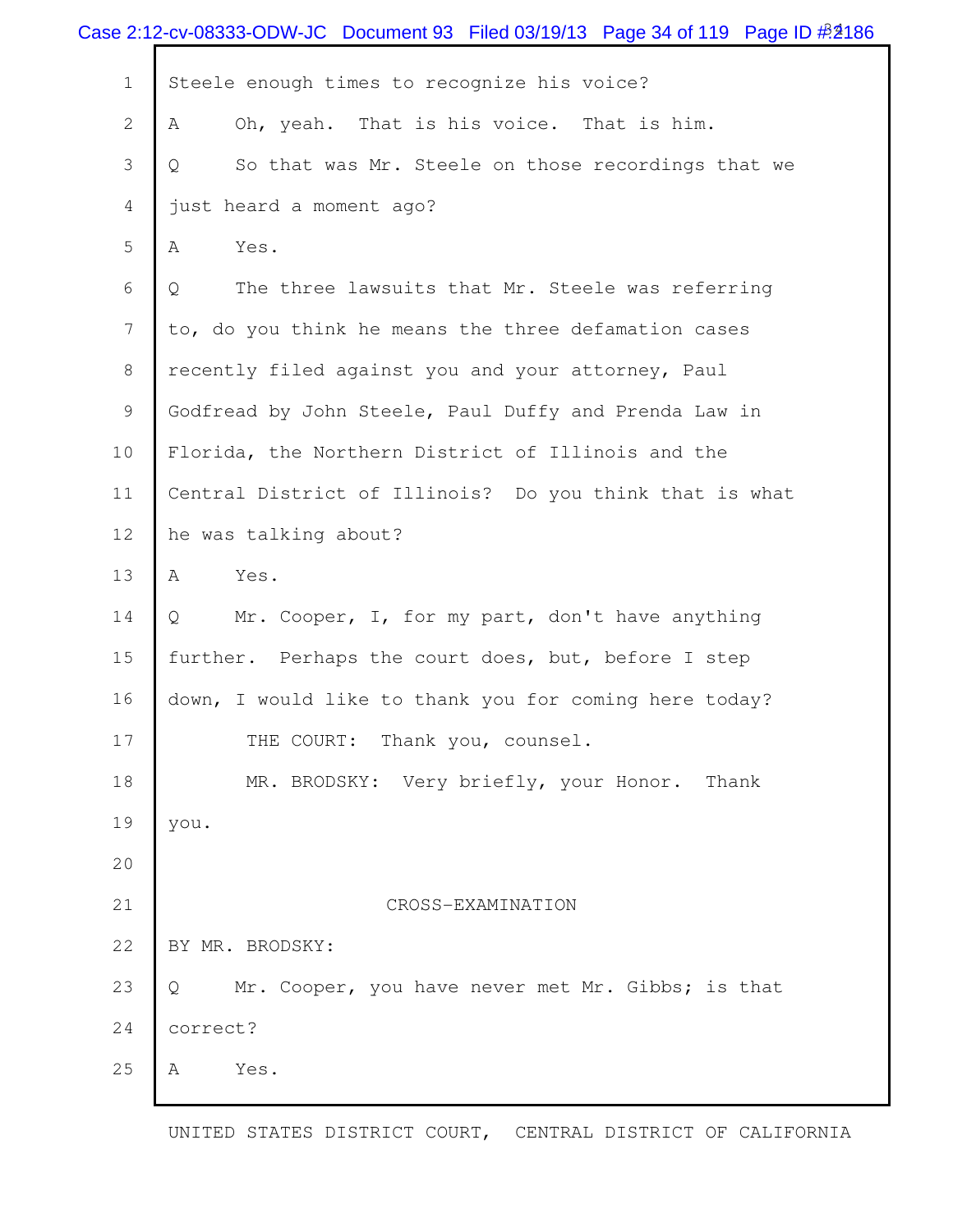Steele enough times to recognize his voice?

A Oh, yeah. That is his voice. That is him.

Q So that was Mr. Steele on those recordings that we just heard a moment ago?

A Yes.

Q The three lawsuits that Mr. Steele was referring to, do you think he means the three defamation cases recently filed against you and your attorney, Paul Godfread by John Steele, Paul Duffy and Prenda Law in Florida, the Northern District of Illinois and the Central District of Illinois? Do you think that is what he was talking about?

A Yes.

Q Mr. Cooper, I, for my part, don't have anything further. Perhaps the court does, but, before I step down, I would like to thank you for coming here today?

THE COURT: Thank you, counsel.

MR. BRODSKY: Very briefly, your Honor. Thank you.

CROSS-EXAMINATION

BY MR. BRODSKY:

Q Mr. Cooper, you have never met Mr. Gibbs; is that correct?

A Yes.

UNITED STATES DISTRICT COURT, CENTRAL DISTRICT OF CALIFORNIA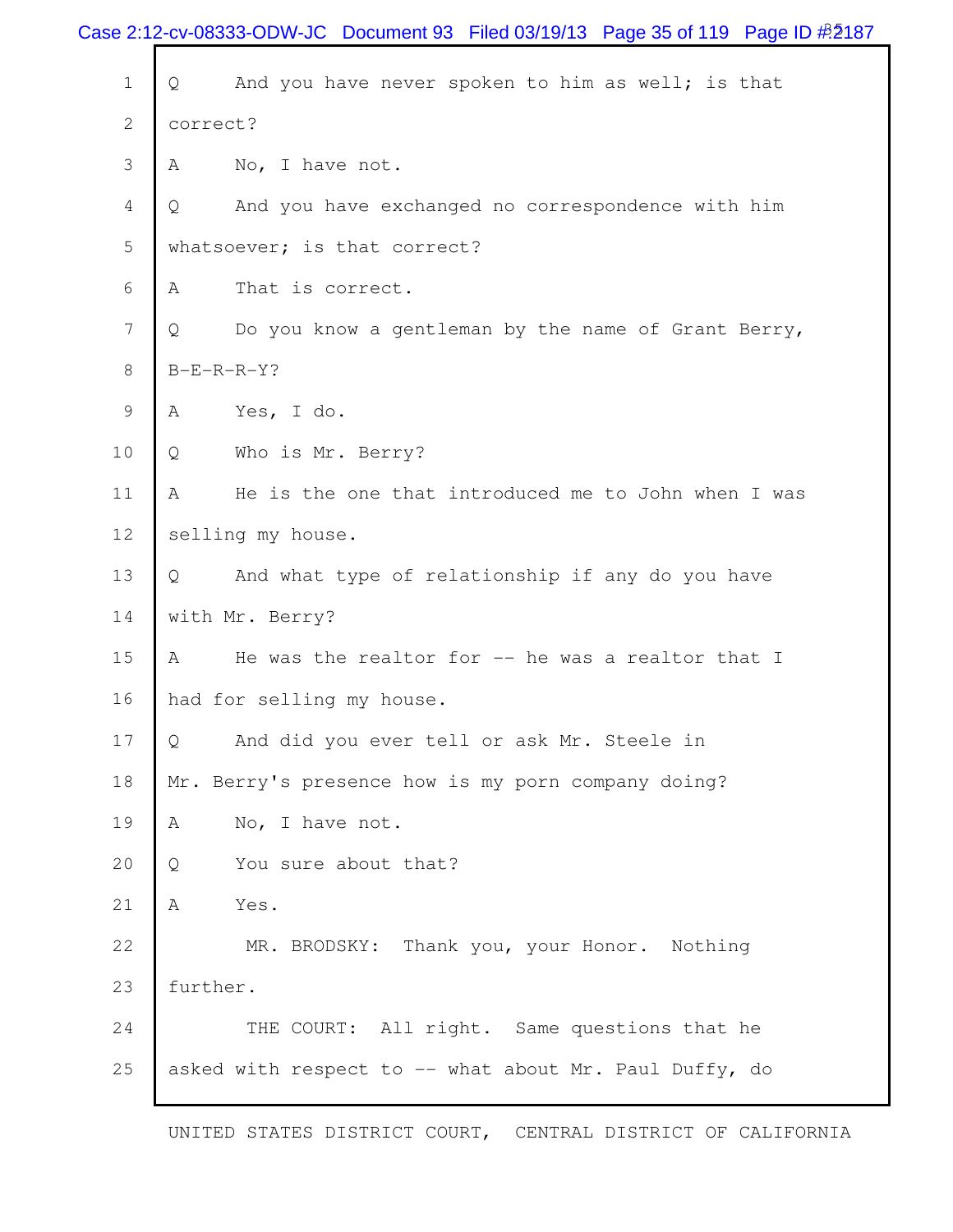1 Q And you have never spoken to him as well; is that

2 correct?

3 A No, I have not.

4 Q And you have exchanged no correspondence with him

5 whatsoever; is that correct?

6 A That is correct.

7 Q Do you know a gentleman by the name of Grant Berry,

8 B-E-R-R-Y?

9 A Yes, I do.

10 Q Who is Mr. Berry?

11 A He is the one that introduced me to John when I was

12 selling my house.

13 Q And what type of relationship if any do you have

14 with Mr. Berry?

15 A He was the realtor for -- he was a realtor that I

16 had for selling my house.

17 Q And did you ever tell or ask Mr. Steele in

18 Mr. Berry's presence how is my porn company doing?

19 A No, I have not.

20 Q You sure about that?

21 A Yes.

22 MR. BRODSKY: Thank you, your Honor. Nothing

23 further.

24 THE COURT: All right. Same questions that he

25 asked with respect to -- what about Mr. Paul Duffy, do

UNITED STATES DISTRICT COURT, CENTRAL DISTRICT OF CALIFORNIA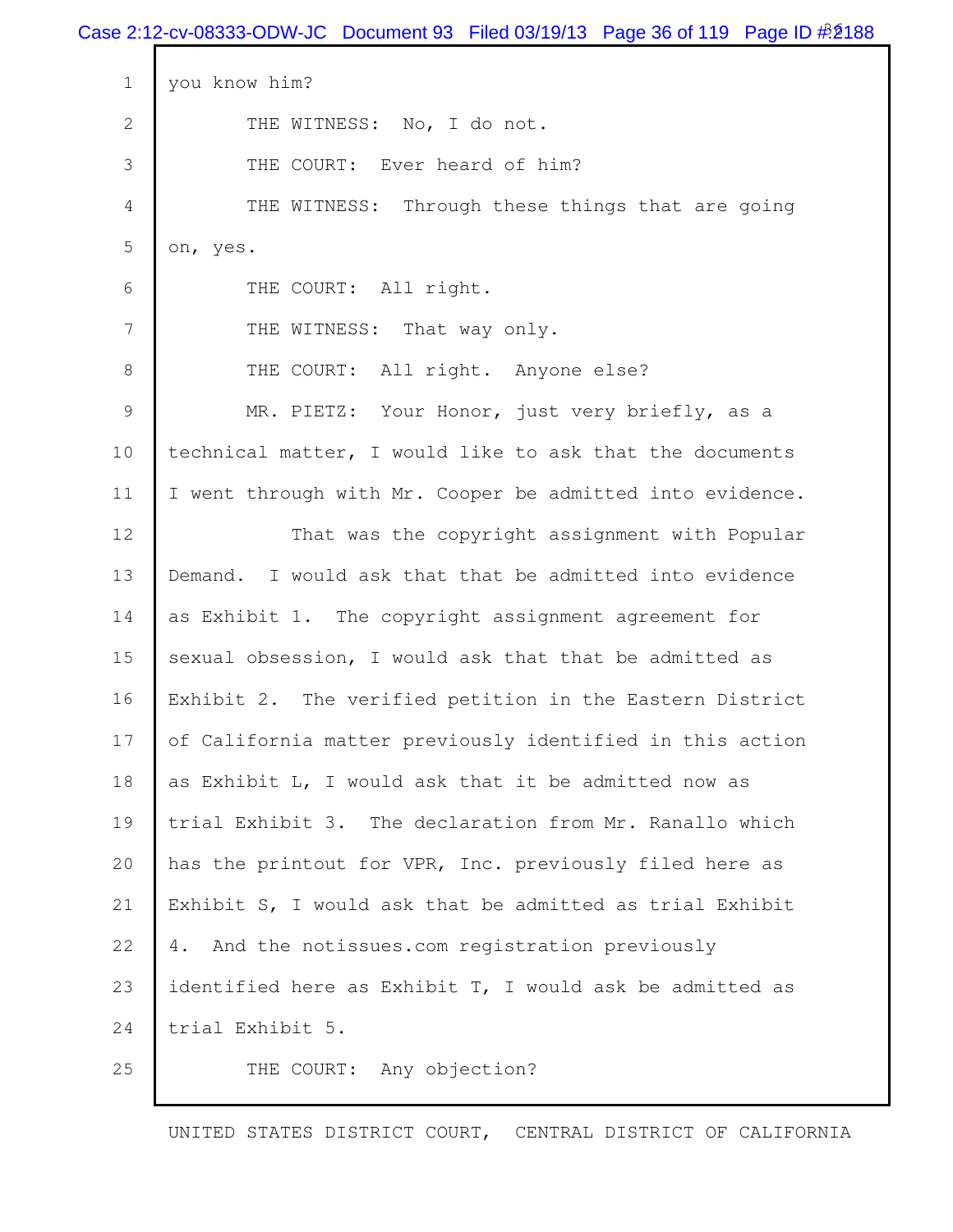you know him?

THE WITNESS: No, I do not.

THE COURT: Ever heard of him?

THE WITNESS: Through these things that are going on, yes.

THE COURT: All right.

THE WITNESS: That way only.

THE COURT: All right. Anyone else?

MR. PIETZ: Your Honor, just very briefly, as a technical matter, I would like to ask that the documents I went through with Mr. Cooper be admitted into evidence.

That was the copyright assignment with Popular Demand. I would ask that that be admitted into evidence as Exhibit 1. The copyright assignment agreement for sexual obsession, I would ask that that be admitted as Exhibit 2. The verified petition in the Eastern District of California matter previously identified in this action as Exhibit L, I would ask that it be admitted now as trial Exhibit 3. The declaration from Mr. Ranallo which has the printout for VPR, Inc. previously filed here as Exhibit S, I would ask that be admitted as trial Exhibit 4. And the notissues.com registration previously identified here as Exhibit T, I would ask be admitted as trial Exhibit 5.

THE COURT: Any objection?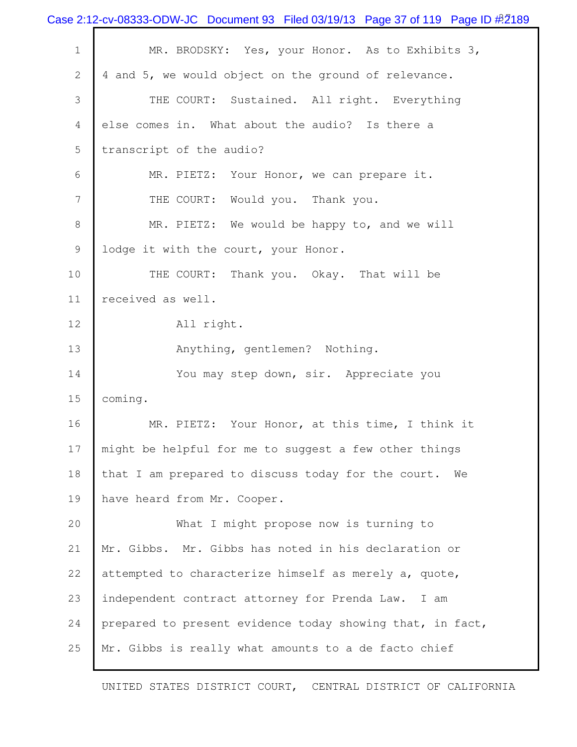MR. BRODSKY: Yes, your Honor. As to Exhibits 3, 4 and 5, we would object on the ground of relevance.

THE COURT: Sustained. All right. Everything else comes in. What about the audio? Is there a transcript of the audio?

MR. PIETZ: Your Honor, we can prepare it.

THE COURT: Would you. Thank you.

MR. PIETZ: We would be happy to, and we will lodge it with the court, your Honor.

THE COURT: Thank you. Okay. That will be received as well.

All right.

Anything, gentlemen? Nothing.

You may step down, sir. Appreciate you coming.

MR. PIETZ: Your Honor, at this time, I think it might be helpful for me to suggest a few other things that I am prepared to discuss today for the court. We have heard from Mr. Cooper.

What I might propose now is turning to Mr. Gibbs. Mr. Gibbs has noted in his declaration or attempted to characterize himself as merely a, quote, independent contract attorney for Prenda Law. I am prepared to present evidence today showing that, in fact, Mr. Gibbs is really what amounts to a de facto chief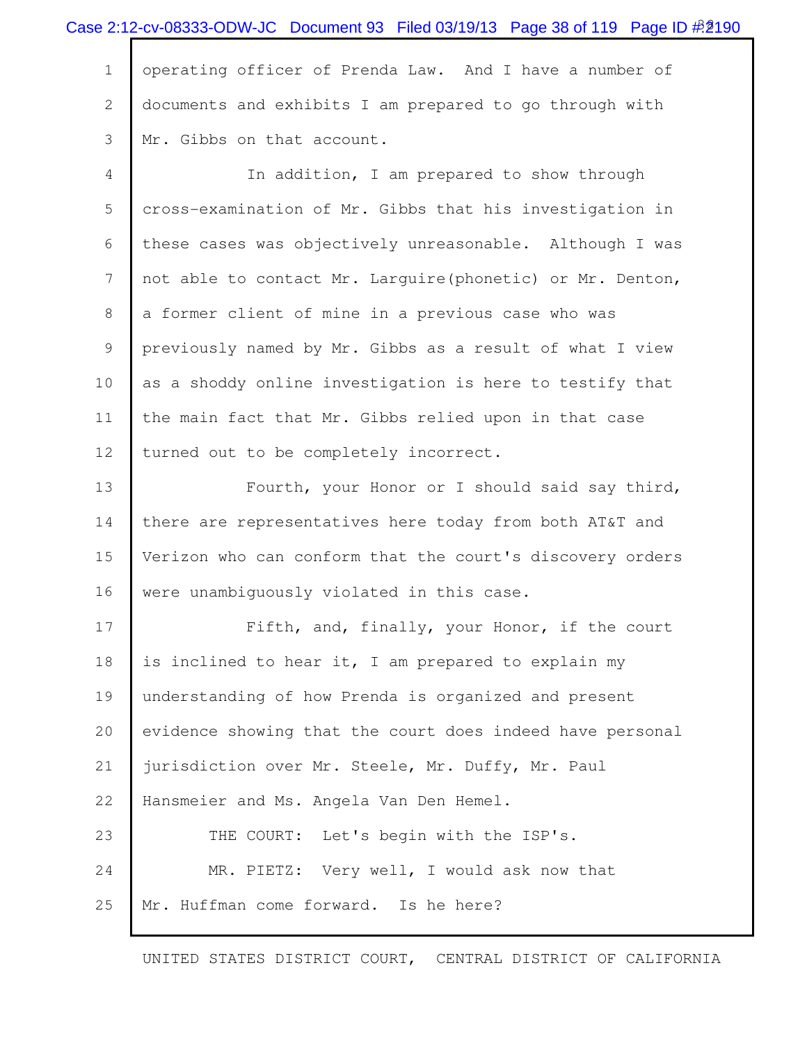operating officer of Prenda Law. And I have a number of documents and exhibits I am prepared to go through with Mr. Gibbs on that account.

In addition, I am prepared to show through cross-examination of Mr. Gibbs that his investigation in these cases was objectively unreasonable. Although I was not able to contact Mr. Larguire(phonetic) or Mr. Denton, a former client of mine in a previous case who was previously named by Mr. Gibbs as a result of what I view as a shoddy online investigation is here to testify that the main fact that Mr. Gibbs relied upon in that case turned out to be completely incorrect.

Fourth, your Honor or I should said say third, there are representatives here today from both AT&T and Verizon who can conform that the court's discovery orders were unambiguously violated in this case.

Fifth, and, finally, your Honor, if the court is inclined to hear it, I am prepared to explain my understanding of how Prenda is organized and present evidence showing that the court does indeed have personal jurisdiction over Mr. Steele, Mr. Duffy, Mr. Paul Hansmeier and Ms. Angela Van Den Hemel.

THE COURT: Let's begin with the ISP's.

MR. PIETZ: Very well, I would ask now that Mr. Huffman come forward. Is he here?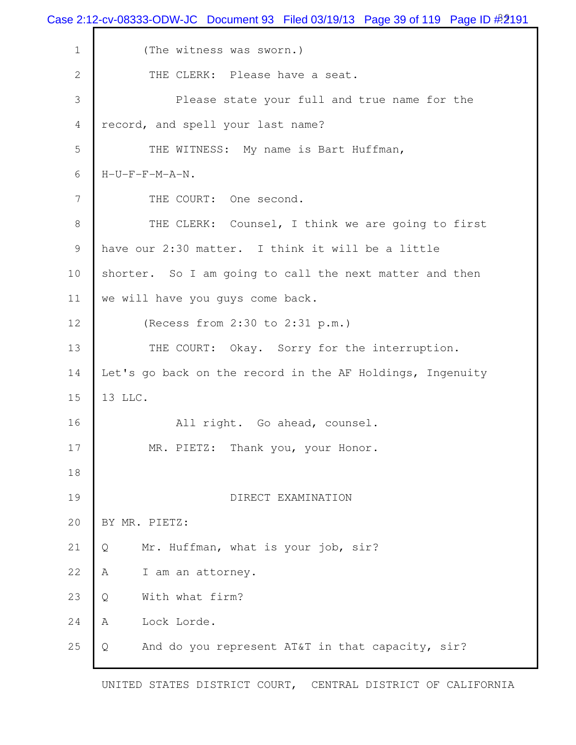(The witness was sworn.)

THE CLERK: Please have a seat.

Please state your full and true name for the record, and spell your last name?

THE WITNESS: My name is Bart Huffman, H-U-F-F-M-A-N.

THE COURT: One second.

THE CLERK: Counsel, I think we are going to first have our 2:30 matter. I think it will be a little shorter. So I am going to call the next matter and then we will have you guys come back.

(Recess from 2:30 to 2:31 p.m.)

THE COURT: Okay. Sorry for the interruption. Let's go back on the record in the AF Holdings, Ingenuity 13 LLC.

All right. Go ahead, counsel.

MR. PIETZ: Thank you, your Honor.

DIRECT EXAMINATION

BY MR. PIETZ:

Q Mr. Huffman, what is your job, sir?

A I am an attorney.

Q With what firm?

A Lock Lorde.

Q And do you represent AT&T in that capacity, sir?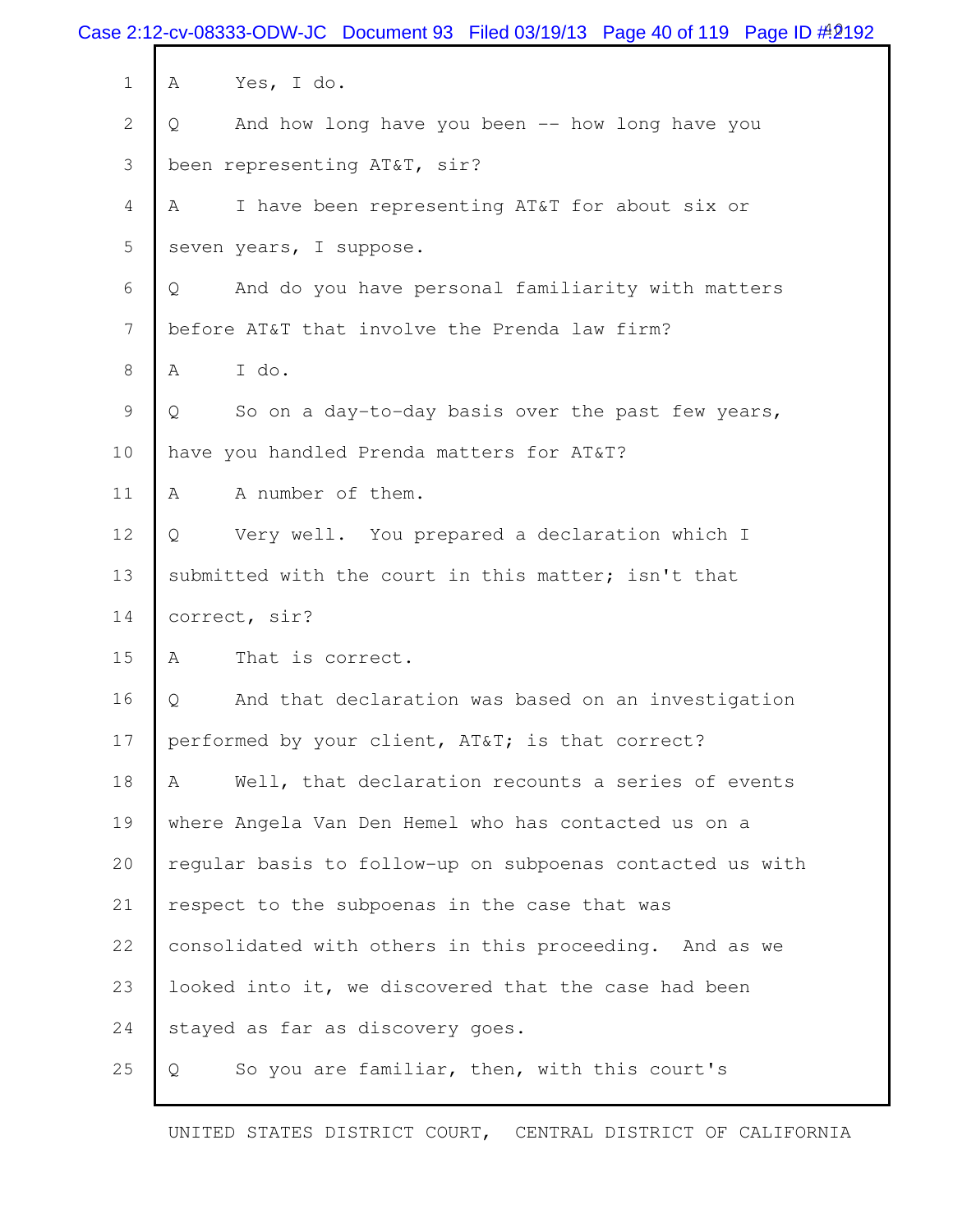A Yes, I do.

Q And how long have you been -- how long have you been representing AT&T, sir?

A I have been representing AT&T for about six or seven years, I suppose.

Q And do you have personal familiarity with matters before AT&T that involve the Prenda law firm?

A I do.

Q So on a day-to-day basis over the past few years, have you handled Prenda matters for AT&T?

A A number of them.

Q Very well. You prepared a declaration which I submitted with the court in this matter; isn't that correct, sir?

A That is correct.

Q And that declaration was based on an investigation performed by your client, AT&T; is that correct?

A Well, that declaration recounts a series of events where Angela Van Den Hemel who has contacted us on a regular basis to follow-up on subpoenas contacted us with respect to the subpoenas in the case that was consolidated with others in this proceeding. And as we looked into it, we discovered that the case had been stayed as far as discovery goes.

Q So you are familiar, then, with this court's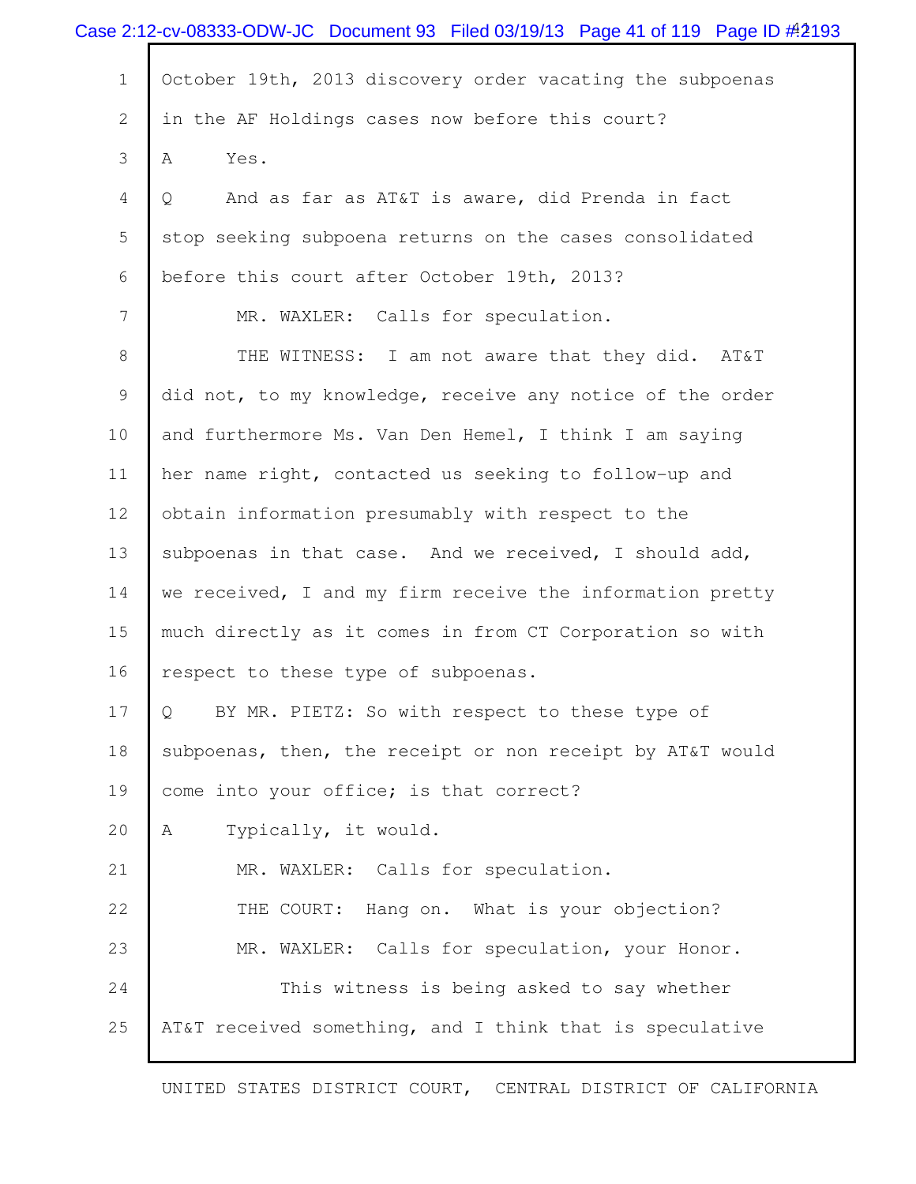October 19th, 2013 discovery order vacating the subpoenas in the AF Holdings cases now before this court?

A Yes.

Q And as far as AT&T is aware, did Prenda in fact stop seeking subpoena returns on the cases consolidated before this court after October 19th, 2013?

MR. WAXLER: Calls for speculation.

THE WITNESS: I am not aware that they did. AT&T did not, to my knowledge, receive any notice of the order and furthermore Ms. Van Den Hemel, I think I am saying her name right, contacted us seeking to follow-up and obtain information presumably with respect to the subpoenas in that case. And we received, I should add, we received, I and my firm receive the information pretty much directly as it comes in from CT Corporation so with respect to these type of subpoenas.

Q BY MR. PIETZ: So with respect to these type of subpoenas, then, the receipt or non receipt by AT&T would come into your office; is that correct?

A Typically, it would.

MR. WAXLER: Calls for speculation.

THE COURT: Hang on. What is your objection?

MR. WAXLER: Calls for speculation, your Honor.

This witness is being asked to say whether AT&T received something, and I think that is speculative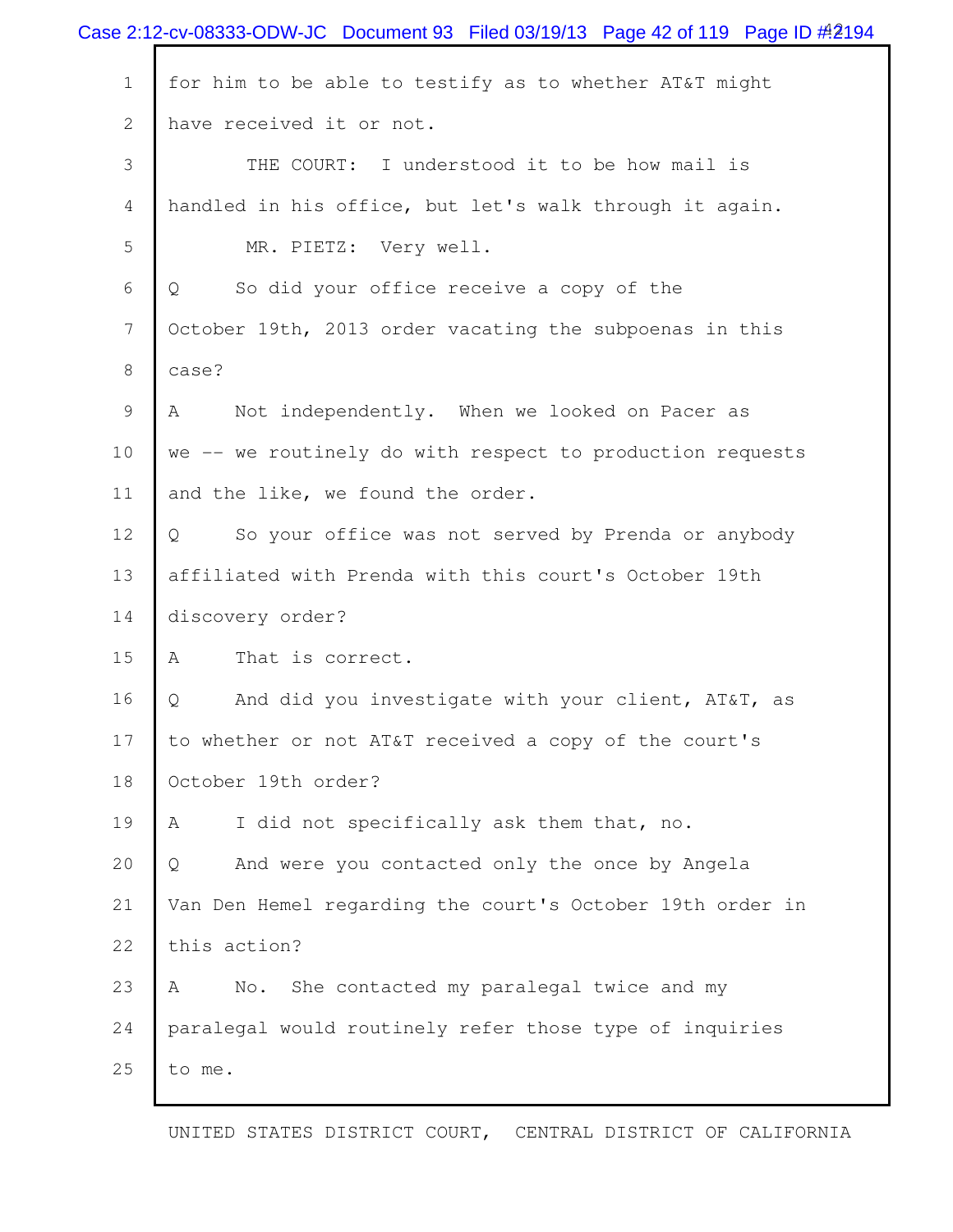for him to be able to testify as to whether AT&T might have received it or not.

THE COURT: I understood it to be how mail is handled in his office, but let's walk through it again.

MR. PIETZ: Very well.

Q So did your office receive a copy of the October 19th, 2013 order vacating the subpoenas in this case?

A Not independently. When we looked on Pacer as we -- we routinely do with respect to production requests and the like, we found the order.

Q So your office was not served by Prenda or anybody affiliated with Prenda with this court's October 19th discovery order?

A That is correct.

Q And did you investigate with your client, AT&T, as to whether or not AT&T received a copy of the court's October 19th order?

A I did not specifically ask them that, no.

Q And were you contacted only the once by Angela Van Den Hemel regarding the court's October 19th order in this action?

A No. She contacted my paralegal twice and my paralegal would routinely refer those type of inquiries to me.

UNITED STATES DISTRICT COURT, CENTRAL DISTRICT OF CALIFORNIA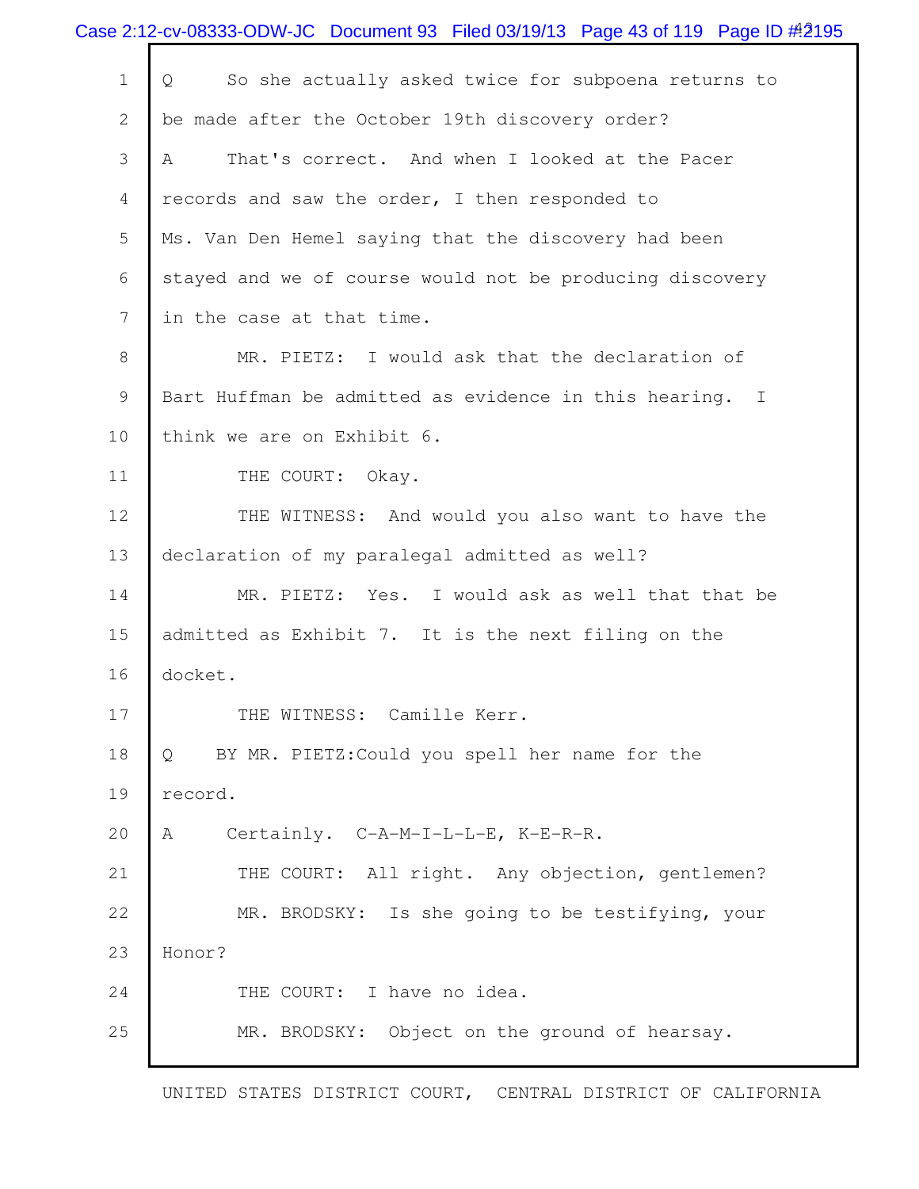Q So she actually asked twice for subpoena returns to be made after the October 19th discovery order?

A That's correct. And when I looked at the Pacer records and saw the order, I then responded to Ms. Van Den Hemel saying that the discovery had been stayed and we of course would not be producing discovery in the case at that time.

MR. PIETZ: I would ask that the declaration of Bart Huffman be admitted as evidence in this hearing. I think we are on Exhibit 6.

THE COURT: Okay.

THE WITNESS: And would you also want to have the declaration of my paralegal admitted as well?

MR. PIETZ: Yes. I would ask as well that that be admitted as Exhibit 7. It is the next filing on the docket.

THE WITNESS: Camille Kerr.

Q BY MR. PIETZ: Could you spell her name for the record.

A Certainly. C-A-M-I-L-L-E, K-E-R-R.

THE COURT: All right. Any objection, gentlemen?

MR. BRODSKY: Is she going to be testifying, your Honor?

THE COURT: I have no idea.

MR. BRODSKY: Object on the ground of hearsay.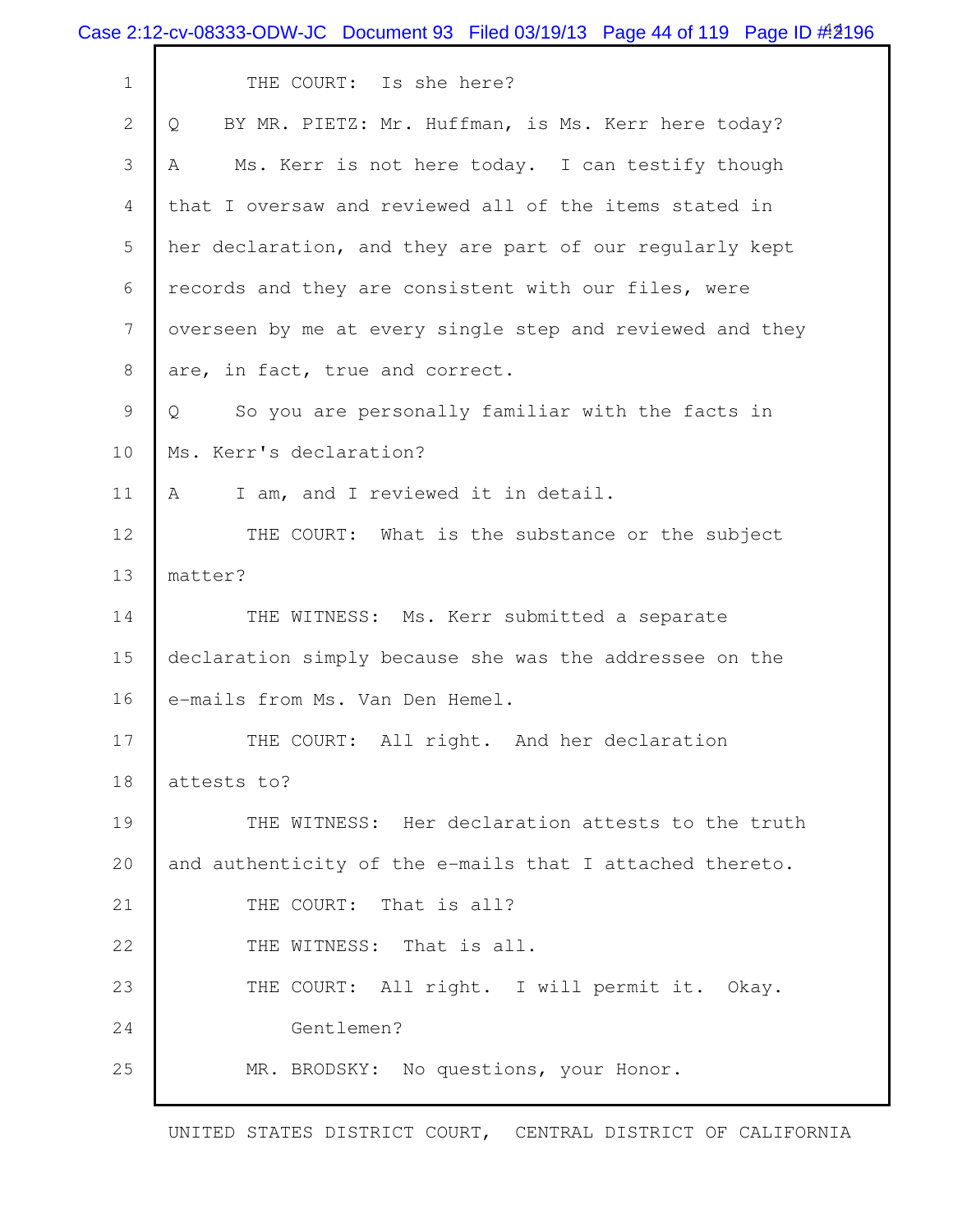THE COURT: Is she here?

Q BY MR. PIETZ: Mr. Huffman, is Ms. Kerr here today?

A Ms. Kerr is not here today. I can testify though that I oversaw and reviewed all of the items stated in her declaration, and they are part of our regularly kept records and they are consistent with our files, were overseen by me at every single step and reviewed and they are, in fact, true and correct.

Q So you are personally familiar with the facts in Ms. Kerr's declaration?

A I am, and I reviewed it in detail.

THE COURT: What is the substance or the subject matter?

THE WITNESS: Ms. Kerr submitted a separate declaration simply because she was the addressee on the e-mails from Ms. Van Den Hemel.

THE COURT: All right. And her declaration attests to?

THE WITNESS: Her declaration attests to the truth and authenticity of the e-mails that I attached thereto.

THE COURT: That is all?

THE WITNESS: That is all.

THE COURT: All right. I will permit it. Okay.

Gentlemen?

MR. BRODSKY: No questions, your Honor.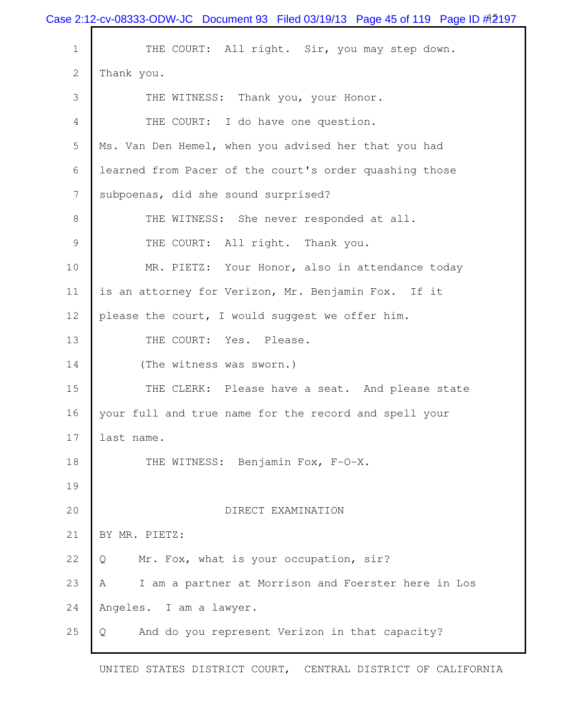THE COURT: All right. Sir, you may step down. Thank you.

THE WITNESS: Thank you, your Honor.

THE COURT: I do have one question. Ms. Van Den Hemel, when you advised her that you had learned from Pacer of the court's order quashing those subpoenas, did she sound surprised?

THE WITNESS: She never responded at all.

THE COURT: All right. Thank you.

MR. PIETZ: Your Honor, also in attendance today is an attorney for Verizon, Mr. Benjamin Fox. If it please the court, I would suggest we offer him.

THE COURT: Yes. Please.

(The witness was sworn.)

THE CLERK: Please have a seat. And please state your full and true name for the record and spell your last name.

THE WITNESS: Benjamin Fox, F-O-X.

DIRECT EXAMINATION

BY MR. PIETZ:

Q Mr. Fox, what is your occupation, sir?

A I am a partner at Morrison and Foerster here in Los Angeles. I am a lawyer.

Q And do you represent Verizon in that capacity?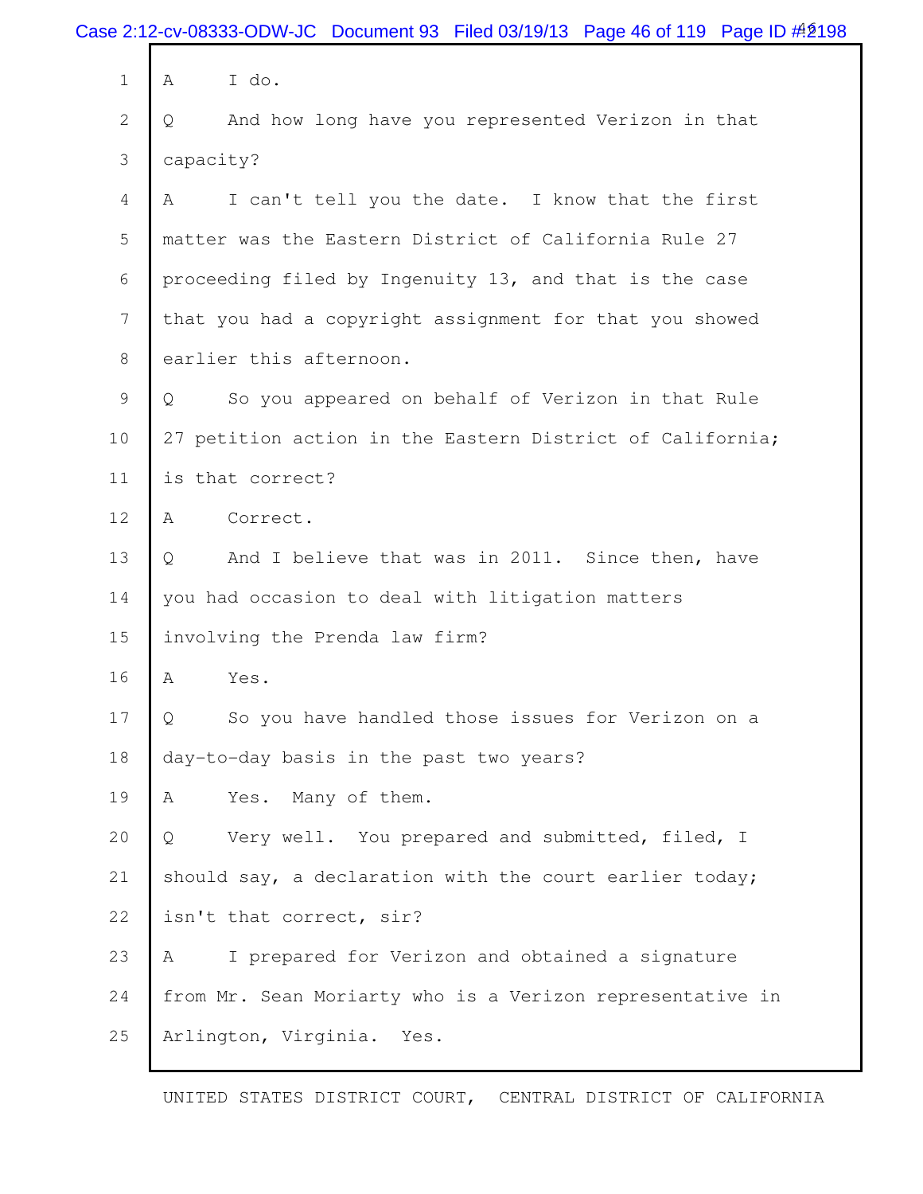1 A I do.

2 Q And how long have you represented Verizon in that

3 capacity?

4 A I can't tell you the date. I know that the first

5 matter was the Eastern District of California Rule 27

6 proceeding filed by Ingenuity 13, and that is the case

7 that you had a copyright assignment for that you showed

8 earlier this afternoon.

9 Q So you appeared on behalf of Verizon in that Rule

10 27 petition action in the Eastern District of California;

11 is that correct?

12 A Correct.

13 Q And I believe that was in 2011. Since then, have

14 you had occasion to deal with litigation matters

15 involving the Prenda law firm?

16 A Yes.

17 Q So you have handled those issues for Verizon on a

18 day-to-day basis in the past two years?

19 A Yes. Many of them.

20 Q Very well. You prepared and submitted, filed, I

21 should say, a declaration with the court earlier today;

22 isn't that correct, sir?

23 A I prepared for Verizon and obtained a signature

24 from Mr. Sean Moriarty who is a Verizon representative in

25 Arlington, Virginia. Yes.

UNITED STATES DISTRICT COURT, CENTRAL DISTRICT OF CALIFORNIA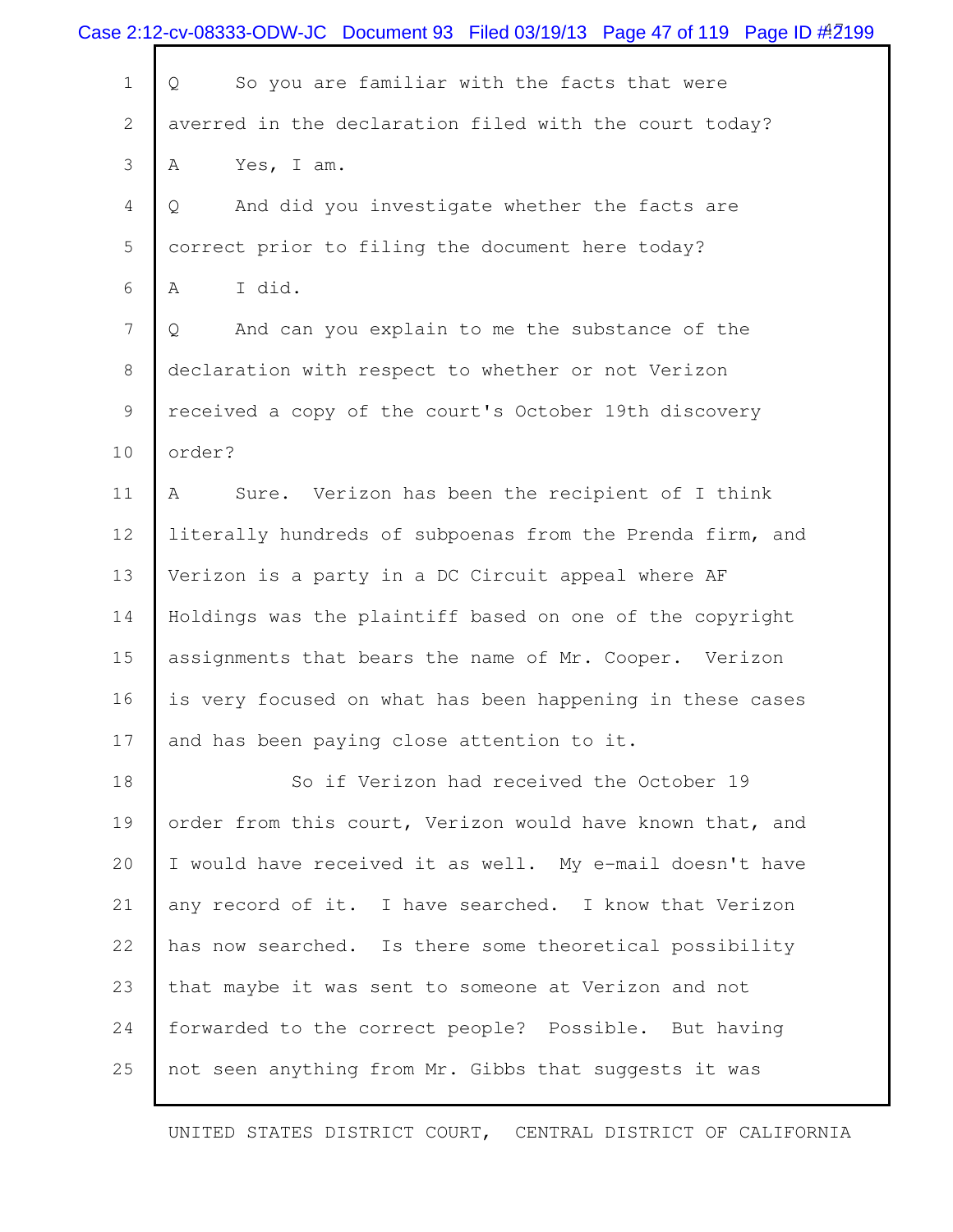Q So you are familiar with the facts that were averred in the declaration filed with the court today?

A Yes, I am.

Q And did you investigate whether the facts are correct prior to filing the document here today?

A I did.

Q And can you explain to me the substance of the declaration with respect to whether or not Verizon received a copy of the court's October 19th discovery order?

A Sure. Verizon has been the recipient of I think literally hundreds of subpoenas from the Prenda firm, and Verizon is a party in a DC Circuit appeal where AF Holdings was the plaintiff based on one of the copyright assignments that bears the name of Mr. Cooper. Verizon is very focused on what has been happening in these cases and has been paying close attention to it.

So if Verizon had received the October 19 order from this court, Verizon would have known that, and I would have received it as well. My e-mail doesn't have any record of it. I have searched. I know that Verizon has now searched. Is there some theoretical possibility that maybe it was sent to someone at Verizon and not forwarded to the correct people? Possible. But having not seen anything from Mr. Gibbs that suggests it was

UNITED STATES DISTRICT COURT, CENTRAL DISTRICT OF CALIFORNIA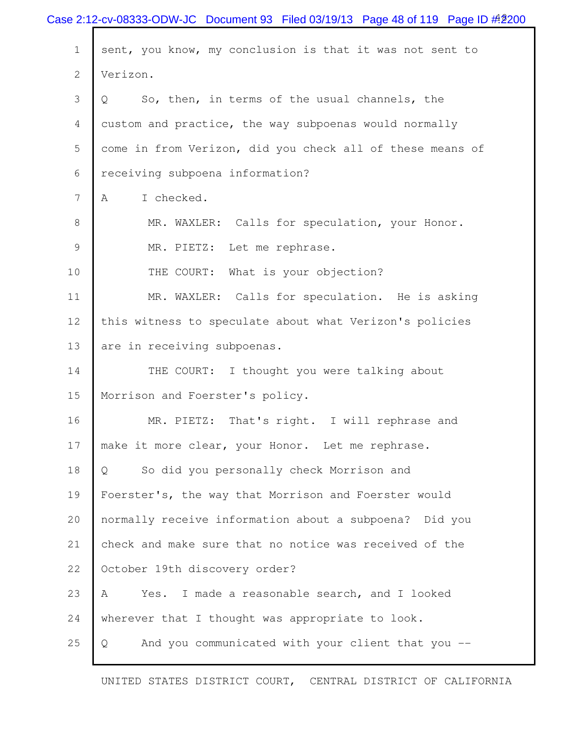sent, you know, my conclusion is that it was not sent to Verizon.

Q So, then, in terms of the usual channels, the custom and practice, the way subpoenas would normally come in from Verizon, did you check all of these means of receiving subpoena information?

A I checked.

MR. WAXLER: Calls for speculation, your Honor.

MR. PIETZ: Let me rephrase.

THE COURT: What is your objection?

MR. WAXLER: Calls for speculation. He is asking this witness to speculate about what Verizon's policies are in receiving subpoenas.

THE COURT: I thought you were talking about Morrison and Foerster's policy.

MR. PIETZ: That's right. I will rephrase and make it more clear, your Honor. Let me rephrase.

Q So did you personally check Morrison and Foerster's, the way that Morrison and Foerster would normally receive information about a subpoena? Did you check and make sure that no notice was received of the October 19th discovery order?

A Yes. I made a reasonable search, and I looked wherever that I thought was appropriate to look.

Q And you communicated with your client that you --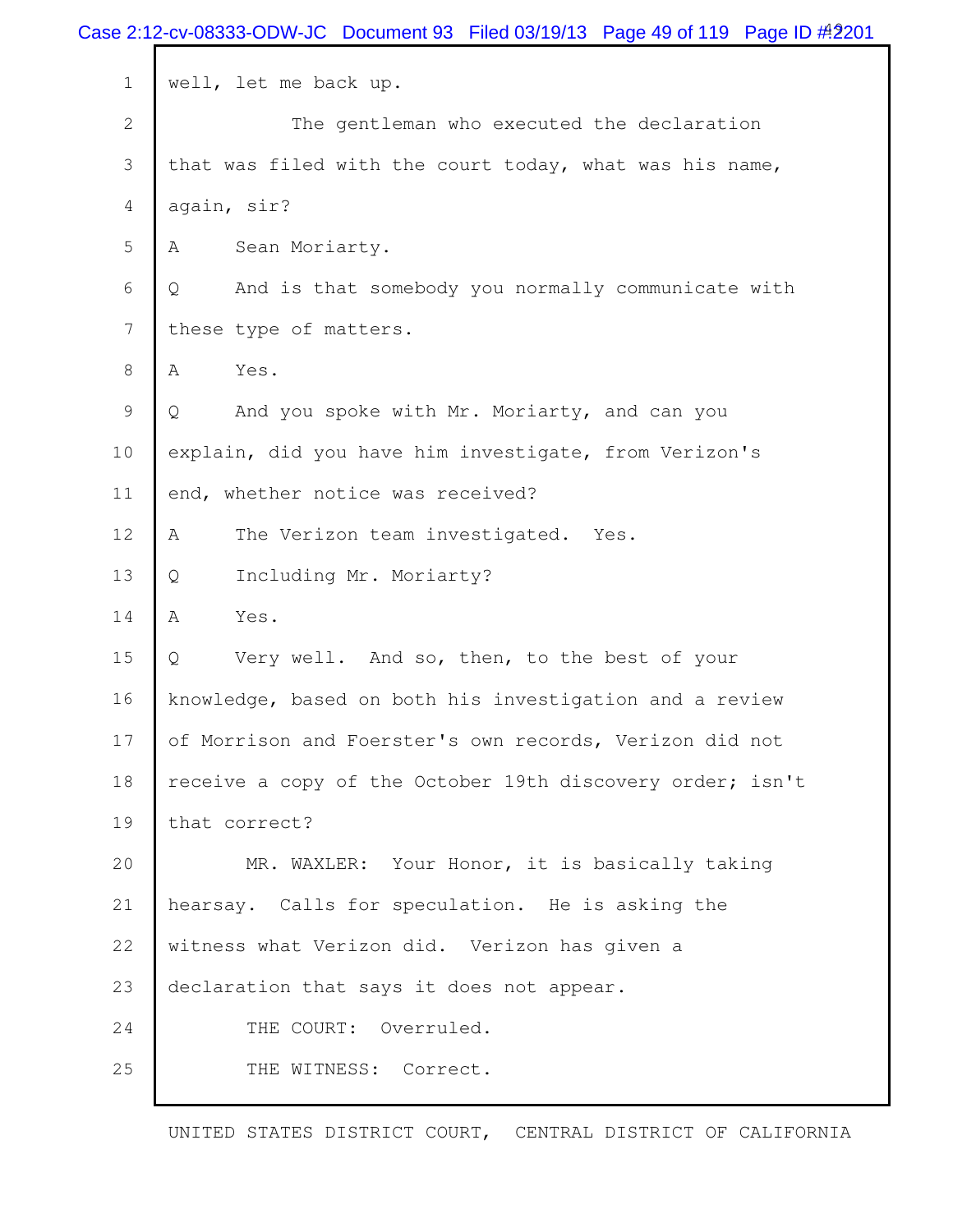well, let me back up.

The gentleman who executed the declaration that was filed with the court today, what was his name, again, sir?

A Sean Moriarty.

Q And is that somebody you normally communicate with these type of matters.

A Yes.

Q And you spoke with Mr. Moriarty, and can you explain, did you have him investigate, from Verizon's end, whether notice was received?

A The Verizon team investigated. Yes.

Q Including Mr. Moriarty?

A Yes.

Q Very well. And so, then, to the best of your knowledge, based on both his investigation and a review of Morrison and Foerster's own records, Verizon did not receive a copy of the October 19th discovery order; isn't that correct?

MR. WAXLER: Your Honor, it is basically taking hearsay. Calls for speculation. He is asking the witness what Verizon did. Verizon has given a declaration that says it does not appear.

THE COURT: Overruled.

THE WITNESS: Correct.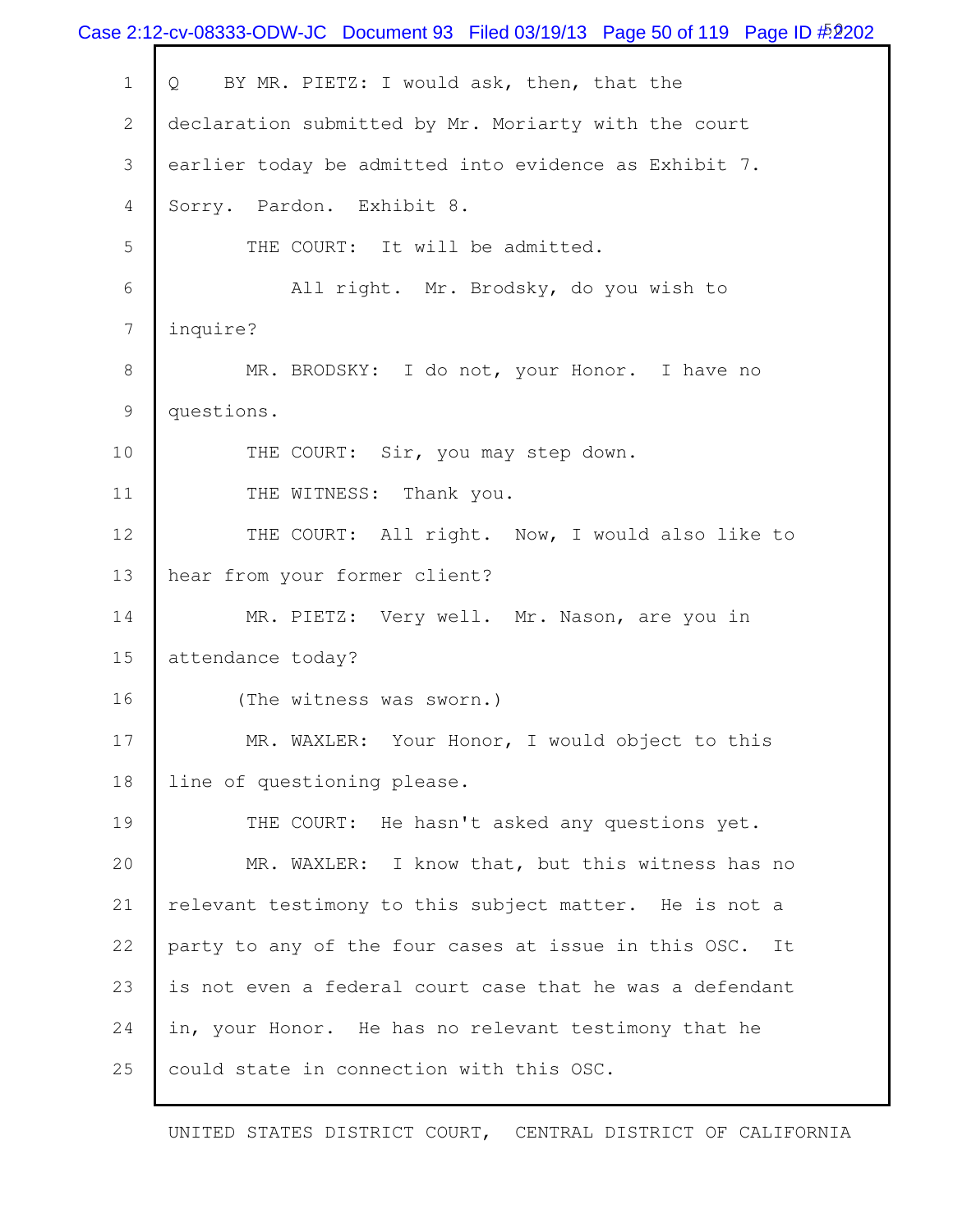Q BY MR. PIETZ: I would ask, then, that the declaration submitted by Mr. Moriarty with the court earlier today be admitted into evidence as Exhibit 7. Sorry. Pardon. Exhibit 8.

THE COURT: It will be admitted.

All right. Mr. Brodsky, do you wish to inquire?

MR. BRODSKY: I do not, your Honor. I have no questions.

THE COURT: Sir, you may step down.

THE WITNESS: Thank you.

THE COURT: All right. Now, I would also like to hear from your former client?

MR. PIETZ: Very well. Mr. Nason, are you in attendance today?

(The witness was sworn.)

MR. WAXLER: Your Honor, I would object to this line of questioning please.

THE COURT: He hasn't asked any questions yet.

MR. WAXLER: I know that, but this witness has no relevant testimony to this subject matter. He is not a party to any of the four cases at issue in this OSC. It is not even a federal court case that he was a defendant in, your Honor. He has no relevant testimony that he could state in connection with this OSC.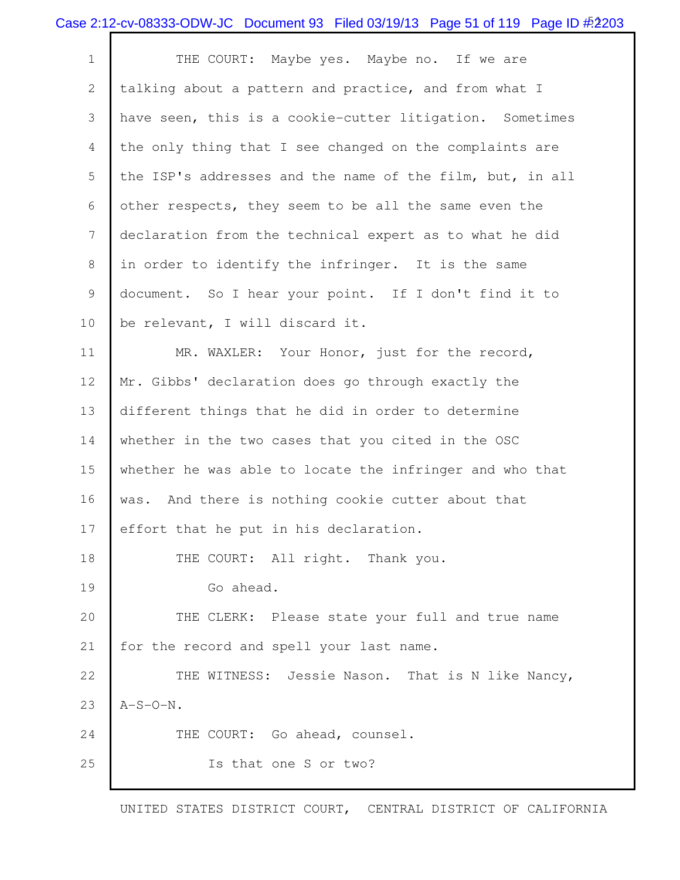THE COURT: Maybe yes. Maybe no. If we are talking about a pattern and practice, and from what I have seen, this is a cookie-cutter litigation. Sometimes the only thing that I see changed on the complaints are the ISP's addresses and the name of the film, but, in all other respects, they seem to be all the same even the declaration from the technical expert as to what he did in order to identify the infringer. It is the same document. So I hear your point. If I don't find it to be relevant, I will discard it.

MR. WAXLER: Your Honor, just for the record, Mr. Gibbs' declaration does go through exactly the different things that he did in order to determine whether in the two cases that you cited in the OSC whether he was able to locate the infringer and who that was. And there is nothing cookie cutter about that effort that he put in his declaration.

THE COURT: All right. Thank you.

Go ahead.

THE CLERK: Please state your full and true name for the record and spell your last name.

THE WITNESS: Jessie Nason. That is N like Nancy, A-S-O-N.

THE COURT: Go ahead, counsel.

Is that one S or two?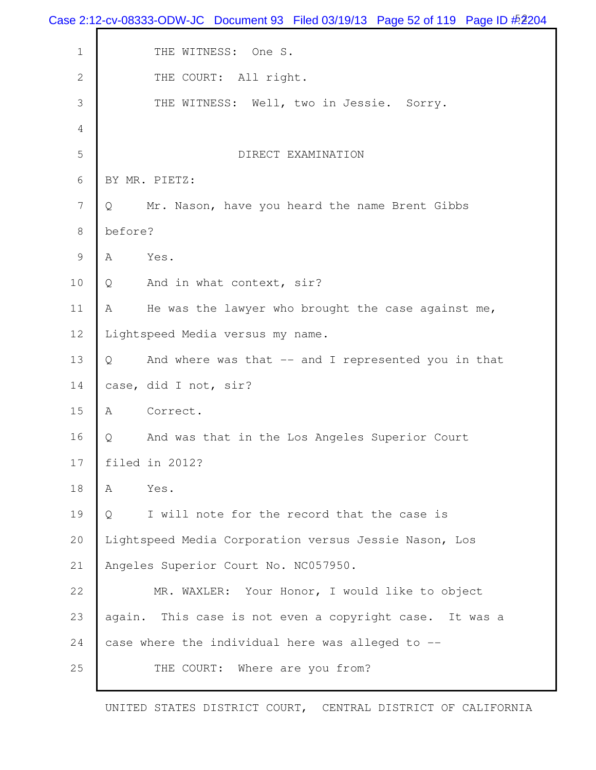THE WITNESS: One S.

THE COURT: All right.

THE WITNESS: Well, two in Jessie. Sorry.

## DIRECT EXAMINATION

BY MR. PIETZ:

Q Mr. Nason, have you heard the name Brent Gibbs before?

A Yes.

Q And in what context, sir?

A He was the lawyer who brought the case against me, Lightspeed Media versus my name.

Q And where was that -- and I represented you in that case, did I not, sir?

A Correct.

Q And was that in the Los Angeles Superior Court filed in 2012?

A Yes.

Q I will note for the record that the case is Lightspeed Media Corporation versus Jessie Nason, Los Angeles Superior Court No. NC057950.

MR. WAXLER: Your Honor, I would like to object again. This case is not even a copyright case. It was a case where the individual here was alleged to --

THE COURT: Where are you from?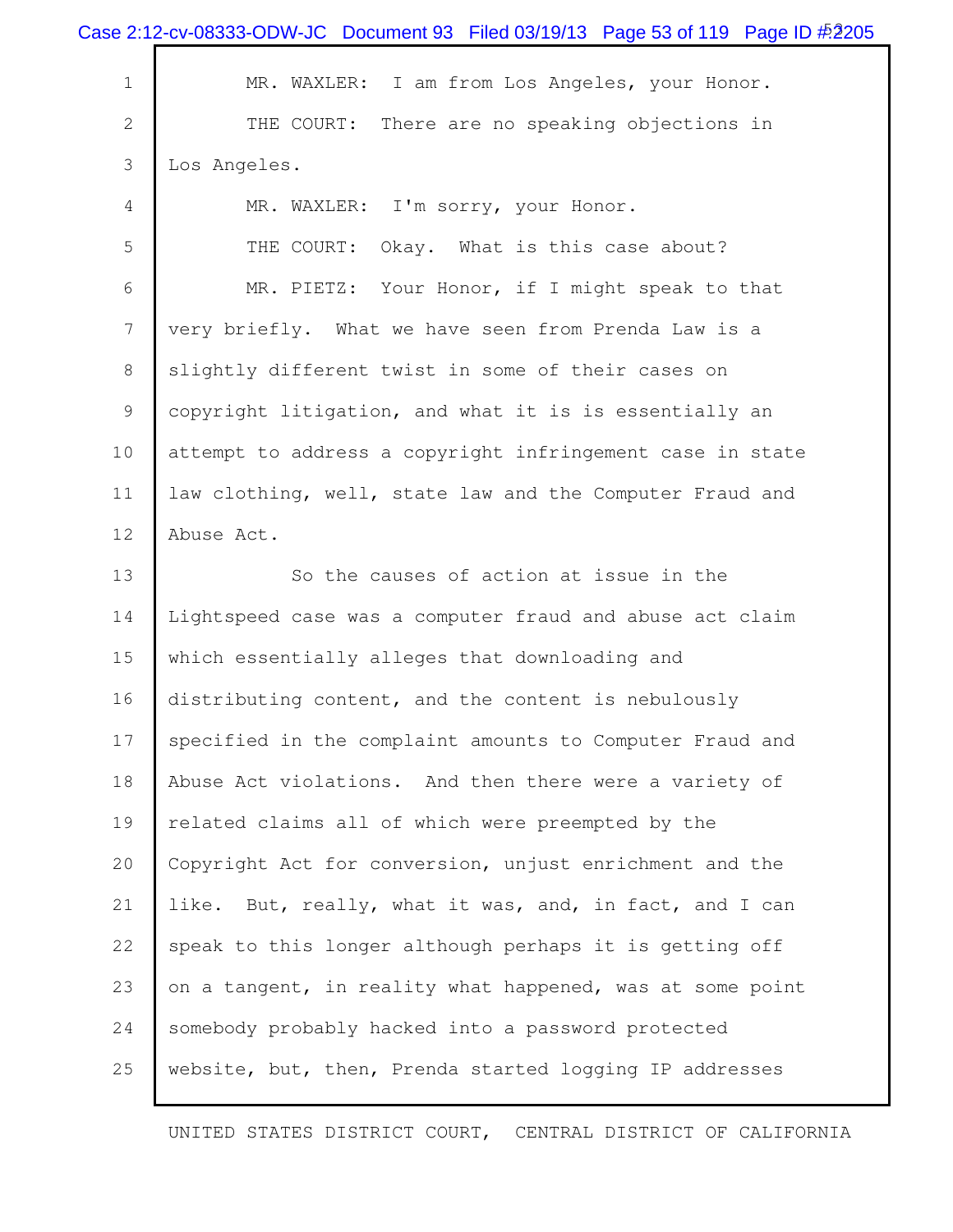MR. WAXLER: I am from Los Angeles, your Honor.

THE COURT: There are no speaking objections in Los Angeles.

MR. WAXLER: I'm sorry, your Honor.

THE COURT: Okay. What is this case about?

MR. PIETZ: Your Honor, if I might speak to that very briefly. What we have seen from Prenda Law is a slightly different twist in some of their cases on copyright litigation, and what it is is essentially an attempt to address a copyright infringement case in state law clothing, well, state law and the Computer Fraud and Abuse Act.

So the causes of action at issue in the Lightspeed case was a computer fraud and abuse act claim which essentially alleges that downloading and distributing content, and the content is nebulously specified in the complaint amounts to Computer Fraud and Abuse Act violations. And then there were a variety of related claims all of which were preempted by the Copyright Act for conversion, unjust enrichment and the like. But, really, what it was, and, in fact, and I can speak to this longer although perhaps it is getting off on a tangent, in reality what happened, was at some point somebody probably hacked into a password protected website, but, then, Prenda started logging IP addresses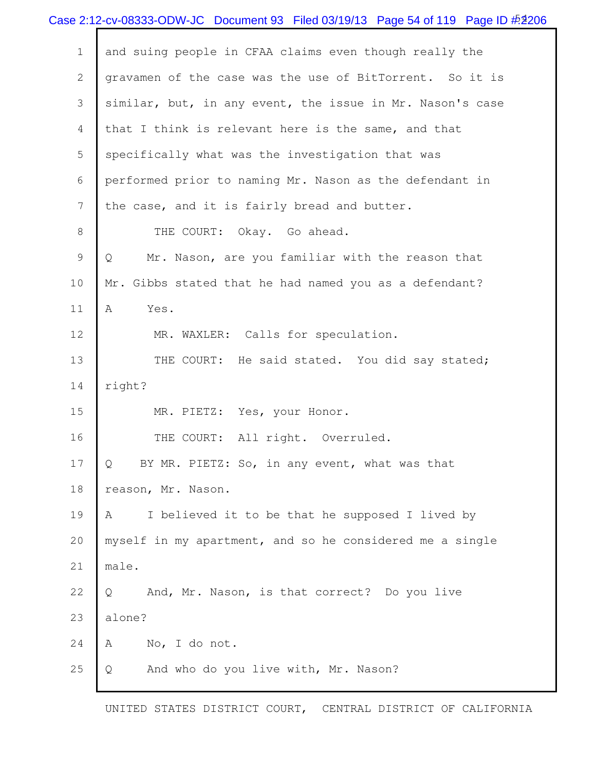and suing people in CFAA claims even though really the gravamen of the case was the use of BitTorrent. So it is similar, but, in any event, the issue in Mr. Nason's case that I think is relevant here is the same, and that specifically what was the investigation that was performed prior to naming Mr. Nason as the defendant in the case, and it is fairly bread and butter.

THE COURT: Okay. Go ahead.

Q Mr. Nason, are you familiar with the reason that Mr. Gibbs stated that he had named you as a defendant?

A Yes.

MR. WAXLER: Calls for speculation.

THE COURT: He said stated. You did say stated; right?

MR. PIETZ: Yes, your Honor.

THE COURT: All right. Overruled.

Q BY MR. PIETZ: So, in any event, what was that reason, Mr. Nason.

A I believed it to be that he supposed I lived by myself in my apartment, and so he considered me a single male.

Q And, Mr. Nason, is that correct? Do you live alone?

A No, I do not.

Q And who do you live with, Mr. Nason?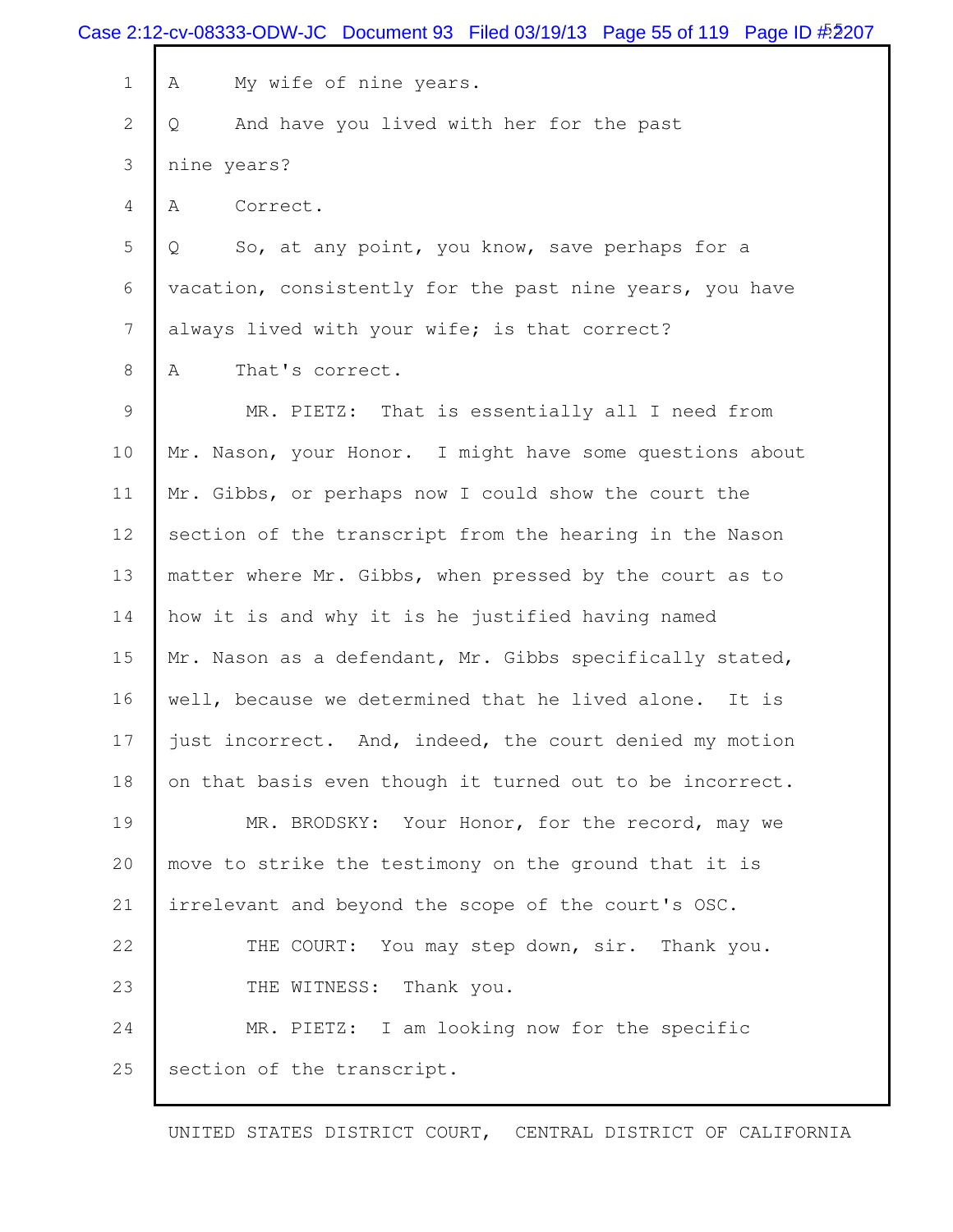A My wife of nine years.

Q And have you lived with her for the past nine years?

A Correct.

Q So, at any point, you know, save perhaps for a vacation, consistently for the past nine years, you have always lived with your wife; is that correct?

A That's correct.

MR. PIETZ: That is essentially all I need from Mr. Nason, your Honor. I might have some questions about Mr. Gibbs, or perhaps now I could show the court the section of the transcript from the hearing in the Nason matter where Mr. Gibbs, when pressed by the court as to how it is and why it is he justified having named Mr. Nason as a defendant, Mr. Gibbs specifically stated, well, because we determined that he lived alone. It is just incorrect. And, indeed, the court denied my motion on that basis even though it turned out to be incorrect.

MR. BRODSKY: Your Honor, for the record, may we move to strike the testimony on the ground that it is irrelevant and beyond the scope of the court's OSC.

THE COURT: You may step down, sir. Thank you.

THE WITNESS: Thank you.

MR. PIETZ: I am looking now for the specific section of the transcript.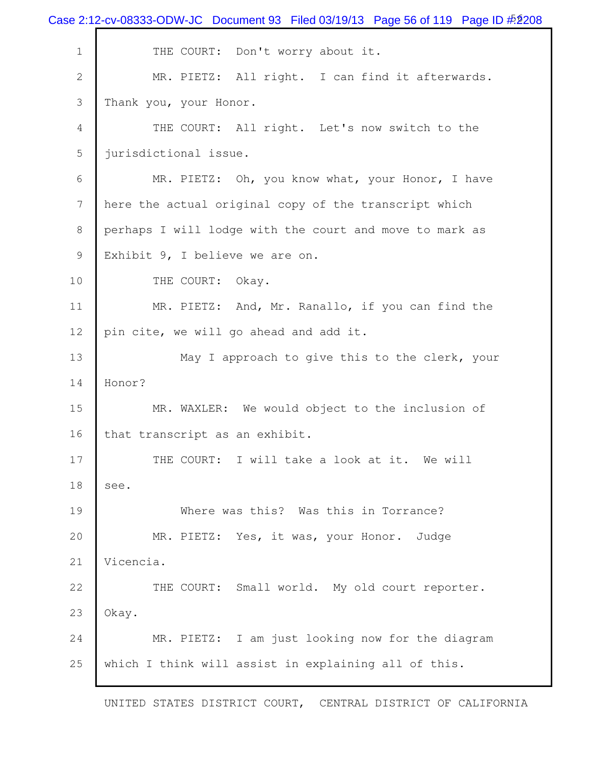THE COURT: Don't worry about it.

MR. PIETZ: All right. I can find it afterwards. Thank you, your Honor.

THE COURT: All right. Let's now switch to the jurisdictional issue.

MR. PIETZ: Oh, you know what, your Honor, I have here the actual original copy of the transcript which perhaps I will lodge with the court and move to mark as Exhibit 9, I believe we are on.

THE COURT: Okay.

MR. PIETZ: And, Mr. Ranallo, if you can find the pin cite, we will go ahead and add it.

May I approach to give this to the clerk, your Honor?

MR. WAXLER: We would object to the inclusion of that transcript as an exhibit.

THE COURT: I will take a look at it. We will see.

Where was this? Was this in Torrance?

MR. PIETZ: Yes, it was, your Honor. Judge Vicencia.

THE COURT: Small world. My old court reporter. Okay.

MR. PIETZ: I am just looking now for the diagram which I think will assist in explaining all of this.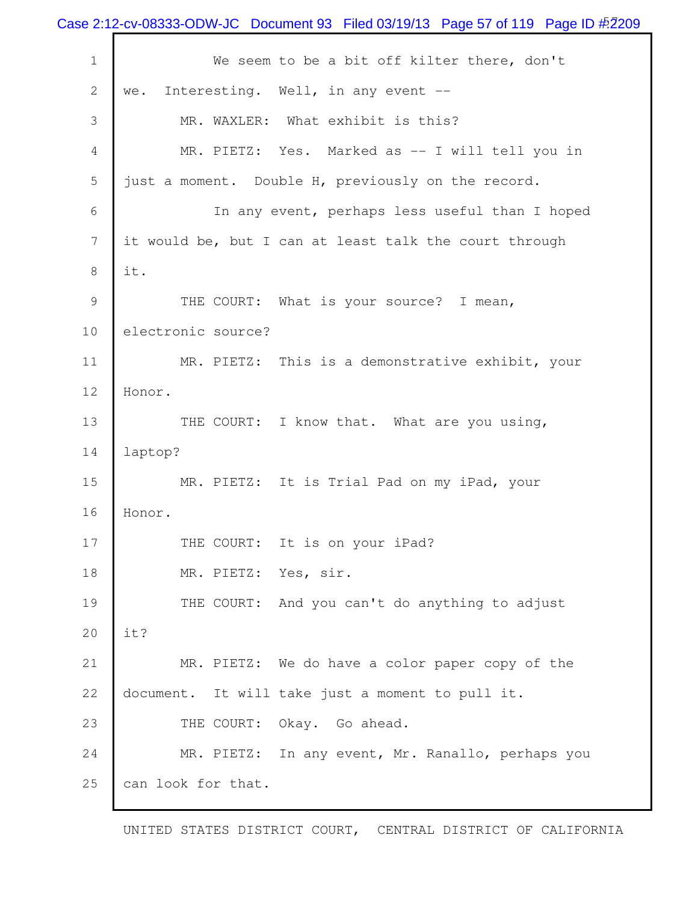We seem to be a bit off kilter there, don't we. Interesting. Well, in any event --

MR. WAXLER: What exhibit is this?

MR. PIETZ: Yes. Marked as -- I will tell you in just a moment. Double H, previously on the record.

In any event, perhaps less useful than I hoped it would be, but I can at least talk the court through it.

THE COURT: What is your source? I mean, electronic source?

MR. PIETZ: This is a demonstrative exhibit, your Honor.

THE COURT: I know that. What are you using, laptop?

MR. PIETZ: It is Trial Pad on my iPad, your Honor.

THE COURT: It is on your iPad?

MR. PIETZ: Yes, sir.

THE COURT: And you can't do anything to adjust it?

MR. PIETZ: We do have a color paper copy of the document. It will take just a moment to pull it.

THE COURT: Okay. Go ahead.

MR. PIETZ: In any event, Mr. Ranallo, perhaps you can look for that.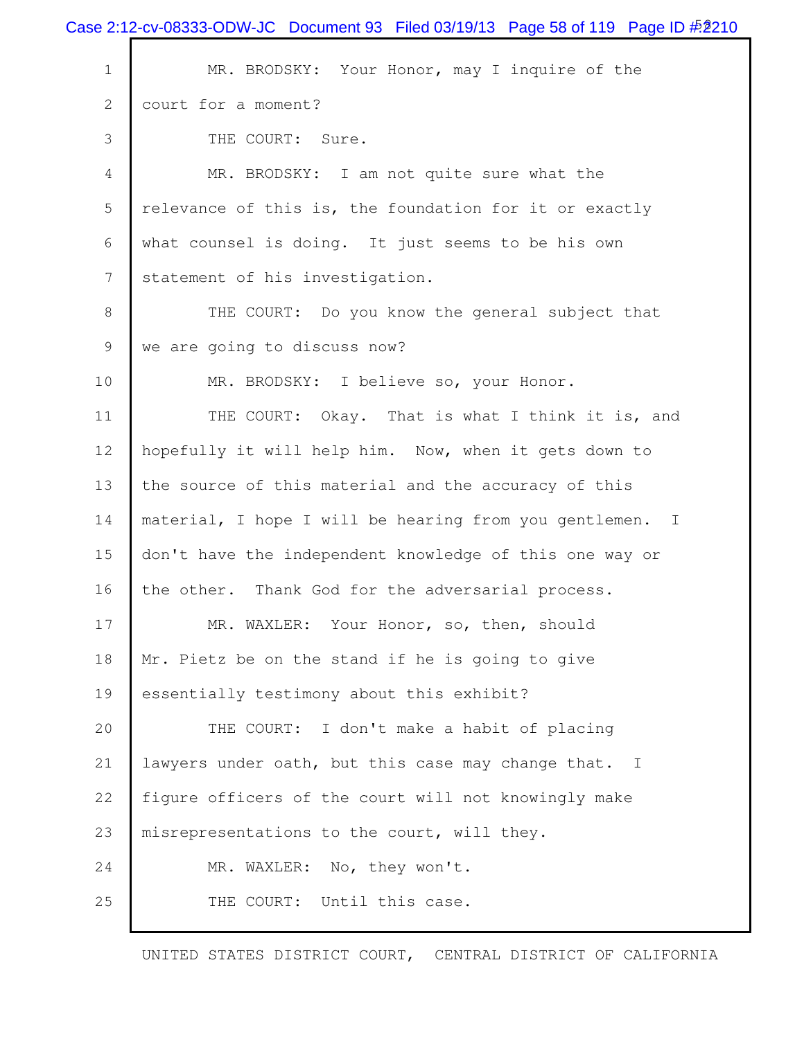MR. BRODSKY: Your Honor, may I inquire of the court for a moment?

THE COURT: Sure.

MR. BRODSKY: I am not quite sure what the relevance of this is, the foundation for it or exactly what counsel is doing. It just seems to be his own statement of his investigation.

THE COURT: Do you know the general subject that we are going to discuss now?

MR. BRODSKY: I believe so, your Honor.

THE COURT: Okay. That is what I think it is, and hopefully it will help him. Now, when it gets down to the source of this material and the accuracy of this material, I hope I will be hearing from you gentlemen. I don't have the independent knowledge of this one way or the other. Thank God for the adversarial process.

MR. WAXLER: Your Honor, so, then, should Mr. Pietz be on the stand if he is going to give essentially testimony about this exhibit?

THE COURT: I don't make a habit of placing lawyers under oath, but this case may change that. I figure officers of the court will not knowingly make misrepresentations to the court, will they.

MR. WAXLER: No, they won't.

THE COURT: Until this case.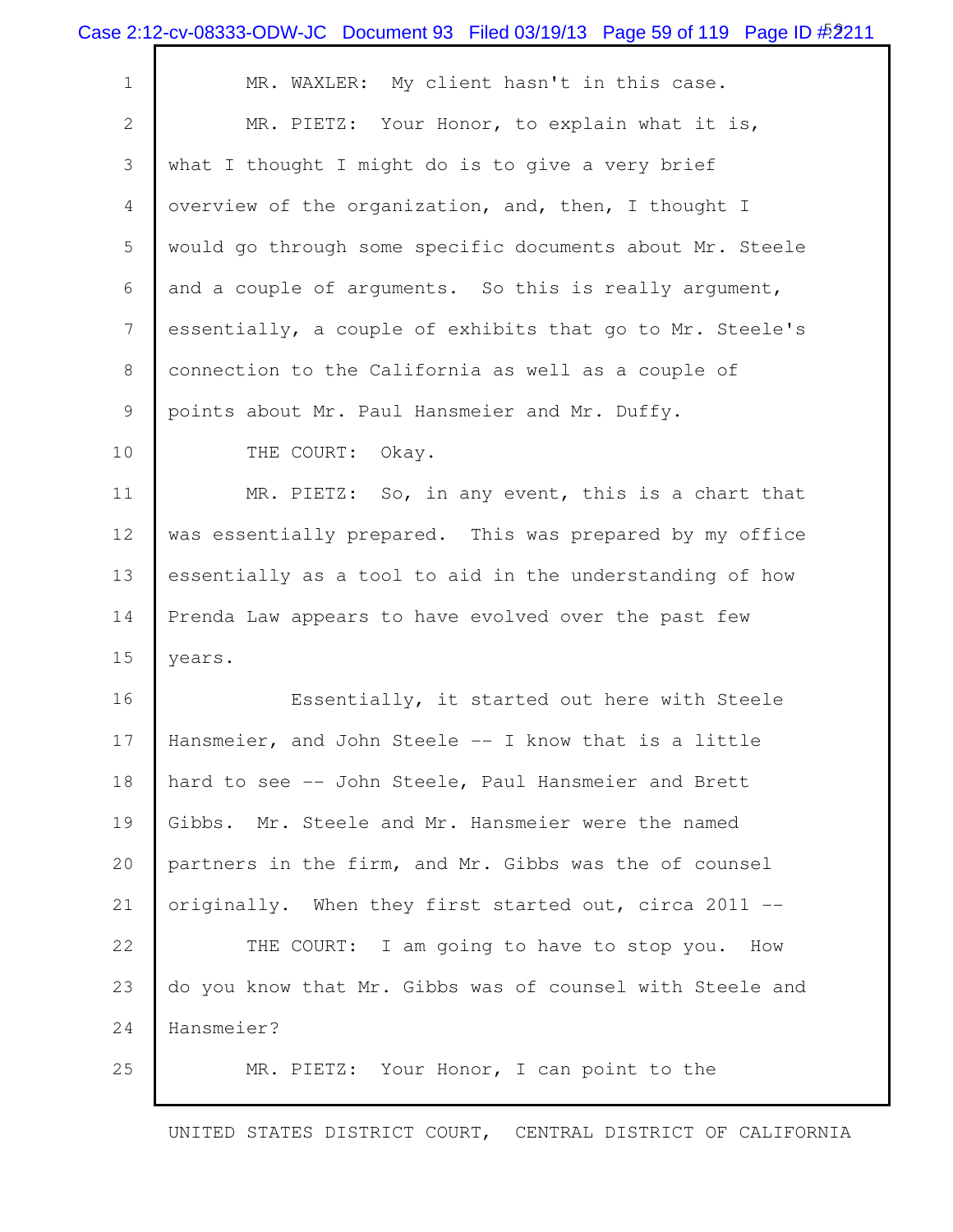MR. WAXLER: My client hasn't in this case.

MR. PIETZ: Your Honor, to explain what it is, what I thought I might do is to give a very brief overview of the organization, and, then, I thought I would go through some specific documents about Mr. Steele and a couple of arguments. So this is really argument, essentially, a couple of exhibits that go to Mr. Steele's connection to the California as well as a couple of points about Mr. Paul Hansmeier and Mr. Duffy.

THE COURT: Okay.

MR. PIETZ: So, in any event, this is a chart that was essentially prepared. This was prepared by my office essentially as a tool to aid in the understanding of how Prenda Law appears to have evolved over the past few years.

Essentially, it started out here with Steele Hansmeier, and John Steele -- I know that is a little hard to see -- John Steele, Paul Hansmeier and Brett Gibbs. Mr. Steele and Mr. Hansmeier were the named partners in the firm, and Mr. Gibbs was the of counsel originally. When they first started out, circa 2011 --

THE COURT: I am going to have to stop you. How do you know that Mr. Gibbs was of counsel with Steele and Hansmeier?

MR. PIETZ: Your Honor, I can point to the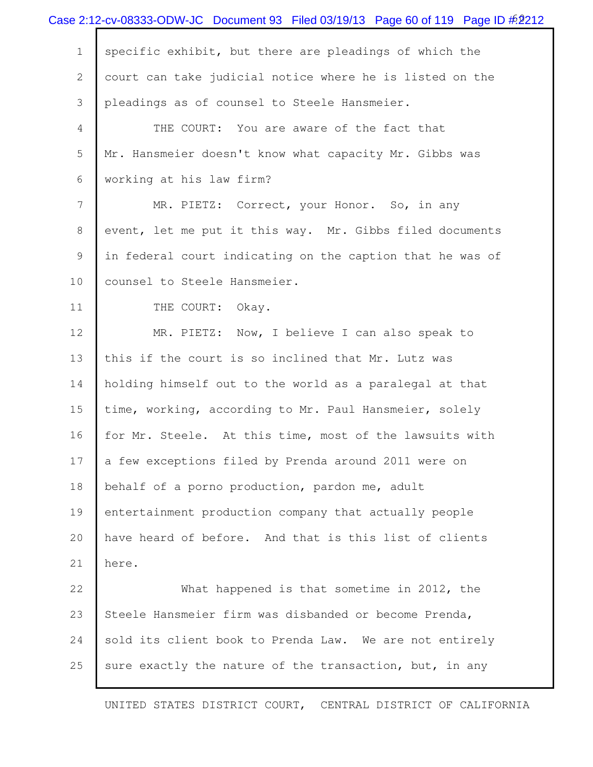specific exhibit, but there are pleadings of which the court can take judicial notice where he is listed on the pleadings as of counsel to Steele Hansmeier.

THE COURT: You are aware of the fact that Mr. Hansmeier doesn't know what capacity Mr. Gibbs was working at his law firm?

MR. PIETZ: Correct, your Honor. So, in any event, let me put it this way. Mr. Gibbs filed documents in federal court indicating on the caption that he was of counsel to Steele Hansmeier.

THE COURT: Okay.

MR. PIETZ: Now, I believe I can also speak to this if the court is so inclined that Mr. Lutz was holding himself out to the world as a paralegal at that time, working, according to Mr. Paul Hansmeier, solely for Mr. Steele. At this time, most of the lawsuits with a few exceptions filed by Prenda around 2011 were on behalf of a porno production, pardon me, adult entertainment production company that actually people have heard of before. And that is this list of clients here.

What happened is that sometime in 2012, the Steele Hansmeier firm was disbanded or become Prenda, sold its client book to Prenda Law. We are not entirely sure exactly the nature of the transaction, but, in any

UNITED STATES DISTRICT COURT, CENTRAL DISTRICT OF CALIFORNIA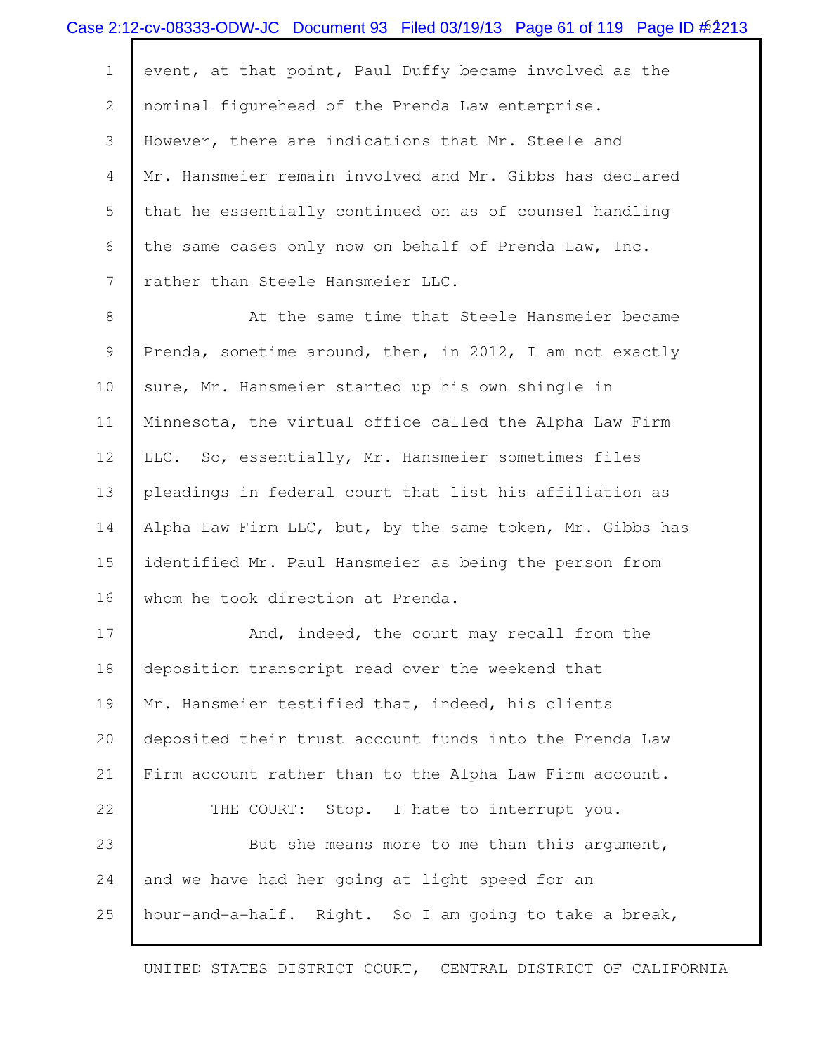event, at that point, Paul Duffy became involved as the nominal figurehead of the Prenda Law enterprise. However, there are indications that Mr. Steele and Mr. Hansmeier remain involved and Mr. Gibbs has declared that he essentially continued on as of counsel handling the same cases only now on behalf of Prenda Law, Inc. rather than Steele Hansmeier LLC.

At the same time that Steele Hansmeier became Prenda, sometime around, then, in 2012, I am not exactly sure, Mr. Hansmeier started up his own shingle in Minnesota, the virtual office called the Alpha Law Firm LLC. So, essentially, Mr. Hansmeier sometimes files pleadings in federal court that list his affiliation as Alpha Law Firm LLC, but, by the same token, Mr. Gibbs has identified Mr. Paul Hansmeier as being the person from whom he took direction at Prenda.

And, indeed, the court may recall from the deposition transcript read over the weekend that Mr. Hansmeier testified that, indeed, his clients deposited their trust account funds into the Prenda Law Firm account rather than to the Alpha Law Firm account.

THE COURT: Stop. I hate to interrupt you.

But she means more to me than this argument, and we have had her going at light speed for an hour-and-a-half. Right. So I am going to take a break,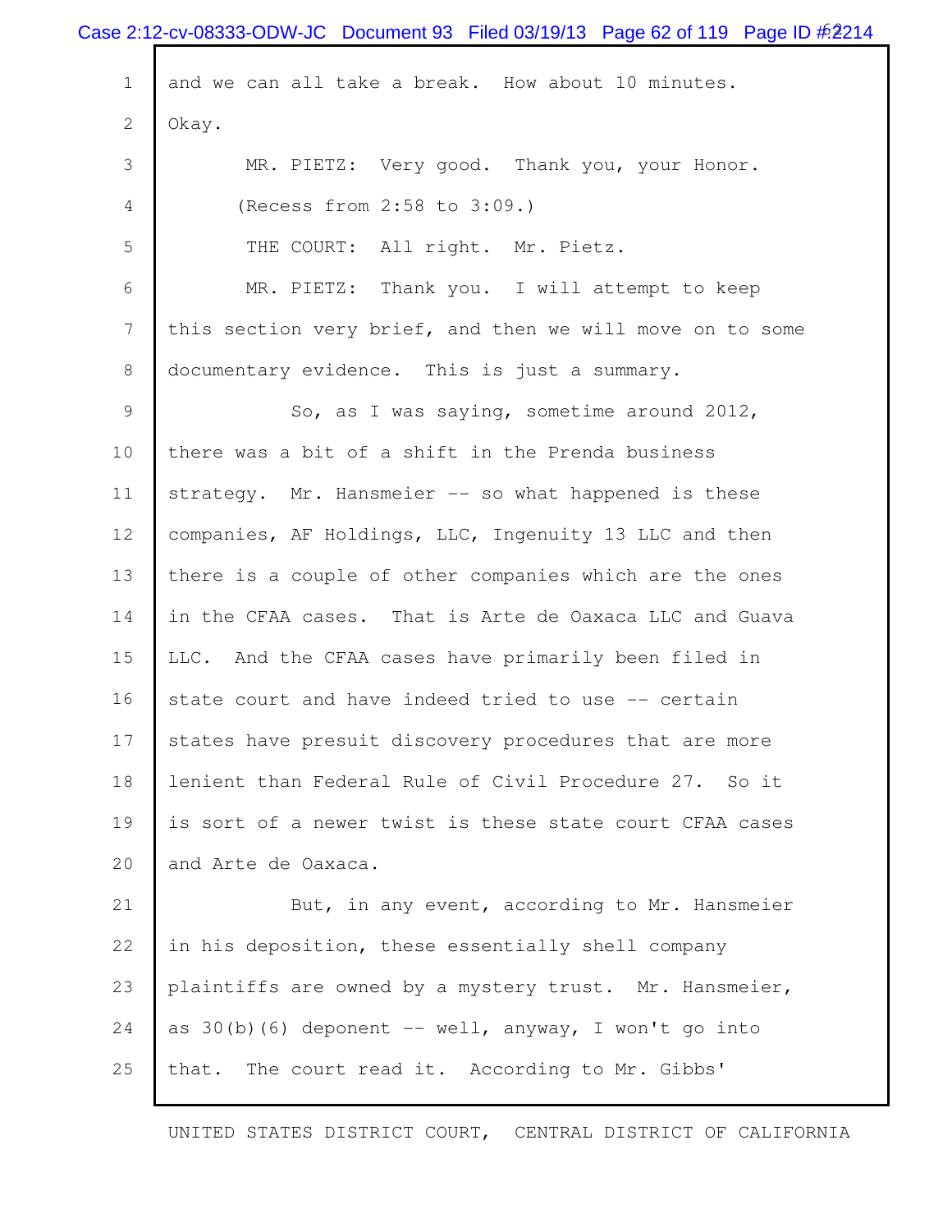and we can all take a break. How about 10 minutes. Okay.

MR. PIETZ: Very good. Thank you, your Honor.

(Recess from 2:58 to 3:09.)

THE COURT: All right. Mr. Pietz.

MR. PIETZ: Thank you. I will attempt to keep this section very brief, and then we will move on to some documentary evidence. This is just a summary.

So, as I was saying, sometime around 2012, there was a bit of a shift in the Prenda business strategy. Mr. Hansmeier -- so what happened is these companies, AF Holdings, LLC, Ingenuity 13 LLC and then there is a couple of other companies which are the ones in the CFAA cases. That is Arte de Oaxaca LLC and Guava LLC. And the CFAA cases have primarily been filed in state court and have indeed tried to use -- certain states have presuit discovery procedures that are more lenient than Federal Rule of Civil Procedure 27. So it is sort of a newer twist is these state court CFAA cases and Arte de Oaxaca.

But, in any event, according to Mr. Hansmeier in his deposition, these essentially shell company plaintiffs are owned by a mystery trust. Mr. Hansmeier, as 30(b)(6) deponent -- well, anyway, I won't go into that. The court read it. According to Mr. Gibbs'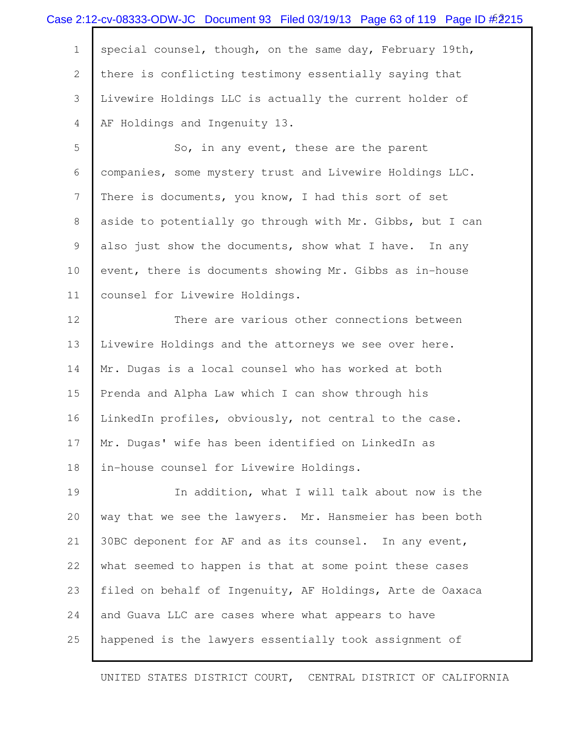special counsel, though, on the same day, February 19th, there is conflicting testimony essentially saying that Livewire Holdings LLC is actually the current holder of AF Holdings and Ingenuity 13.

So, in any event, these are the parent companies, some mystery trust and Livewire Holdings LLC. There is documents, you know, I had this sort of set aside to potentially go through with Mr. Gibbs, but I can also just show the documents, show what I have. In any event, there is documents showing Mr. Gibbs as in-house counsel for Livewire Holdings.

There are various other connections between Livewire Holdings and the attorneys we see over here. Mr. Dugas is a local counsel who has worked at both Prenda and Alpha Law which I can show through his LinkedIn profiles, obviously, not central to the case. Mr. Dugas' wife has been identified on LinkedIn as in-house counsel for Livewire Holdings.

In addition, what I will talk about now is the way that we see the lawyers. Mr. Hansmeier has been both 30BC deponent for AF and as its counsel. In any event, what seemed to happen is that at some point these cases filed on behalf of Ingenuity, AF Holdings, Arte de Oaxaca and Guava LLC are cases where what appears to have happened is the lawyers essentially took assignment of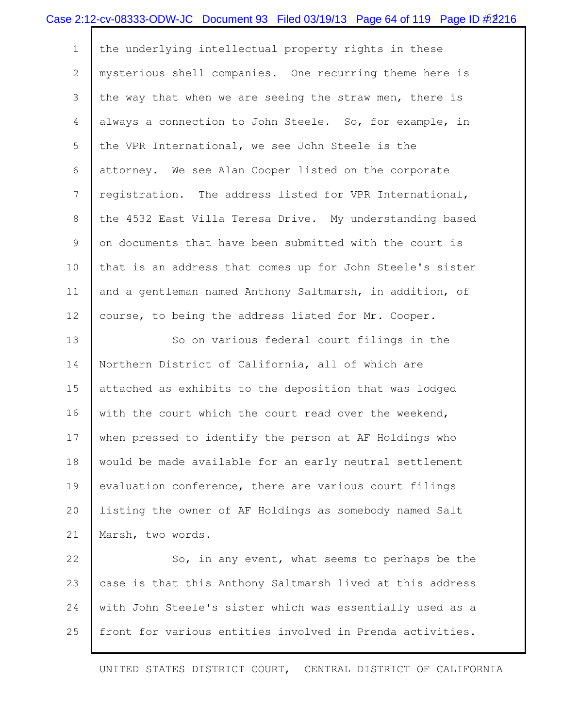the underlying intellectual property rights in these mysterious shell companies. One recurring theme here is the way that when we are seeing the straw men, there is always a connection to John Steele. So, for example, in the VPR International, we see John Steele is the attorney. We see Alan Cooper listed on the corporate registration. The address listed for VPR International, the 4532 East Villa Teresa Drive. My understanding based on documents that have been submitted with the court is that is an address that comes up for John Steele's sister and a gentleman named Anthony Saltmarsh, in addition, of course, to being the address listed for Mr. Cooper.

So on various federal court filings in the Northern District of California, all of which are attached as exhibits to the deposition that was lodged with the court which the court read over the weekend, when pressed to identify the person at AF Holdings who would be made available for an early neutral settlement evaluation conference, there are various court filings listing the owner of AF Holdings as somebody named Salt Marsh, two words.

So, in any event, what seems to perhaps be the case is that this Anthony Saltmarsh lived at this address with John Steele's sister which was essentially used as a front for various entities involved in Prenda activities.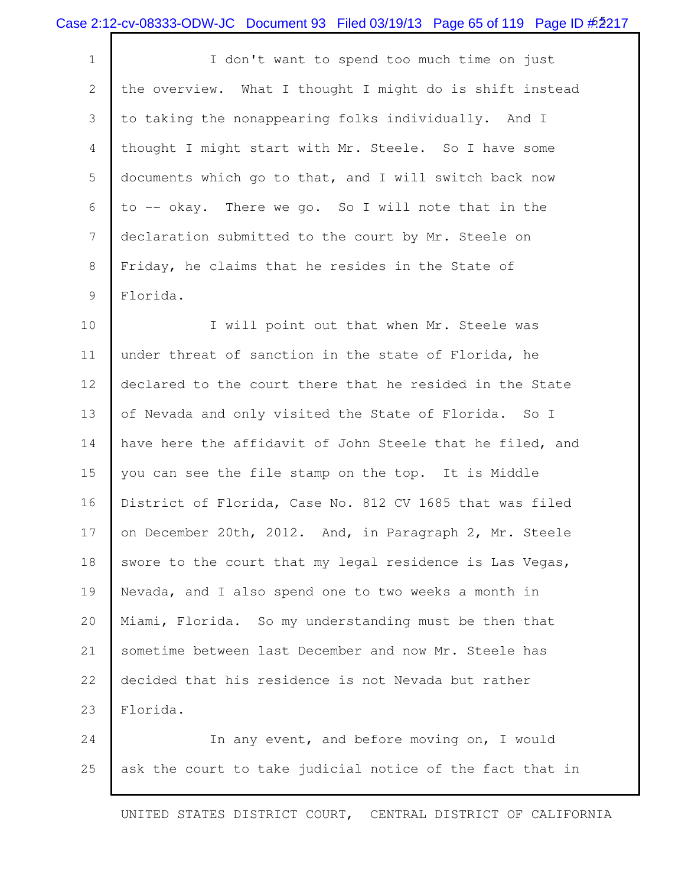I don't want to spend too much time on just the overview. What I thought I might do is shift instead to taking the nonappearing folks individually. And I thought I might start with Mr. Steele. So I have some documents which go to that, and I will switch back now to -- okay. There we go. So I will note that in the declaration submitted to the court by Mr. Steele on Friday, he claims that he resides in the State of Florida.

I will point out that when Mr. Steele was under threat of sanction in the state of Florida, he declared to the court there that he resided in the State of Nevada and only visited the State of Florida. So I have here the affidavit of John Steele that he filed, and you can see the file stamp on the top. It is Middle District of Florida, Case No. 812 CV 1685 that was filed on December 20th, 2012. And, in Paragraph 2, Mr. Steele swore to the court that my legal residence is Las Vegas, Nevada, and I also spend one to two weeks a month in Miami, Florida. So my understanding must be then that sometime between last December and now Mr. Steele has decided that his residence is not Nevada but rather Florida.

In any event, and before moving on, I would ask the court to take judicial notice of the fact that in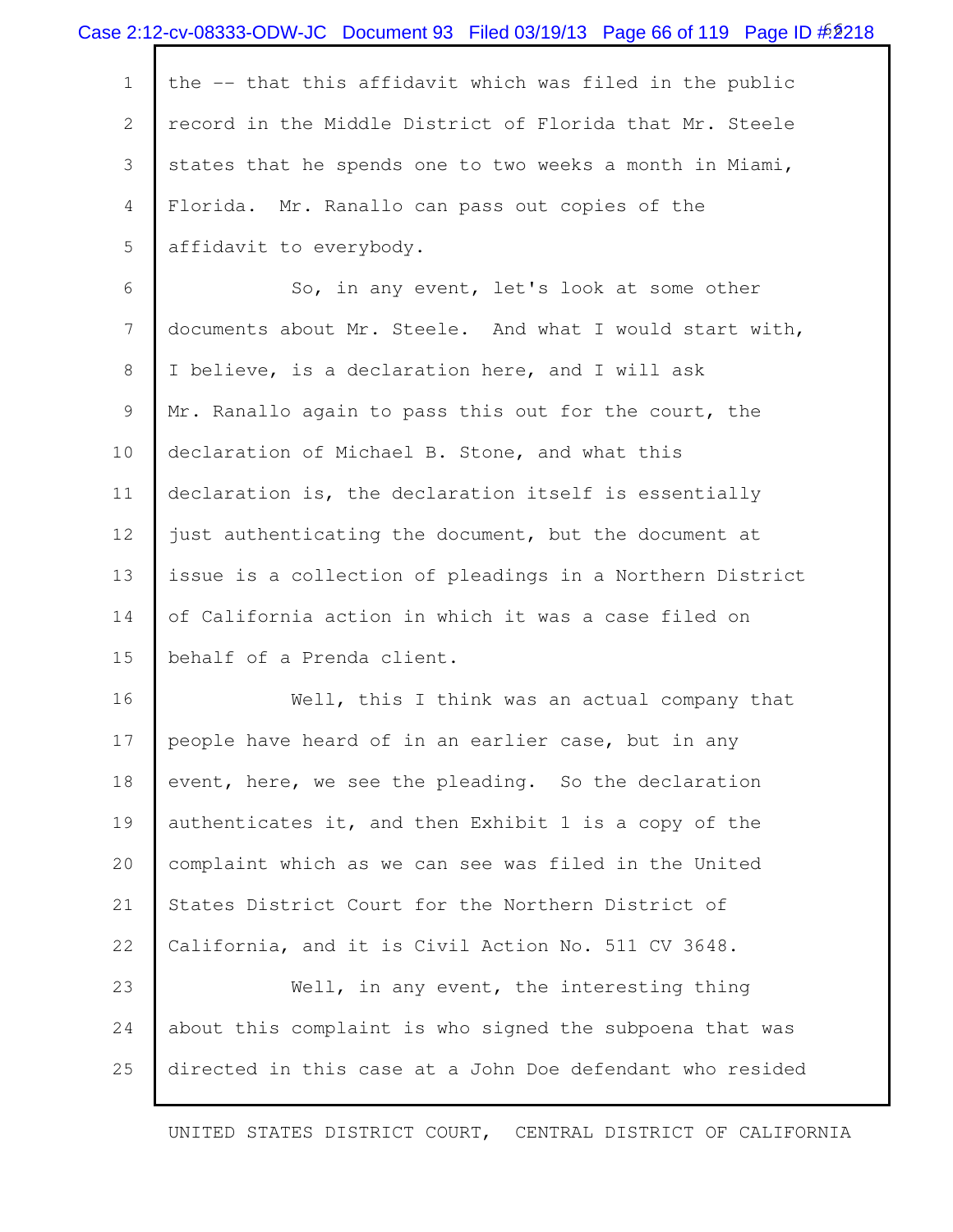the -- that this affidavit which was filed in the public record in the Middle District of Florida that Mr. Steele states that he spends one to two weeks a month in Miami, Florida. Mr. Ranallo can pass out copies of the affidavit to everybody.

So, in any event, let's look at some other documents about Mr. Steele. And what I would start with, I believe, is a declaration here, and I will ask Mr. Ranallo again to pass this out for the court, the declaration of Michael B. Stone, and what this declaration is, the declaration itself is essentially just authenticating the document, but the document at issue is a collection of pleadings in a Northern District of California action in which it was a case filed on behalf of a Prenda client.

Well, this I think was an actual company that people have heard of in an earlier case, but in any event, here, we see the pleading. So the declaration authenticates it, and then Exhibit 1 is a copy of the complaint which as we can see was filed in the United States District Court for the Northern District of California, and it is Civil Action No. 511 CV 3648.

Well, in any event, the interesting thing about this complaint is who signed the subpoena that was directed in this case at a John Doe defendant who resided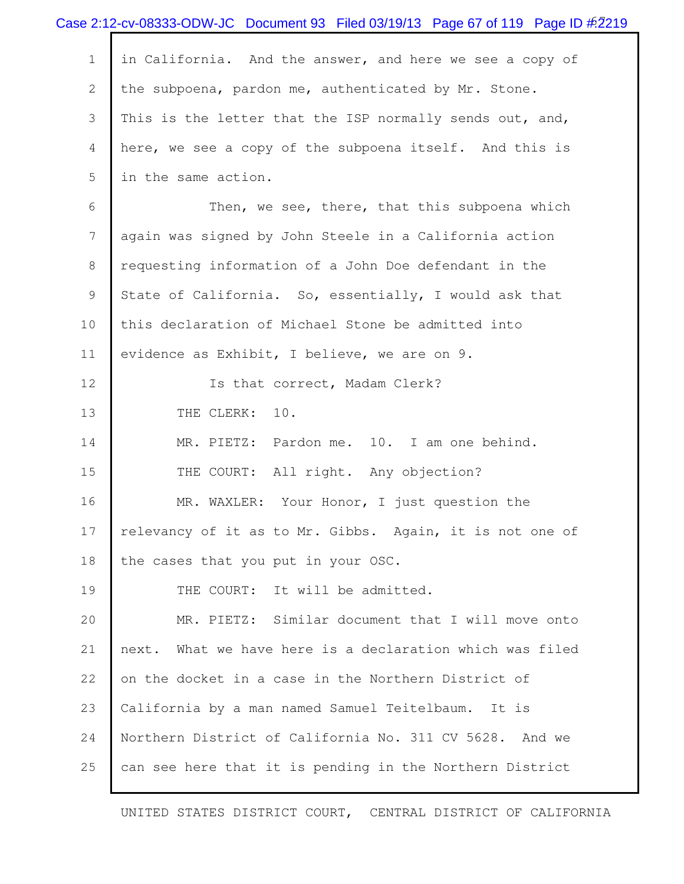in California. And the answer, and here we see a copy of the subpoena, pardon me, authenticated by Mr. Stone. This is the letter that the ISP normally sends out, and, here, we see a copy of the subpoena itself. And this is in the same action.

Then, we see, there, that this subpoena which again was signed by John Steele in a California action requesting information of a John Doe defendant in the State of California. So, essentially, I would ask that this declaration of Michael Stone be admitted into evidence as Exhibit, I believe, we are on 9.

Is that correct, Madam Clerk?

THE CLERK: 10.

MR. PIETZ: Pardon me. 10. I am one behind.

THE COURT: All right. Any objection?

MR. WAXLER: Your Honor, I just question the relevancy of it as to Mr. Gibbs. Again, it is not one of the cases that you put in your OSC.

THE COURT: It will be admitted.

MR. PIETZ: Similar document that I will move onto next. What we have here is a declaration which was filed on the docket in a case in the Northern District of California by a man named Samuel Teitelbaum. It is Northern District of California No. 311 CV 5628. And we can see here that it is pending in the Northern District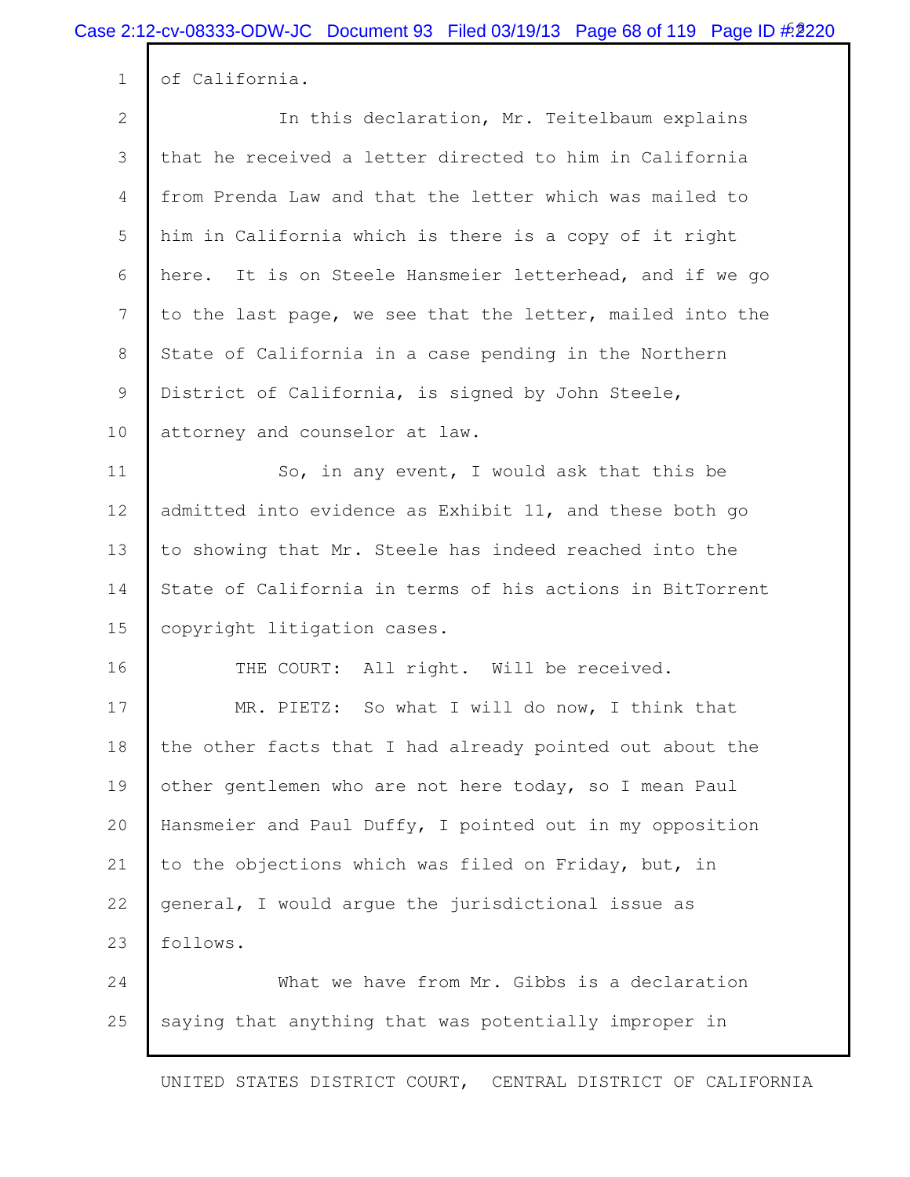of California.

In this declaration, Mr. Teitelbaum explains that he received a letter directed to him in California from Prenda Law and that the letter which was mailed to him in California which is there is a copy of it right here. It is on Steele Hansmeier letterhead, and if we go to the last page, we see that the letter, mailed into the State of California in a case pending in the Northern District of California, is signed by John Steele, attorney and counselor at law.

So, in any event, I would ask that this be admitted into evidence as Exhibit 11, and these both go to showing that Mr. Steele has indeed reached into the State of California in terms of his actions in BitTorrent copyright litigation cases.

THE COURT: All right. Will be received.

MR. PIETZ: So what I will do now, I think that the other facts that I had already pointed out about the other gentlemen who are not here today, so I mean Paul Hansmeier and Paul Duffy, I pointed out in my opposition to the objections which was filed on Friday, but, in general, I would argue the jurisdictional issue as follows.

What we have from Mr. Gibbs is a declaration saying that anything that was potentially improper in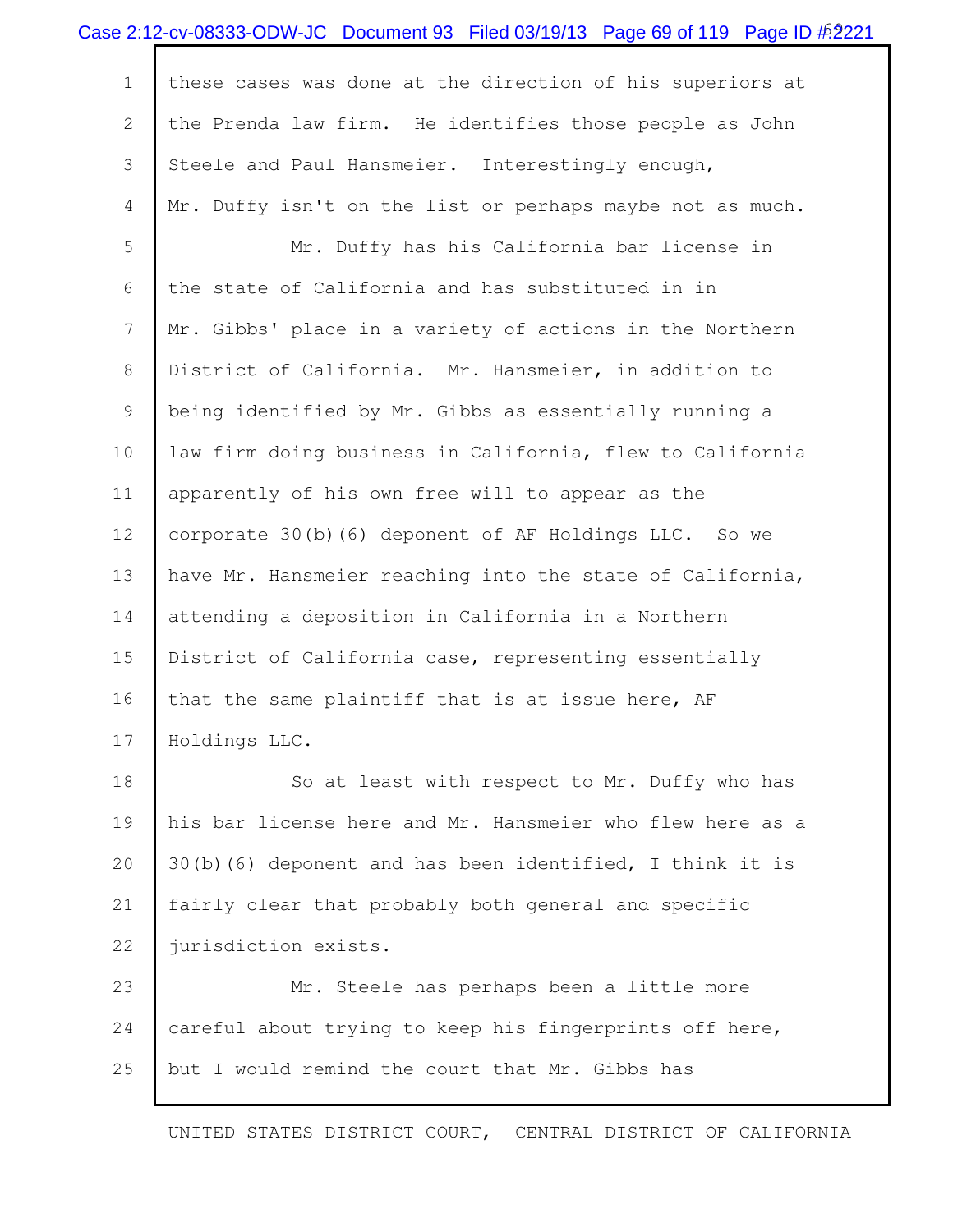these cases was done at the direction of his superiors at the Prenda law firm. He identifies those people as John Steele and Paul Hansmeier. Interestingly enough, Mr. Duffy isn't on the list or perhaps maybe not as much.

Mr. Duffy has his California bar license in the state of California and has substituted in in Mr. Gibbs' place in a variety of actions in the Northern District of California. Mr. Hansmeier, in addition to being identified by Mr. Gibbs as essentially running a law firm doing business in California, flew to California apparently of his own free will to appear as the corporate 30(b)(6) deponent of AF Holdings LLC. So we have Mr. Hansmeier reaching into the state of California, attending a deposition in California in a Northern District of California case, representing essentially that the same plaintiff that is at issue here, AF Holdings LLC.

So at least with respect to Mr. Duffy who has his bar license here and Mr. Hansmeier who flew here as a 30(b)(6) deponent and has been identified, I think it is fairly clear that probably both general and specific jurisdiction exists.

Mr. Steele has perhaps been a little more careful about trying to keep his fingerprints off here, but I would remind the court that Mr. Gibbs has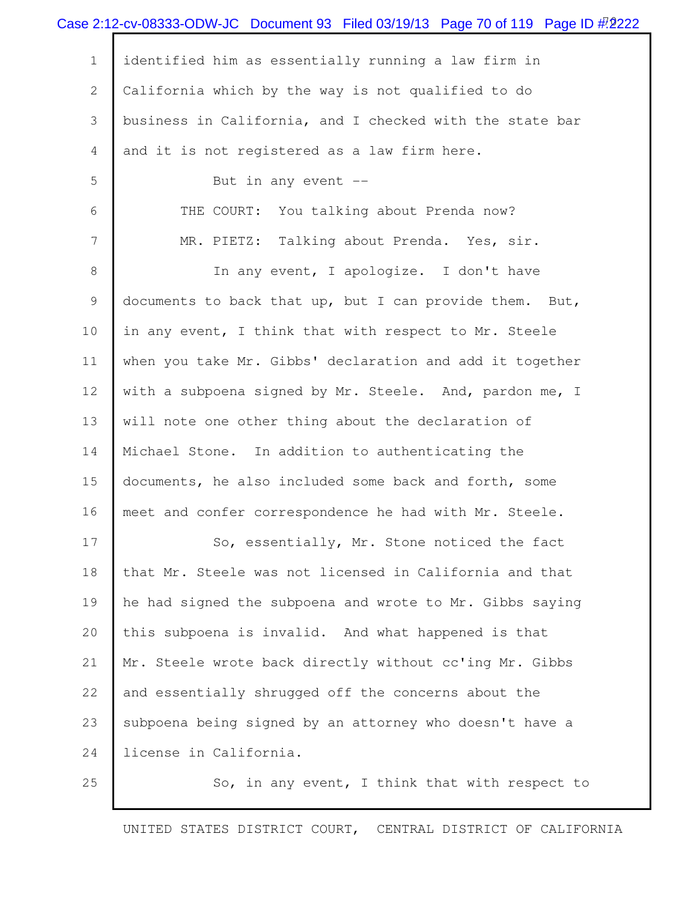identified him as essentially running a law firm in California which by the way is not qualified to do business in California, and I checked with the state bar and it is not registered as a law firm here.

But in any event --

THE COURT: You talking about Prenda now?

MR. PIETZ: Talking about Prenda. Yes, sir.

In any event, I apologize. I don't have documents to back that up, but I can provide them. But, in any event, I think that with respect to Mr. Steele when you take Mr. Gibbs' declaration and add it together with a subpoena signed by Mr. Steele. And, pardon me, I will note one other thing about the declaration of Michael Stone. In addition to authenticating the documents, he also included some back and forth, some meet and confer correspondence he had with Mr. Steele.

So, essentially, Mr. Stone noticed the fact that Mr. Steele was not licensed in California and that he had signed the subpoena and wrote to Mr. Gibbs saying this subpoena is invalid. And what happened is that Mr. Steele wrote back directly without cc'ing Mr. Gibbs and essentially shrugged off the concerns about the subpoena being signed by an attorney who doesn't have a license in California.

So, in any event, I think that with respect to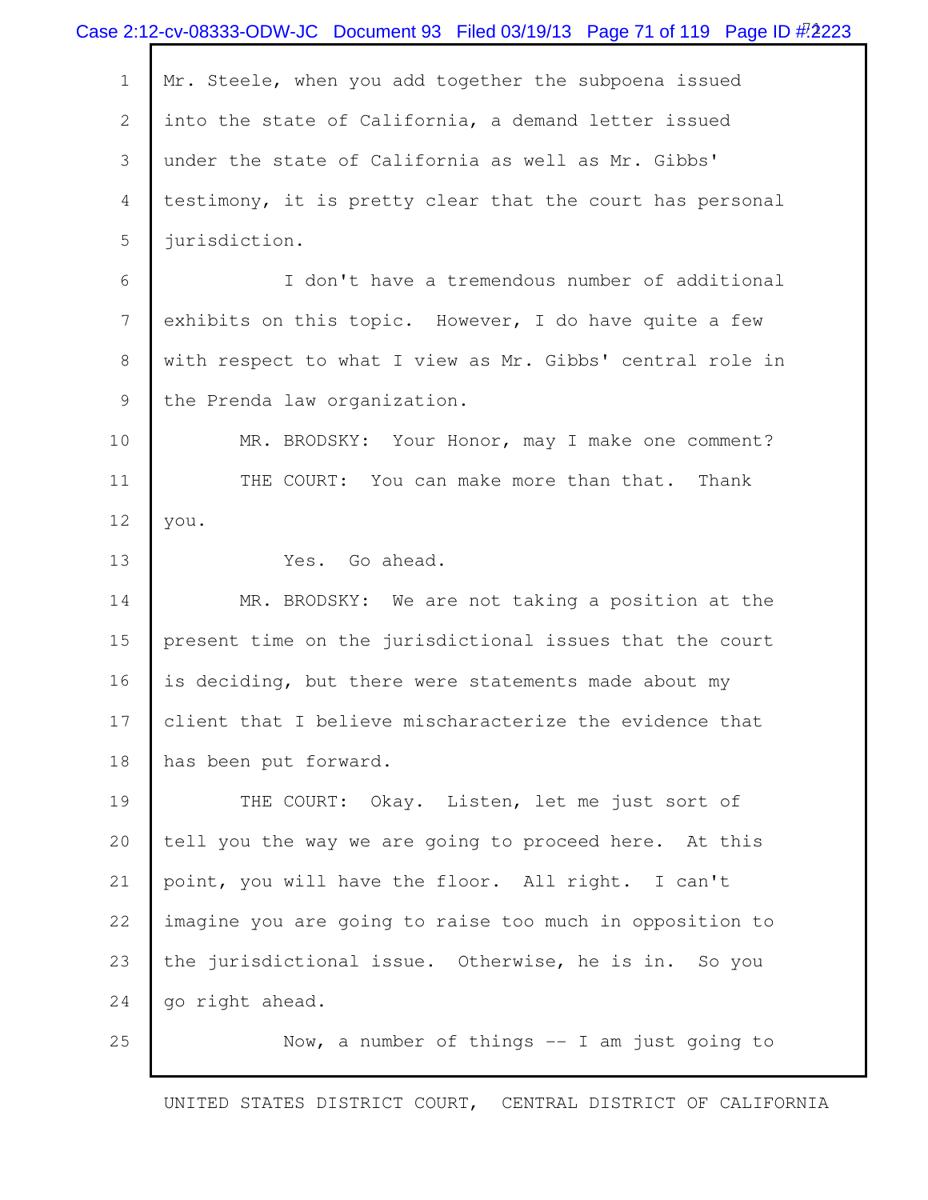Mr. Steele, when you add together the subpoena issued into the state of California, a demand letter issued under the state of California as well as Mr. Gibbs' testimony, it is pretty clear that the court has personal jurisdiction.

I don't have a tremendous number of additional exhibits on this topic. However, I do have quite a few with respect to what I view as Mr. Gibbs' central role in the Prenda law organization.

MR. BRODSKY: Your Honor, may I make one comment?

THE COURT: You can make more than that. Thank you.

Yes. Go ahead.

MR. BRODSKY: We are not taking a position at the present time on the jurisdictional issues that the court is deciding, but there were statements made about my client that I believe mischaracterize the evidence that has been put forward.

THE COURT: Okay. Listen, let me just sort of tell you the way we are going to proceed here. At this point, you will have the floor. All right. I can't imagine you are going to raise too much in opposition to the jurisdictional issue. Otherwise, he is in. So you go right ahead.

Now, a number of things -- I am just going to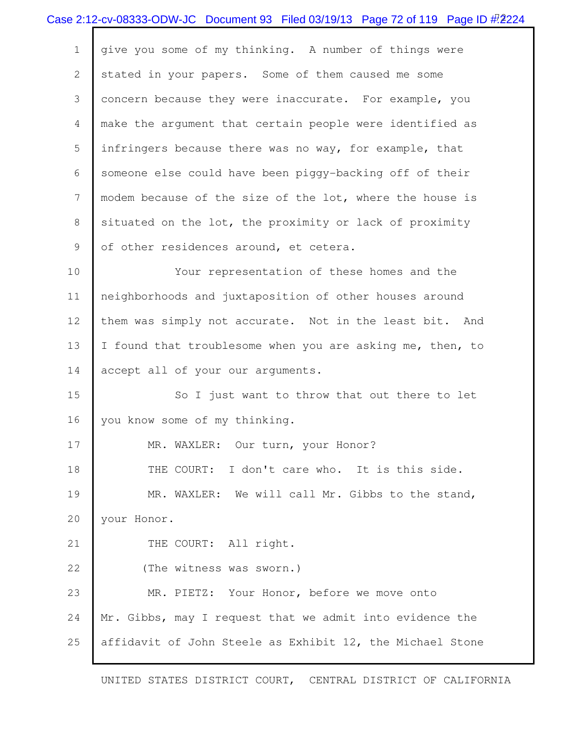give you some of my thinking. A number of things were stated in your papers. Some of them caused me some concern because they were inaccurate. For example, you make the argument that certain people were identified as infringers because there was no way, for example, that someone else could have been piggy-backing off of their modem because of the size of the lot, where the house is situated on the lot, the proximity or lack of proximity of other residences around, et cetera.

Your representation of these homes and the neighborhoods and juxtaposition of other houses around them was simply not accurate. Not in the least bit. And I found that troublesome when you are asking me, then, to accept all of your our arguments.

So I just want to throw that out there to let you know some of my thinking.

MR. WAXLER: Our turn, your Honor?

THE COURT: I don't care who. It is this side.

MR. WAXLER: We will call Mr. Gibbs to the stand, your Honor.

THE COURT: All right.

(The witness was sworn.)

MR. PIETZ: Your Honor, before we move onto Mr. Gibbs, may I request that we admit into evidence the affidavit of John Steele as Exhibit 12, the Michael Stone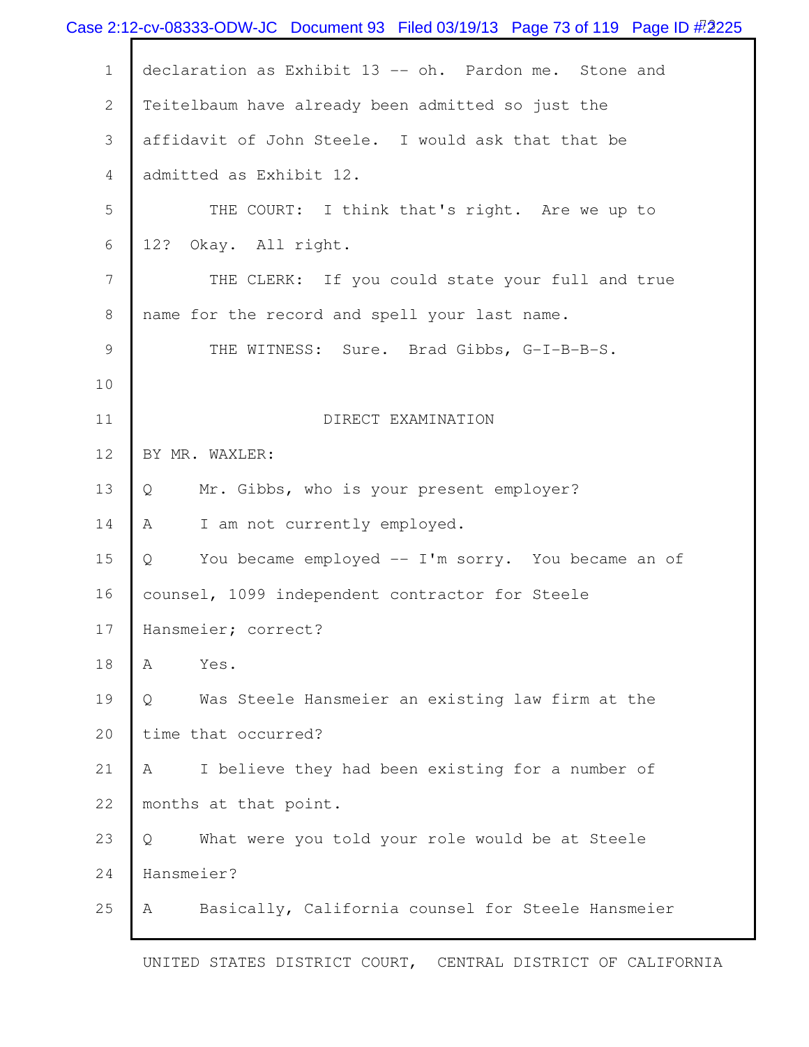declaration as Exhibit 13 -- oh. Pardon me. Stone and Teitelbaum have already been admitted so just the affidavit of John Steele. I would ask that that be admitted as Exhibit 12.

THE COURT: I think that's right. Are we up to 12? Okay. All right.

THE CLERK: If you could state your full and true name for the record and spell your last name.

THE WITNESS: Sure. Brad Gibbs, G-I-B-B-S.

DIRECT EXAMINATION

BY MR. WAXLER:

Q Mr. Gibbs, who is your present employer?

A I am not currently employed.

Q You became employed -- I'm sorry. You became an of counsel, 1099 independent contractor for Steele Hansmeier; correct?

A Yes.

Q Was Steele Hansmeier an existing law firm at the time that occurred?

A I believe they had been existing for a number of months at that point.

Q What were you told your role would be at Steele Hansmeier?

A Basically, California counsel for Steele Hansmeier

UNITED STATES DISTRICT COURT, CENTRAL DISTRICT OF CALIFORNIA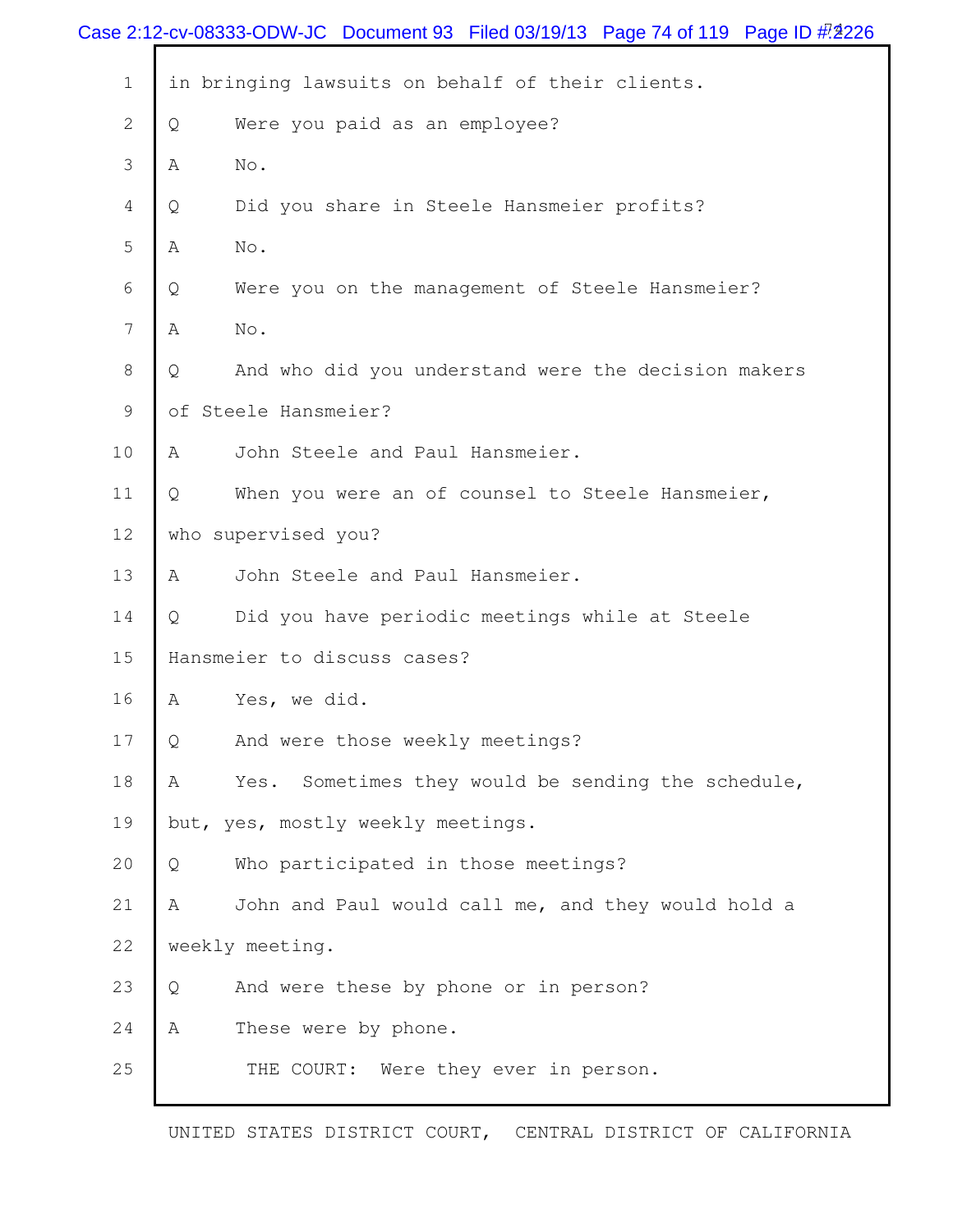1 in bringing lawsuits on behalf of their clients.

2 Q Were you paid as an employee?

3 A No.

4 Q Did you share in Steele Hansmeier profits?

5 A No.

6 Q Were you on the management of Steele Hansmeier?

7 A No.

8 Q And who did you understand were the decision makers

9 of Steele Hansmeier?

10 A John Steele and Paul Hansmeier.

11 Q When you were an of counsel to Steele Hansmeier,

12 who supervised you?

13 A John Steele and Paul Hansmeier.

14 Q Did you have periodic meetings while at Steele

15 Hansmeier to discuss cases?

16 A Yes, we did.

17 Q And were those weekly meetings?

18 A Yes. Sometimes they would be sending the schedule,

19 but, yes, mostly weekly meetings.

20 Q Who participated in those meetings?

21 A John and Paul would call me, and they would hold a

22 weekly meeting.

23 Q And were these by phone or in person?

24 A These were by phone.

25 THE COURT: Were they ever in person.

UNITED STATES DISTRICT COURT, CENTRAL DISTRICT OF CALIFORNIA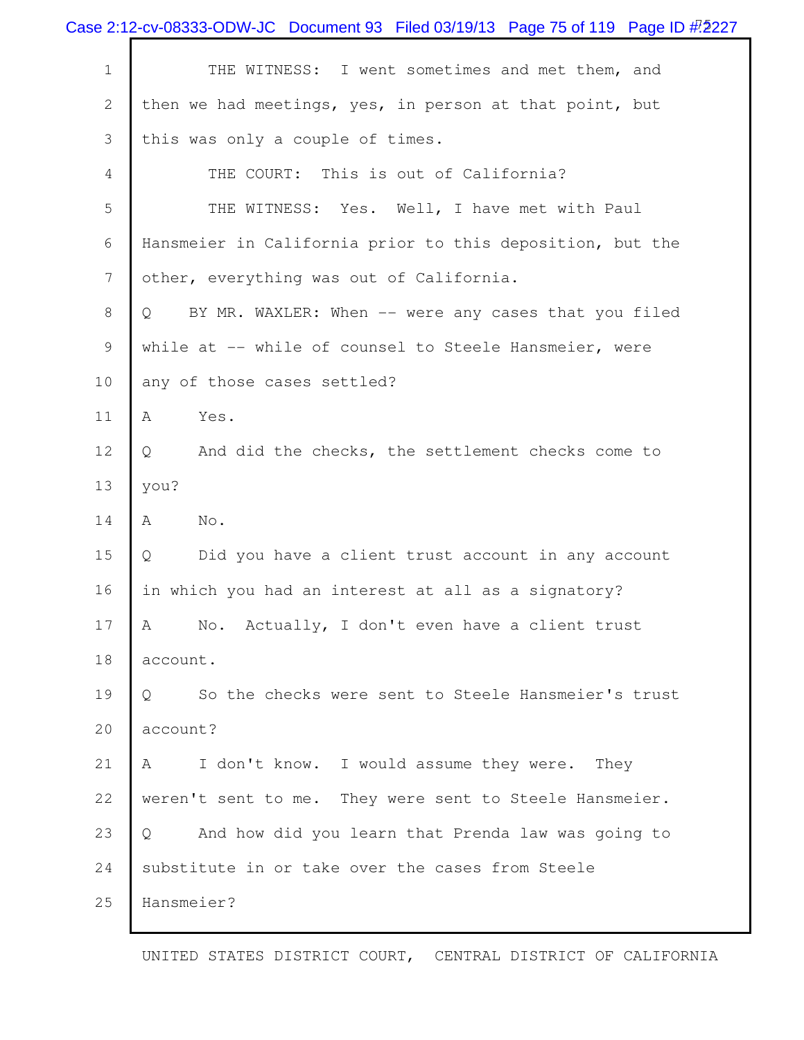THE WITNESS: I went sometimes and met them, and then we had meetings, yes, in person at that point, but this was only a couple of times.

THE COURT: This is out of California?

THE WITNESS: Yes. Well, I have met with Paul Hansmeier in California prior to this deposition, but the other, everything was out of California.

Q BY MR. WAXLER: When -- were any cases that you filed while at -- while of counsel to Steele Hansmeier, were any of those cases settled?

A Yes.

Q And did the checks, the settlement checks come to you?

A No.

Q Did you have a client trust account in any account in which you had an interest at all as a signatory?

A No. Actually, I don't even have a client trust account.

Q So the checks were sent to Steele Hansmeier's trust account?

A I don't know. I would assume they were. They weren't sent to me. They were sent to Steele Hansmeier.

Q And how did you learn that Prenda law was going to substitute in or take over the cases from Steele Hansmeier?

UNITED STATES DISTRICT COURT, CENTRAL DISTRICT OF CALIFORNIA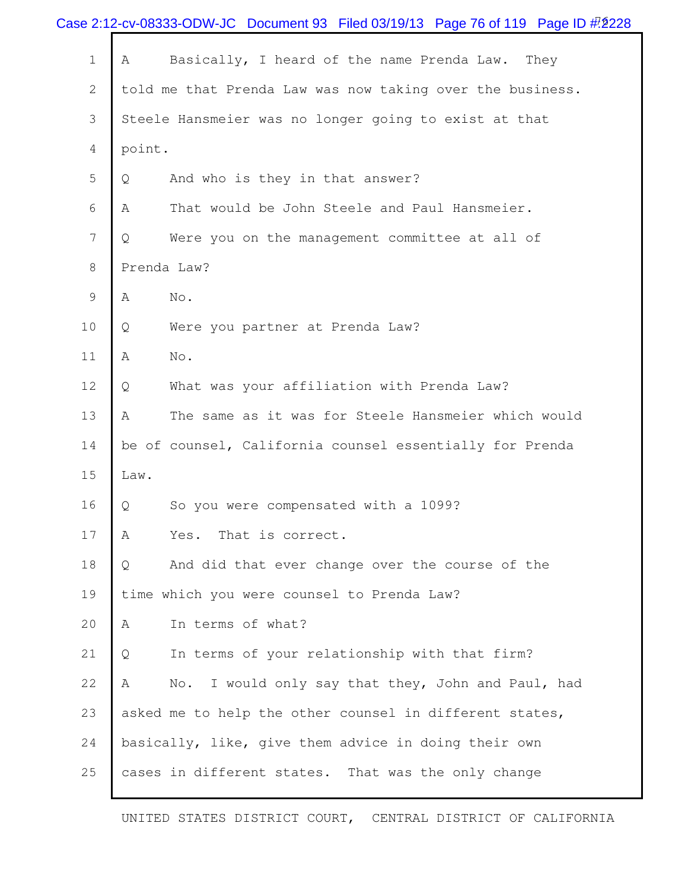1 A Basically, I heard of the name Prenda Law. They

2 told me that Prenda Law was now taking over the business.

3 Steele Hansmeier was no longer going to exist at that

4 point.

5 Q And who is they in that answer?

6 A That would be John Steele and Paul Hansmeier.

7 Q Were you on the management committee at all of

8 Prenda Law?

9 A No.

10 Q Were you partner at Prenda Law?

11 A No.

12 Q What was your affiliation with Prenda Law?

13 A The same as it was for Steele Hansmeier which would

14 be of counsel, California counsel essentially for Prenda

15 Law.

16 Q So you were compensated with a 1099?

17 A Yes. That is correct.

18 Q And did that ever change over the course of the

19 time which you were counsel to Prenda Law?

20 A In terms of what?

21 Q In terms of your relationship with that firm?

22 A No. I would only say that they, John and Paul, had

23 asked me to help the other counsel in different states,

24 basically, like, give them advice in doing their own

25 cases in different states. That was the only change

UNITED STATES DISTRICT COURT, CENTRAL DISTRICT OF CALIFORNIA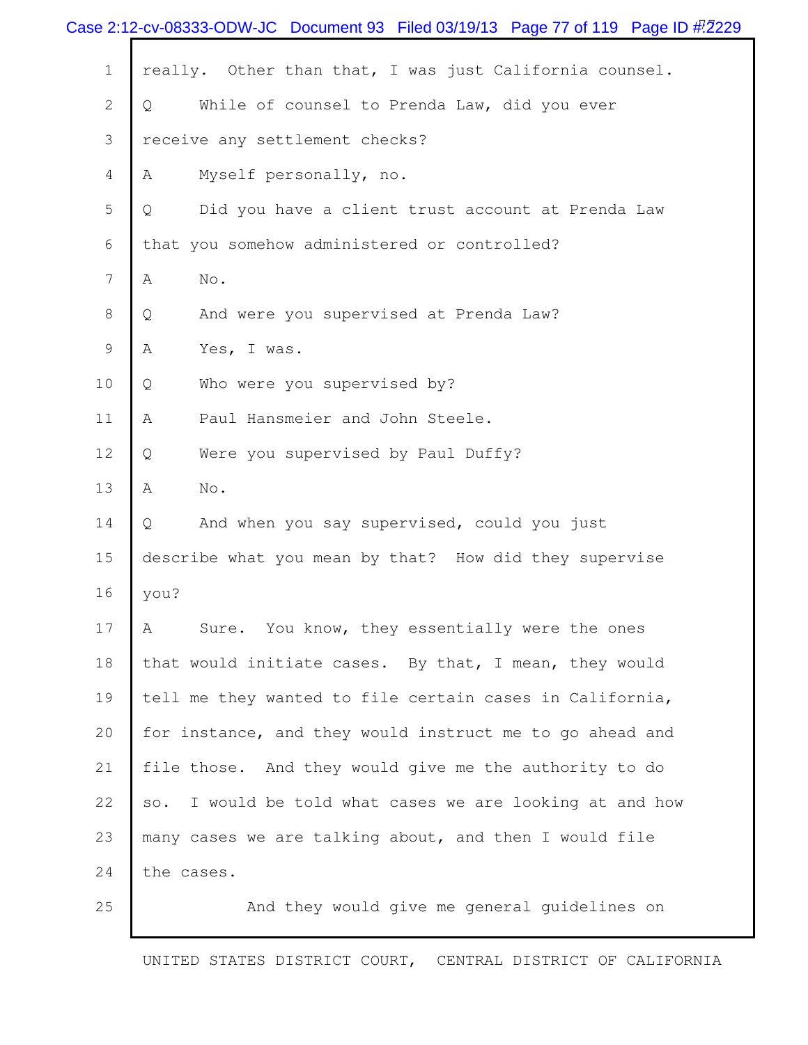really. Other than that, I was just California counsel.

Q While of counsel to Prenda Law, did you ever receive any settlement checks?

A Myself personally, no.

Q Did you have a client trust account at Prenda Law that you somehow administered or controlled?

A No.

Q And were you supervised at Prenda Law?

A Yes, I was.

Q Who were you supervised by?

A Paul Hansmeier and John Steele.

Q Were you supervised by Paul Duffy?

A No.

Q And when you say supervised, could you just describe what you mean by that? How did they supervise you?

A Sure. You know, they essentially were the ones that would initiate cases. By that, I mean, they would tell me they wanted to file certain cases in California, for instance, and they would instruct me to go ahead and file those. And they would give me the authority to do so. I would be told what cases we are looking at and how many cases we are talking about, and then I would file the cases.

And they would give me general guidelines on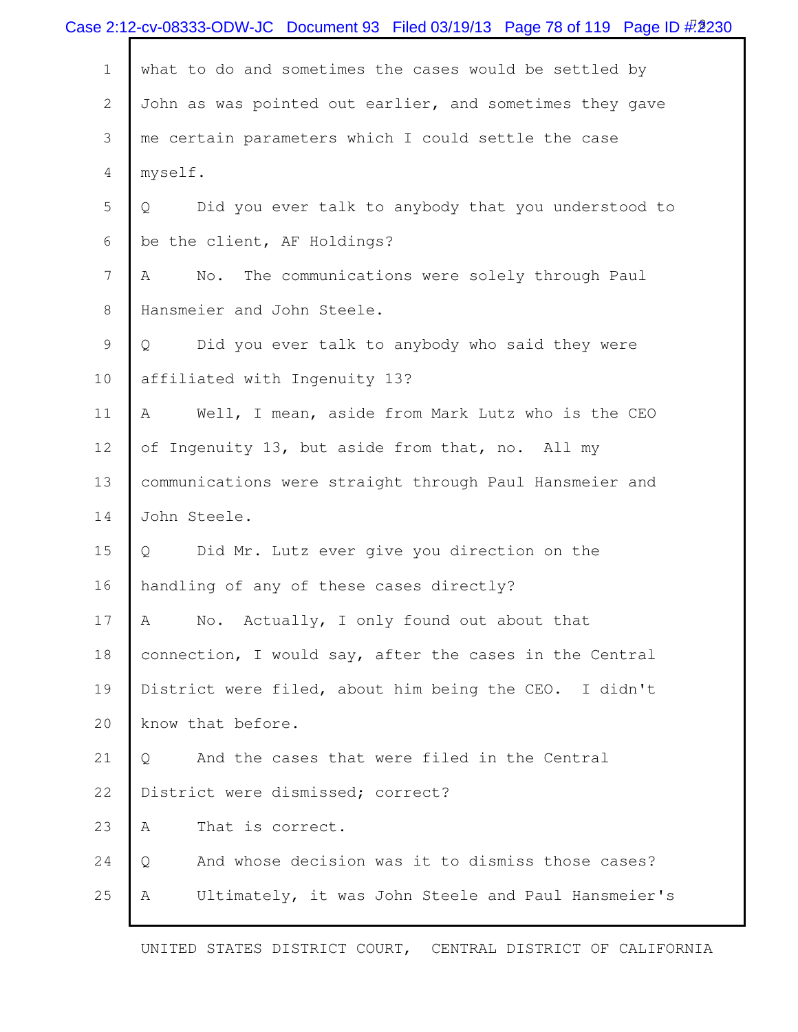what to do and sometimes the cases would be settled by John as was pointed out earlier, and sometimes they gave me certain parameters which I could settle the case myself.

Q Did you ever talk to anybody that you understood to be the client, AF Holdings?

A No. The communications were solely through Paul Hansmeier and John Steele.

Q Did you ever talk to anybody who said they were affiliated with Ingenuity 13?

A Well, I mean, aside from Mark Lutz who is the CEO of Ingenuity 13, but aside from that, no. All my communications were straight through Paul Hansmeier and John Steele.

Q Did Mr. Lutz ever give you direction on the handling of any of these cases directly?

A No. Actually, I only found out about that connection, I would say, after the cases in the Central District were filed, about him being the CEO. I didn't know that before.

Q And the cases that were filed in the Central District were dismissed; correct?

A That is correct.

Q And whose decision was it to dismiss those cases?

A Ultimately, it was John Steele and Paul Hansmeier's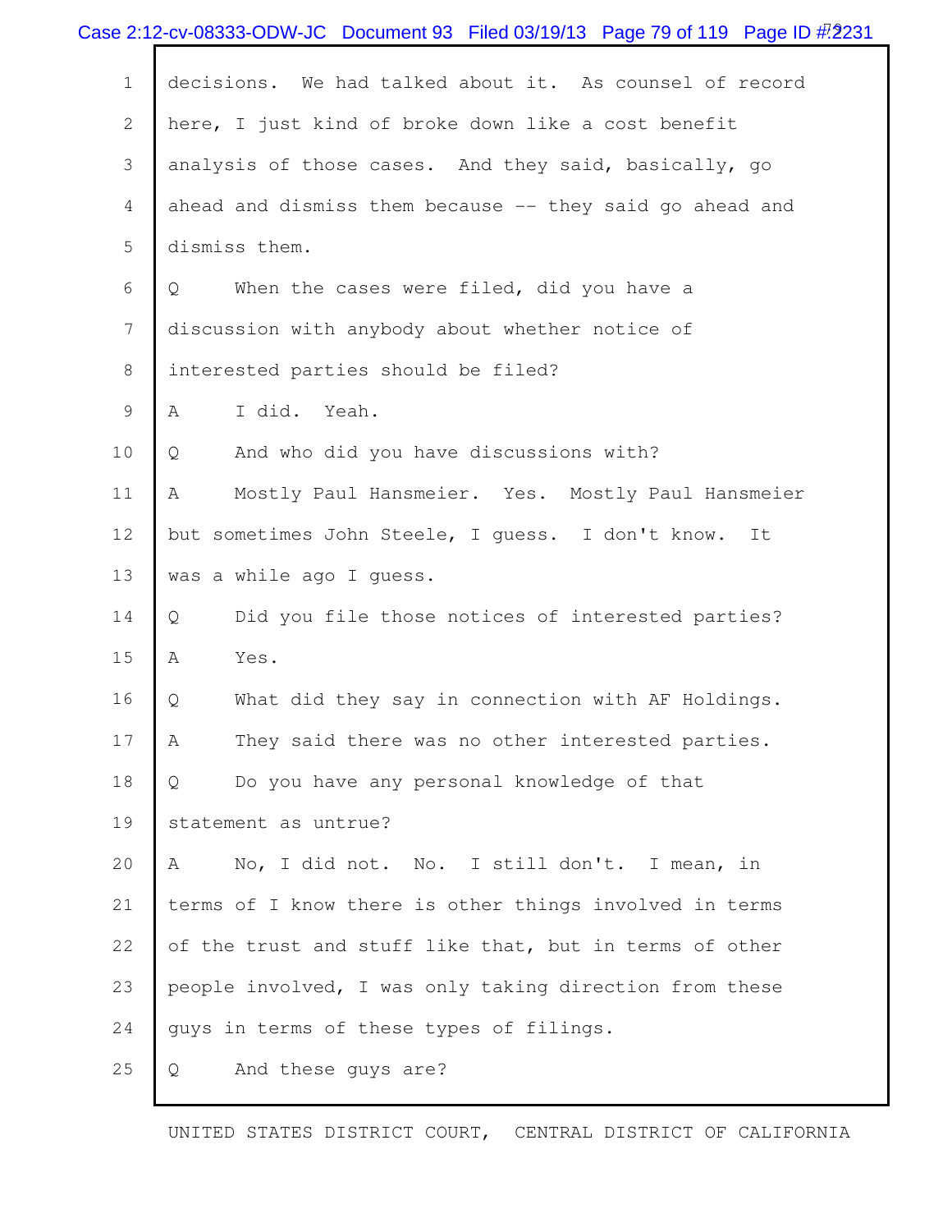1 decisions. We had talked about it. As counsel of record

2 here, I just kind of broke down like a cost benefit

3 analysis of those cases. And they said, basically, go

4 ahead and dismiss them because -- they said go ahead and

5 dismiss them.

6 Q When the cases were filed, did you have a

7 discussion with anybody about whether notice of

8 interested parties should be filed?

9 A I did. Yeah.

10 Q And who did you have discussions with?

11 A Mostly Paul Hansmeier. Yes. Mostly Paul Hansmeier

12 but sometimes John Steele, I guess. I don't know. It

13 was a while ago I guess.

14 Q Did you file those notices of interested parties?

15 A Yes.

16 Q What did they say in connection with AF Holdings.

17 A They said there was no other interested parties.

18 Q Do you have any personal knowledge of that

19 statement as untrue?

20 A No, I did not. No. I still don't. I mean, in

21 terms of I know there is other things involved in terms

22 of the trust and stuff like that, but in terms of other

23 people involved, I was only taking direction from these

24 guys in terms of these types of filings.

25 Q And these guys are?

UNITED STATES DISTRICT COURT, CENTRAL DISTRICT OF CALIFORNIA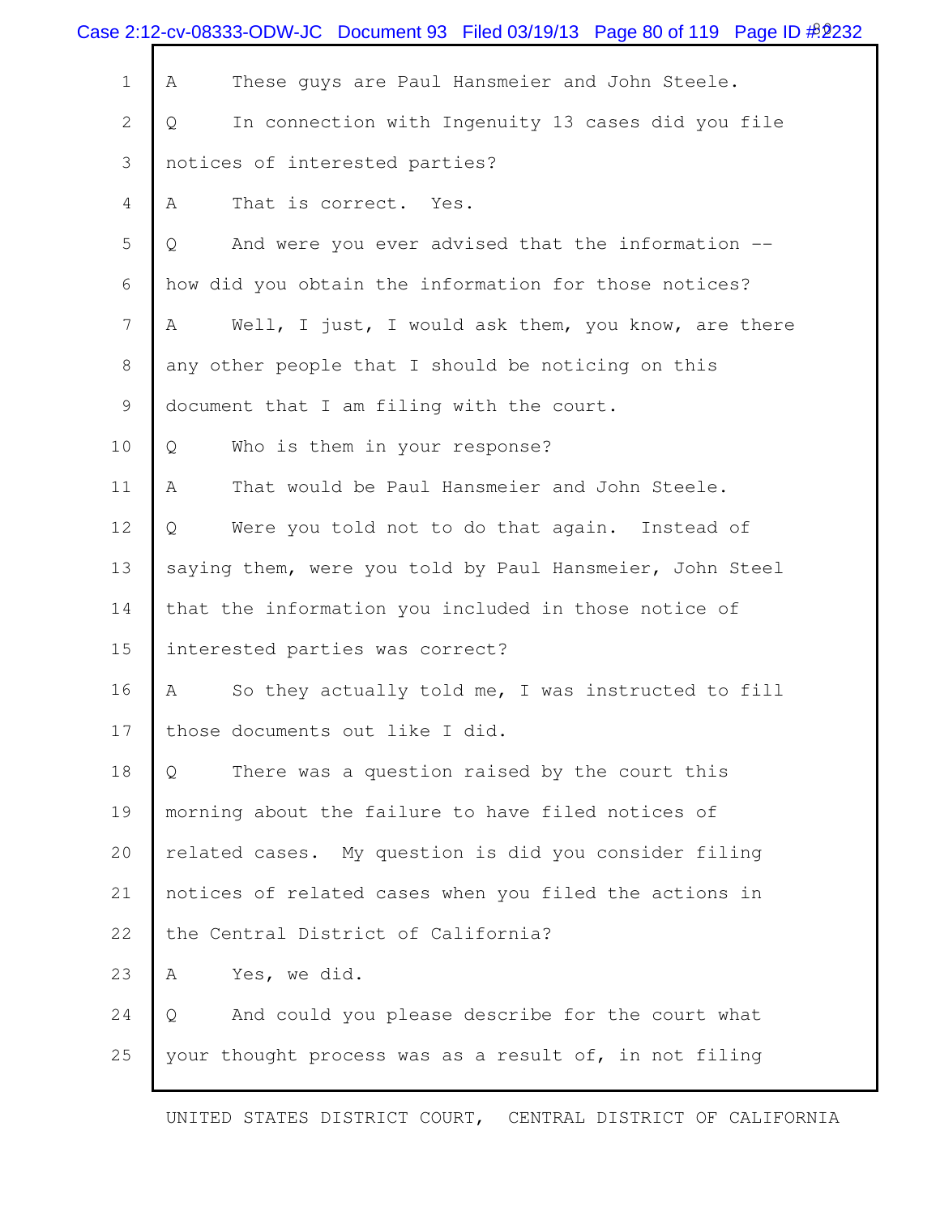A These guys are Paul Hansmeier and John Steele.

Q In connection with Ingenuity 13 cases did you file notices of interested parties?

A That is correct. Yes.

Q And were you ever advised that the information -- how did you obtain the information for those notices?

A Well, I just, I would ask them, you know, are there any other people that I should be noticing on this document that I am filing with the court.

Q Who is them in your response?

A That would be Paul Hansmeier and John Steele.

Q Were you told not to do that again. Instead of saying them, were you told by Paul Hansmeier, John Steel that the information you included in those notice of interested parties was correct?

A So they actually told me, I was instructed to fill those documents out like I did.

Q There was a question raised by the court this morning about the failure to have filed notices of related cases. My question is did you consider filing notices of related cases when you filed the actions in the Central District of California?

A Yes, we did.

Q And could you please describe for the court what your thought process was as a result of, in not filing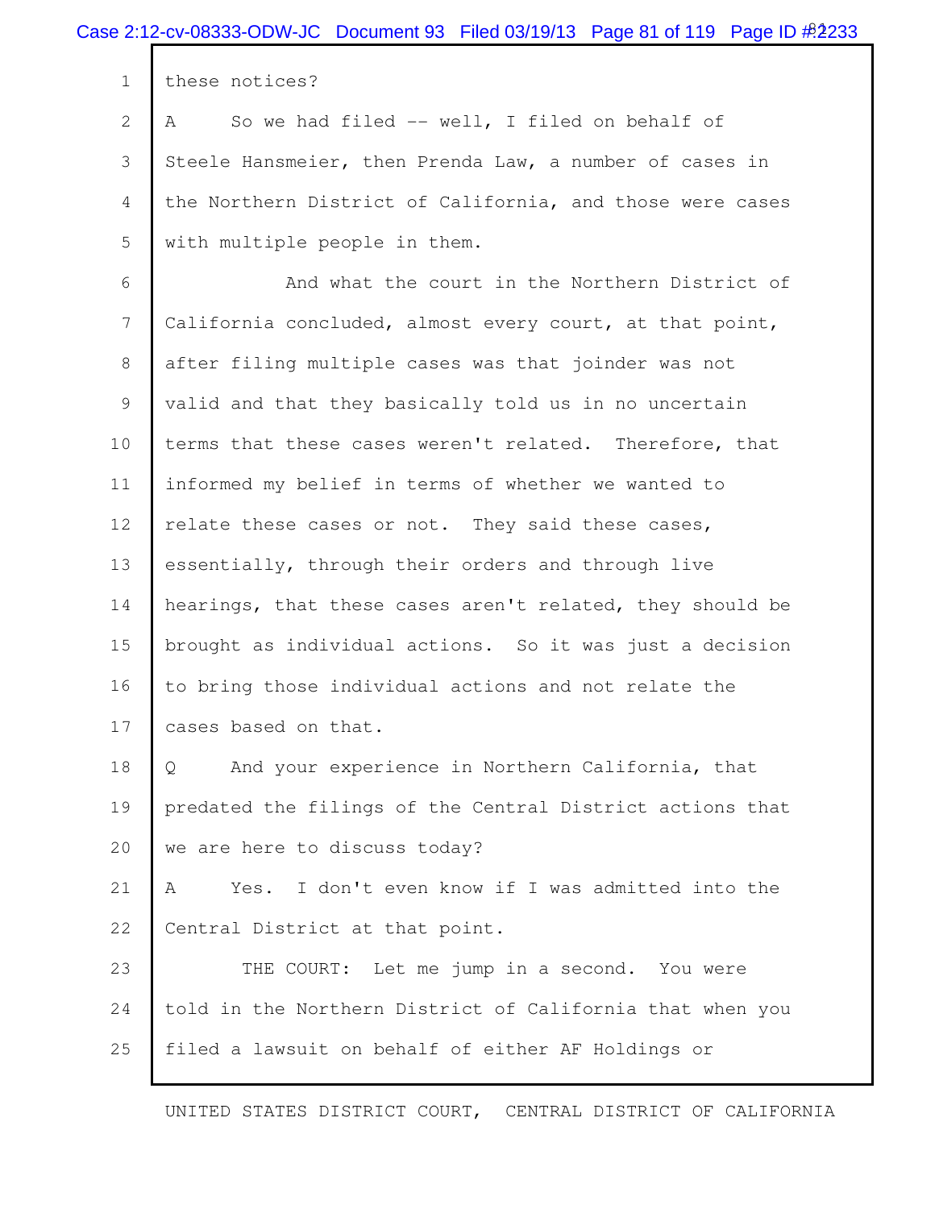these notices?

A So we had filed -- well, I filed on behalf of Steele Hansmeier, then Prenda Law, a number of cases in the Northern District of California, and those were cases with multiple people in them.

And what the court in the Northern District of California concluded, almost every court, at that point, after filing multiple cases was that joinder was not valid and that they basically told us in no uncertain terms that these cases weren't related. Therefore, that informed my belief in terms of whether we wanted to relate these cases or not. They said these cases, essentially, through their orders and through live hearings, that these cases aren't related, they should be brought as individual actions. So it was just a decision to bring those individual actions and not relate the cases based on that.

Q And your experience in Northern California, that predated the filings of the Central District actions that we are here to discuss today?

A Yes. I don't even know if I was admitted into the Central District at that point.

THE COURT: Let me jump in a second. You were told in the Northern District of California that when you filed a lawsuit on behalf of either AF Holdings or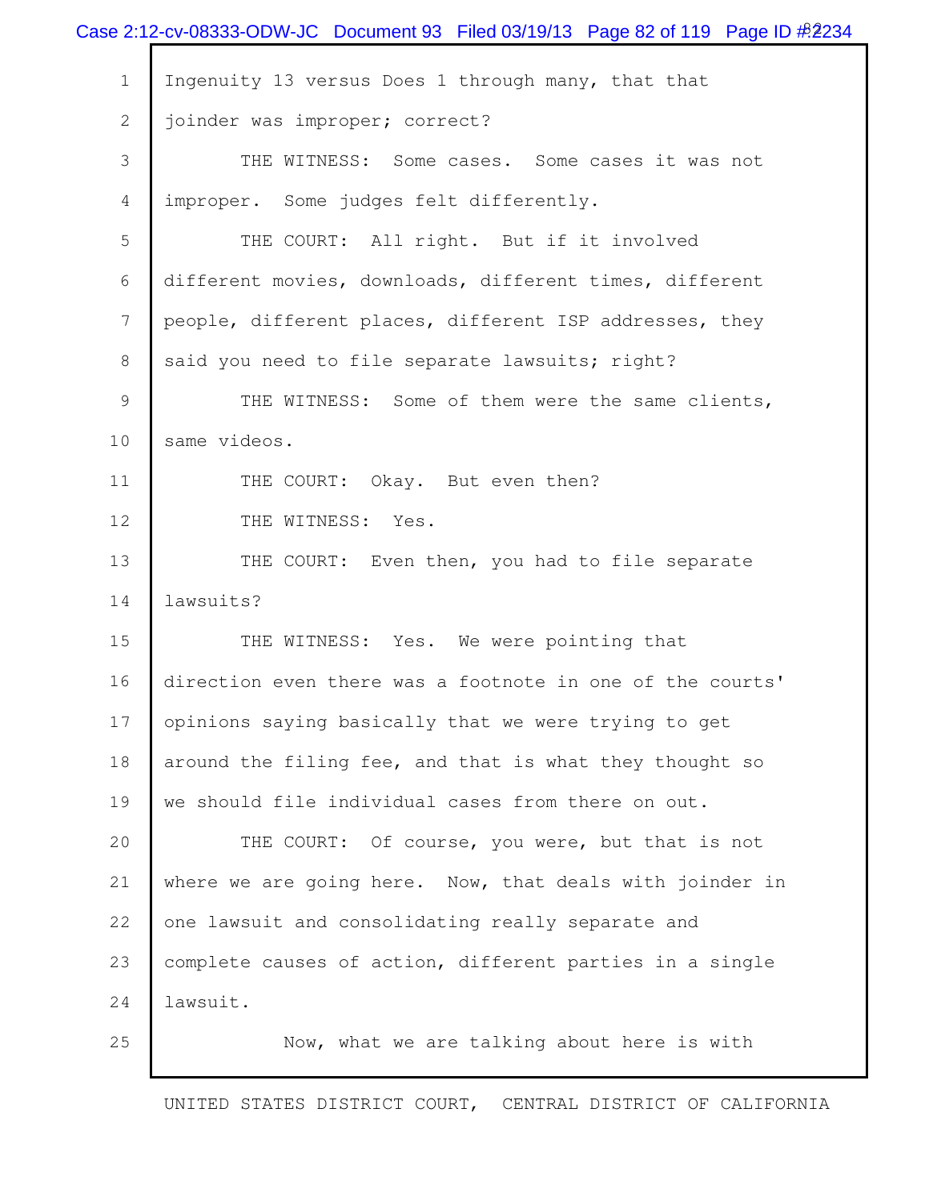Ingenuity 13 versus Does 1 through many, that that joinder was improper; correct?

THE WITNESS: Some cases. Some cases it was not improper. Some judges felt differently.

THE COURT: All right. But if it involved different movies, downloads, different times, different people, different places, different ISP addresses, they said you need to file separate lawsuits; right?

THE WITNESS: Some of them were the same clients, same videos.

THE COURT: Okay. But even then?

THE WITNESS: Yes.

THE COURT: Even then, you had to file separate lawsuits?

THE WITNESS: Yes. We were pointing that direction even there was a footnote in one of the courts' opinions saying basically that we were trying to get around the filing fee, and that is what they thought so we should file individual cases from there on out.

THE COURT: Of course, you were, but that is not where we are going here. Now, that deals with joinder in one lawsuit and consolidating really separate and complete causes of action, different parties in a single lawsuit.

Now, what we are talking about here is with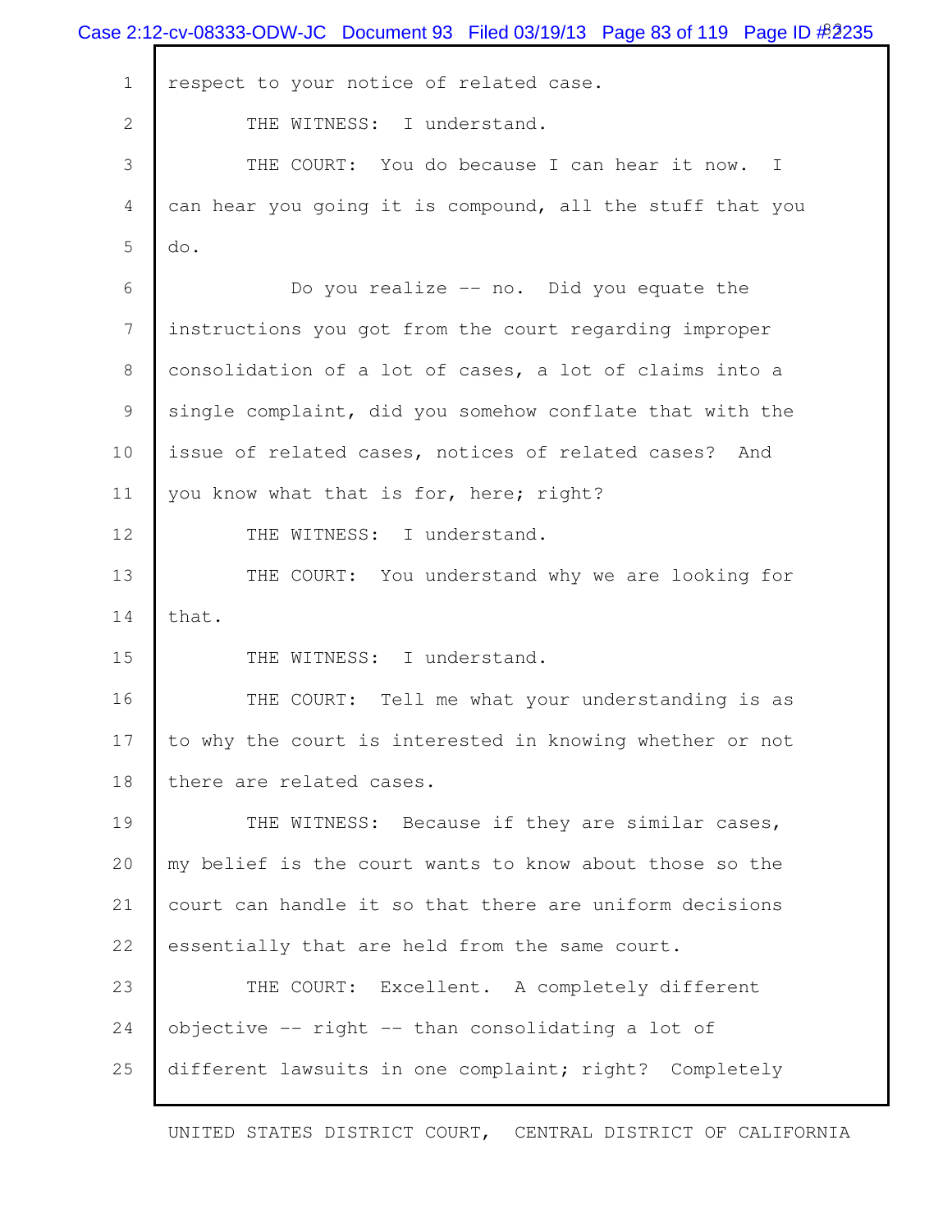respect to your notice of related case.

THE WITNESS: I understand.

THE COURT: You do because I can hear it now. I can hear you going it is compound, all the stuff that you do.

Do you realize -- no. Did you equate the instructions you got from the court regarding improper consolidation of a lot of cases, a lot of claims into a single complaint, did you somehow conflate that with the issue of related cases, notices of related cases? And you know what that is for, here; right?

THE WITNESS: I understand.

THE COURT: You understand why we are looking for that.

THE WITNESS: I understand.

THE COURT: Tell me what your understanding is as to why the court is interested in knowing whether or not there are related cases.

THE WITNESS: Because if they are similar cases, my belief is the court wants to know about those so the court can handle it so that there are uniform decisions essentially that are held from the same court.

THE COURT: Excellent. A completely different objective -- right -- than consolidating a lot of different lawsuits in one complaint; right? Completely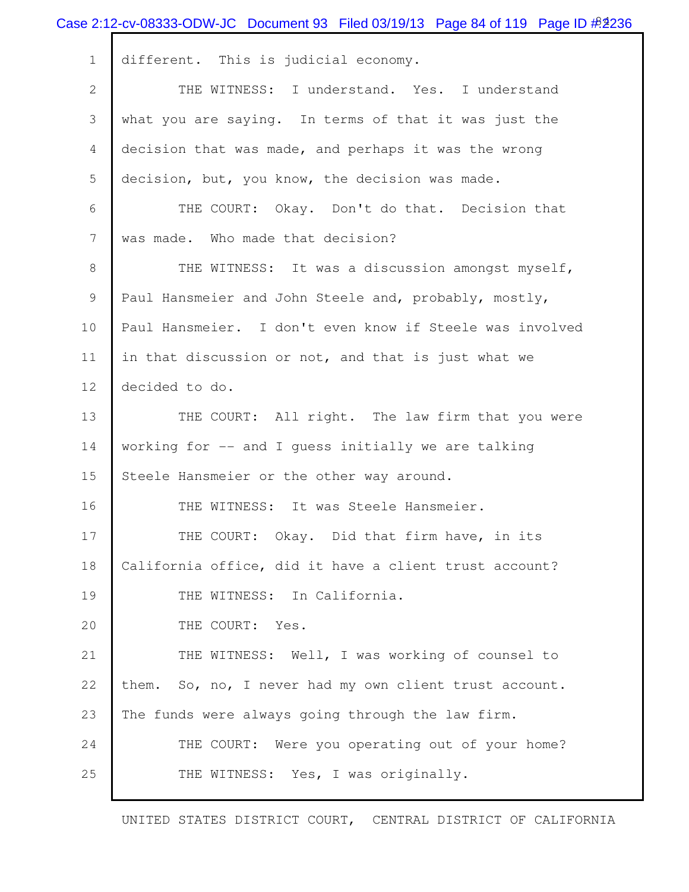different. This is judicial economy.

THE WITNESS: I understand. Yes. I understand what you are saying. In terms of that it was just the decision that was made, and perhaps it was the wrong decision, but, you know, the decision was made.

THE COURT: Okay. Don't do that. Decision that was made. Who made that decision?

THE WITNESS: It was a discussion amongst myself, Paul Hansmeier and John Steele and, probably, mostly, Paul Hansmeier. I don't even know if Steele was involved in that discussion or not, and that is just what we decided to do.

THE COURT: All right. The law firm that you were working for -- and I guess initially we are talking Steele Hansmeier or the other way around.

THE WITNESS: It was Steele Hansmeier.

THE COURT: Okay. Did that firm have, in its California office, did it have a client trust account?

THE WITNESS: In California.

THE COURT: Yes.

THE WITNESS: Well, I was working of counsel to them. So, no, I never had my own client trust account. The funds were always going through the law firm.

THE COURT: Were you operating out of your home?

THE WITNESS: Yes, I was originally.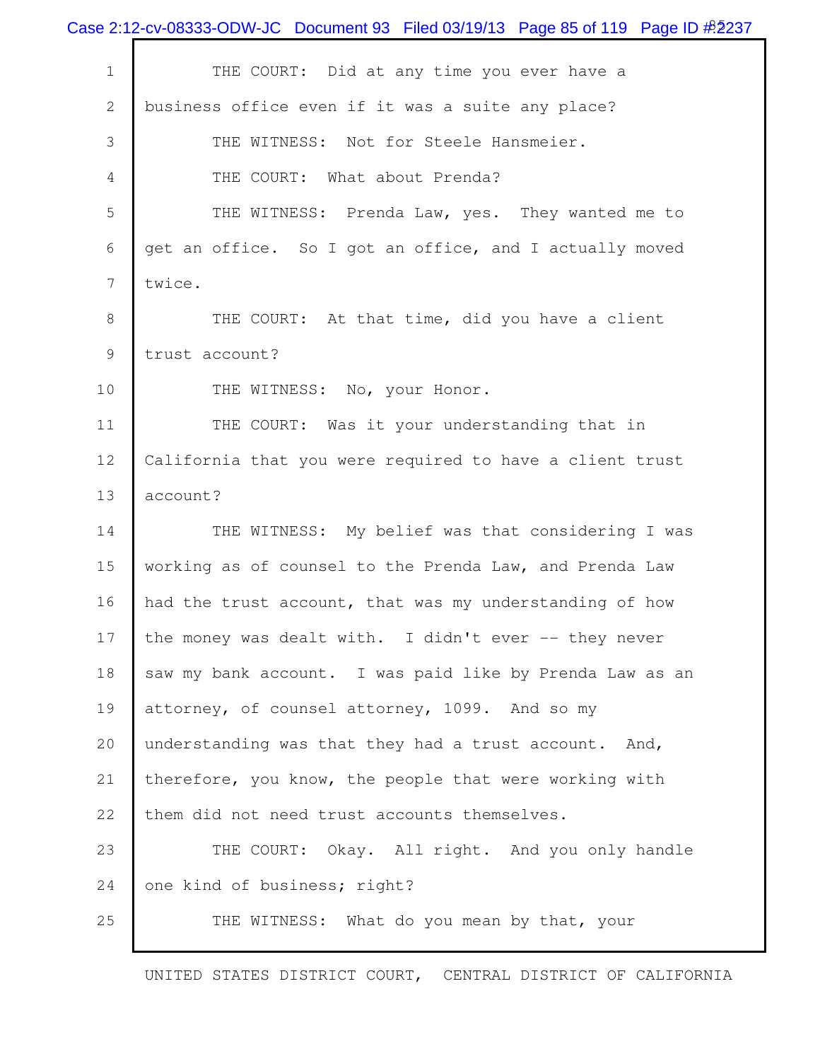THE COURT: Did at any time you ever have a business office even if it was a suite any place?

THE WITNESS: Not for Steele Hansmeier.

THE COURT: What about Prenda?

THE WITNESS: Prenda Law, yes. They wanted me to get an office. So I got an office, and I actually moved twice.

THE COURT: At that time, did you have a client trust account?

THE WITNESS: No, your Honor.

THE COURT: Was it your understanding that in California that you were required to have a client trust account?

THE WITNESS: My belief was that considering I was working as of counsel to the Prenda Law, and Prenda Law had the trust account, that was my understanding of how the money was dealt with. I didn't ever -- they never saw my bank account. I was paid like by Prenda Law as an attorney, of counsel attorney, 1099. And so my understanding was that they had a trust account. And, therefore, you know, the people that were working with them did not need trust accounts themselves.

THE COURT: Okay. All right. And you only handle one kind of business; right?

THE WITNESS: What do you mean by that, your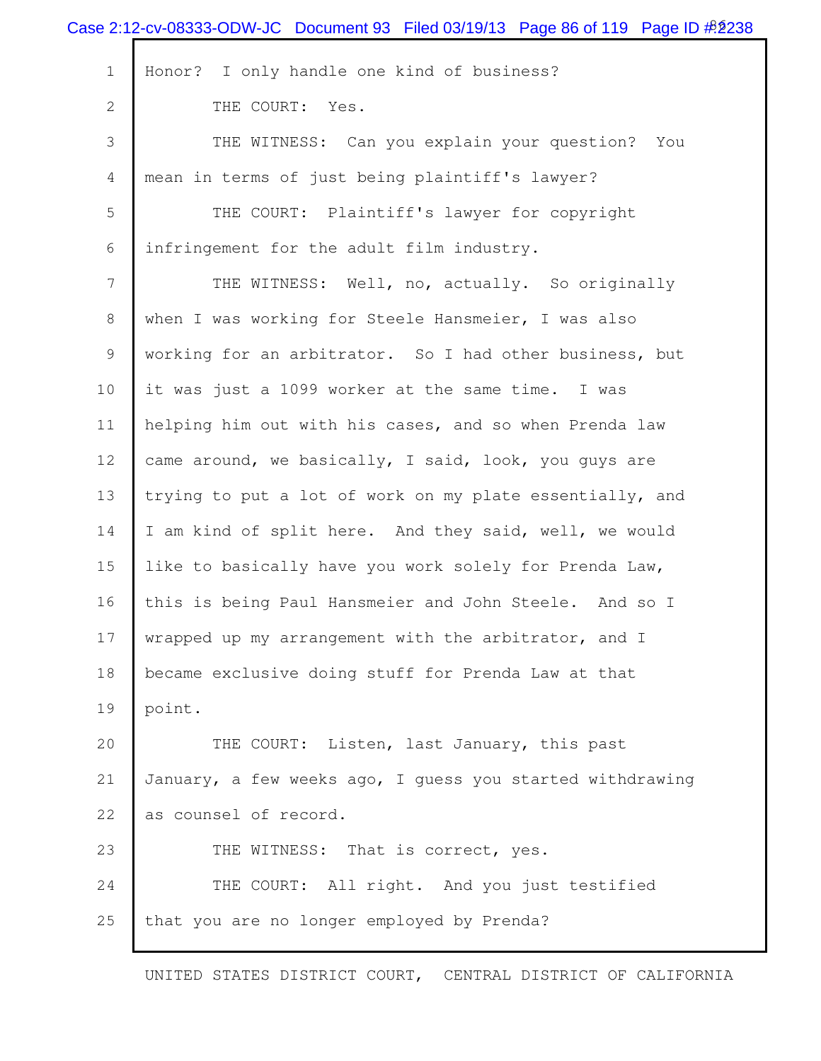Honor? I only handle one kind of business?

THE COURT: Yes.

THE WITNESS: Can you explain your question? You mean in terms of just being plaintiff's lawyer?

THE COURT: Plaintiff's lawyer for copyright infringement for the adult film industry.

THE WITNESS: Well, no, actually. So originally when I was working for Steele Hansmeier, I was also working for an arbitrator. So I had other business, but it was just a 1099 worker at the same time. I was helping him out with his cases, and so when Prenda law came around, we basically, I said, look, you guys are trying to put a lot of work on my plate essentially, and I am kind of split here. And they said, well, we would like to basically have you work solely for Prenda Law, this is being Paul Hansmeier and John Steele. And so I wrapped up my arrangement with the arbitrator, and I became exclusive doing stuff for Prenda Law at that point.

THE COURT: Listen, last January, this past January, a few weeks ago, I guess you started withdrawing as counsel of record.

THE WITNESS: That is correct, yes.

THE COURT: All right. And you just testified that you are no longer employed by Prenda?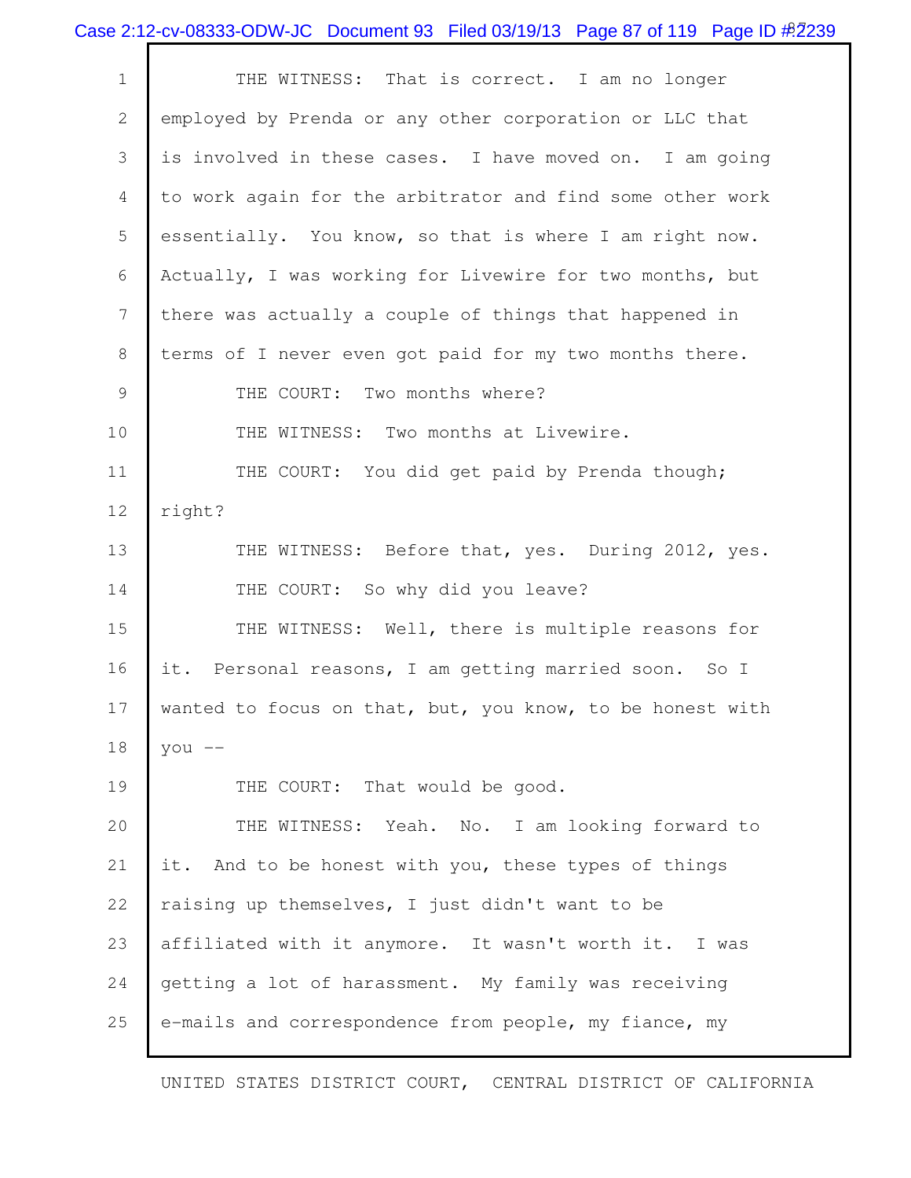THE WITNESS: That is correct. I am no longer employed by Prenda or any other corporation or LLC that is involved in these cases. I have moved on. I am going to work again for the arbitrator and find some other work essentially. You know, so that is where I am right now. Actually, I was working for Livewire for two months, but there was actually a couple of things that happened in terms of I never even got paid for my two months there.

THE COURT: Two months where?

THE WITNESS: Two months at Livewire.

THE COURT: You did get paid by Prenda though; right?

THE WITNESS: Before that, yes. During 2012, yes.

THE COURT: So why did you leave?

THE WITNESS: Well, there is multiple reasons for it. Personal reasons, I am getting married soon. So I wanted to focus on that, but, you know, to be honest with you --

THE COURT: That would be good.

THE WITNESS: Yeah. No. I am looking forward to it. And to be honest with you, these types of things raising up themselves, I just didn't want to be affiliated with it anymore. It wasn't worth it. I was getting a lot of harassment. My family was receiving e-mails and correspondence from people, my fiance, my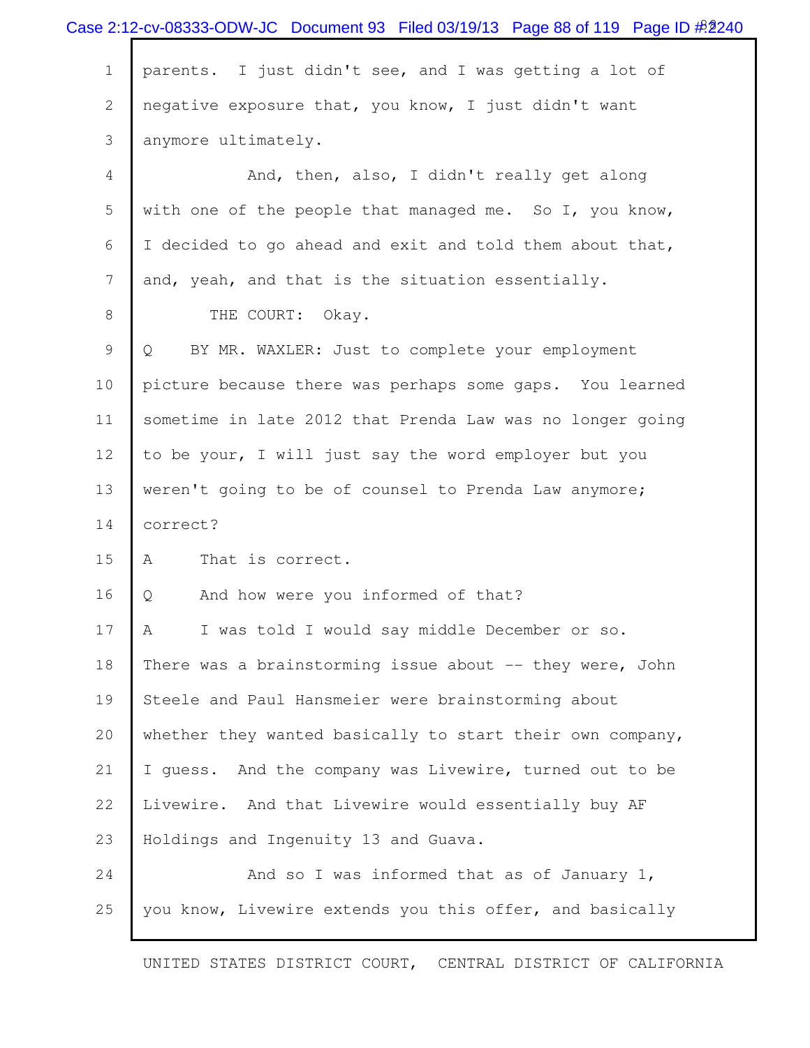parents. I just didn't see, and I was getting a lot of negative exposure that, you know, I just didn't want anymore ultimately.

And, then, also, I didn't really get along with one of the people that managed me. So I, you know, I decided to go ahead and exit and told them about that, and, yeah, and that is the situation essentially.

THE COURT: Okay.

Q BY MR. WAXLER: Just to complete your employment picture because there was perhaps some gaps. You learned sometime in late 2012 that Prenda Law was no longer going to be your, I will just say the word employer but you weren't going to be of counsel to Prenda Law anymore; correct?

A That is correct.

Q And how were you informed of that?

A I was told I would say middle December or so. There was a brainstorming issue about -- they were, John Steele and Paul Hansmeier were brainstorming about whether they wanted basically to start their own company, I guess. And the company was Livewire, turned out to be Livewire. And that Livewire would essentially buy AF Holdings and Ingenuity 13 and Guava.

And so I was informed that as of January 1, you know, Livewire extends you this offer, and basically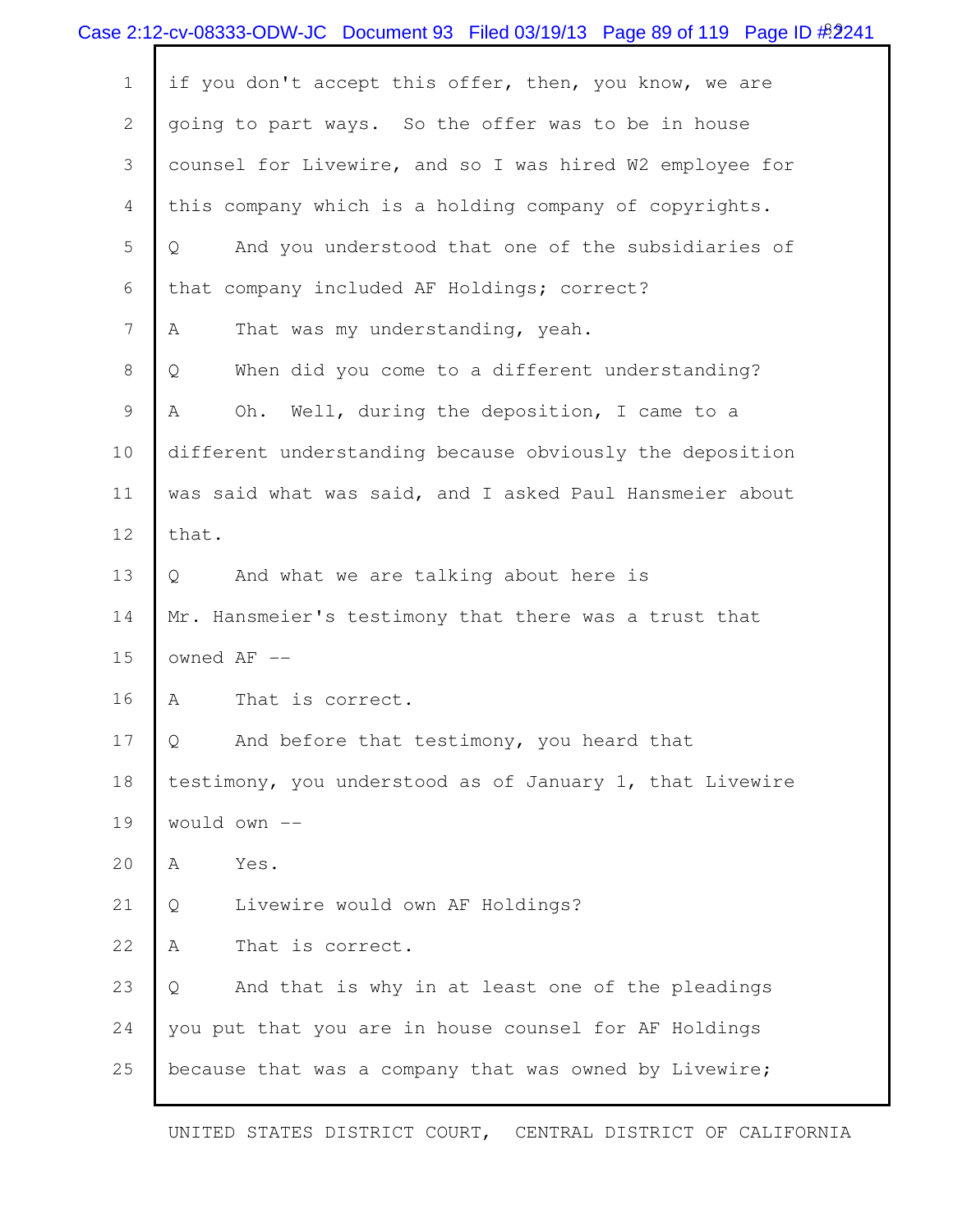1 if you don't accept this offer, then, you know, we are
2 going to part ways. So the offer was to be in house
3 counsel for Livewire, and so I was hired W2 employee for
4 this company which is a holding company of copyrights.
5 Q And you understood that one of the subsidiaries of
6 that company included AF Holdings; correct?
7 A That was my understanding, yeah.
8 Q When did you come to a different understanding?
9 A Oh. Well, during the deposition, I came to a
10 different understanding because obviously the deposition
11 was said what was said, and I asked Paul Hansmeier about
12 that.
13 Q And what we are talking about here is
14 Mr. Hansmeier's testimony that there was a trust that
15 owned AF --
16 A That is correct.
17 Q And before that testimony, you heard that
18 testimony, you understood as of January 1, that Livewire
19 would own --
20 A Yes.
21 Q Livewire would own AF Holdings?
22 A That is correct.
23 Q And that is why in at least one of the pleadings
24 you put that you are in house counsel for AF Holdings
25 because that was a company that was owned by Livewire;

UNITED STATES DISTRICT COURT, CENTRAL DISTRICT OF CALIFORNIA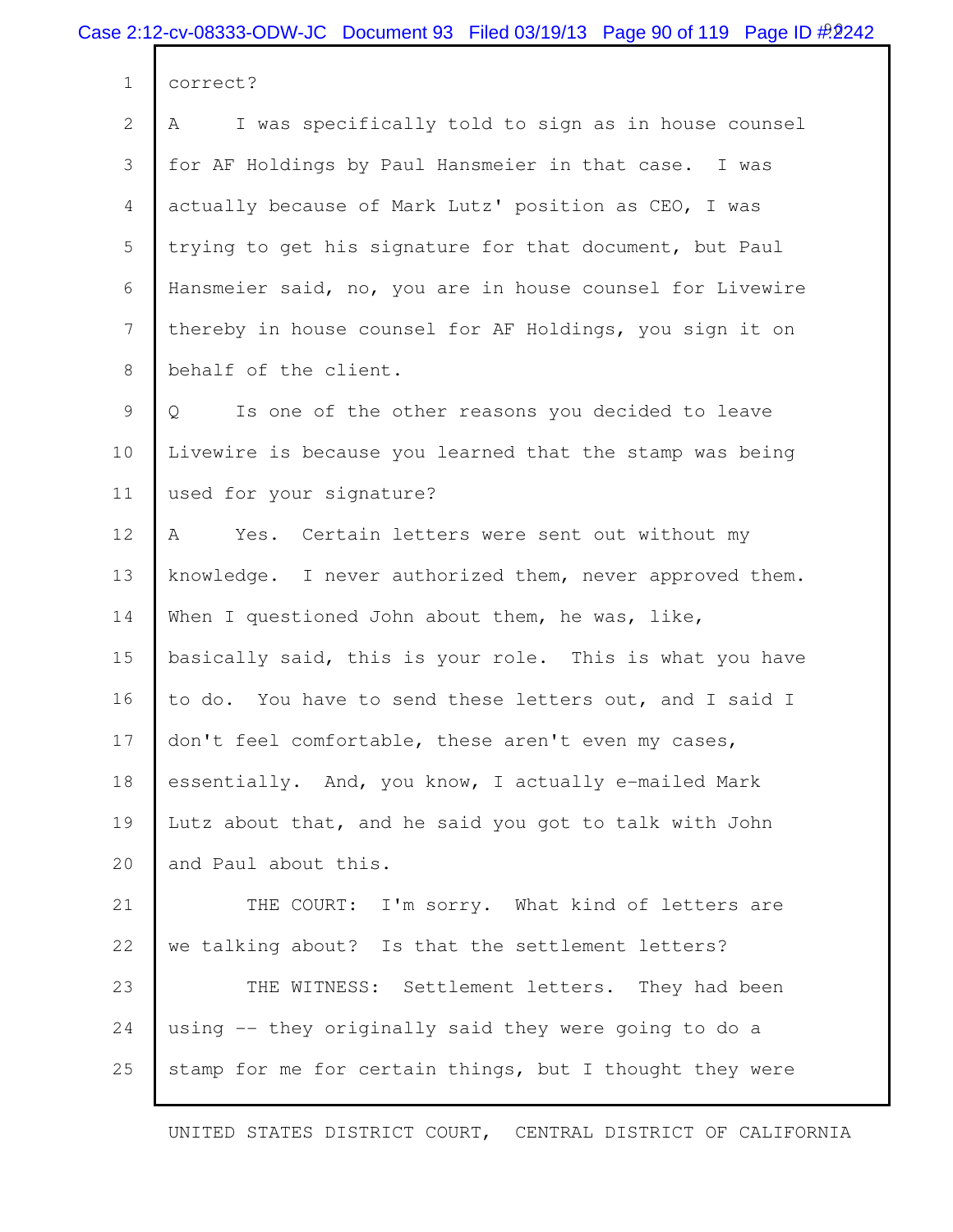correct?

A I was specifically told to sign as in house counsel for AF Holdings by Paul Hansmeier in that case. I was actually because of Mark Lutz' position as CEO, I was trying to get his signature for that document, but Paul Hansmeier said, no, you are in house counsel for Livewire thereby in house counsel for AF Holdings, you sign it on behalf of the client.

Q Is one of the other reasons you decided to leave Livewire is because you learned that the stamp was being used for your signature?

A Yes. Certain letters were sent out without my knowledge. I never authorized them, never approved them. When I questioned John about them, he was, like, basically said, this is your role. This is what you have to do. You have to send these letters out, and I said I don't feel comfortable, these aren't even my cases, essentially. And, you know, I actually e-mailed Mark Lutz about that, and he said you got to talk with John and Paul about this.

THE COURT: I'm sorry. What kind of letters are we talking about? Is that the settlement letters?

THE WITNESS: Settlement letters. They had been using -- they originally said they were going to do a stamp for me for certain things, but I thought they were

UNITED STATES DISTRICT COURT, CENTRAL DISTRICT OF CALIFORNIA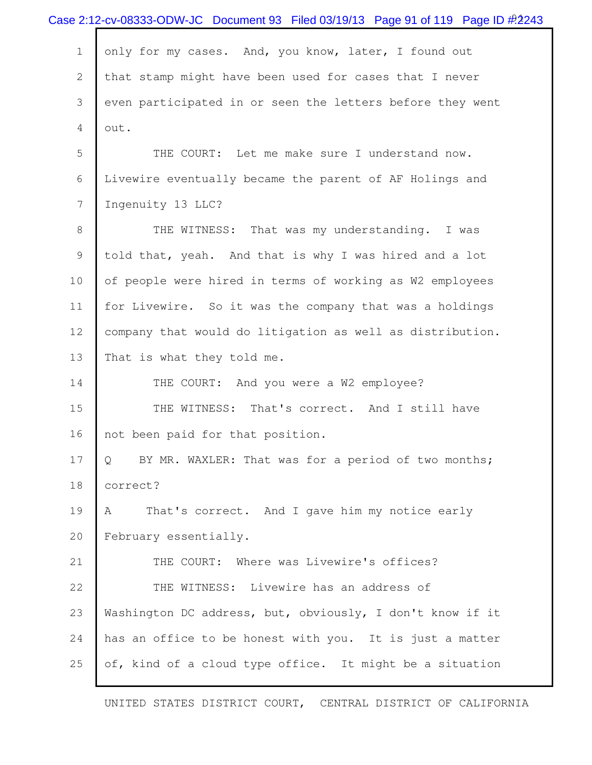only for my cases. And, you know, later, I found out that stamp might have been used for cases that I never even participated in or seen the letters before they went out.

THE COURT: Let me make sure I understand now. Livewire eventually became the parent of AF Holings and Ingenuity 13 LLC?

THE WITNESS: That was my understanding. I was told that, yeah. And that is why I was hired and a lot of people were hired in terms of working as W2 employees for Livewire. So it was the company that was a holdings company that would do litigation as well as distribution. That is what they told me.

THE COURT: And you were a W2 employee?

THE WITNESS: That's correct. And I still have not been paid for that position.

Q BY MR. WAXLER: That was for a period of two months; correct?

A That's correct. And I gave him my notice early February essentially.

THE COURT: Where was Livewire's offices?

THE WITNESS: Livewire has an address of Washington DC address, but, obviously, I don't know if it has an office to be honest with you. It is just a matter of, kind of a cloud type office. It might be a situation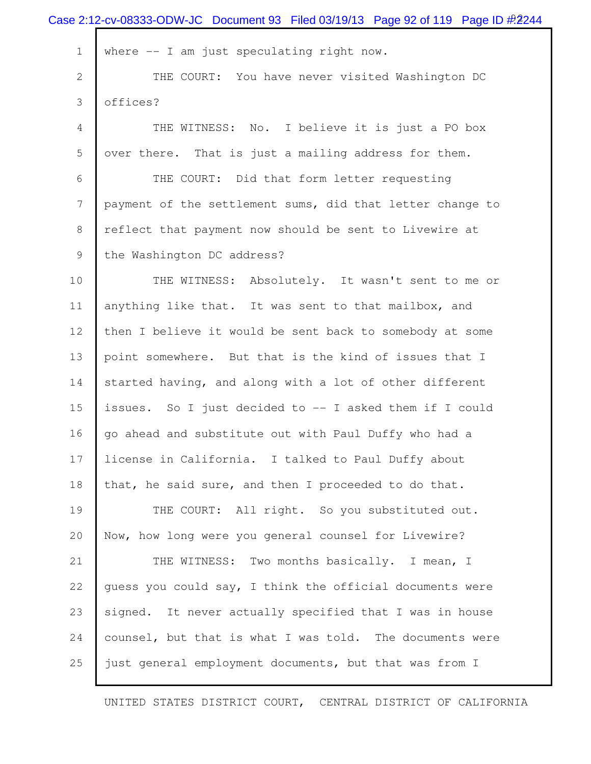where -- I am just speculating right now.

THE COURT: You have never visited Washington DC offices?

THE WITNESS: No. I believe it is just a PO box over there. That is just a mailing address for them.

THE COURT: Did that form letter requesting payment of the settlement sums, did that letter change to reflect that payment now should be sent to Livewire at the Washington DC address?

THE WITNESS: Absolutely. It wasn't sent to me or anything like that. It was sent to that mailbox, and then I believe it would be sent back to somebody at some point somewhere. But that is the kind of issues that I started having, and along with a lot of other different issues. So I just decided to -- I asked them if I could go ahead and substitute out with Paul Duffy who had a license in California. I talked to Paul Duffy about that, he said sure, and then I proceeded to do that.

THE COURT: All right. So you substituted out. Now, how long were you general counsel for Livewire?

THE WITNESS: Two months basically. I mean, I guess you could say, I think the official documents were signed. It never actually specified that I was in house counsel, but that is what I was told. The documents were just general employment documents, but that was from I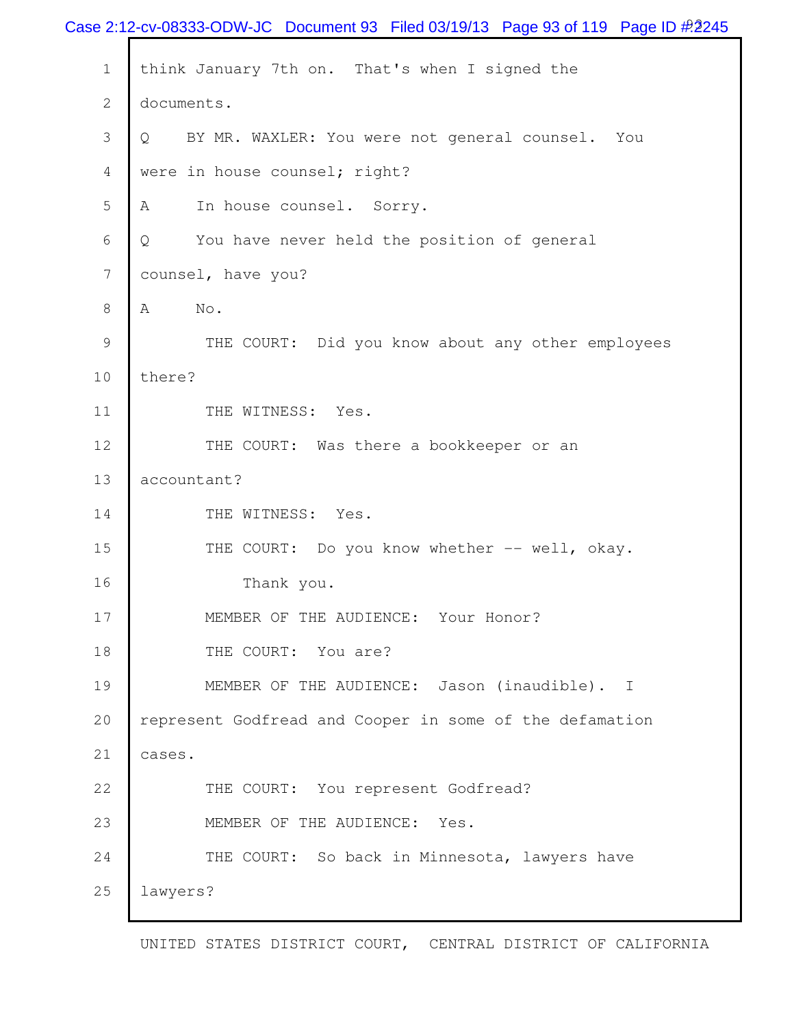think January 7th on. That's when I signed the documents.

Q BY MR. WAXLER: You were not general counsel. You were in house counsel; right?

A In house counsel. Sorry.

Q You have never held the position of general counsel, have you?

A No.

THE COURT: Did you know about any other employees there?

THE WITNESS: Yes.

THE COURT: Was there a bookkeeper or an accountant?

THE WITNESS: Yes.

THE COURT: Do you know whether -- well, okay. Thank you.

MEMBER OF THE AUDIENCE: Your Honor?

THE COURT: You are?

MEMBER OF THE AUDIENCE: Jason (inaudible). I represent Godfread and Cooper in some of the defamation cases.

THE COURT: You represent Godfread?

MEMBER OF THE AUDIENCE: Yes.

THE COURT: So back in Minnesota, lawyers have lawyers?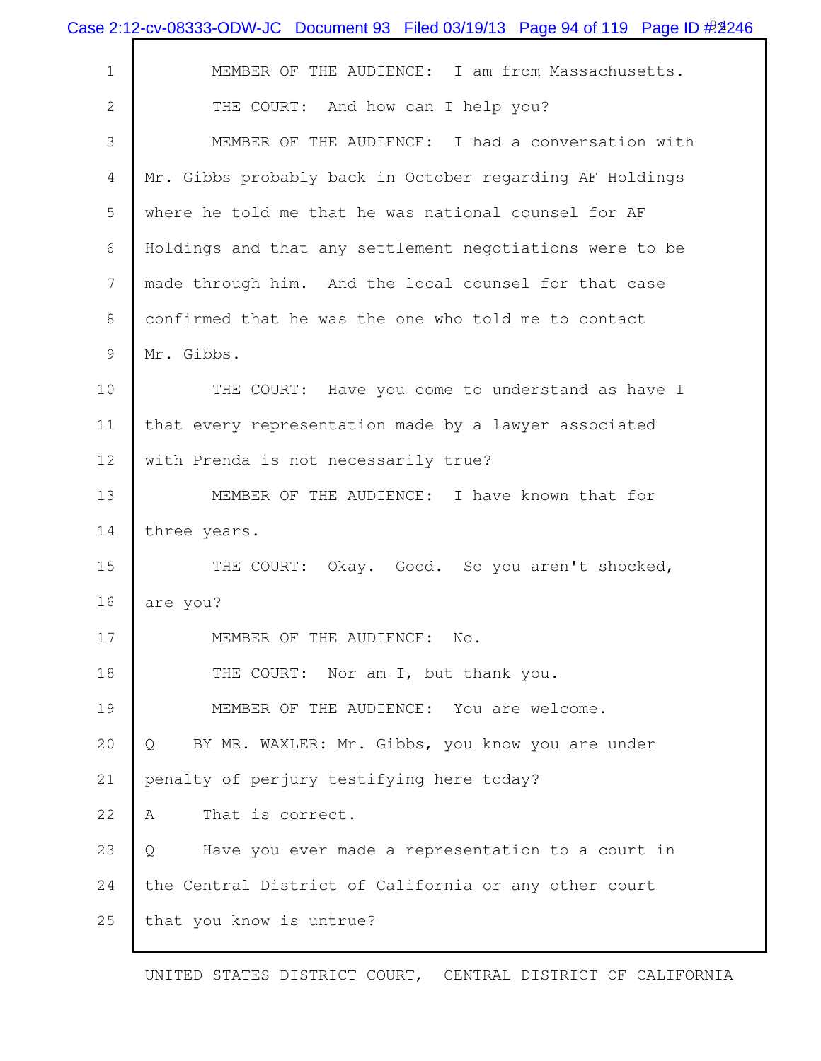MEMBER OF THE AUDIENCE: I am from Massachusetts.

THE COURT: And how can I help you?

MEMBER OF THE AUDIENCE: I had a conversation with Mr. Gibbs probably back in October regarding AF Holdings where he told me that he was national counsel for AF Holdings and that any settlement negotiations were to be made through him. And the local counsel for that case confirmed that he was the one who told me to contact Mr. Gibbs.

THE COURT: Have you come to understand as have I that every representation made by a lawyer associated with Prenda is not necessarily true?

MEMBER OF THE AUDIENCE: I have known that for three years.

THE COURT: Okay. Good. So you aren't shocked, are you?

MEMBER OF THE AUDIENCE: No.

THE COURT: Nor am I, but thank you.

MEMBER OF THE AUDIENCE: You are welcome.

Q BY MR. WAXLER: Mr. Gibbs, you know you are under penalty of perjury testifying here today?

A That is correct.

Q Have you ever made a representation to a court in the Central District of California or any other court that you know is untrue?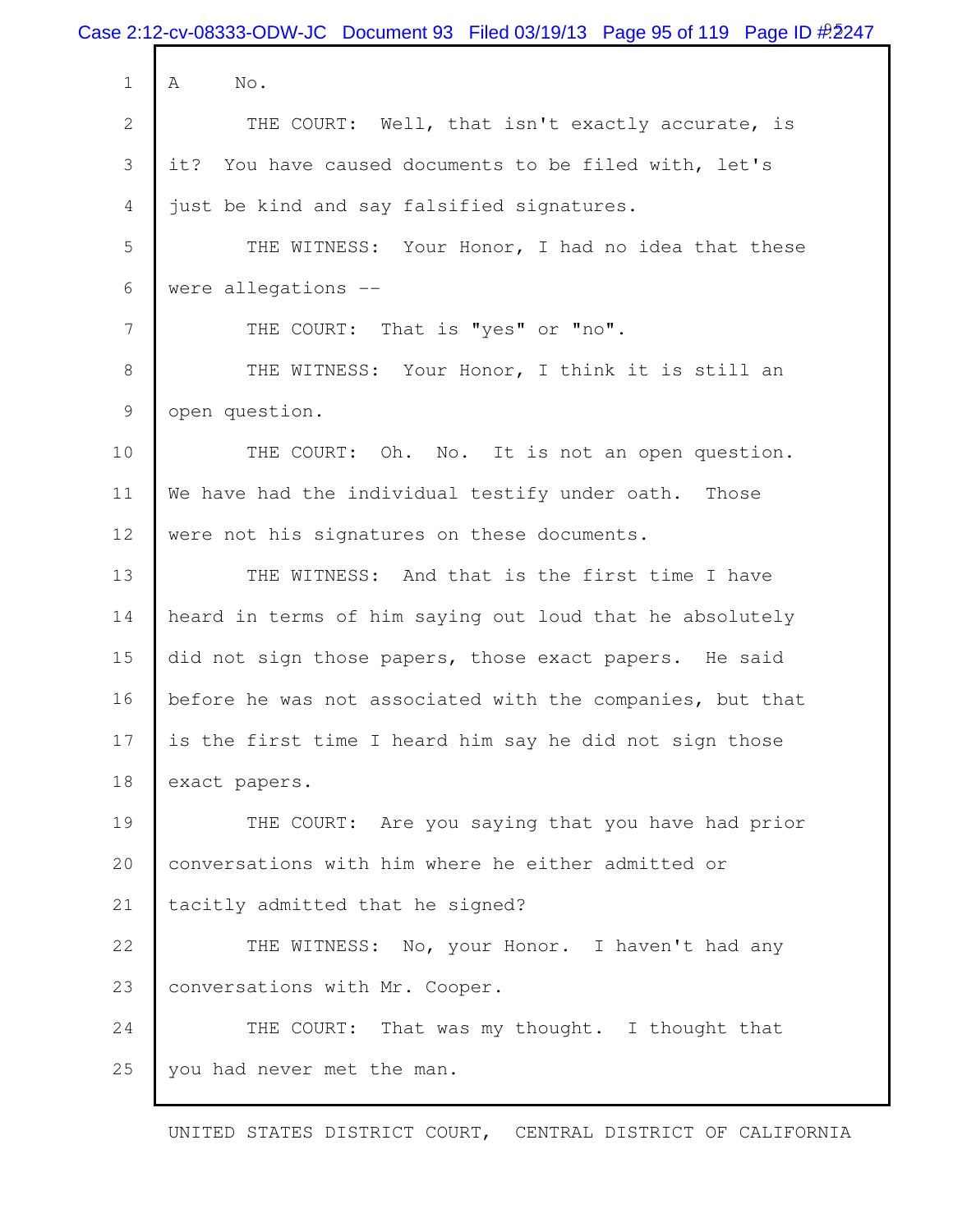A No.

THE COURT: Well, that isn't exactly accurate, is it? You have caused documents to be filed with, let's just be kind and say falsified signatures.

THE WITNESS: Your Honor, I had no idea that these were allegations --

THE COURT: That is "yes" or "no".

THE WITNESS: Your Honor, I think it is still an open question.

THE COURT: Oh. No. It is not an open question. We have had the individual testify under oath. Those were not his signatures on these documents.

THE WITNESS: And that is the first time I have heard in terms of him saying out loud that he absolutely did not sign those papers, those exact papers. He said before he was not associated with the companies, but that is the first time I heard him say he did not sign those exact papers.

THE COURT: Are you saying that you have had prior conversations with him where he either admitted or tacitly admitted that he signed?

THE WITNESS: No, your Honor. I haven't had any conversations with Mr. Cooper.

THE COURT: That was my thought. I thought that you had never met the man.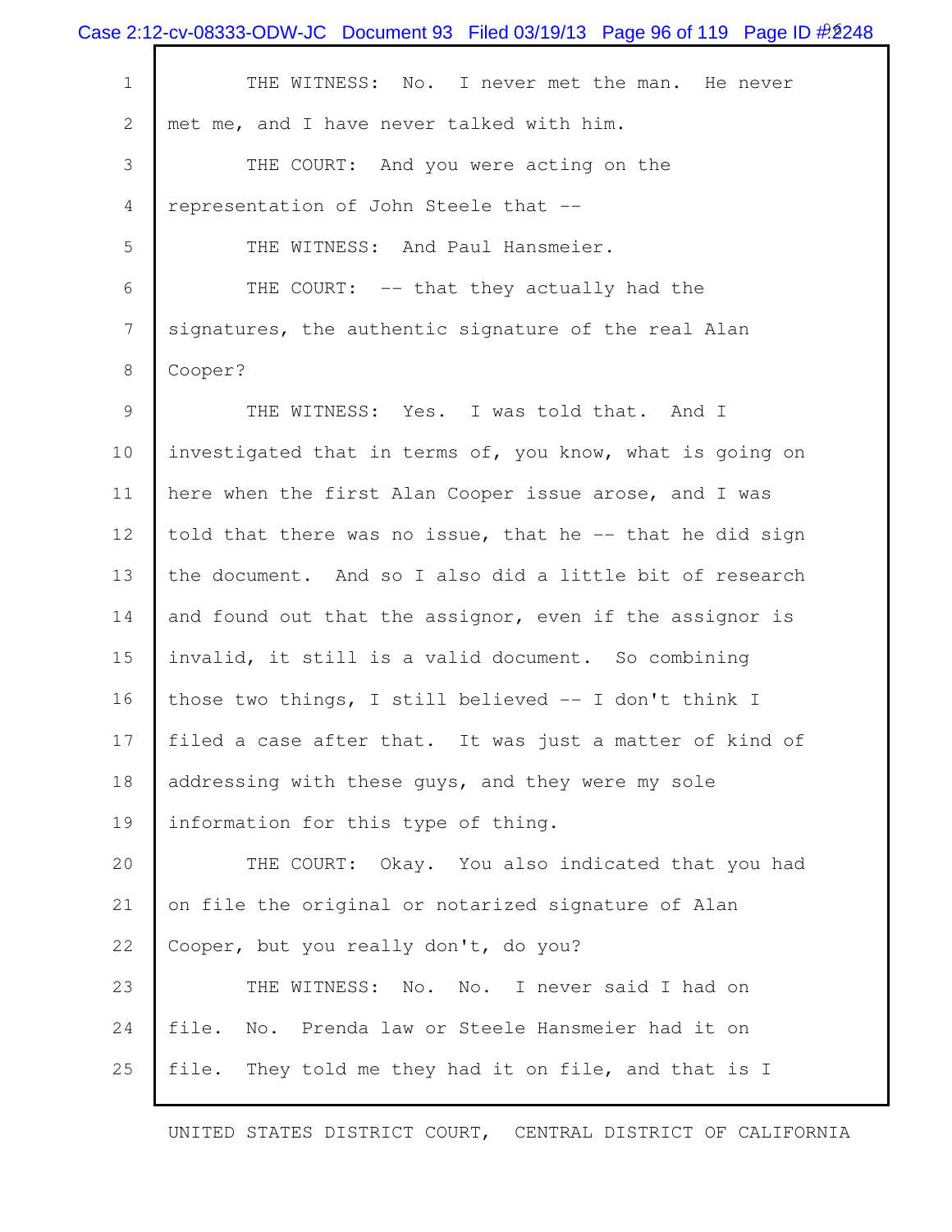THE WITNESS: No. I never met the man. He never met me, and I have never talked with him.

THE COURT: And you were acting on the representation of John Steele that --

THE WITNESS: And Paul Hansmeier.

THE COURT: -- that they actually had the signatures, the authentic signature of the real Alan Cooper?

THE WITNESS: Yes. I was told that. And I investigated that in terms of, you know, what is going on here when the first Alan Cooper issue arose, and I was told that there was no issue, that he -- that he did sign the document. And so I also did a little bit of research and found out that the assignor, even if the assignor is invalid, it still is a valid document. So combining those two things, I still believed -- I don't think I filed a case after that. It was just a matter of kind of addressing with these guys, and they were my sole information for this type of thing.

THE COURT: Okay. You also indicated that you had on file the original or notarized signature of Alan Cooper, but you really don't, do you?

THE WITNESS: No. No. I never said I had on file. No. Prenda law or Steele Hansmeier had it on file. They told me they had it on file, and that is I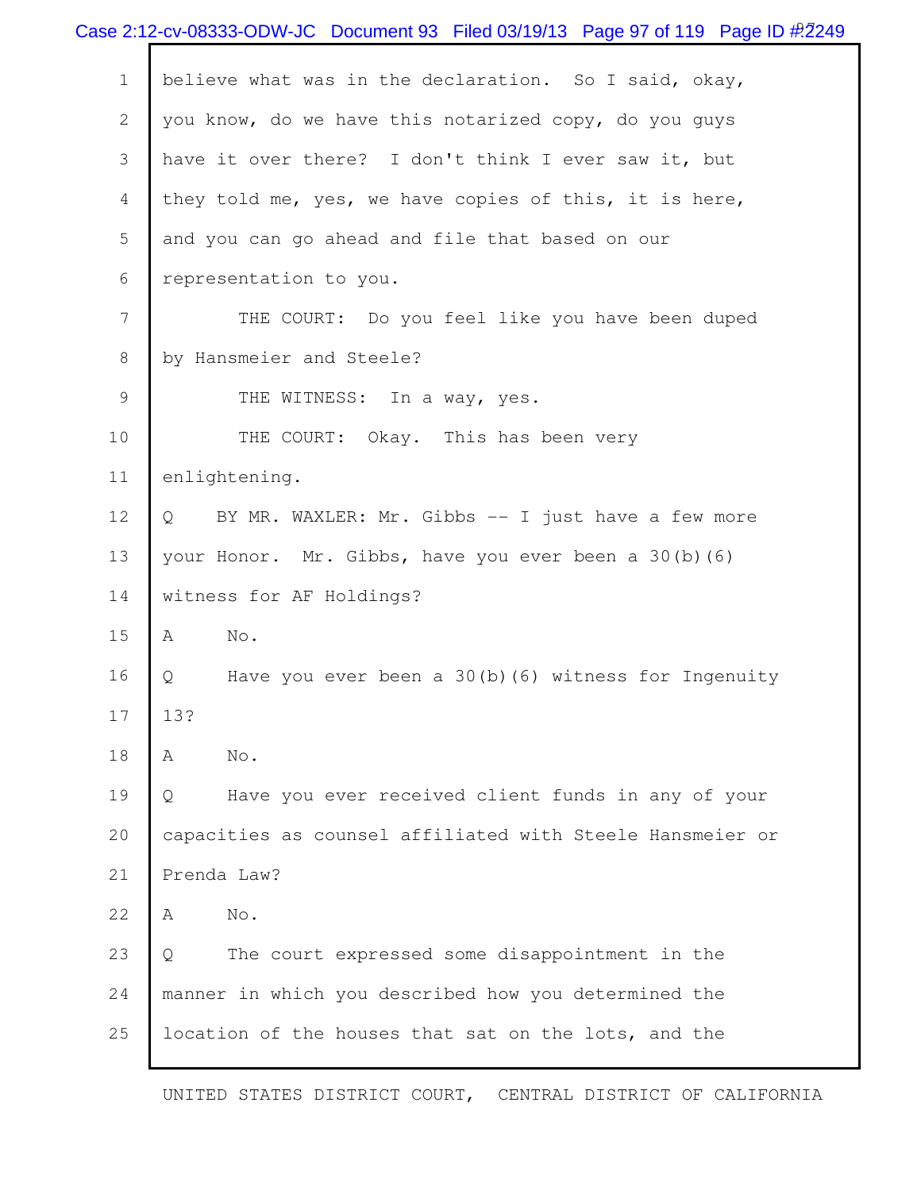1 believe what was in the declaration. So I said, okay,

2 you know, do we have this notarized copy, do you guys

3 have it over there? I don't think I ever saw it, but

4 they told me, yes, we have copies of this, it is here,

5 and you can go ahead and file that based on our

6 representation to you.

7 THE COURT: Do you feel like you have been duped

8 by Hansmeier and Steele?

9 THE WITNESS: In a way, yes.

10 THE COURT: Okay. This has been very

11 enlightening.

12 Q BY MR. WAXLER: Mr. Gibbs -- I just have a few more

13 your Honor. Mr. Gibbs, have you ever been a 30(b)(6)

14 witness for AF Holdings?

15 A No.

16 Q Have you ever been a 30(b)(6) witness for Ingenuity

17 13?

18 A No.

19 Q Have you ever received client funds in any of your

20 capacities as counsel affiliated with Steele Hansmeier or

21 Prenda Law?

22 A No.

23 Q The court expressed some disappointment in the

24 manner in which you described how you determined the

25 location of the houses that sat on the lots, and the

UNITED STATES DISTRICT COURT, CENTRAL DISTRICT OF CALIFORNIA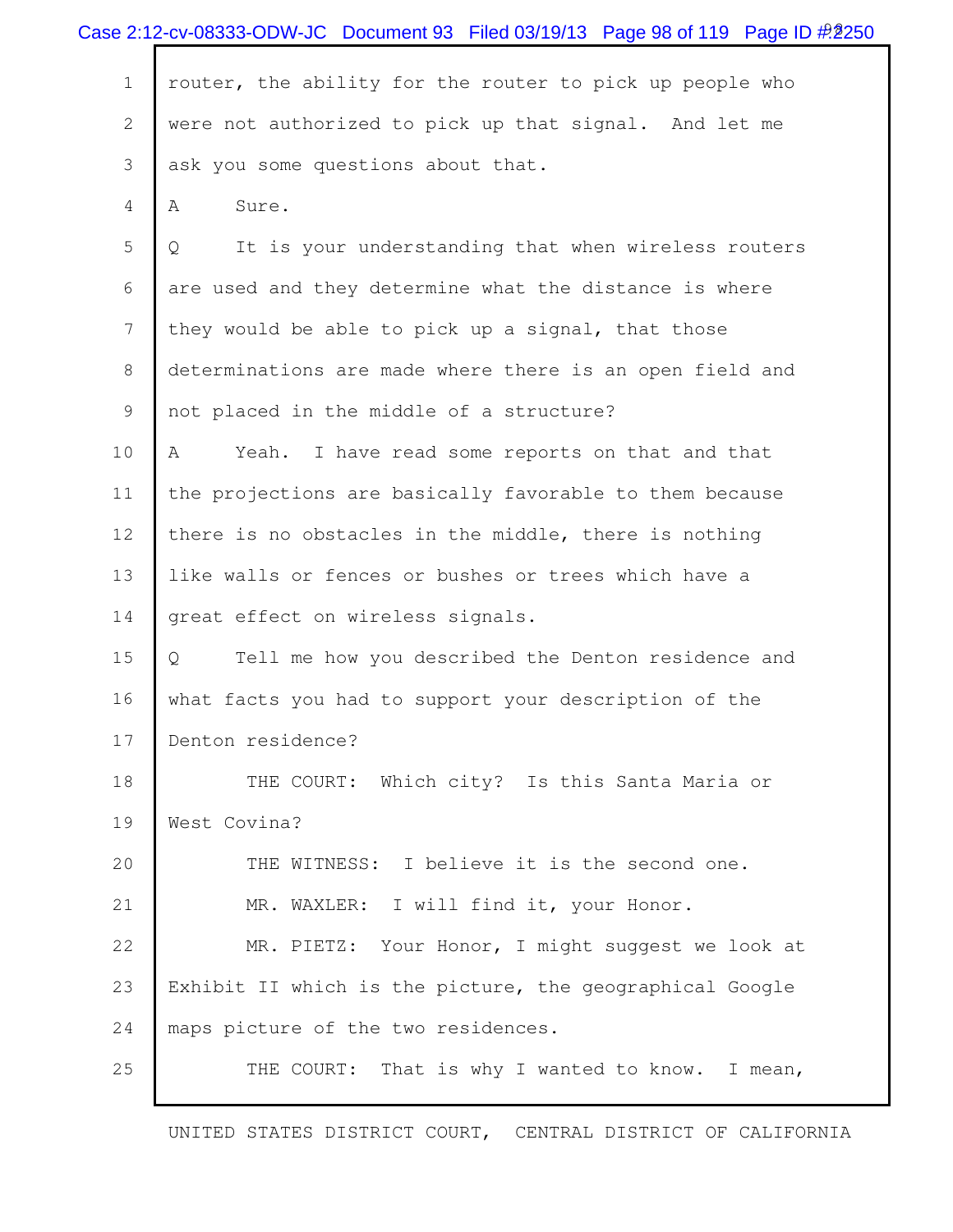router, the ability for the router to pick up people who were not authorized to pick up that signal. And let me ask you some questions about that.

A Sure.

Q It is your understanding that when wireless routers are used and they determine what the distance is where they would be able to pick up a signal, that those determinations are made where there is an open field and not placed in the middle of a structure?

A Yeah. I have read some reports on that and that the projections are basically favorable to them because there is no obstacles in the middle, there is nothing like walls or fences or bushes or trees which have a great effect on wireless signals.

Q Tell me how you described the Denton residence and what facts you had to support your description of the Denton residence?

THE COURT: Which city? Is this Santa Maria or West Covina?

THE WITNESS: I believe it is the second one.

MR. WAXLER: I will find it, your Honor.

MR. PIETZ: Your Honor, I might suggest we look at Exhibit II which is the picture, the geographical Google maps picture of the two residences.

THE COURT: That is why I wanted to know. I mean,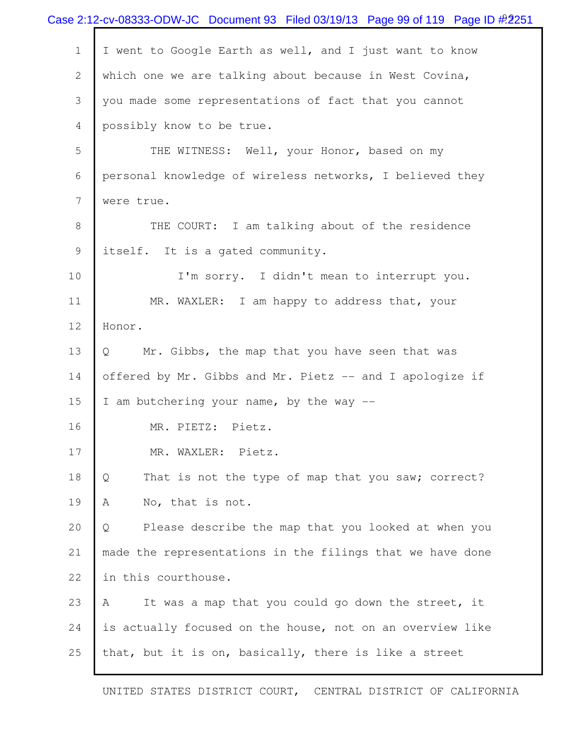I went to Google Earth as well, and I just want to know which one we are talking about because in West Covina, you made some representations of fact that you cannot possibly know to be true.

THE WITNESS: Well, your Honor, based on my personal knowledge of wireless networks, I believed they were true.

THE COURT: I am talking about of the residence itself. It is a gated community.

I'm sorry. I didn't mean to interrupt you.

MR. WAXLER: I am happy to address that, your Honor.

Q Mr. Gibbs, the map that you have seen that was offered by Mr. Gibbs and Mr. Pietz -- and I apologize if I am butchering your name, by the way --

MR. PIETZ: Pietz.

MR. WAXLER: Pietz.

Q That is not the type of map that you saw; correct?

A No, that is not.

Q Please describe the map that you looked at when you made the representations in the filings that we have done in this courthouse.

A It was a map that you could go down the street, it is actually focused on the house, not on an overview like that, but it is on, basically, there is like a street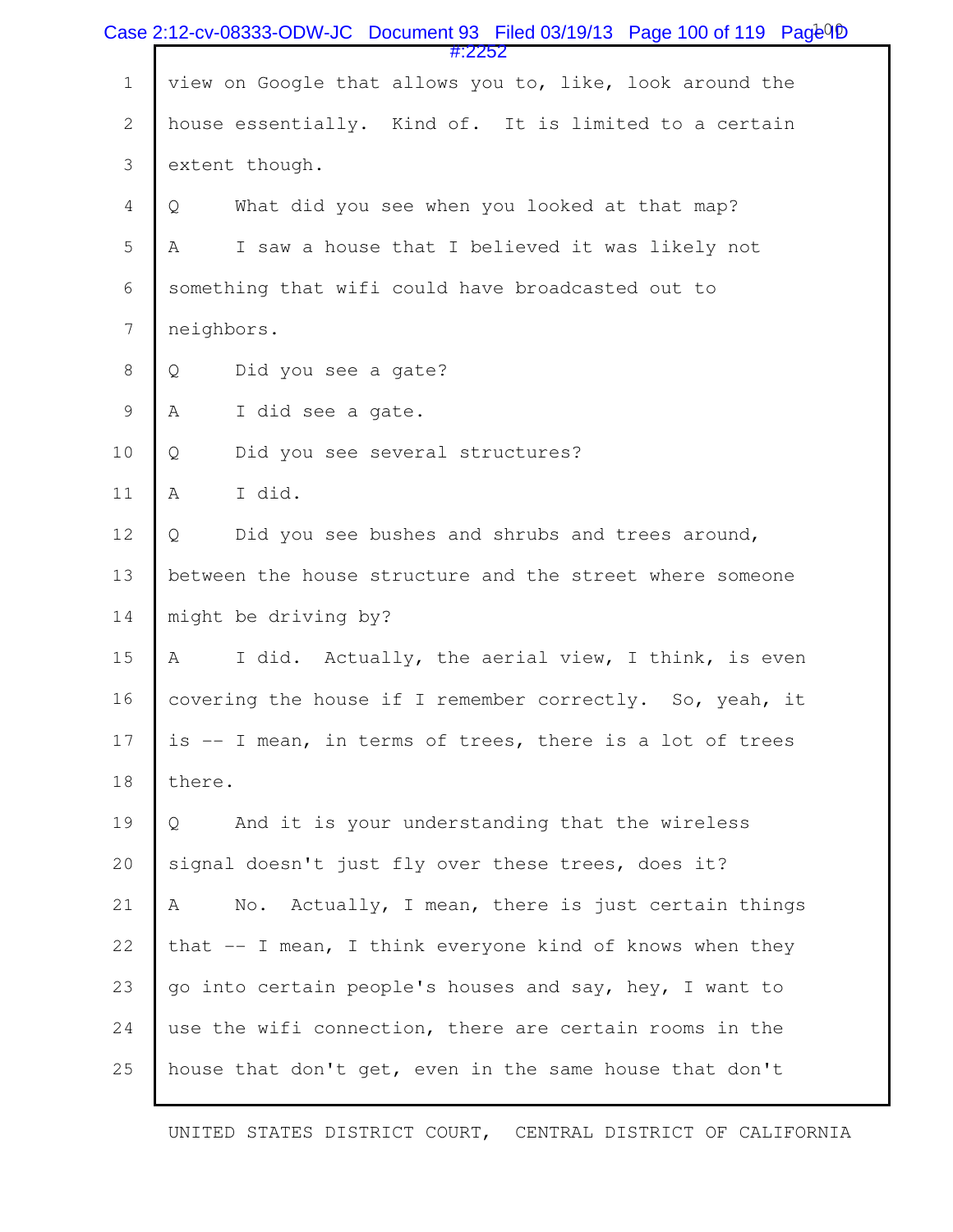1 view on Google that allows you to, like, look around the

2 house essentially. Kind of. It is limited to a certain

3 extent though.

4 Q What did you see when you looked at that map?

5 A I saw a house that I believed it was likely not

6 something that wifi could have broadcasted out to

7 neighbors.

8 Q Did you see a gate?

9 A I did see a gate.

10 Q Did you see several structures?

11 A I did.

12 Q Did you see bushes and shrubs and trees around,

13 between the house structure and the street where someone

14 might be driving by?

15 A I did. Actually, the aerial view, I think, is even

16 covering the house if I remember correctly. So, yeah, it

17 is -- I mean, in terms of trees, there is a lot of trees

18 there.

19 Q And it is your understanding that the wireless

20 signal doesn't just fly over these trees, does it?

21 A No. Actually, I mean, there is just certain things

22 that -- I mean, I think everyone kind of knows when they

23 go into certain people's houses and say, hey, I want to

24 use the wifi connection, there are certain rooms in the

25 house that don't get, even in the same house that don't

UNITED STATES DISTRICT COURT, CENTRAL DISTRICT OF CALIFORNIA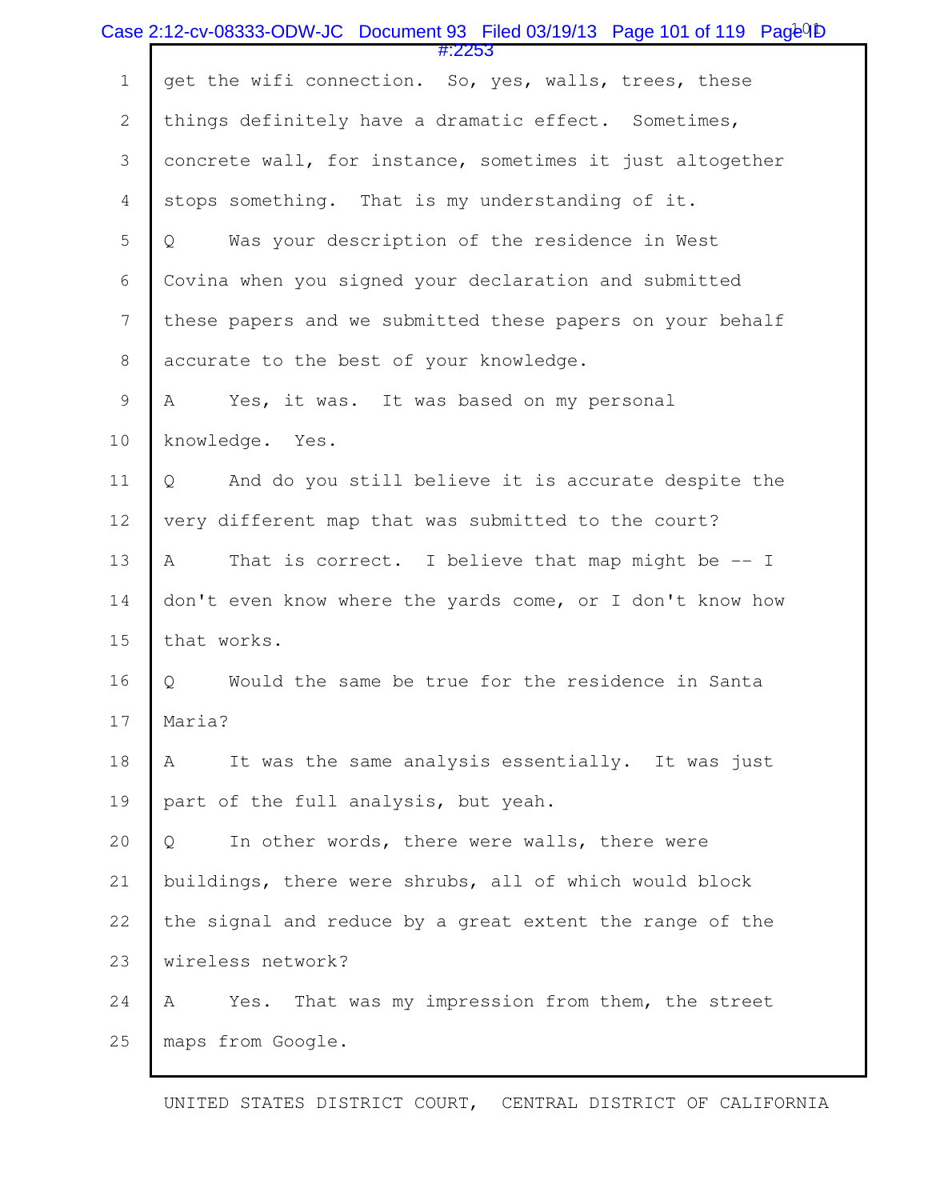1 get the wifi connection. So, yes, walls, trees, these
2 things definitely have a dramatic effect. Sometimes,
3 concrete wall, for instance, sometimes it just altogether
4 stops something. That is my understanding of it.
5 Q Was your description of the residence in West
6 Covina when you signed your declaration and submitted
7 these papers and we submitted these papers on your behalf
8 accurate to the best of your knowledge.
9 A Yes, it was. It was based on my personal
10 knowledge. Yes.
11 Q And do you still believe it is accurate despite the
12 very different map that was submitted to the court?
13 A That is correct. I believe that map might be -- I
14 don't even know where the yards come, or I don't know how
15 that works.
16 Q Would the same be true for the residence in Santa
17 Maria?
18 A It was the same analysis essentially. It was just
19 part of the full analysis, but yeah.
20 Q In other words, there were walls, there were
21 buildings, there were shrubs, all of which would block
22 the signal and reduce by a great extent the range of the
23 wireless network?
24 A Yes. That was my impression from them, the street
25 maps from Google.

UNITED STATES DISTRICT COURT, CENTRAL DISTRICT OF CALIFORNIA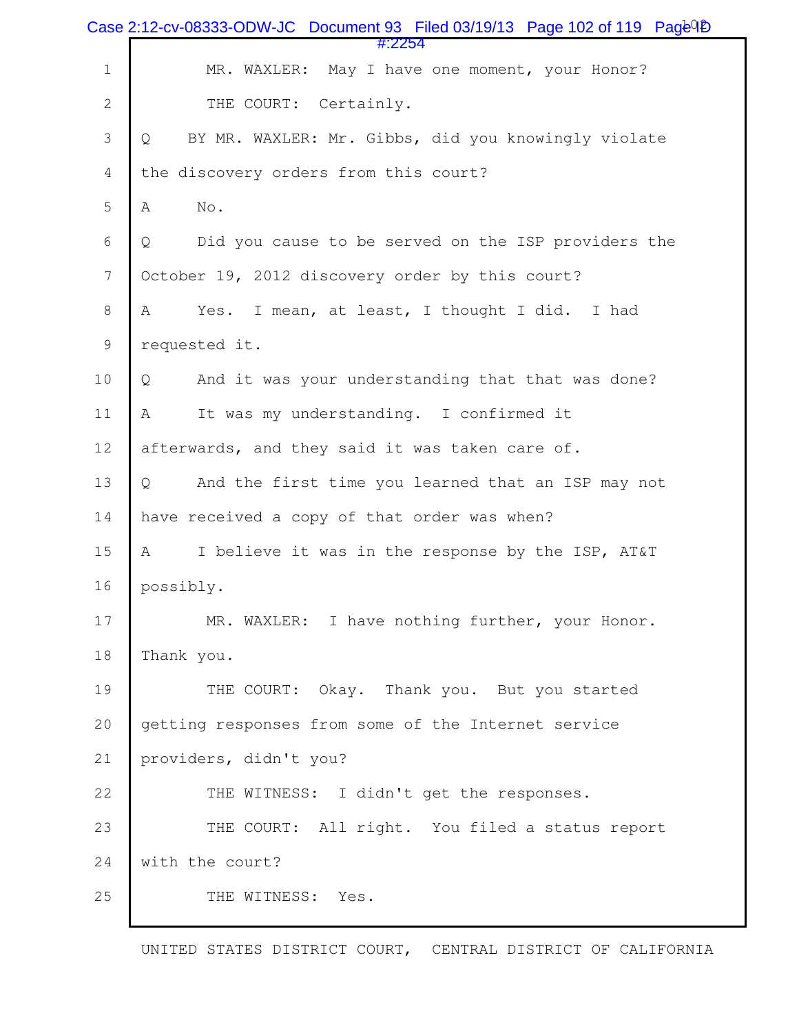MR. WAXLER: May I have one moment, your Honor?

THE COURT: Certainly.

Q BY MR. WAXLER: Mr. Gibbs, did you knowingly violate the discovery orders from this court?

A No.

Q Did you cause to be served on the ISP providers the October 19, 2012 discovery order by this court?

A Yes. I mean, at least, I thought I did. I had requested it.

Q And it was your understanding that that was done?

A It was my understanding. I confirmed it afterwards, and they said it was taken care of.

Q And the first time you learned that an ISP may not have received a copy of that order was when?

A I believe it was in the response by the ISP, AT&T possibly.

MR. WAXLER: I have nothing further, your Honor. Thank you.

THE COURT: Okay. Thank you. But you started getting responses from some of the Internet service providers, didn't you?

THE WITNESS: I didn't get the responses.

THE COURT: All right. You filed a status report with the court?

THE WITNESS: Yes.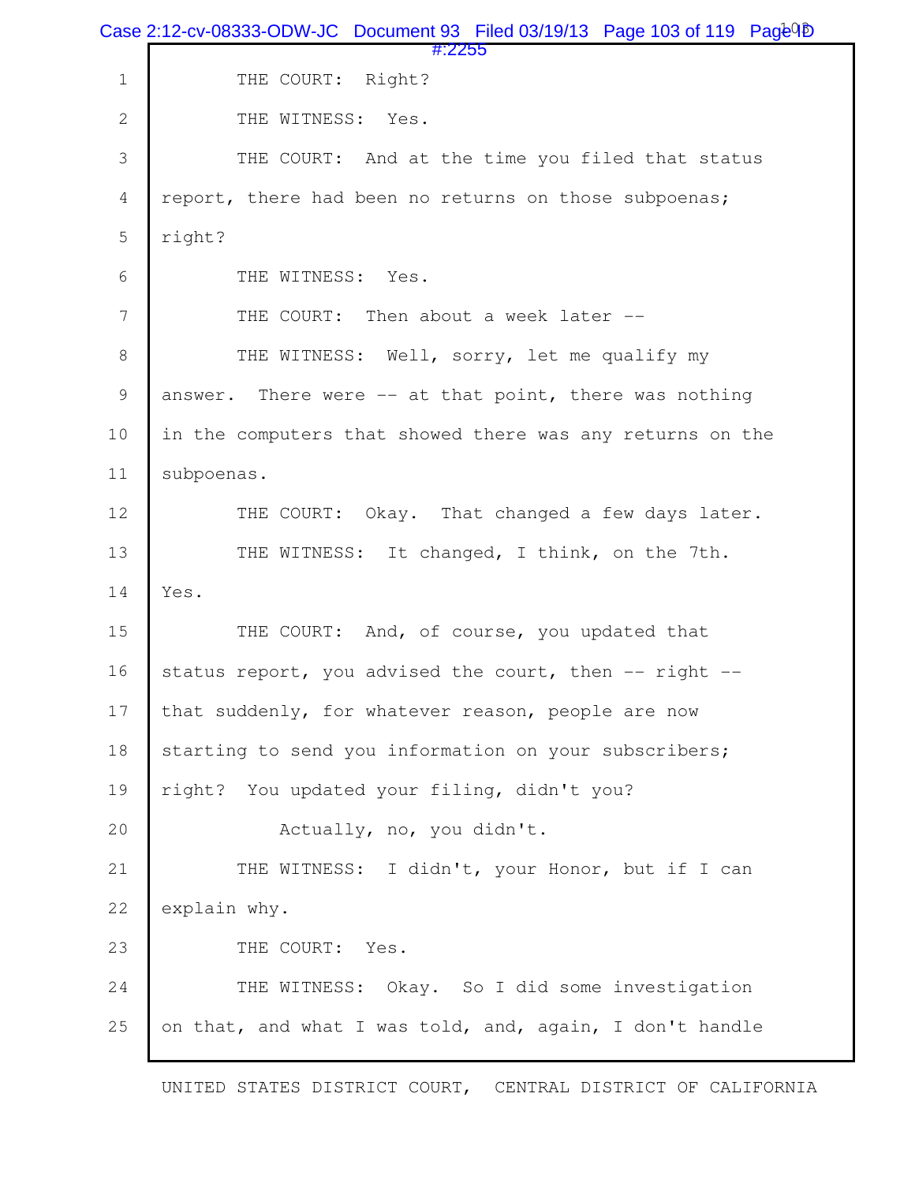THE COURT: Right?

THE WITNESS: Yes.

THE COURT: And at the time you filed that status report, there had been no returns on those subpoenas; right?

THE WITNESS: Yes.

THE COURT: Then about a week later --

THE WITNESS: Well, sorry, let me qualify my answer. There were -- at that point, there was nothing in the computers that showed there was any returns on the subpoenas.

THE COURT: Okay. That changed a few days later.

THE WITNESS: It changed, I think, on the 7th. Yes.

THE COURT: And, of course, you updated that status report, you advised the court, then -- right -- that suddenly, for whatever reason, people are now starting to send you information on your subscribers; right? You updated your filing, didn't you?

Actually, no, you didn't.

THE WITNESS: I didn't, your Honor, but if I can explain why.

THE COURT: Yes.

THE WITNESS: Okay. So I did some investigation on that, and what I was told, and, again, I don't handle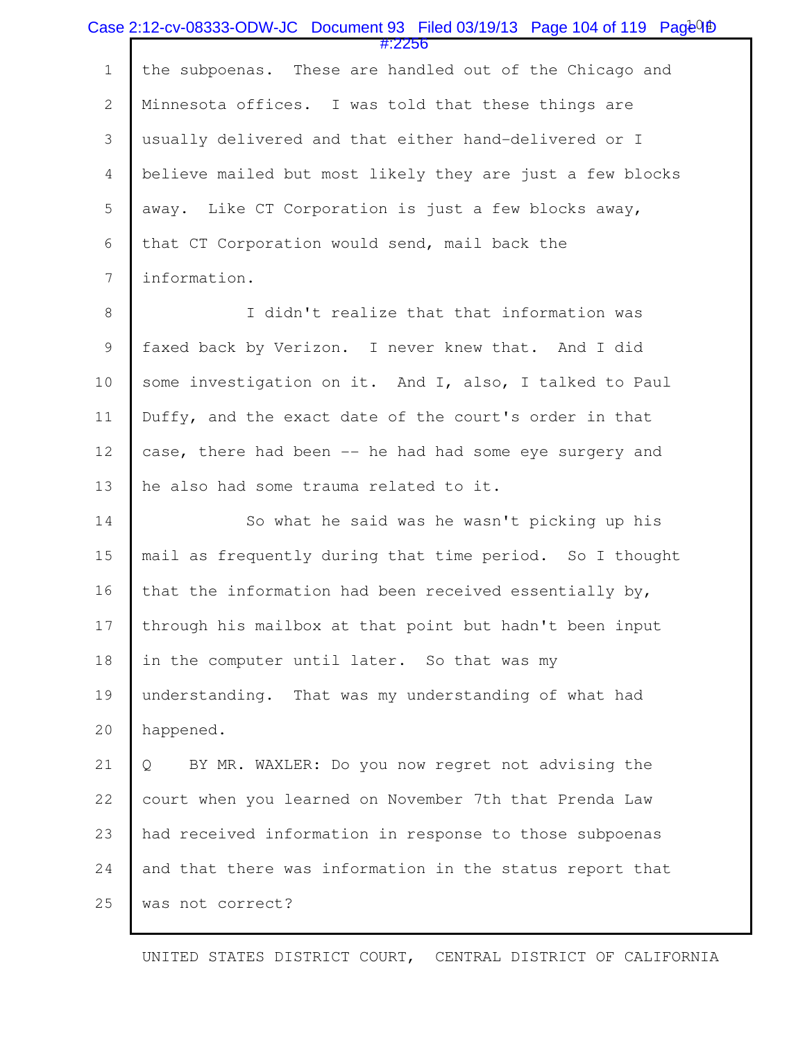the subpoenas. These are handled out of the Chicago and Minnesota offices. I was told that these things are usually delivered and that either hand-delivered or I believe mailed but most likely they are just a few blocks away. Like CT Corporation is just a few blocks away, that CT Corporation would send, mail back the information.

I didn't realize that that information was faxed back by Verizon. I never knew that. And I did some investigation on it. And I, also, I talked to Paul Duffy, and the exact date of the court's order in that case, there had been -- he had had some eye surgery and he also had some trauma related to it.

So what he said was he wasn't picking up his mail as frequently during that time period. So I thought that the information had been received essentially by, through his mailbox at that point but hadn't been input in the computer until later. So that was my understanding. That was my understanding of what had happened.

Q BY MR. WAXLER: Do you now regret not advising the court when you learned on November 7th that Prenda Law had received information in response to those subpoenas and that there was information in the status report that was not correct?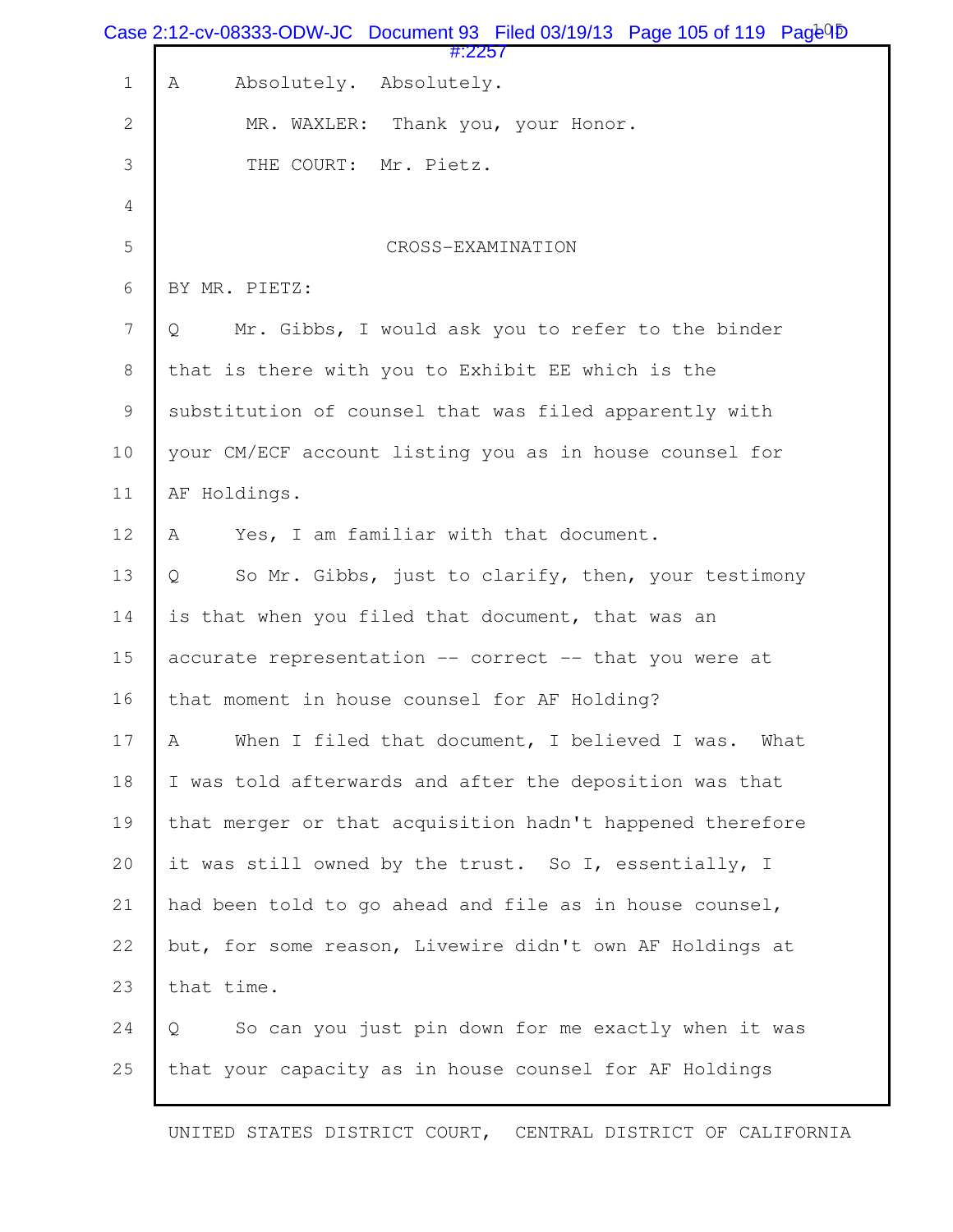A Absolutely. Absolutely.

MR. WAXLER: Thank you, your Honor.

THE COURT: Mr. Pietz.

CROSS-EXAMINATION

BY MR. PIETZ:

Q Mr. Gibbs, I would ask you to refer to the binder that is there with you to Exhibit EE which is the substitution of counsel that was filed apparently with your CM/ECF account listing you as in house counsel for AF Holdings.

A Yes, I am familiar with that document.

Q So Mr. Gibbs, just to clarify, then, your testimony is that when you filed that document, that was an accurate representation -- correct -- that you were at that moment in house counsel for AF Holding?

A When I filed that document, I believed I was. What I was told afterwards and after the deposition was that that merger or that acquisition hadn't happened therefore it was still owned by the trust. So I, essentially, I had been told to go ahead and file as in house counsel, but, for some reason, Livewire didn't own AF Holdings at that time.

Q So can you just pin down for me exactly when it was that your capacity as in house counsel for AF Holdings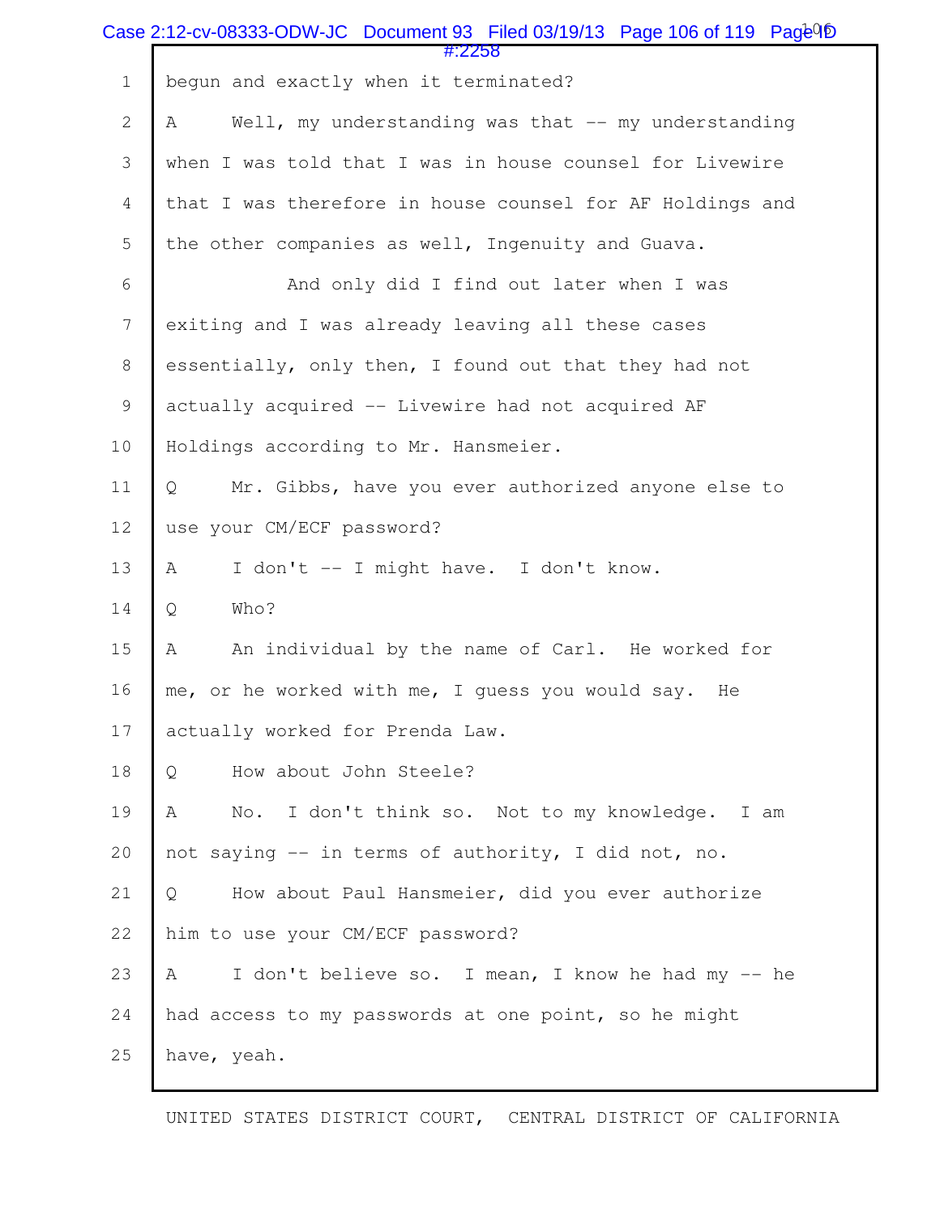begun and exactly when it terminated?

A Well, my understanding was that -- my understanding when I was told that I was in house counsel for Livewire that I was therefore in house counsel for AF Holdings and the other companies as well, Ingenuity and Guava.

And only did I find out later when I was exiting and I was already leaving all these cases essentially, only then, I found out that they had not actually acquired -- Livewire had not acquired AF Holdings according to Mr. Hansmeier.

Q Mr. Gibbs, have you ever authorized anyone else to use your CM/ECF password?

A I don't -- I might have. I don't know.

Q Who?

A An individual by the name of Carl. He worked for me, or he worked with me, I guess you would say. He actually worked for Prenda Law.

Q How about John Steele?

A No. I don't think so. Not to my knowledge. I am not saying -- in terms of authority, I did not, no.

Q How about Paul Hansmeier, did you ever authorize him to use your CM/ECF password?

A I don't believe so. I mean, I know he had my -- he had access to my passwords at one point, so he might have, yeah.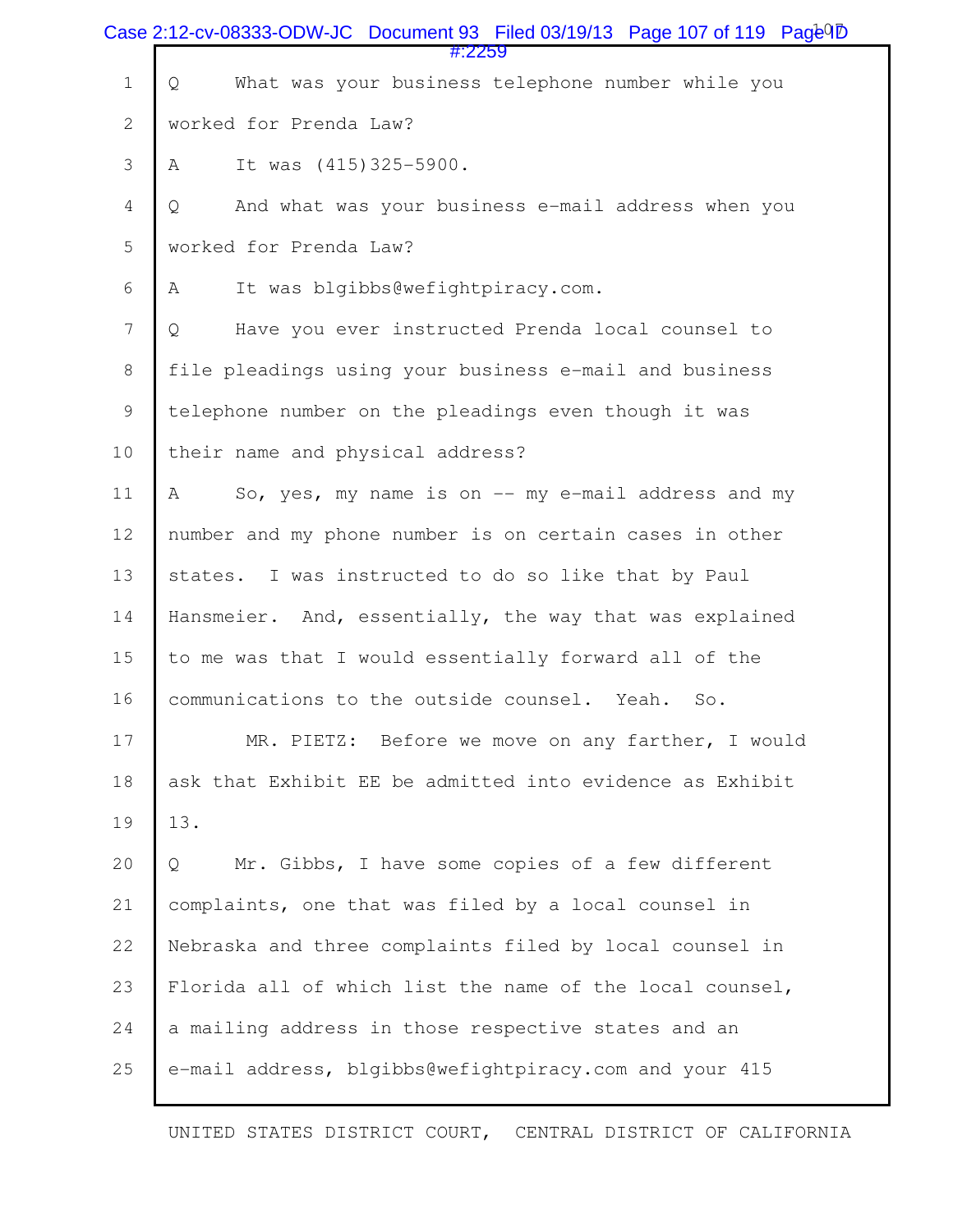Q What was your business telephone number while you worked for Prenda Law?

A It was (415)325-5900.

Q And what was your business e-mail address when you worked for Prenda Law?

A It was blgibbs@wefightpiracy.com.

Q Have you ever instructed Prenda local counsel to file pleadings using your business e-mail and business telephone number on the pleadings even though it was their name and physical address?

A So, yes, my name is on -- my e-mail address and my number and my phone number is on certain cases in other states. I was instructed to do so like that by Paul Hansmeier. And, essentially, the way that was explained to me was that I would essentially forward all of the communications to the outside counsel. Yeah. So.

MR. PIETZ: Before we move on any farther, I would ask that Exhibit EE be admitted into evidence as Exhibit 13.

Q Mr. Gibbs, I have some copies of a few different complaints, one that was filed by a local counsel in Nebraska and three complaints filed by local counsel in Florida all of which list the name of the local counsel, a mailing address in those respective states and an e-mail address, blgibbs@wefightpiracy.com and your 415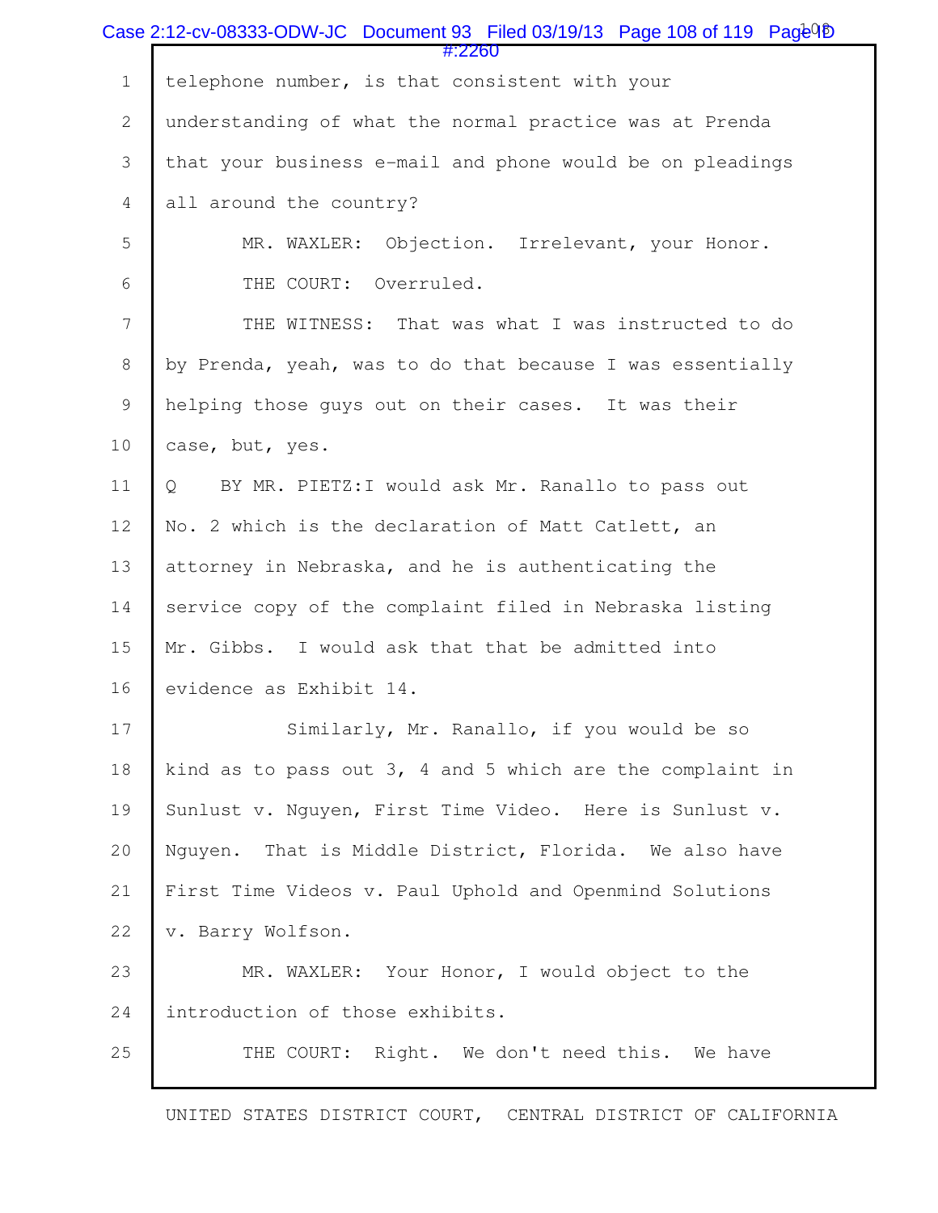telephone number, is that consistent with your understanding of what the normal practice was at Prenda that your business e-mail and phone would be on pleadings all around the country?

MR. WAXLER: Objection. Irrelevant, your Honor.

THE COURT: Overruled.

THE WITNESS: That was what I was instructed to do by Prenda, yeah, was to do that because I was essentially helping those guys out on their cases. It was their case, but, yes.

Q BY MR. PIETZ:I would ask Mr. Ranallo to pass out No. 2 which is the declaration of Matt Catlett, an attorney in Nebraska, and he is authenticating the service copy of the complaint filed in Nebraska listing Mr. Gibbs. I would ask that that be admitted into evidence as Exhibit 14.

Similarly, Mr. Ranallo, if you would be so kind as to pass out 3, 4 and 5 which are the complaint in Sunlust v. Nguyen, First Time Video. Here is Sunlust v. Nguyen. That is Middle District, Florida. We also have First Time Videos v. Paul Uphold and Openmind Solutions v. Barry Wolfson.

MR. WAXLER: Your Honor, I would object to the introduction of those exhibits.

THE COURT: Right. We don't need this. We have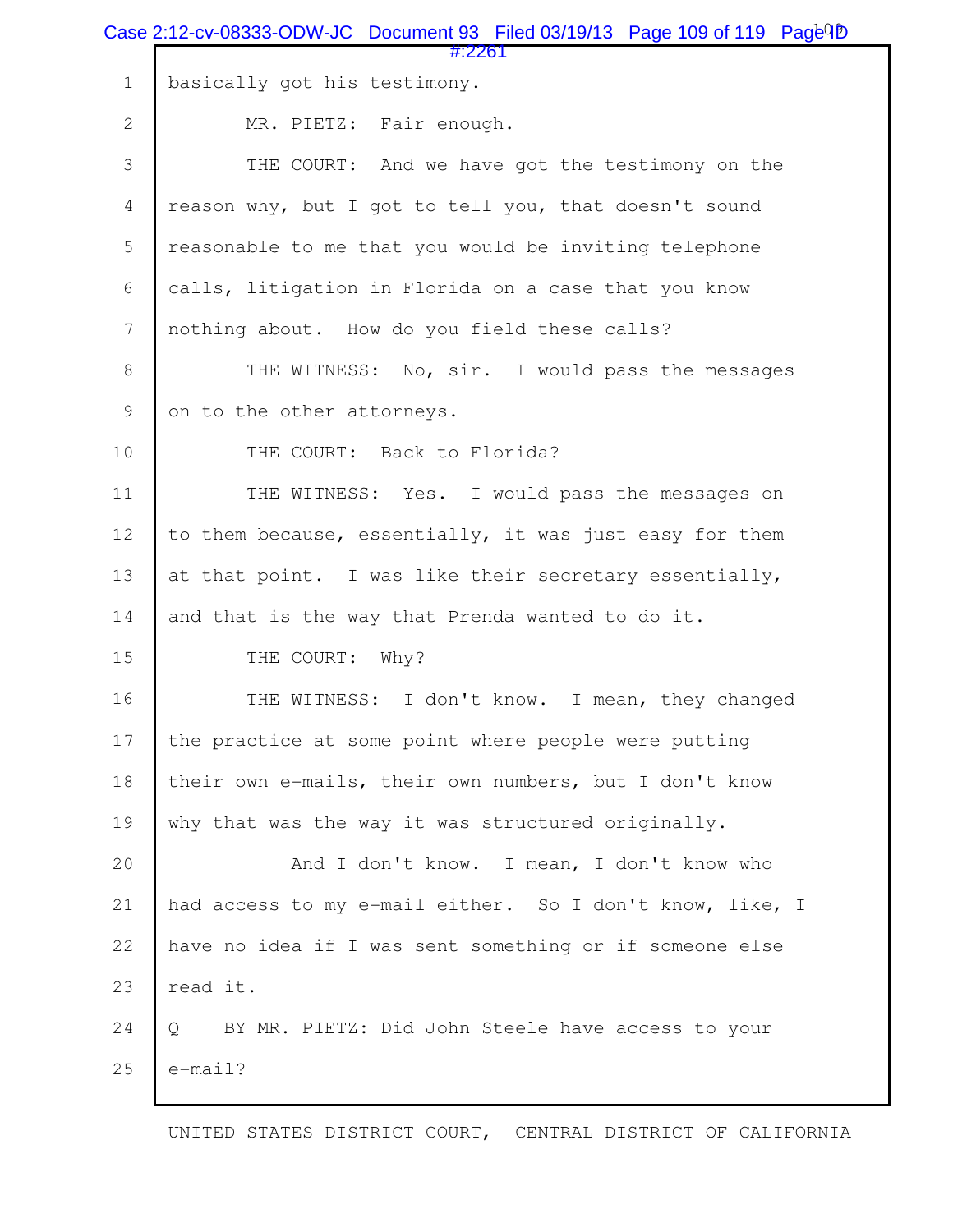basically got his testimony.

MR. PIETZ: Fair enough.

THE COURT: And we have got the testimony on the reason why, but I got to tell you, that doesn't sound reasonable to me that you would be inviting telephone calls, litigation in Florida on a case that you know nothing about. How do you field these calls?

THE WITNESS: No, sir. I would pass the messages on to the other attorneys.

THE COURT: Back to Florida?

THE WITNESS: Yes. I would pass the messages on to them because, essentially, it was just easy for them at that point. I was like their secretary essentially, and that is the way that Prenda wanted to do it.

THE COURT: Why?

THE WITNESS: I don't know. I mean, they changed the practice at some point where people were putting their own e-mails, their own numbers, but I don't know why that was the way it was structured originally.

And I don't know. I mean, I don't know who had access to my e-mail either. So I don't know, like, I have no idea if I was sent something or if someone else read it.

Q BY MR. PIETZ: Did John Steele have access to your e-mail?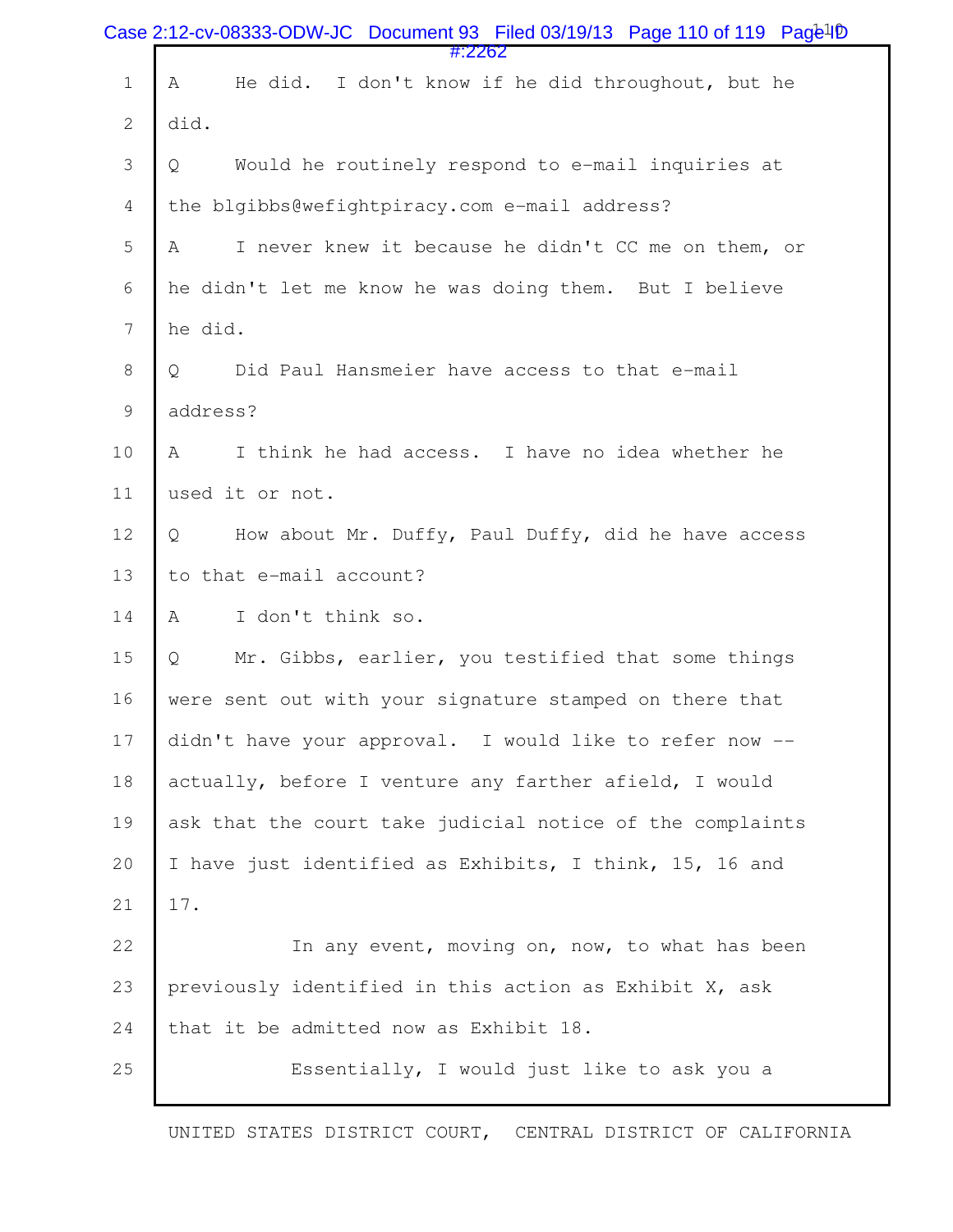A He did. I don't know if he did throughout, but he did.

Q Would he routinely respond to e-mail inquiries at the blgibbs@wefightpiracy.com e-mail address?

A I never knew it because he didn't CC me on them, or he didn't let me know he was doing them. But I believe he did.

Q Did Paul Hansmeier have access to that e-mail address?

A I think he had access. I have no idea whether he used it or not.

Q How about Mr. Duffy, Paul Duffy, did he have access to that e-mail account?

A I don't think so.

Q Mr. Gibbs, earlier, you testified that some things were sent out with your signature stamped on there that didn't have your approval. I would like to refer now -- actually, before I venture any farther afield, I would ask that the court take judicial notice of the complaints I have just identified as Exhibits, I think, 15, 16 and 17.

In any event, moving on, now, to what has been previously identified in this action as Exhibit X, ask that it be admitted now as Exhibit 18.

Essentially, I would just like to ask you a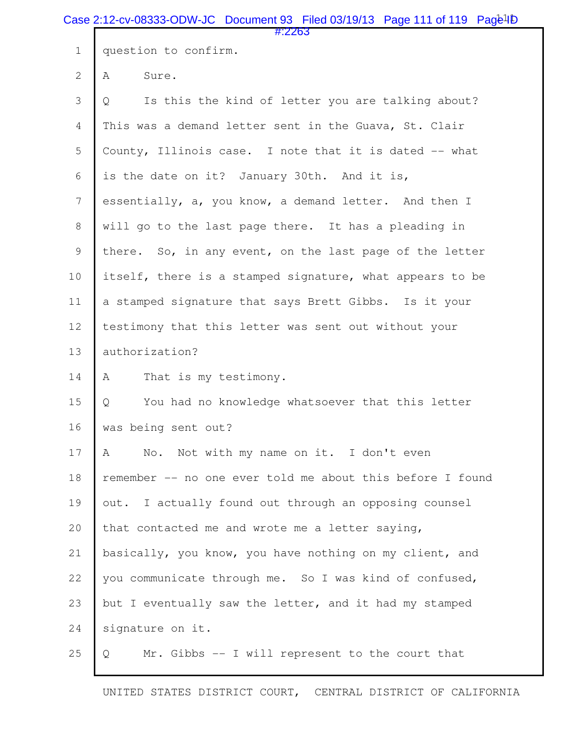1 question to confirm.

2 A Sure.

3 Q Is this the kind of letter you are talking about?

4 This was a demand letter sent in the Guava, St. Clair

5 County, Illinois case. I note that it is dated -- what

6 is the date on it? January 30th. And it is,

7 essentially, a, you know, a demand letter. And then I

8 will go to the last page there. It has a pleading in

9 there. So, in any event, on the last page of the letter

10 itself, there is a stamped signature, what appears to be

11 a stamped signature that says Brett Gibbs. Is it your

12 testimony that this letter was sent out without your

13 authorization?

14 A That is my testimony.

15 Q You had no knowledge whatsoever that this letter

16 was being sent out?

17 A No. Not with my name on it. I don't even

18 remember -- no one ever told me about this before I found

19 out. I actually found out through an opposing counsel

20 that contacted me and wrote me a letter saying,

21 basically, you know, you have nothing on my client, and

22 you communicate through me. So I was kind of confused,

23 but I eventually saw the letter, and it had my stamped

24 signature on it.

25 Q Mr. Gibbs -- I will represent to the court that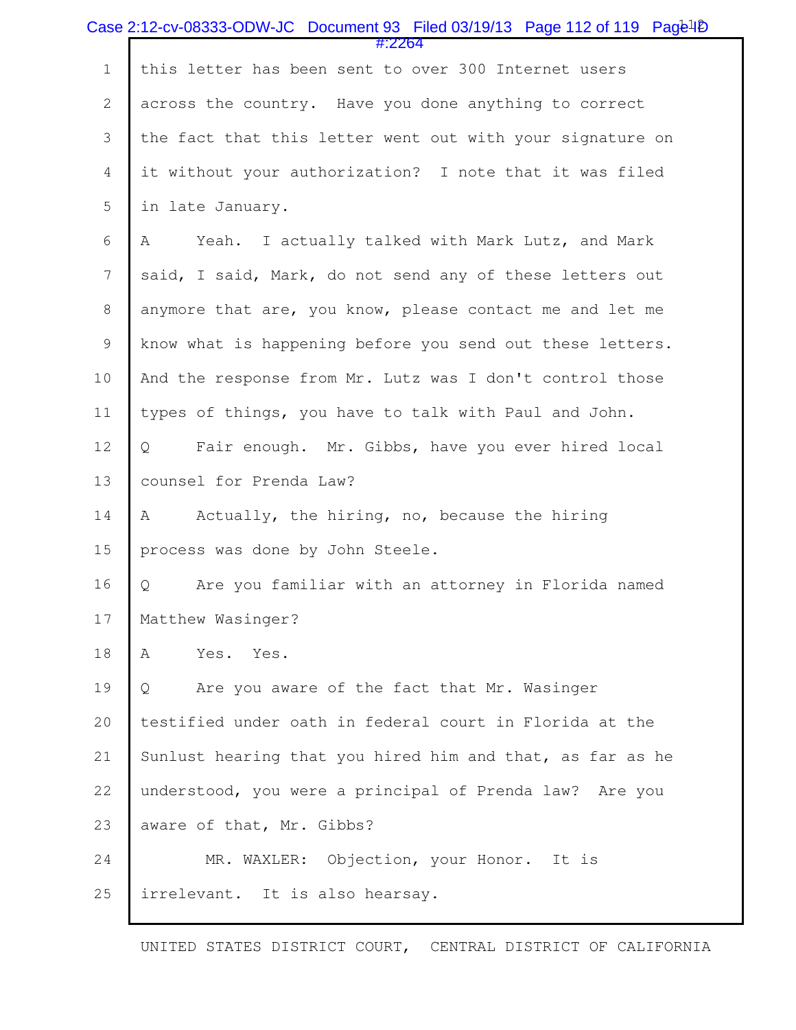this letter has been sent to over 300 Internet users across the country. Have you done anything to correct the fact that this letter went out with your signature on it without your authorization? I note that it was filed in late January.

A Yeah. I actually talked with Mark Lutz, and Mark said, I said, Mark, do not send any of these letters out anymore that are, you know, please contact me and let me know what is happening before you send out these letters. And the response from Mr. Lutz was I don't control those types of things, you have to talk with Paul and John.

Q Fair enough. Mr. Gibbs, have you ever hired local counsel for Prenda Law?

A Actually, the hiring, no, because the hiring process was done by John Steele.

Q Are you familiar with an attorney in Florida named Matthew Wasinger?

A Yes. Yes.

Q Are you aware of the fact that Mr. Wasinger testified under oath in federal court in Florida at the Sunlust hearing that you hired him and that, as far as he understood, you were a principal of Prenda law? Are you aware of that, Mr. Gibbs?

MR. WAXLER: Objection, your Honor. It is irrelevant. It is also hearsay.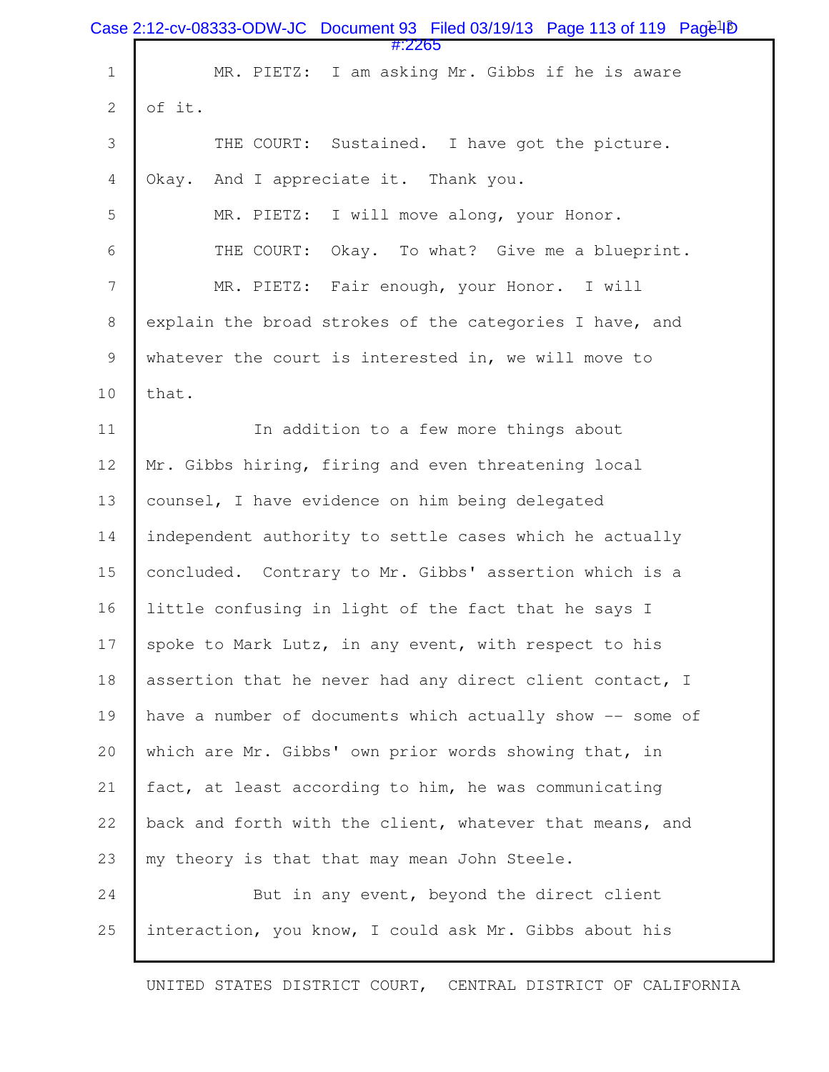MR. PIETZ: I am asking Mr. Gibbs if he is aware of it.

THE COURT: Sustained. I have got the picture. Okay. And I appreciate it. Thank you.

MR. PIETZ: I will move along, your Honor.

THE COURT: Okay. To what? Give me a blueprint.

MR. PIETZ: Fair enough, your Honor. I will explain the broad strokes of the categories I have, and whatever the court is interested in, we will move to that.

In addition to a few more things about Mr. Gibbs hiring, firing and even threatening local counsel, I have evidence on him being delegated independent authority to settle cases which he actually concluded. Contrary to Mr. Gibbs' assertion which is a little confusing in light of the fact that he says I spoke to Mark Lutz, in any event, with respect to his assertion that he never had any direct client contact, I have a number of documents which actually show -- some of which are Mr. Gibbs' own prior words showing that, in fact, at least according to him, he was communicating back and forth with the client, whatever that means, and my theory is that that may mean John Steele.

But in any event, beyond the direct client interaction, you know, I could ask Mr. Gibbs about his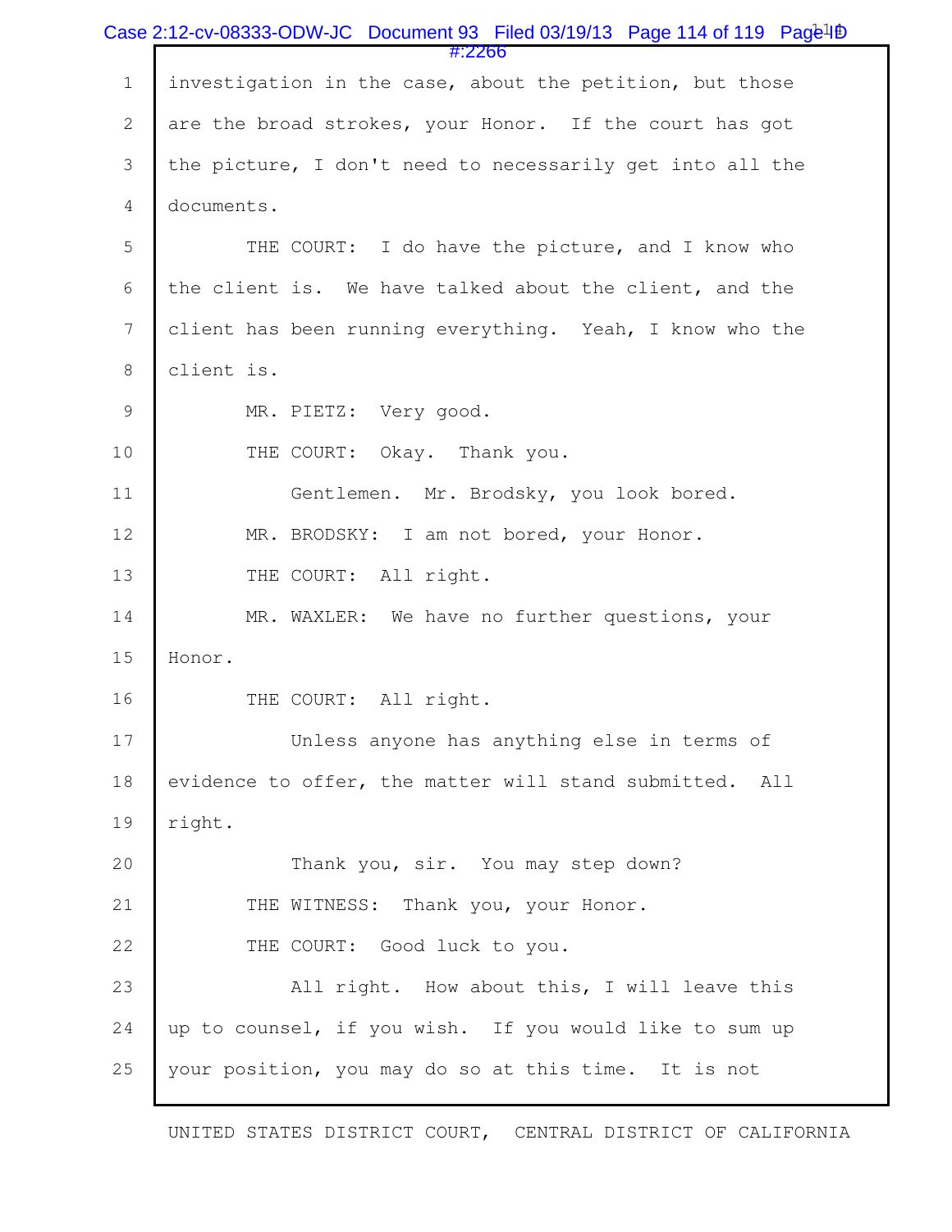investigation in the case, about the petition, but those are the broad strokes, your Honor. If the court has got the picture, I don't need to necessarily get into all the documents.

THE COURT: I do have the picture, and I know who the client is. We have talked about the client, and the client has been running everything. Yeah, I know who the client is.

MR. PIETZ: Very good.

THE COURT: Okay. Thank you.

Gentlemen. Mr. Brodsky, you look bored.

MR. BRODSKY: I am not bored, your Honor.

THE COURT: All right.

MR. WAXLER: We have no further questions, your Honor.

THE COURT: All right.

Unless anyone has anything else in terms of evidence to offer, the matter will stand submitted. All right.

Thank you, sir. You may step down?

THE WITNESS: Thank you, your Honor.

THE COURT: Good luck to you.

All right. How about this, I will leave this up to counsel, if you wish. If you would like to sum up your position, you may do so at this time. It is not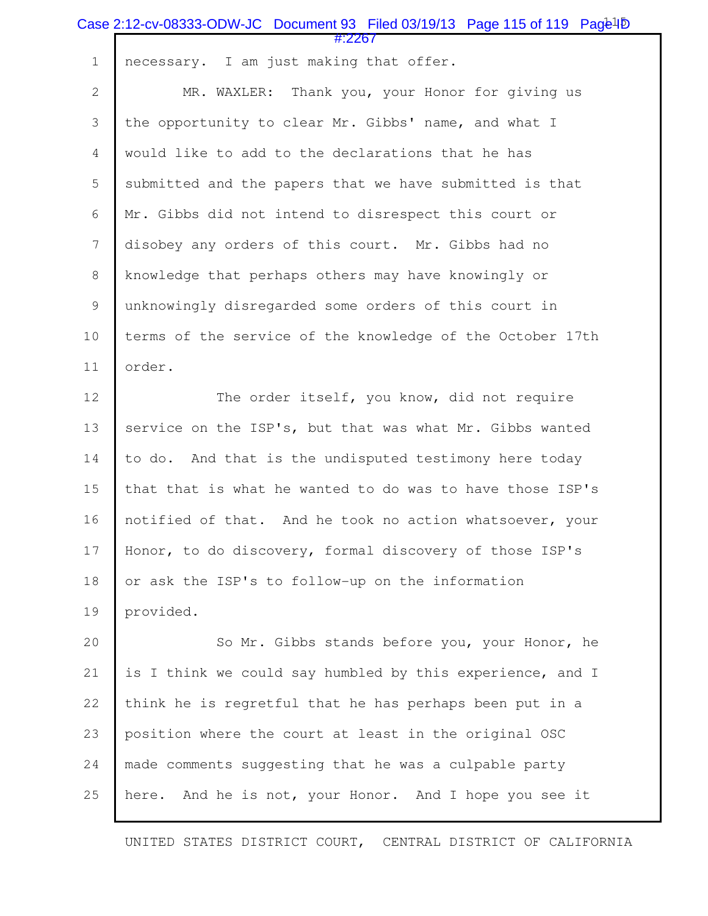necessary. I am just making that offer.

MR. WAXLER: Thank you, your Honor for giving us the opportunity to clear Mr. Gibbs' name, and what I would like to add to the declarations that he has submitted and the papers that we have submitted is that Mr. Gibbs did not intend to disrespect this court or disobey any orders of this court. Mr. Gibbs had no knowledge that perhaps others may have knowingly or unknowingly disregarded some orders of this court in terms of the service of the knowledge of the October 17th order.

The order itself, you know, did not require service on the ISP's, but that was what Mr. Gibbs wanted to do. And that is the undisputed testimony here today that that is what he wanted to do was to have those ISP's notified of that. And he took no action whatsoever, your Honor, to do discovery, formal discovery of those ISP's or ask the ISP's to follow-up on the information provided.

So Mr. Gibbs stands before you, your Honor, he is I think we could say humbled by this experience, and I think he is regretful that he has perhaps been put in a position where the court at least in the original OSC made comments suggesting that he was a culpable party here. And he is not, your Honor. And I hope you see it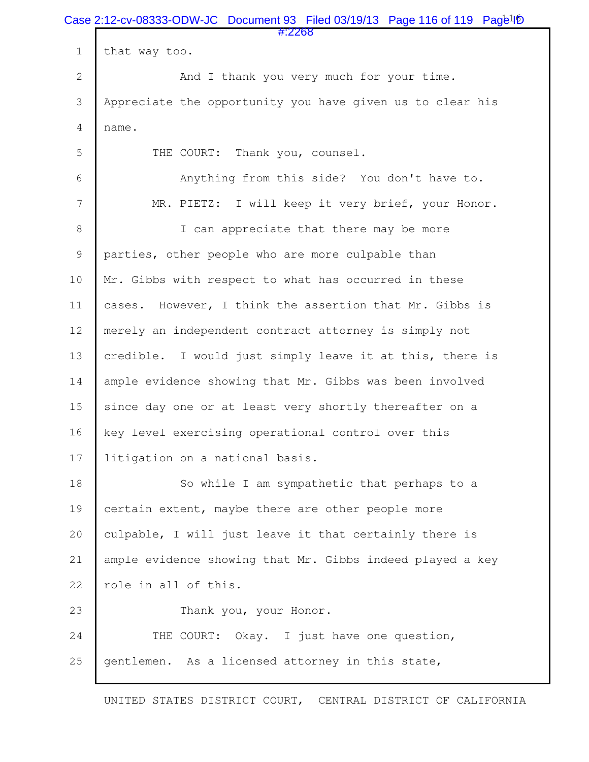that way too.

And I thank you very much for your time. Appreciate the opportunity you have given us to clear his name.

THE COURT: Thank you, counsel.

Anything from this side? You don't have to.

MR. PIETZ: I will keep it very brief, your Honor.

I can appreciate that there may be more parties, other people who are more culpable than Mr. Gibbs with respect to what has occurred in these cases. However, I think the assertion that Mr. Gibbs is merely an independent contract attorney is simply not credible. I would just simply leave it at this, there is ample evidence showing that Mr. Gibbs was been involved since day one or at least very shortly thereafter on a key level exercising operational control over this litigation on a national basis.

So while I am sympathetic that perhaps to a certain extent, maybe there are other people more culpable, I will just leave it that certainly there is ample evidence showing that Mr. Gibbs indeed played a key role in all of this.

Thank you, your Honor.

THE COURT: Okay. I just have one question, gentlemen. As a licensed attorney in this state,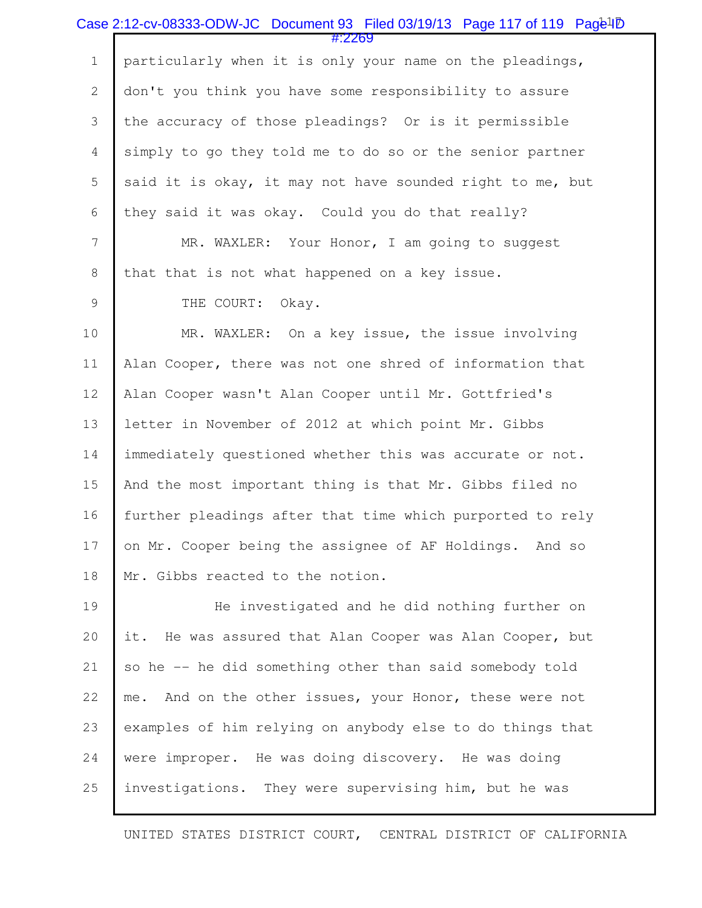particularly when it is only your name on the pleadings, don't you think you have some responsibility to assure the accuracy of those pleadings? Or is it permissible simply to go they told me to do so or the senior partner said it is okay, it may not have sounded right to me, but they said it was okay. Could you do that really?

MR. WAXLER: Your Honor, I am going to suggest that that is not what happened on a key issue.

THE COURT: Okay.

MR. WAXLER: On a key issue, the issue involving Alan Cooper, there was not one shred of information that Alan Cooper wasn't Alan Cooper until Mr. Gottfried's letter in November of 2012 at which point Mr. Gibbs immediately questioned whether this was accurate or not. And the most important thing is that Mr. Gibbs filed no further pleadings after that time which purported to rely on Mr. Cooper being the assignee of AF Holdings. And so Mr. Gibbs reacted to the notion.

He investigated and he did nothing further on it. He was assured that Alan Cooper was Alan Cooper, but so he -- he did something other than said somebody told me. And on the other issues, your Honor, these were not examples of him relying on anybody else to do things that were improper. He was doing discovery. He was doing investigations. They were supervising him, but he was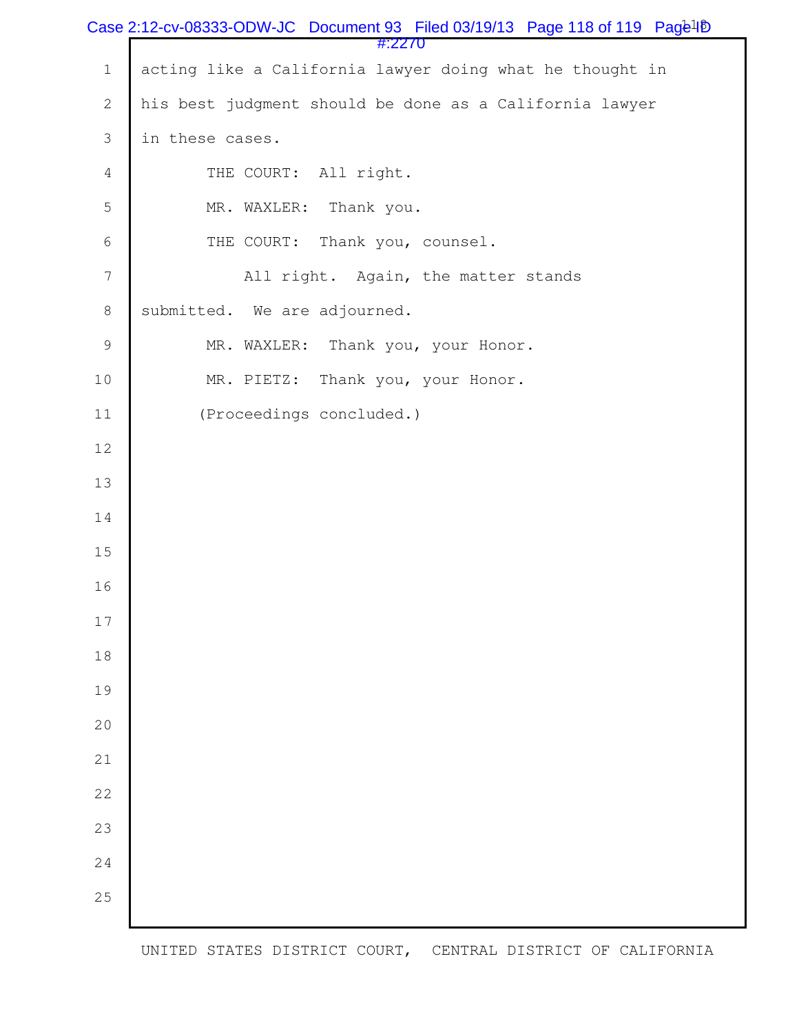acting like a California lawyer doing what he thought in his best judgment should be done as a California lawyer in these cases.

THE COURT: All right.

MR. WAXLER: Thank you.

THE COURT: Thank you, counsel.

All right. Again, the matter stands submitted. We are adjourned.

MR. WAXLER: Thank you, your Honor.

MR. PIETZ: Thank you, your Honor.

(Proceedings concluded.)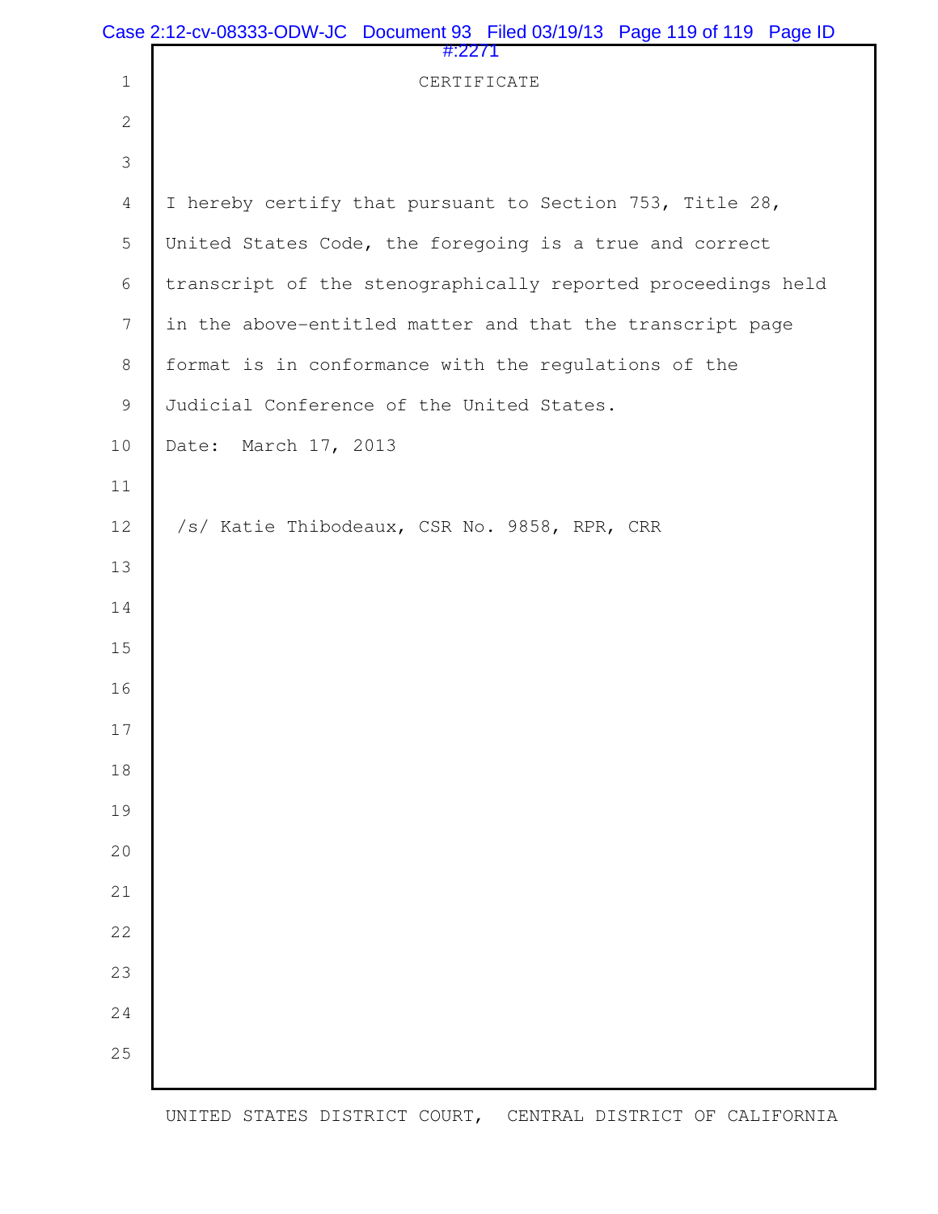# CERTIFICATE

I hereby certify that pursuant to Section 753, Title 28, United States Code, the foregoing is a true and correct transcript of the stenographically reported proceedings held in the above-entitled matter and that the transcript page format is in conformance with the regulations of the Judicial Conference of the United States.

Date: March 17, 2013

/s/ Katie Thibodeaux, CSR No. 9858, RPR, CRR